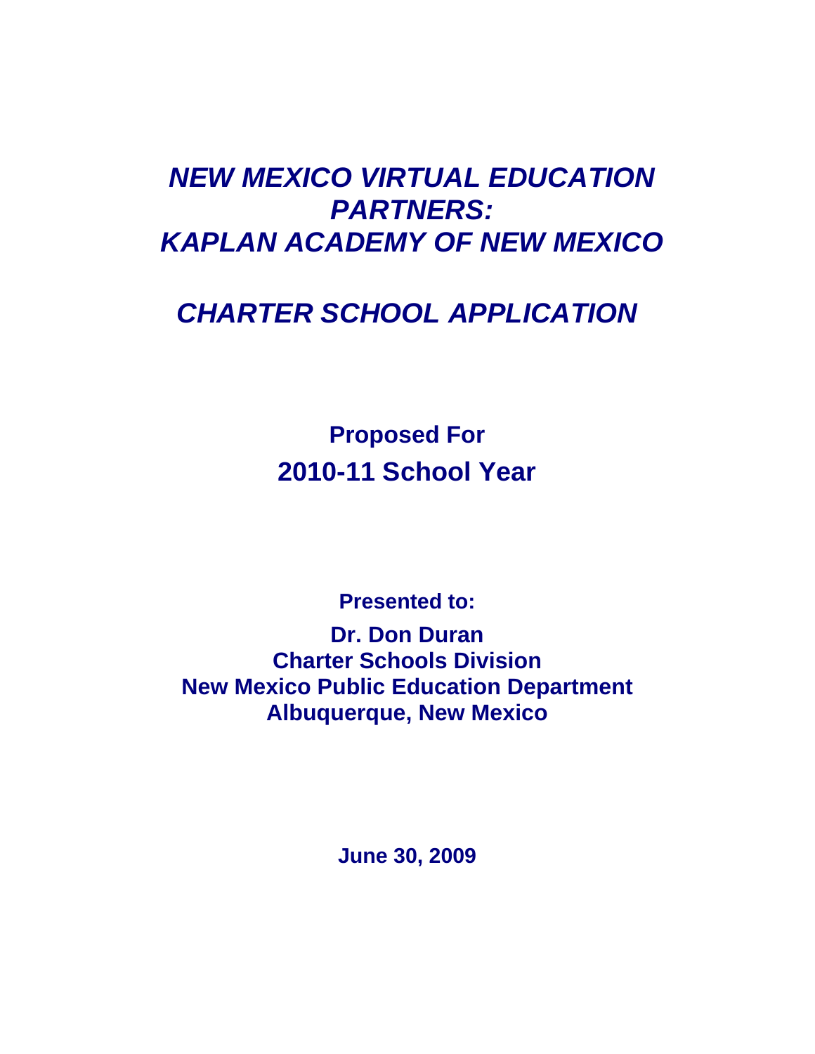# *NEW MEXICO VIRTUAL EDUCATION PARTNERS: KAPLAN ACADEMY OF NEW MEXICO*

## *CHARTER SCHOOL APPLICATION*

**Proposed For**

**2010-11 School Year**

**Presented to:**

**Dr. Don Duran**
**Charter Schools Division**
**New Mexico Public Education Department**
**Albuquerque, New Mexico**

**June 30, 2009**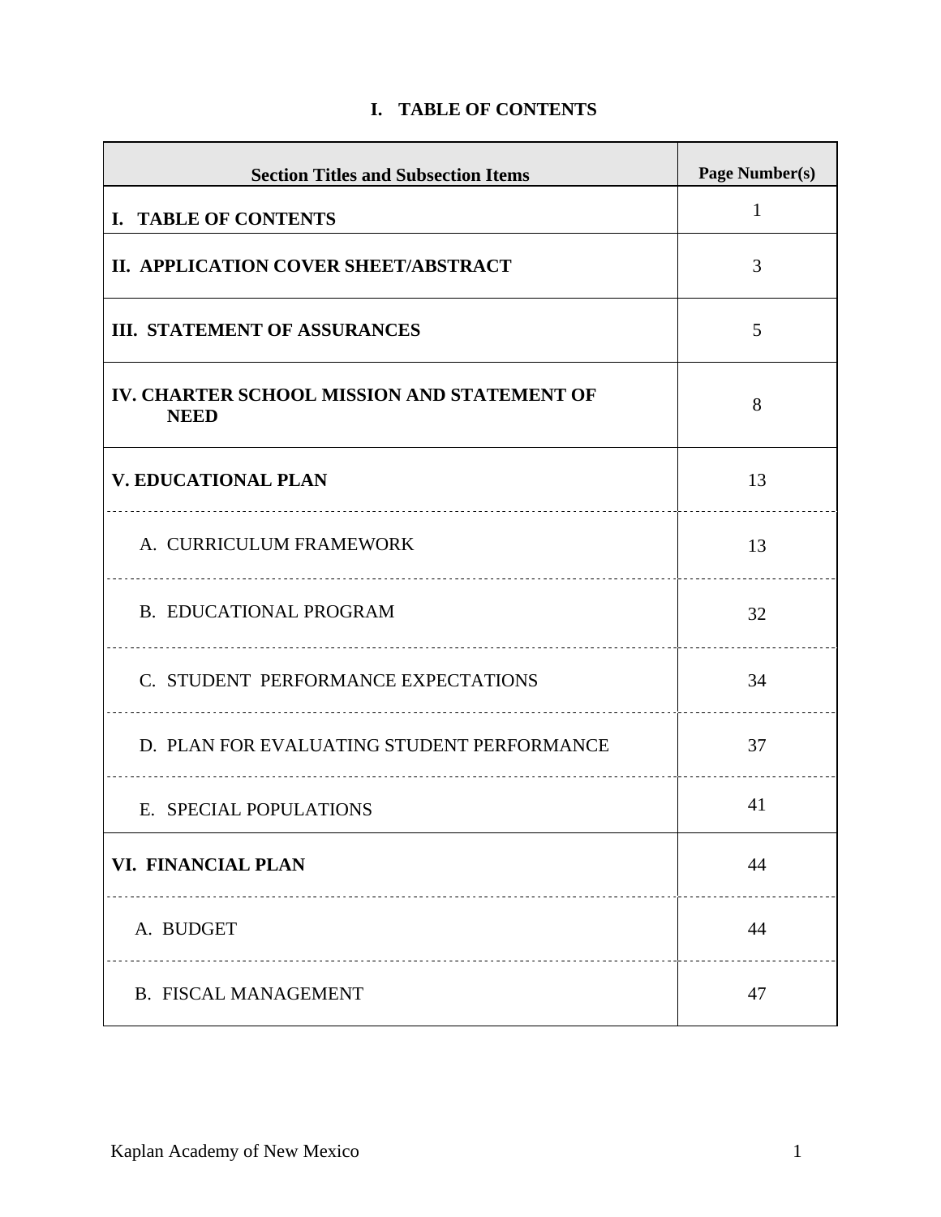# I. TABLE OF CONTENTS

| Section Titles and Subsection Items | Page Number(s) |
|---|---|
| **I. TABLE OF CONTENTS** | 1 |
| **II. APPLICATION COVER SHEET/ABSTRACT** | 3 |
| **III. STATEMENT OF ASSURANCES** | 5 |
| **IV. CHARTER SCHOOL MISSION AND STATEMENT OF NEED** | 8 |
| **V. EDUCATIONAL PLAN** | 13 |
| A. CURRICULUM FRAMEWORK | 13 |
| B. EDUCATIONAL PROGRAM | 32 |
| C. STUDENT PERFORMANCE EXPECTATIONS | 34 |
| D. PLAN FOR EVALUATING STUDENT PERFORMANCE | 37 |
| E. SPECIAL POPULATIONS | 41 |
| **VI. FINANCIAL PLAN** | 44 |
| A. BUDGET | 44 |
| B. FISCAL MANAGEMENT | 47 |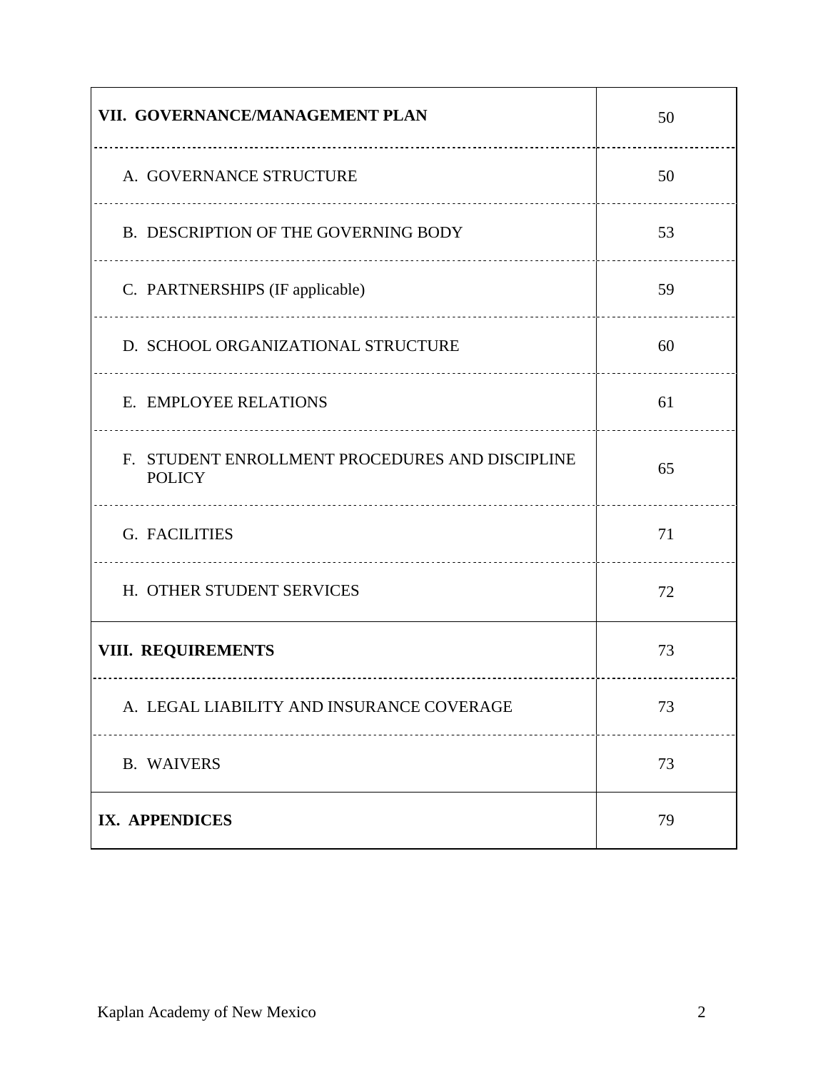| | |
|---|---|
| **VII. GOVERNANCE/MANAGEMENT PLAN** | 50 |
| A. GOVERNANCE STRUCTURE | 50 |
| B. DESCRIPTION OF THE GOVERNING BODY | 53 |
| C. PARTNERSHIPS (IF applicable) | 59 |
| D. SCHOOL ORGANIZATIONAL STRUCTURE | 60 |
| E. EMPLOYEE RELATIONS | 61 |
| F. STUDENT ENROLLMENT PROCEDURES AND DISCIPLINE POLICY | 65 |
| G. FACILITIES | 71 |
| H. OTHER STUDENT SERVICES | 72 |
| **VIII. REQUIREMENTS** | 73 |
| A. LEGAL LIABILITY AND INSURANCE COVERAGE | 73 |
| B. WAIVERS | 73 |
| **IX. APPENDICES** | 79 |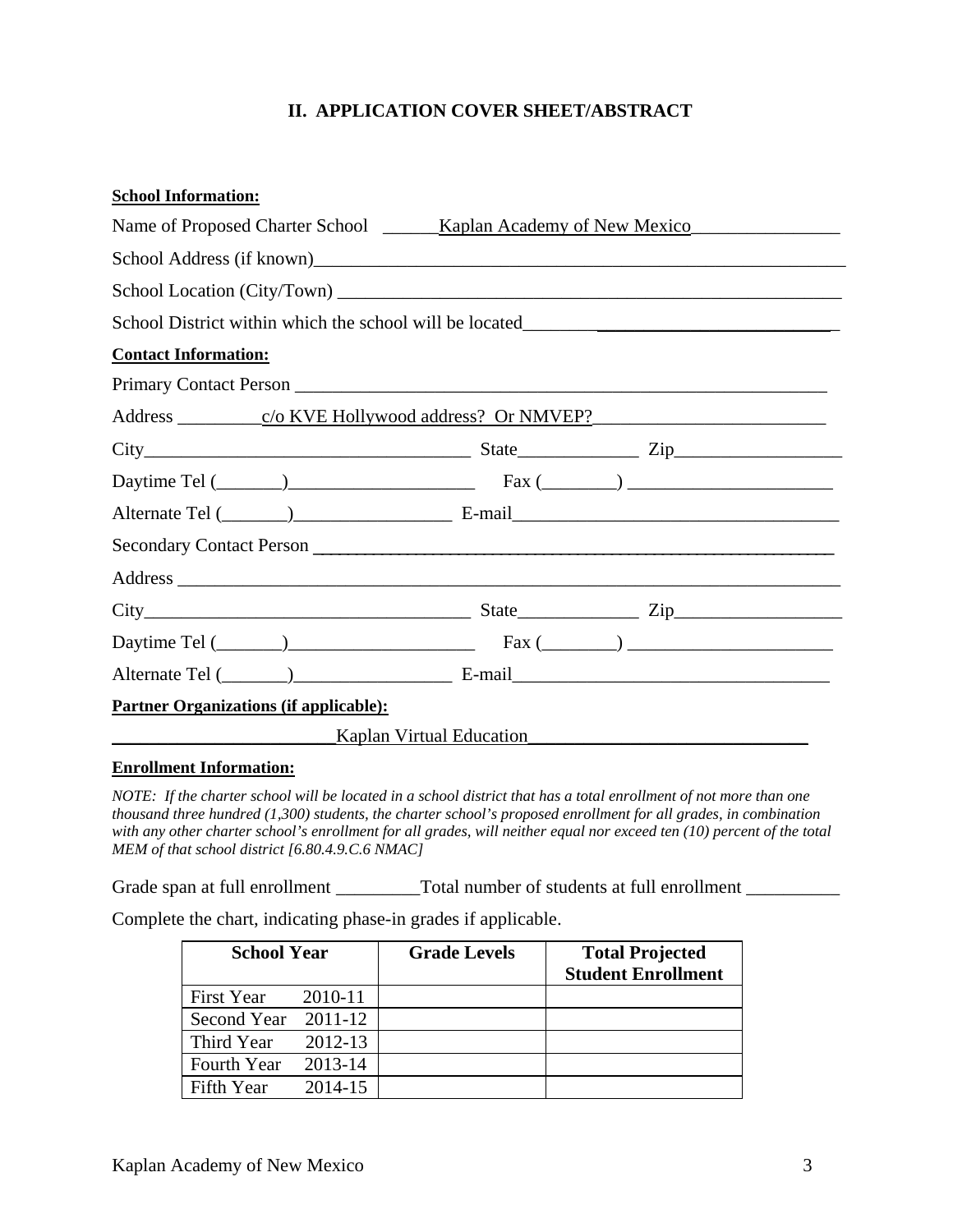## II. APPLICATION COVER SHEET/ABSTRACT

**School Information:**

Name of Proposed Charter School ______Kaplan Academy of New Mexico________________

School Address (if known)_____________________________________________________________

School Location (City/Town) ________________________________________________________

School District within which the school will be located___________________________________

**Contact Information:**

Primary Contact Person ______________________________________________________________

Address _________c/o KVE Hollywood address? Or NMVEP?_________________________

City___________________________________ State_____________ Zip__________________

Daytime Tel (_______)____________________ Fax (________) ______________________

Alternate Tel (_______)_________________ E-mail__________________________________

Secondary Contact Person ____________________________________________________________

Address _________________________________________________________________________

City___________________________________ State_____________ Zip__________________

Daytime Tel (_______)____________________ Fax (________) ______________________

Alternate Tel (_______)_________________ E-mail__________________________________

**Partner Organizations (if applicable):**

________________________Kaplan Virtual Education______________________________

**Enrollment Information:**

*NOTE: If the charter school will be located in a school district that has a total enrollment of not more than one thousand three hundred (1,300) students, the charter school's proposed enrollment for all grades, in combination with any other charter school's enrollment for all grades, will neither equal nor exceed ten (10) percent of the total MEM of that school district [6.80.4.9.C.6 NMAC]*

Grade span at full enrollment _________Total number of students at full enrollment __________

Complete the chart, indicating phase-in grades if applicable.

| School Year | Grade Levels | Total Projected Student Enrollment |
|---|---|---|
| First Year 2010-11 | | |
| Second Year 2011-12 | | |
| Third Year 2012-13 | | |
| Fourth Year 2013-14 | | |
| Fifth Year 2014-15 | | |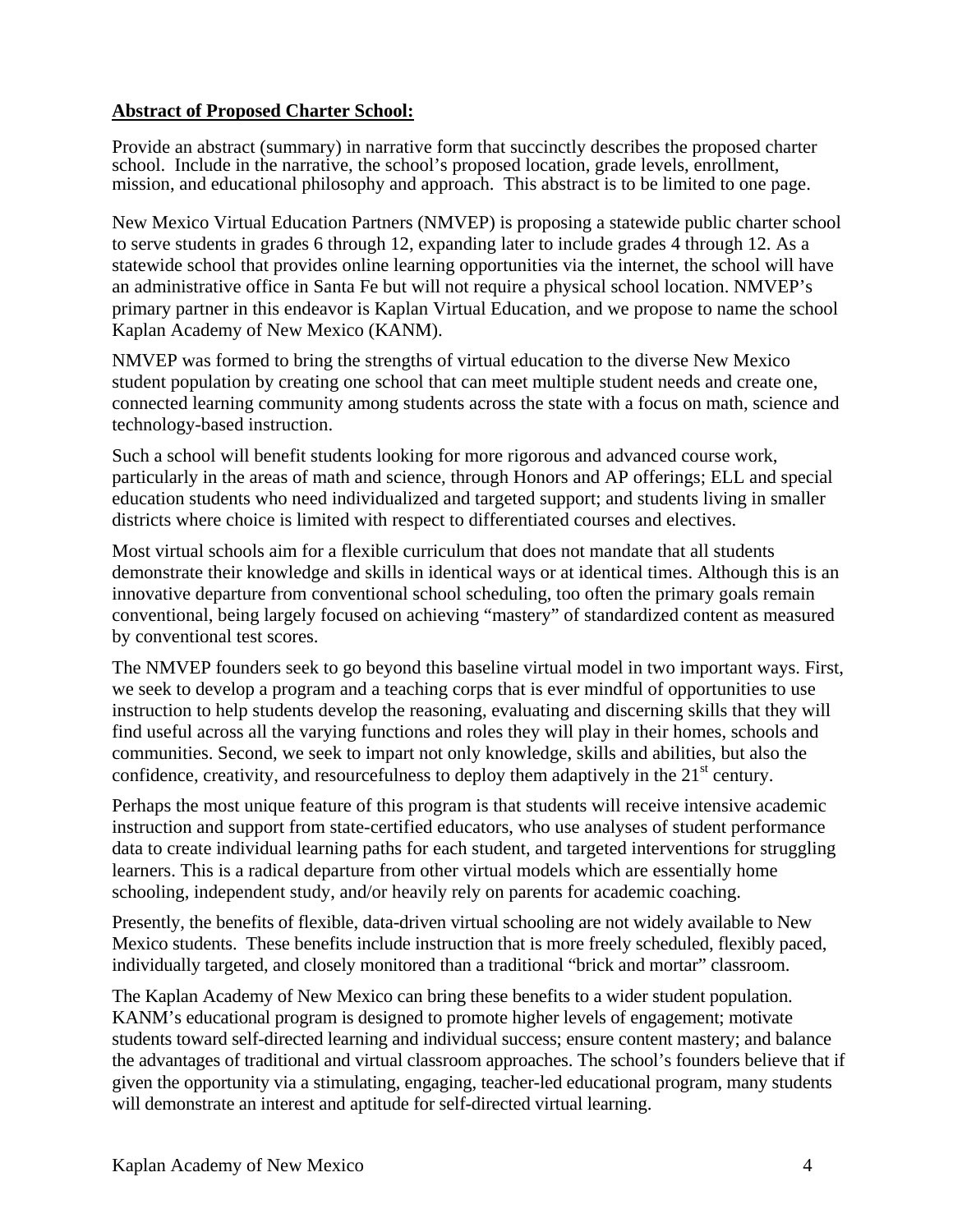**Abstract of Proposed Charter School:**

Provide an abstract (summary) in narrative form that succinctly describes the proposed charter school. Include in the narrative, the school's proposed location, grade levels, enrollment, mission, and educational philosophy and approach. This abstract is to be limited to one page.

New Mexico Virtual Education Partners (NMVEP) is proposing a statewide public charter school to serve students in grades 6 through 12, expanding later to include grades 4 through 12. As a statewide school that provides online learning opportunities via the internet, the school will have an administrative office in Santa Fe but will not require a physical school location. NMVEP's primary partner in this endeavor is Kaplan Virtual Education, and we propose to name the school Kaplan Academy of New Mexico (KANM).

NMVEP was formed to bring the strengths of virtual education to the diverse New Mexico student population by creating one school that can meet multiple student needs and create one, connected learning community among students across the state with a focus on math, science and technology-based instruction.

Such a school will benefit students looking for more rigorous and advanced course work, particularly in the areas of math and science, through Honors and AP offerings; ELL and special education students who need individualized and targeted support; and students living in smaller districts where choice is limited with respect to differentiated courses and electives.

Most virtual schools aim for a flexible curriculum that does not mandate that all students demonstrate their knowledge and skills in identical ways or at identical times. Although this is an innovative departure from conventional school scheduling, too often the primary goals remain conventional, being largely focused on achieving "mastery" of standardized content as measured by conventional test scores.

The NMVEP founders seek to go beyond this baseline virtual model in two important ways. First, we seek to develop a program and a teaching corps that is ever mindful of opportunities to use instruction to help students develop the reasoning, evaluating and discerning skills that they will find useful across all the varying functions and roles they will play in their homes, schools and communities. Second, we seek to impart not only knowledge, skills and abilities, but also the confidence, creativity, and resourcefulness to deploy them adaptively in the 21st century.

Perhaps the most unique feature of this program is that students will receive intensive academic instruction and support from state-certified educators, who use analyses of student performance data to create individual learning paths for each student, and targeted interventions for struggling learners. This is a radical departure from other virtual models which are essentially home schooling, independent study, and/or heavily rely on parents for academic coaching.

Presently, the benefits of flexible, data-driven virtual schooling are not widely available to New Mexico students. These benefits include instruction that is more freely scheduled, flexibly paced, individually targeted, and closely monitored than a traditional "brick and mortar" classroom.

The Kaplan Academy of New Mexico can bring these benefits to a wider student population. KANM's educational program is designed to promote higher levels of engagement; motivate students toward self-directed learning and individual success; ensure content mastery; and balance the advantages of traditional and virtual classroom approaches. The school's founders believe that if given the opportunity via a stimulating, engaging, teacher-led educational program, many students will demonstrate an interest and aptitude for self-directed virtual learning.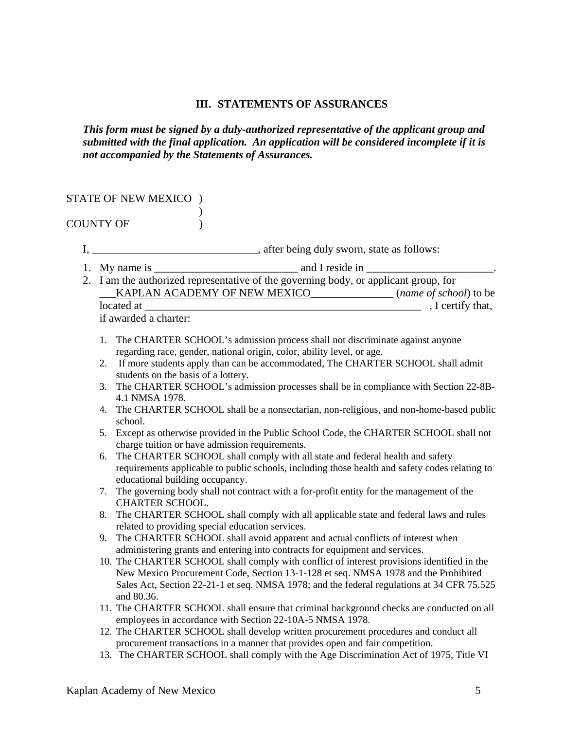### III. STATEMENTS OF ASSURANCES

***This form must be signed by a duly-authorized representative of the applicant group and submitted with the final application. An application will be considered incomplete if it is not accompanied by the Statements of Assurances.***

STATE OF NEW MEXICO )
)
COUNTY OF )

I, ______________________________, after being duly sworn, state as follows:

1. My name is __________________________ and I reside in _______________________.
2. I am the authorized representative of the governing body, or applicant group, for ___KAPLAN ACADEMY OF NEW MEXICO_______________ (*name of school*) to be located at ____________________________________________________ , I certify that, if awarded a charter:

    1. The CHARTER SCHOOL's admission process shall not discriminate against anyone regarding race, gender, national origin, color, ability level, or age.
    2. If more students apply than can be accommodated, The CHARTER SCHOOL shall admit students on the basis of a lottery.
    3. The CHARTER SCHOOL's admission processes shall be in compliance with Section 22-8B-4.1 NMSA 1978.
    4. The CHARTER SCHOOL shall be a nonsectarian, non-religious, and non-home-based public school.
    5. Except as otherwise provided in the Public School Code, the CHARTER SCHOOL shall not charge tuition or have admission requirements.
    6. The CHARTER SCHOOL shall comply with all state and federal health and safety requirements applicable to public schools, including those health and safety codes relating to educational building occupancy.
    7. The governing body shall not contract with a for-profit entity for the management of the CHARTER SCHOOL.
    8. The CHARTER SCHOOL shall comply with all applicable state and federal laws and rules related to providing special education services.
    9. The CHARTER SCHOOL shall avoid apparent and actual conflicts of interest when administering grants and entering into contracts for equipment and services.
    10. The CHARTER SCHOOL shall comply with conflict of interest provisions identified in the New Mexico Procurement Code, Section 13-1-128 et seq. NMSA 1978 and the Prohibited Sales Act, Section 22-21-1 et seq. NMSA 1978; and the federal regulations at 34 CFR 75.525 and 80.36.
    11. The CHARTER SCHOOL shall ensure that criminal background checks are conducted on all employees in accordance with Section 22-10A-5 NMSA 1978.
    12. The CHARTER SCHOOL shall develop written procurement procedures and conduct all procurement transactions in a manner that provides open and fair competition.
    13. The CHARTER SCHOOL shall comply with the Age Discrimination Act of 1975, Title VI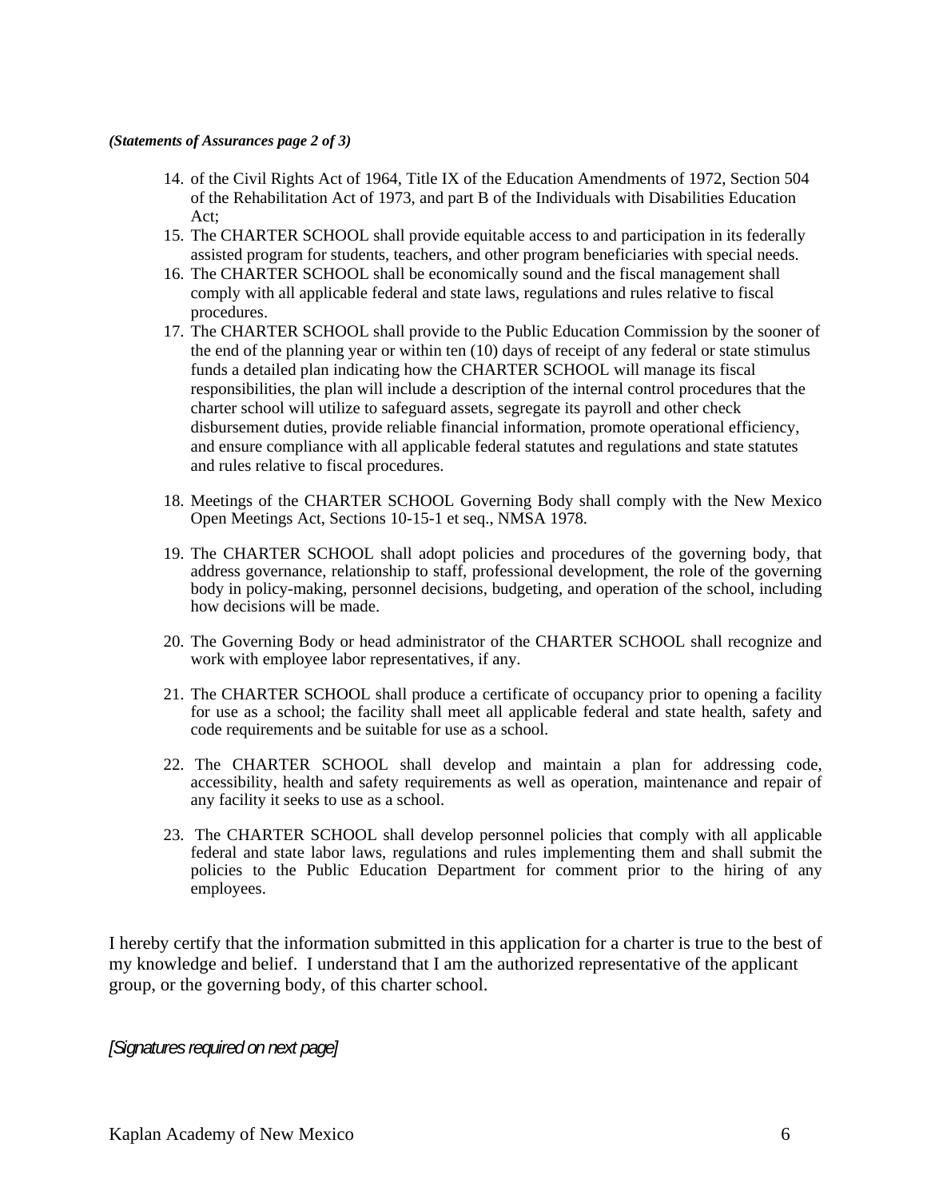*(Statements of Assurances page 2 of 3)*

14. of the Civil Rights Act of 1964, Title IX of the Education Amendments of 1972, Section 504 of the Rehabilitation Act of 1973, and part B of the Individuals with Disabilities Education Act;
15. The CHARTER SCHOOL shall provide equitable access to and participation in its federally assisted program for students, teachers, and other program beneficiaries with special needs.
16. The CHARTER SCHOOL shall be economically sound and the fiscal management shall comply with all applicable federal and state laws, regulations and rules relative to fiscal procedures.
17. The CHARTER SCHOOL shall provide to the Public Education Commission by the sooner of the end of the planning year or within ten (10) days of receipt of any federal or state stimulus funds a detailed plan indicating how the CHARTER SCHOOL will manage its fiscal responsibilities, the plan will include a description of the internal control procedures that the charter school will utilize to safeguard assets, segregate its payroll and other check disbursement duties, provide reliable financial information, promote operational efficiency, and ensure compliance with all applicable federal statutes and regulations and state statutes and rules relative to fiscal procedures.
18. Meetings of the CHARTER SCHOOL Governing Body shall comply with the New Mexico Open Meetings Act, Sections 10-15-1 et seq., NMSA 1978.
19. The CHARTER SCHOOL shall adopt policies and procedures of the governing body, that address governance, relationship to staff, professional development, the role of the governing body in policy-making, personnel decisions, budgeting, and operation of the school, including how decisions will be made.
20. The Governing Body or head administrator of the CHARTER SCHOOL shall recognize and work with employee labor representatives, if any.
21. The CHARTER SCHOOL shall produce a certificate of occupancy prior to opening a facility for use as a school; the facility shall meet all applicable federal and state health, safety and code requirements and be suitable for use as a school.
22. The CHARTER SCHOOL shall develop and maintain a plan for addressing code, accessibility, health and safety requirements as well as operation, maintenance and repair of any facility it seeks to use as a school.
23. The CHARTER SCHOOL shall develop personnel policies that comply with all applicable federal and state labor laws, regulations and rules implementing them and shall submit the policies to the Public Education Department for comment prior to the hiring of any employees.

I hereby certify that the information submitted in this application for a charter is true to the best of my knowledge and belief. I understand that I am the authorized representative of the applicant group, or the governing body, of this charter school.

*[Signatures required on next page]*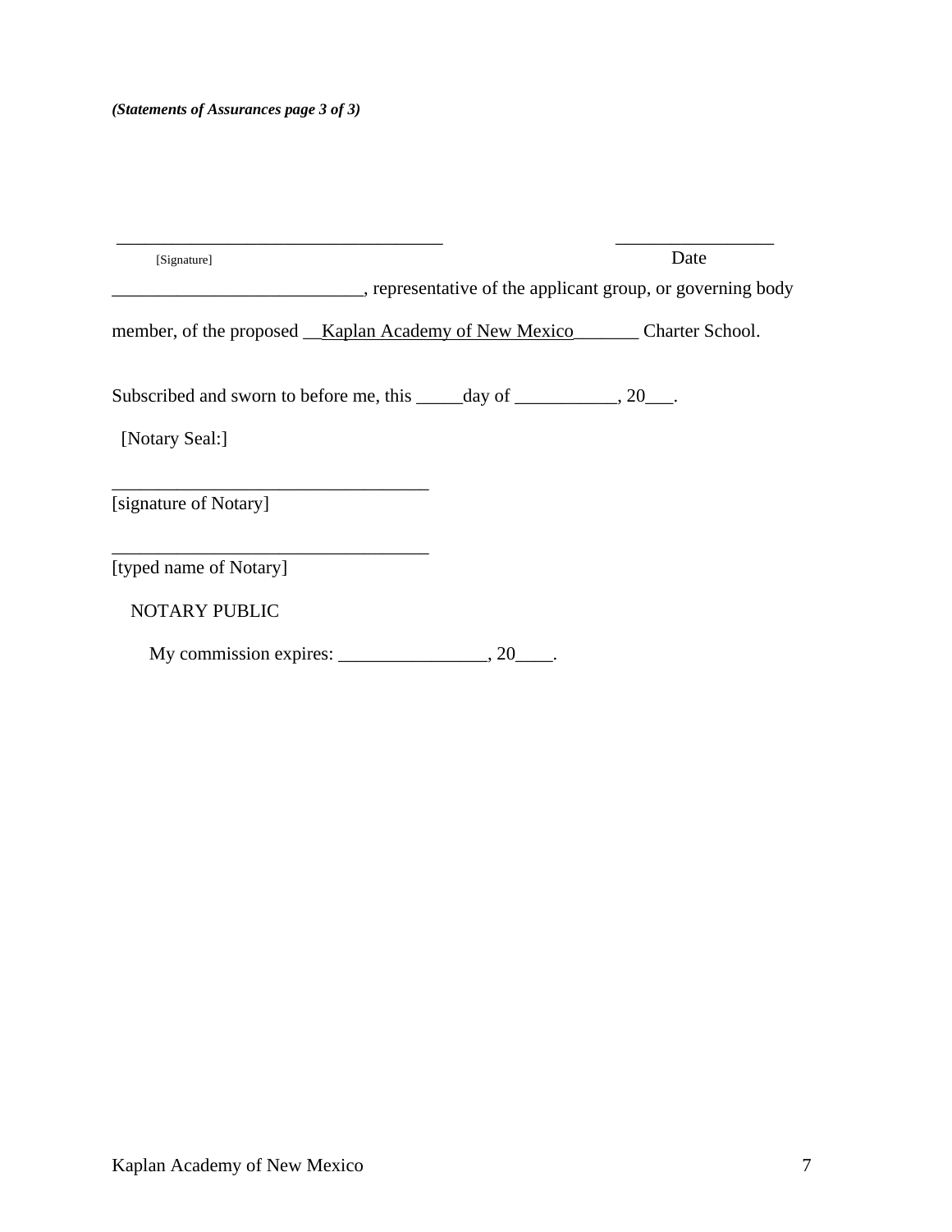*(Statements of Assurances page 3 of 3)*

___________________________________ _________________

[Signature] Date

___________________________, representative of the applicant group, or governing body

member, of the proposed __Kaplan Academy of New Mexico_______ Charter School.

Subscribed and sworn to before me, this _____day of ___________, 20___.

[Notary Seal:]

__________________________________

[signature of Notary]

__________________________________

[typed name of Notary]

NOTARY PUBLIC

My commission expires: ________________, 20____.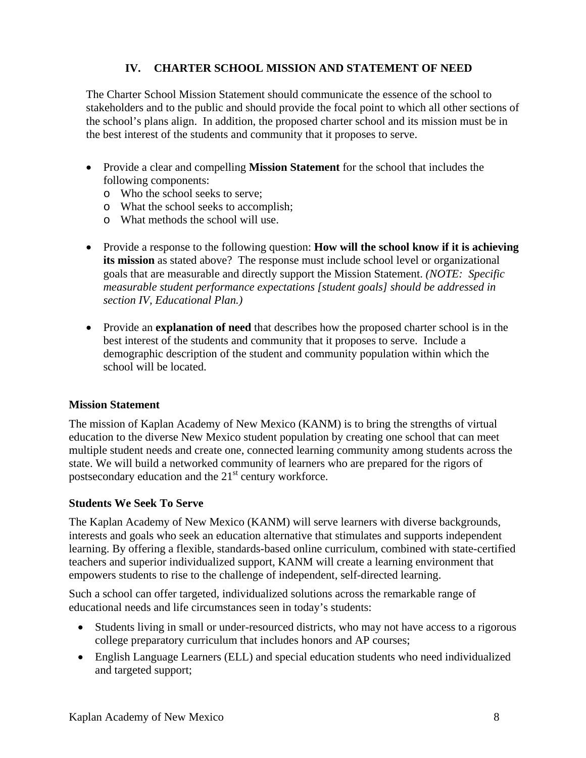## IV. CHARTER SCHOOL MISSION AND STATEMENT OF NEED

The Charter School Mission Statement should communicate the essence of the school to stakeholders and to the public and should provide the focal point to which all other sections of the school's plans align. In addition, the proposed charter school and its mission must be in the best interest of the students and community that it proposes to serve.

- Provide a clear and compelling **Mission Statement** for the school that includes the following components:
  - Who the school seeks to serve;
  - What the school seeks to accomplish;
  - What methods the school will use.
- Provide a response to the following question: **How will the school know if it is achieving its mission** as stated above? The response must include school level or organizational goals that are measurable and directly support the Mission Statement. *(NOTE: Specific measurable student performance expectations [student goals] should be addressed in section IV, Educational Plan.)*
- Provide an **explanation of need** that describes how the proposed charter school is in the best interest of the students and community that it proposes to serve. Include a demographic description of the student and community population within which the school will be located.

### Mission Statement

The mission of Kaplan Academy of New Mexico (KANM) is to bring the strengths of virtual education to the diverse New Mexico student population by creating one school that can meet multiple student needs and create one, connected learning community among students across the state. We will build a networked community of learners who are prepared for the rigors of postsecondary education and the 21st century workforce.

### Students We Seek To Serve

The Kaplan Academy of New Mexico (KANM) will serve learners with diverse backgrounds, interests and goals who seek an education alternative that stimulates and supports independent learning. By offering a flexible, standards-based online curriculum, combined with state-certified teachers and superior individualized support, KANM will create a learning environment that empowers students to rise to the challenge of independent, self-directed learning.

Such a school can offer targeted, individualized solutions across the remarkable range of educational needs and life circumstances seen in today's students:

- Students living in small or under-resourced districts, who may not have access to a rigorous college preparatory curriculum that includes honors and AP courses;
- English Language Learners (ELL) and special education students who need individualized and targeted support;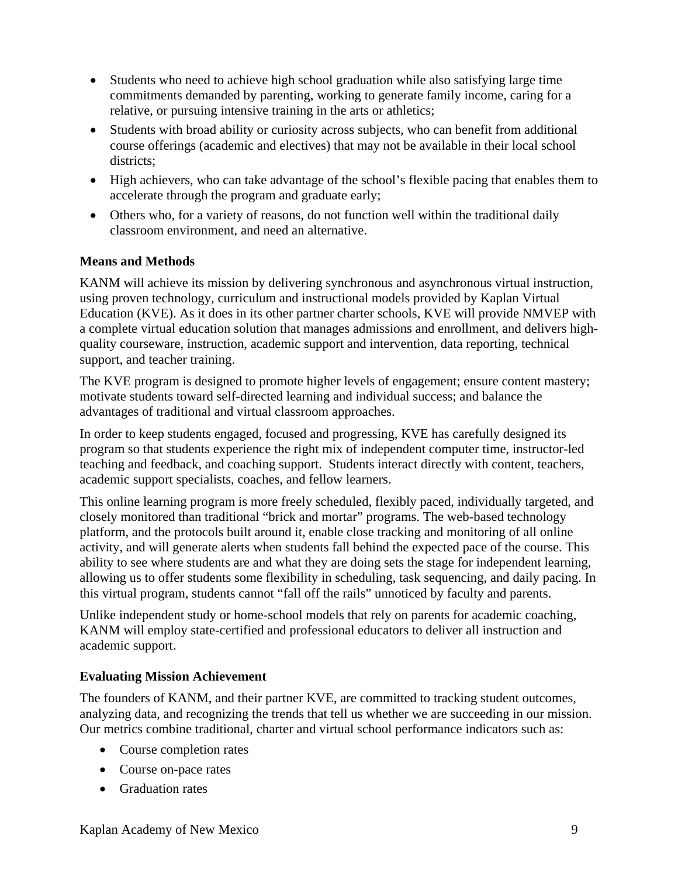- Students who need to achieve high school graduation while also satisfying large time commitments demanded by parenting, working to generate family income, caring for a relative, or pursuing intensive training in the arts or athletics;
- Students with broad ability or curiosity across subjects, who can benefit from additional course offerings (academic and electives) that may not be available in their local school districts;
- High achievers, who can take advantage of the school's flexible pacing that enables them to accelerate through the program and graduate early;
- Others who, for a variety of reasons, do not function well within the traditional daily classroom environment, and need an alternative.

**Means and Methods**

KANM will achieve its mission by delivering synchronous and asynchronous virtual instruction, using proven technology, curriculum and instructional models provided by Kaplan Virtual Education (KVE). As it does in its other partner charter schools, KVE will provide NMVEP with a complete virtual education solution that manages admissions and enrollment, and delivers high-quality courseware, instruction, academic support and intervention, data reporting, technical support, and teacher training.

The KVE program is designed to promote higher levels of engagement; ensure content mastery; motivate students toward self-directed learning and individual success; and balance the advantages of traditional and virtual classroom approaches.

In order to keep students engaged, focused and progressing, KVE has carefully designed its program so that students experience the right mix of independent computer time, instructor-led teaching and feedback, and coaching support. Students interact directly with content, teachers, academic support specialists, coaches, and fellow learners.

This online learning program is more freely scheduled, flexibly paced, individually targeted, and closely monitored than traditional "brick and mortar" programs. The web-based technology platform, and the protocols built around it, enable close tracking and monitoring of all online activity, and will generate alerts when students fall behind the expected pace of the course. This ability to see where students are and what they are doing sets the stage for independent learning, allowing us to offer students some flexibility in scheduling, task sequencing, and daily pacing. In this virtual program, students cannot "fall off the rails" unnoticed by faculty and parents.

Unlike independent study or home-school models that rely on parents for academic coaching, KANM will employ state-certified and professional educators to deliver all instruction and academic support.

**Evaluating Mission Achievement**

The founders of KANM, and their partner KVE, are committed to tracking student outcomes, analyzing data, and recognizing the trends that tell us whether we are succeeding in our mission. Our metrics combine traditional, charter and virtual school performance indicators such as:

- Course completion rates
- Course on-pace rates
- Graduation rates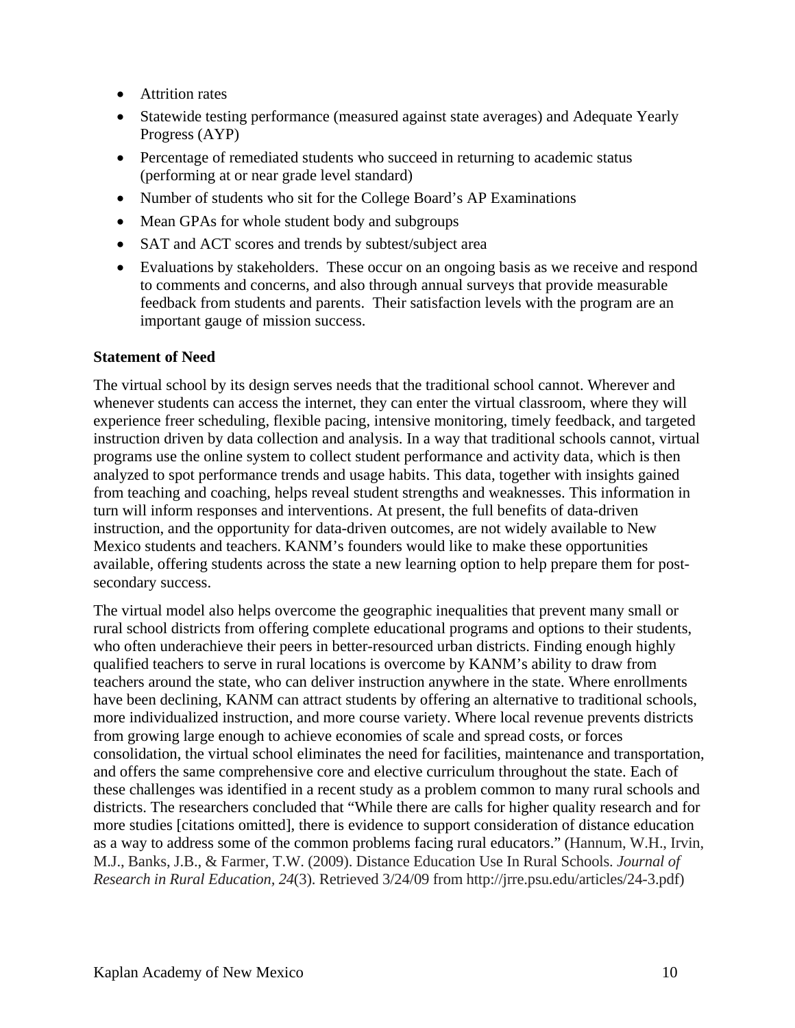- Attrition rates
- Statewide testing performance (measured against state averages) and Adequate Yearly Progress (AYP)
- Percentage of remediated students who succeed in returning to academic status (performing at or near grade level standard)
- Number of students who sit for the College Board's AP Examinations
- Mean GPAs for whole student body and subgroups
- SAT and ACT scores and trends by subtest/subject area
- Evaluations by stakeholders. These occur on an ongoing basis as we receive and respond to comments and concerns, and also through annual surveys that provide measurable feedback from students and parents. Their satisfaction levels with the program are an important gauge of mission success.

**Statement of Need**

The virtual school by its design serves needs that the traditional school cannot. Wherever and whenever students can access the internet, they can enter the virtual classroom, where they will experience freer scheduling, flexible pacing, intensive monitoring, timely feedback, and targeted instruction driven by data collection and analysis. In a way that traditional schools cannot, virtual programs use the online system to collect student performance and activity data, which is then analyzed to spot performance trends and usage habits. This data, together with insights gained from teaching and coaching, helps reveal student strengths and weaknesses. This information in turn will inform responses and interventions. At present, the full benefits of data-driven instruction, and the opportunity for data-driven outcomes, are not widely available to New Mexico students and teachers. KANM's founders would like to make these opportunities available, offering students across the state a new learning option to help prepare them for post-secondary success.

The virtual model also helps overcome the geographic inequalities that prevent many small or rural school districts from offering complete educational programs and options to their students, who often underachieve their peers in better-resourced urban districts. Finding enough highly qualified teachers to serve in rural locations is overcome by KANM's ability to draw from teachers around the state, who can deliver instruction anywhere in the state. Where enrollments have been declining, KANM can attract students by offering an alternative to traditional schools, more individualized instruction, and more course variety. Where local revenue prevents districts from growing large enough to achieve economies of scale and spread costs, or forces consolidation, the virtual school eliminates the need for facilities, maintenance and transportation, and offers the same comprehensive core and elective curriculum throughout the state. Each of these challenges was identified in a recent study as a problem common to many rural schools and districts. The researchers concluded that "While there are calls for higher quality research and for more studies [citations omitted], there is evidence to support consideration of distance education as a way to address some of the common problems facing rural educators." (Hannum, W.H., Irvin, M.J., Banks, J.B., & Farmer, T.W. (2009). Distance Education Use In Rural Schools. *Journal of Research in Rural Education, 24*(3). Retrieved 3/24/09 from http://jrre.psu.edu/articles/24-3.pdf)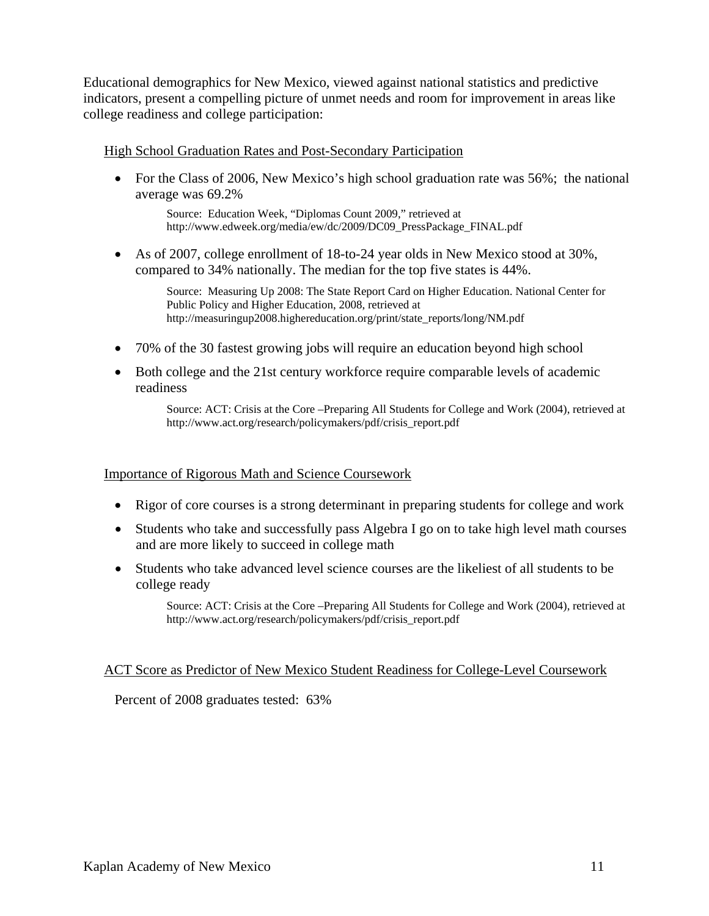Educational demographics for New Mexico, viewed against national statistics and predictive indicators, present a compelling picture of unmet needs and room for improvement in areas like college readiness and college participation:

<u>High School Graduation Rates and Post-Secondary Participation</u>

- For the Class of 2006, New Mexico's high school graduation rate was 56%; the national average was 69.2%

  Source: Education Week, "Diplomas Count 2009," retrieved at http://www.edweek.org/media/ew/dc/2009/DC09_PressPackage_FINAL.pdf

- As of 2007, college enrollment of 18-to-24 year olds in New Mexico stood at 30%, compared to 34% nationally. The median for the top five states is 44%.

  Source: Measuring Up 2008: The State Report Card on Higher Education. National Center for Public Policy and Higher Education, 2008, retrieved at http://measuringup2008.highereducation.org/print/state_reports/long/NM.pdf

- 70% of the 30 fastest growing jobs will require an education beyond high school
- Both college and the 21st century workforce require comparable levels of academic readiness

  Source: ACT: Crisis at the Core –Preparing All Students for College and Work (2004), retrieved at http://www.act.org/research/policymakers/pdf/crisis_report.pdf

<u>Importance of Rigorous Math and Science Coursework</u>

- Rigor of core courses is a strong determinant in preparing students for college and work
- Students who take and successfully pass Algebra I go on to take high level math courses and are more likely to succeed in college math
- Students who take advanced level science courses are the likeliest of all students to be college ready

  Source: ACT: Crisis at the Core –Preparing All Students for College and Work (2004), retrieved at http://www.act.org/research/policymakers/pdf/crisis_report.pdf

<u>ACT Score as Predictor of New Mexico Student Readiness for College-Level Coursework</u>

Percent of 2008 graduates tested: 63%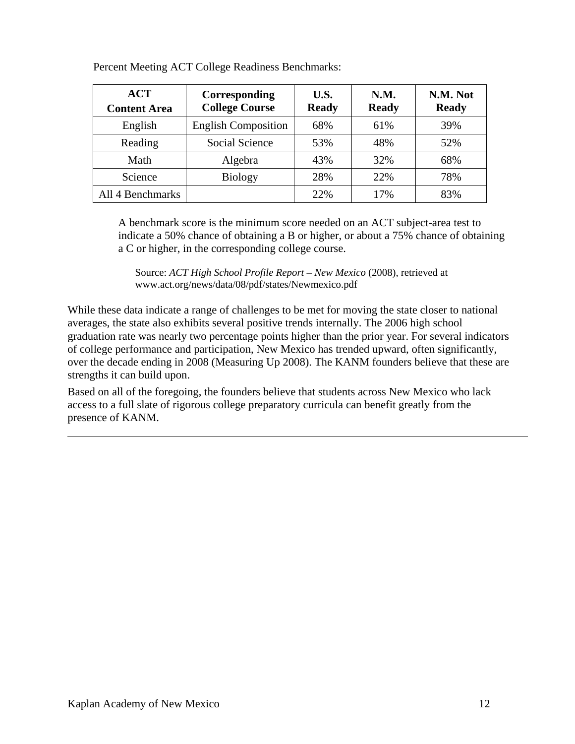Percent Meeting ACT College Readiness Benchmarks:

| ACT Content Area | Corresponding College Course | U.S. Ready | N.M. Ready | N.M. Not Ready |
|---|---|---|---|---|
| English | English Composition | 68% | 61% | 39% |
| Reading | Social Science | 53% | 48% | 52% |
| Math | Algebra | 43% | 32% | 68% |
| Science | Biology | 28% | 22% | 78% |
| All 4 Benchmarks | | 22% | 17% | 83% |

A benchmark score is the minimum score needed on an ACT subject-area test to indicate a 50% chance of obtaining a B or higher, or about a 75% chance of obtaining a C or higher, in the corresponding college course.

Source: *ACT High School Profile Report – New Mexico* (2008), retrieved at www.act.org/news/data/08/pdf/states/Newmexico.pdf

While these data indicate a range of challenges to be met for moving the state closer to national averages, the state also exhibits several positive trends internally. The 2006 high school graduation rate was nearly two percentage points higher than the prior year. For several indicators of college performance and participation, New Mexico has trended upward, often significantly, over the decade ending in 2008 (Measuring Up 2008). The KANM founders believe that these are strengths it can build upon.

Based on all of the foregoing, the founders believe that students across New Mexico who lack access to a full slate of rigorous college preparatory curricula can benefit greatly from the presence of KANM.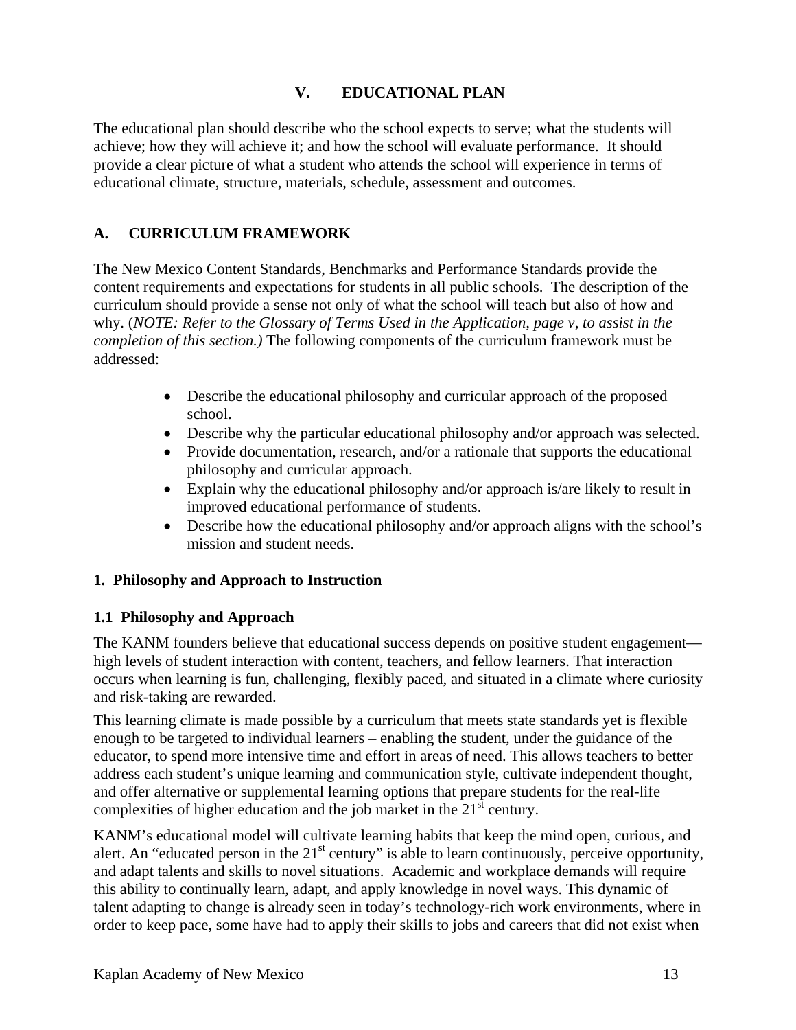# V. EDUCATIONAL PLAN

The educational plan should describe who the school expects to serve; what the students will achieve; how they will achieve it; and how the school will evaluate performance. It should provide a clear picture of what a student who attends the school will experience in terms of educational climate, structure, materials, schedule, assessment and outcomes.

## A. CURRICULUM FRAMEWORK

The New Mexico Content Standards, Benchmarks and Performance Standards provide the content requirements and expectations for students in all public schools. The description of the curriculum should provide a sense not only of what the school will teach but also of how and why. (*NOTE: Refer to the Glossary of Terms Used in the Application, page v, to assist in the completion of this section.)* The following components of the curriculum framework must be addressed:

- Describe the educational philosophy and curricular approach of the proposed school.
- Describe why the particular educational philosophy and/or approach was selected.
- Provide documentation, research, and/or a rationale that supports the educational philosophy and curricular approach.
- Explain why the educational philosophy and/or approach is/are likely to result in improved educational performance of students.
- Describe how the educational philosophy and/or approach aligns with the school's mission and student needs.

### 1. Philosophy and Approach to Instruction

#### 1.1 Philosophy and Approach

The KANM founders believe that educational success depends on positive student engagement—high levels of student interaction with content, teachers, and fellow learners. That interaction occurs when learning is fun, challenging, flexibly paced, and situated in a climate where curiosity and risk-taking are rewarded.

This learning climate is made possible by a curriculum that meets state standards yet is flexible enough to be targeted to individual learners – enabling the student, under the guidance of the educator, to spend more intensive time and effort in areas of need. This allows teachers to better address each student's unique learning and communication style, cultivate independent thought, and offer alternative or supplemental learning options that prepare students for the real-life complexities of higher education and the job market in the 21st century.

KANM's educational model will cultivate learning habits that keep the mind open, curious, and alert. An "educated person in the 21st century" is able to learn continuously, perceive opportunity, and adapt talents and skills to novel situations. Academic and workplace demands will require this ability to continually learn, adapt, and apply knowledge in novel ways. This dynamic of talent adapting to change is already seen in today's technology-rich work environments, where in order to keep pace, some have had to apply their skills to jobs and careers that did not exist when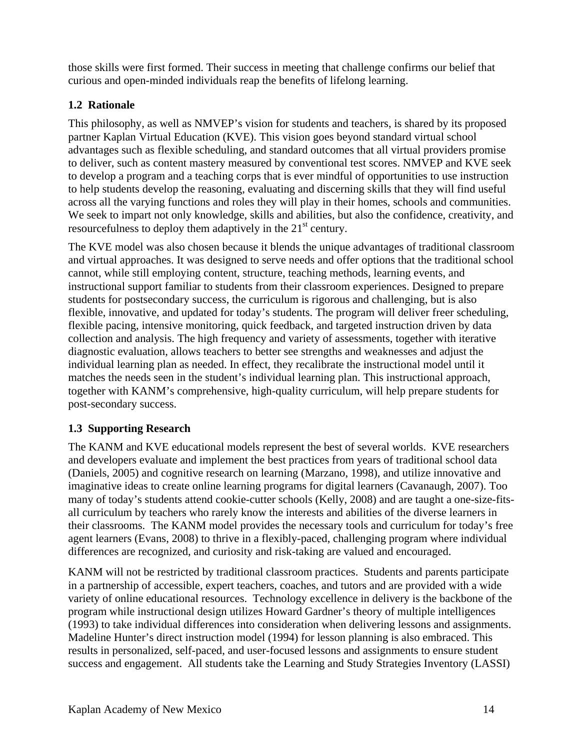those skills were first formed. Their success in meeting that challenge confirms our belief that curious and open-minded individuals reap the benefits of lifelong learning.

### 1.2 Rationale

This philosophy, as well as NMVEP's vision for students and teachers, is shared by its proposed partner Kaplan Virtual Education (KVE). This vision goes beyond standard virtual school advantages such as flexible scheduling, and standard outcomes that all virtual providers promise to deliver, such as content mastery measured by conventional test scores. NMVEP and KVE seek to develop a program and a teaching corps that is ever mindful of opportunities to use instruction to help students develop the reasoning, evaluating and discerning skills that they will find useful across all the varying functions and roles they will play in their homes, schools and communities. We seek to impart not only knowledge, skills and abilities, but also the confidence, creativity, and resourcefulness to deploy them adaptively in the 21st century.

The KVE model was also chosen because it blends the unique advantages of traditional classroom and virtual approaches. It was designed to serve needs and offer options that the traditional school cannot, while still employing content, structure, teaching methods, learning events, and instructional support familiar to students from their classroom experiences. Designed to prepare students for postsecondary success, the curriculum is rigorous and challenging, but is also flexible, innovative, and updated for today's students. The program will deliver freer scheduling, flexible pacing, intensive monitoring, quick feedback, and targeted instruction driven by data collection and analysis. The high frequency and variety of assessments, together with iterative diagnostic evaluation, allows teachers to better see strengths and weaknesses and adjust the individual learning plan as needed. In effect, they recalibrate the instructional model until it matches the needs seen in the student's individual learning plan. This instructional approach, together with KANM's comprehensive, high-quality curriculum, will help prepare students for post-secondary success.

### 1.3 Supporting Research

The KANM and KVE educational models represent the best of several worlds. KVE researchers and developers evaluate and implement the best practices from years of traditional school data (Daniels, 2005) and cognitive research on learning (Marzano, 1998), and utilize innovative and imaginative ideas to create online learning programs for digital learners (Cavanaugh, 2007). Too many of today's students attend cookie-cutter schools (Kelly, 2008) and are taught a one-size-fits-all curriculum by teachers who rarely know the interests and abilities of the diverse learners in their classrooms. The KANM model provides the necessary tools and curriculum for today's free agent learners (Evans, 2008) to thrive in a flexibly-paced, challenging program where individual differences are recognized, and curiosity and risk-taking are valued and encouraged.

KANM will not be restricted by traditional classroom practices. Students and parents participate in a partnership of accessible, expert teachers, coaches, and tutors and are provided with a wide variety of online educational resources. Technology excellence in delivery is the backbone of the program while instructional design utilizes Howard Gardner's theory of multiple intelligences (1993) to take individual differences into consideration when delivering lessons and assignments. Madeline Hunter's direct instruction model (1994) for lesson planning is also embraced. This results in personalized, self-paced, and user-focused lessons and assignments to ensure student success and engagement. All students take the Learning and Study Strategies Inventory (LASSI)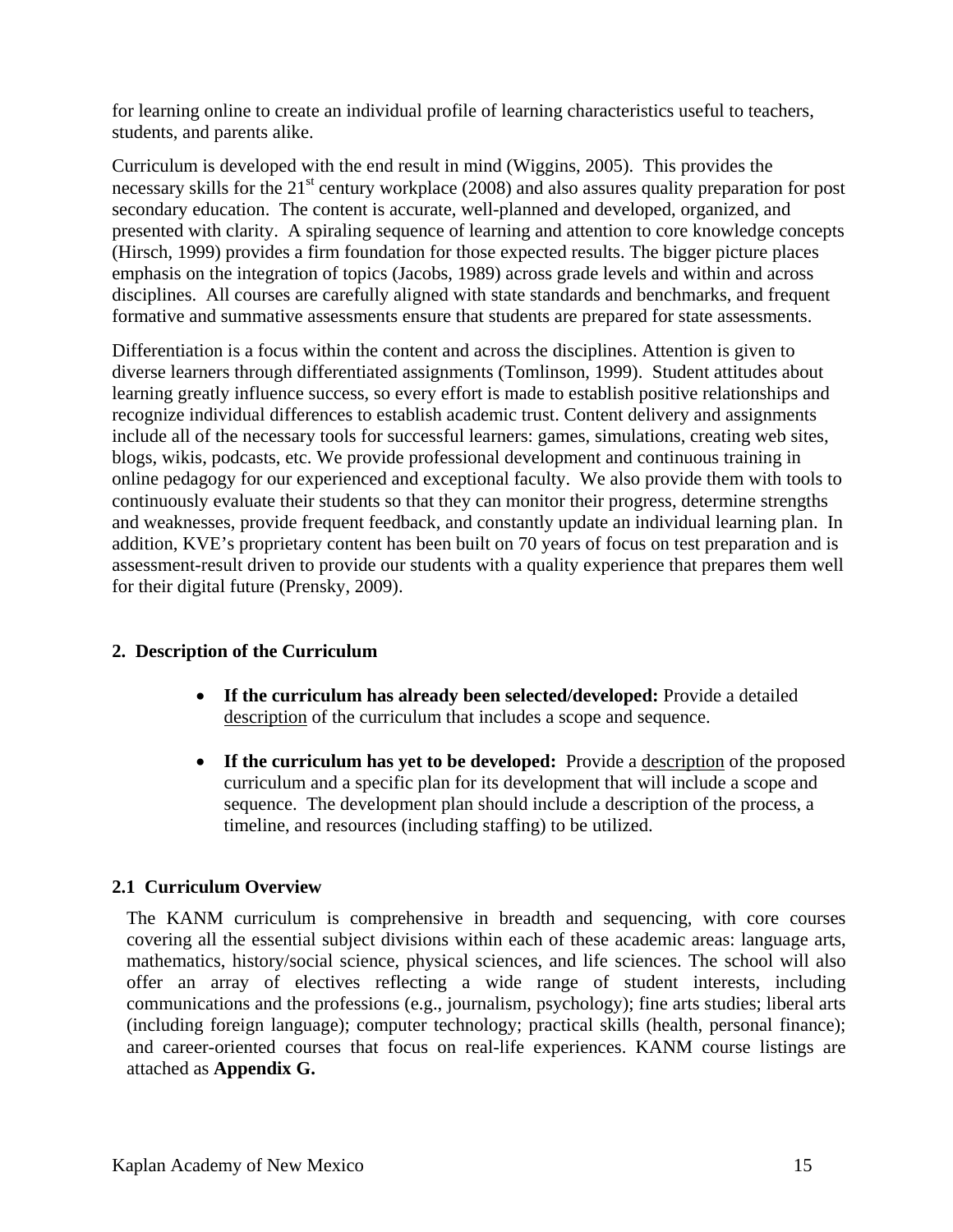for learning online to create an individual profile of learning characteristics useful to teachers, students, and parents alike.

Curriculum is developed with the end result in mind (Wiggins, 2005). This provides the necessary skills for the 21st century workplace (2008) and also assures quality preparation for post secondary education. The content is accurate, well-planned and developed, organized, and presented with clarity. A spiraling sequence of learning and attention to core knowledge concepts (Hirsch, 1999) provides a firm foundation for those expected results. The bigger picture places emphasis on the integration of topics (Jacobs, 1989) across grade levels and within and across disciplines. All courses are carefully aligned with state standards and benchmarks, and frequent formative and summative assessments ensure that students are prepared for state assessments.

Differentiation is a focus within the content and across the disciplines. Attention is given to diverse learners through differentiated assignments (Tomlinson, 1999). Student attitudes about learning greatly influence success, so every effort is made to establish positive relationships and recognize individual differences to establish academic trust. Content delivery and assignments include all of the necessary tools for successful learners: games, simulations, creating web sites, blogs, wikis, podcasts, etc. We provide professional development and continuous training in online pedagogy for our experienced and exceptional faculty. We also provide them with tools to continuously evaluate their students so that they can monitor their progress, determine strengths and weaknesses, provide frequent feedback, and constantly update an individual learning plan. In addition, KVE's proprietary content has been built on 70 years of focus on test preparation and is assessment-result driven to provide our students with a quality experience that prepares them well for their digital future (Prensky, 2009).

## 2. Description of the Curriculum

- **If the curriculum has already been selected/developed:** Provide a detailed description of the curriculum that includes a scope and sequence.
- **If the curriculum has yet to be developed:** Provide a description of the proposed curriculum and a specific plan for its development that will include a scope and sequence. The development plan should include a description of the process, a timeline, and resources (including staffing) to be utilized.

### 2.1 Curriculum Overview

The KANM curriculum is comprehensive in breadth and sequencing, with core courses covering all the essential subject divisions within each of these academic areas: language arts, mathematics, history/social science, physical sciences, and life sciences. The school will also offer an array of electives reflecting a wide range of student interests, including communications and the professions (e.g., journalism, psychology); fine arts studies; liberal arts (including foreign language); computer technology; practical skills (health, personal finance); and career-oriented courses that focus on real-life experiences. KANM course listings are attached as **Appendix G.**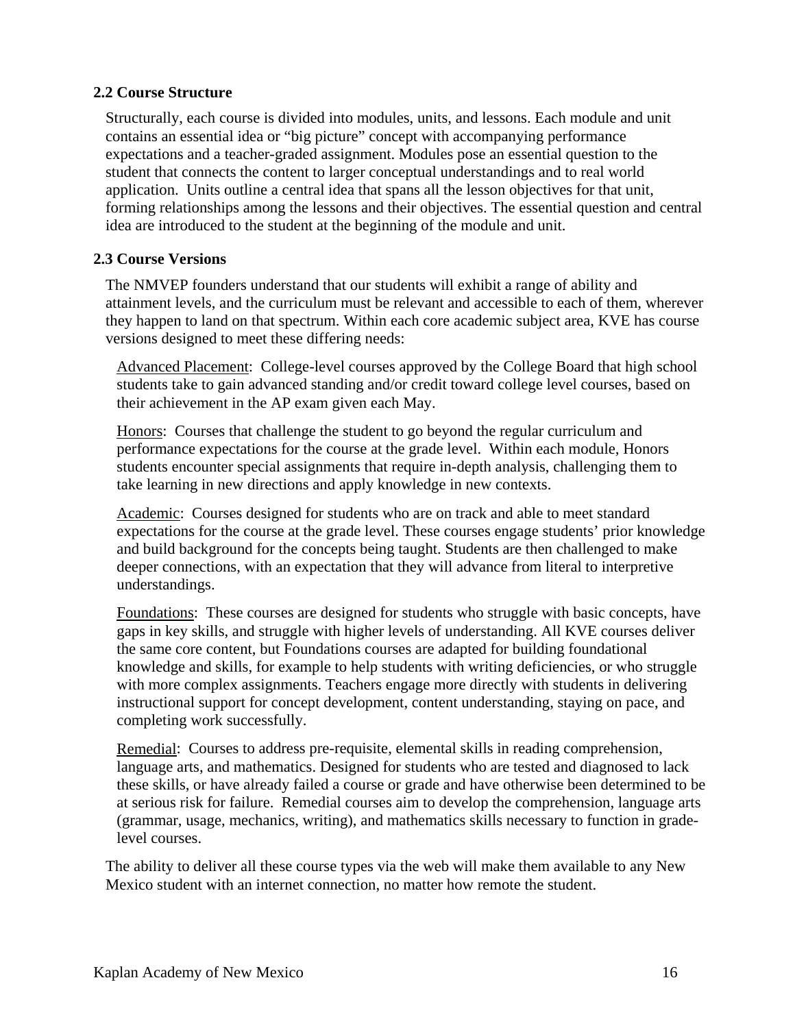### 2.2 Course Structure

Structurally, each course is divided into modules, units, and lessons. Each module and unit contains an essential idea or "big picture" concept with accompanying performance expectations and a teacher-graded assignment. Modules pose an essential question to the student that connects the content to larger conceptual understandings and to real world application. Units outline a central idea that spans all the lesson objectives for that unit, forming relationships among the lessons and their objectives. The essential question and central idea are introduced to the student at the beginning of the module and unit.

### 2.3 Course Versions

The NMVEP founders understand that our students will exhibit a range of ability and attainment levels, and the curriculum must be relevant and accessible to each of them, wherever they happen to land on that spectrum. Within each core academic subject area, KVE has course versions designed to meet these differing needs:

Advanced Placement: College-level courses approved by the College Board that high school students take to gain advanced standing and/or credit toward college level courses, based on their achievement in the AP exam given each May.

Honors: Courses that challenge the student to go beyond the regular curriculum and performance expectations for the course at the grade level. Within each module, Honors students encounter special assignments that require in-depth analysis, challenging them to take learning in new directions and apply knowledge in new contexts.

Academic: Courses designed for students who are on track and able to meet standard expectations for the course at the grade level. These courses engage students' prior knowledge and build background for the concepts being taught. Students are then challenged to make deeper connections, with an expectation that they will advance from literal to interpretive understandings.

Foundations: These courses are designed for students who struggle with basic concepts, have gaps in key skills, and struggle with higher levels of understanding. All KVE courses deliver the same core content, but Foundations courses are adapted for building foundational knowledge and skills, for example to help students with writing deficiencies, or who struggle with more complex assignments. Teachers engage more directly with students in delivering instructional support for concept development, content understanding, staying on pace, and completing work successfully.

Remedial: Courses to address pre-requisite, elemental skills in reading comprehension, language arts, and mathematics. Designed for students who are tested and diagnosed to lack these skills, or have already failed a course or grade and have otherwise been determined to be at serious risk for failure. Remedial courses aim to develop the comprehension, language arts (grammar, usage, mechanics, writing), and mathematics skills necessary to function in grade-level courses.

The ability to deliver all these course types via the web will make them available to any New Mexico student with an internet connection, no matter how remote the student.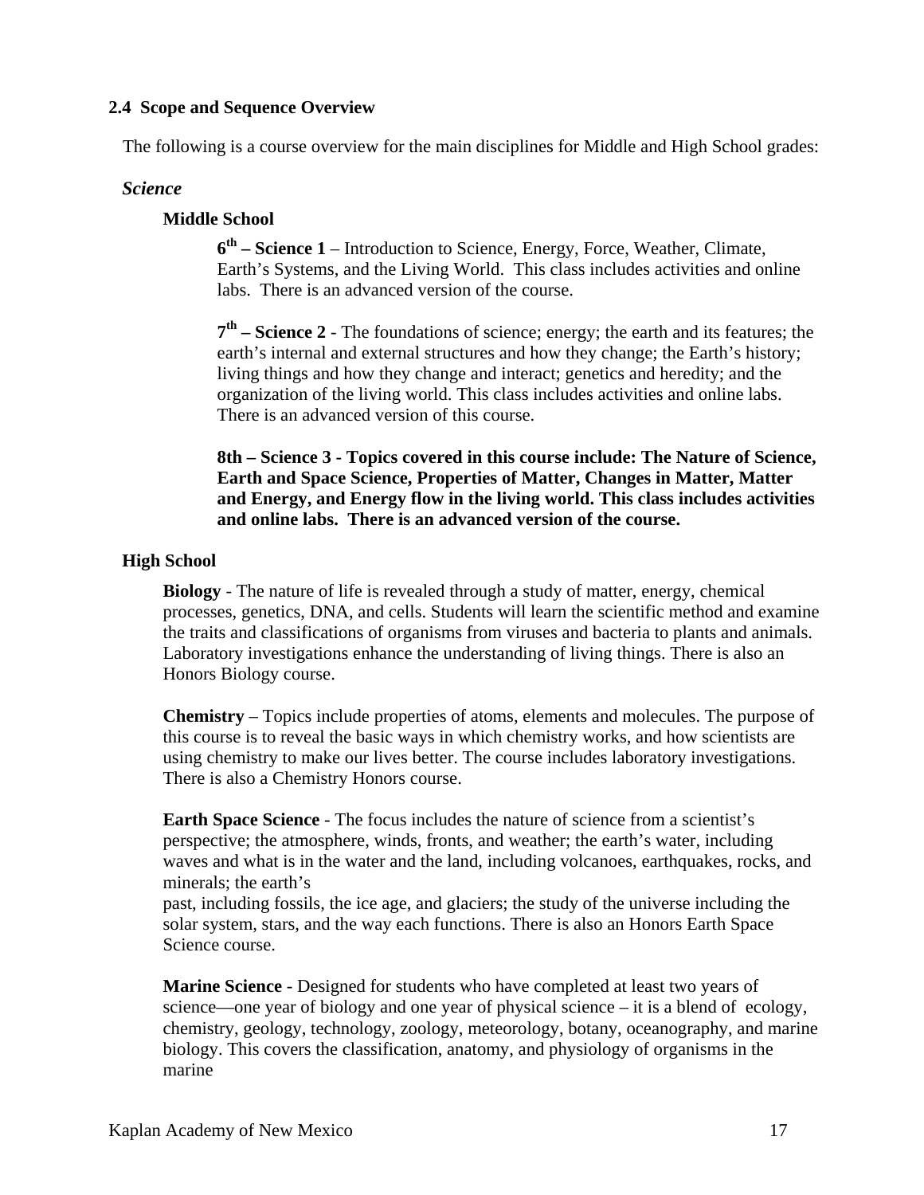## 2.4 Scope and Sequence Overview

The following is a course overview for the main disciplines for Middle and High School grades:

### *Science*

#### Middle School

**6th – Science 1** – Introduction to Science, Energy, Force, Weather, Climate, Earth's Systems, and the Living World. This class includes activities and online labs. There is an advanced version of the course.

**7th – Science 2** - The foundations of science; energy; the earth and its features; the earth's internal and external structures and how they change; the Earth's history; living things and how they change and interact; genetics and heredity; and the organization of the living world. This class includes activities and online labs. There is an advanced version of this course.

**8th – Science 3 - Topics covered in this course include: The Nature of Science, Earth and Space Science, Properties of Matter, Changes in Matter, Matter and Energy, and Energy flow in the living world. This class includes activities and online labs. There is an advanced version of the course.**

#### High School

**Biology** - The nature of life is revealed through a study of matter, energy, chemical processes, genetics, DNA, and cells. Students will learn the scientific method and examine the traits and classifications of organisms from viruses and bacteria to plants and animals. Laboratory investigations enhance the understanding of living things. There is also an Honors Biology course.

**Chemistry** – Topics include properties of atoms, elements and molecules. The purpose of this course is to reveal the basic ways in which chemistry works, and how scientists are using chemistry to make our lives better. The course includes laboratory investigations. There is also a Chemistry Honors course.

**Earth Space Science** - The focus includes the nature of science from a scientist's perspective; the atmosphere, winds, fronts, and weather; the earth's water, including waves and what is in the water and the land, including volcanoes, earthquakes, rocks, and minerals; the earth's past, including fossils, the ice age, and glaciers; the study of the universe including the solar system, stars, and the way each functions. There is also an Honors Earth Space Science course.

**Marine Science** - Designed for students who have completed at least two years of science—one year of biology and one year of physical science – it is a blend of ecology, chemistry, geology, technology, zoology, meteorology, botany, oceanography, and marine biology. This covers the classification, anatomy, and physiology of organisms in the marine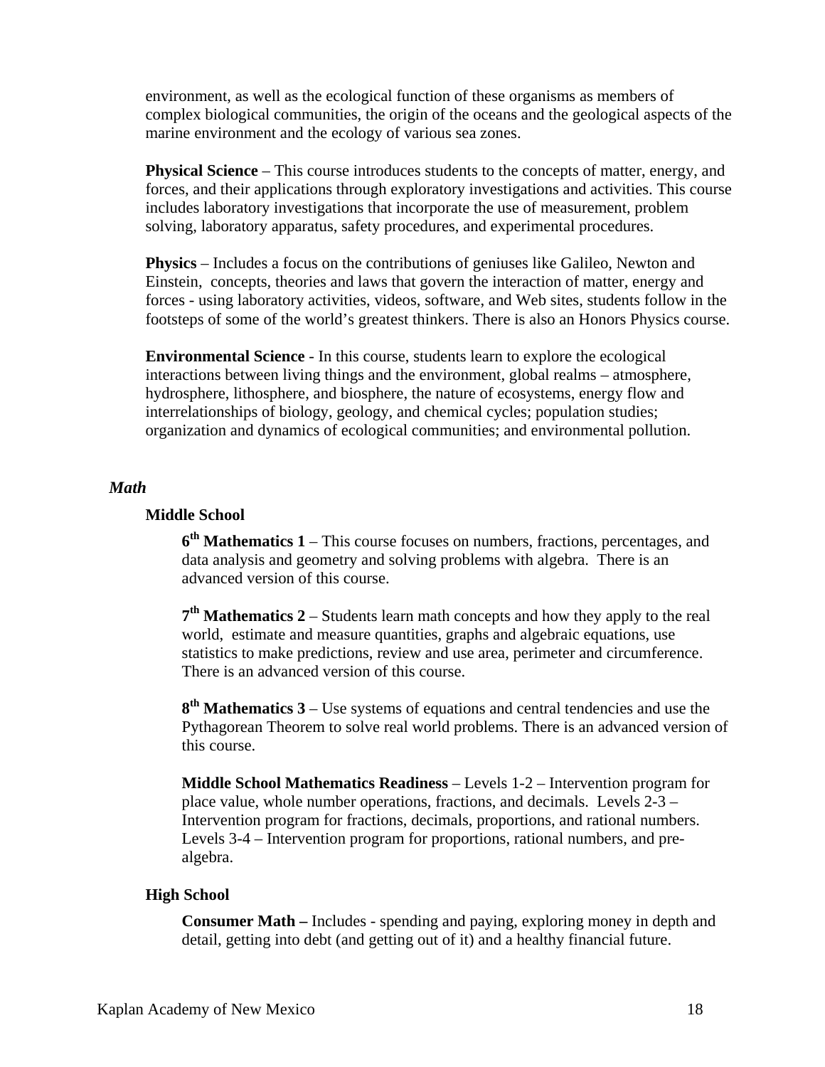environment, as well as the ecological function of these organisms as members of complex biological communities, the origin of the oceans and the geological aspects of the marine environment and the ecology of various sea zones.

**Physical Science** – This course introduces students to the concepts of matter, energy, and forces, and their applications through exploratory investigations and activities. This course includes laboratory investigations that incorporate the use of measurement, problem solving, laboratory apparatus, safety procedures, and experimental procedures.

**Physics** – Includes a focus on the contributions of geniuses like Galileo, Newton and Einstein, concepts, theories and laws that govern the interaction of matter, energy and forces - using laboratory activities, videos, software, and Web sites, students follow in the footsteps of some of the world's greatest thinkers. There is also an Honors Physics course.

**Environmental Science** - In this course, students learn to explore the ecological interactions between living things and the environment, global realms – atmosphere, hydrosphere, lithosphere, and biosphere, the nature of ecosystems, energy flow and interrelationships of biology, geology, and chemical cycles; population studies; organization and dynamics of ecological communities; and environmental pollution.

### *Math*

#### Middle School

**6th Mathematics 1** – This course focuses on numbers, fractions, percentages, and data analysis and geometry and solving problems with algebra. There is an advanced version of this course.

**7th Mathematics 2** – Students learn math concepts and how they apply to the real world, estimate and measure quantities, graphs and algebraic equations, use statistics to make predictions, review and use area, perimeter and circumference. There is an advanced version of this course.

**8th Mathematics 3** – Use systems of equations and central tendencies and use the Pythagorean Theorem to solve real world problems. There is an advanced version of this course.

**Middle School Mathematics Readiness** – Levels 1-2 – Intervention program for place value, whole number operations, fractions, and decimals. Levels 2-3 – Intervention program for fractions, decimals, proportions, and rational numbers. Levels 3-4 – Intervention program for proportions, rational numbers, and pre-algebra.

#### High School

**Consumer Math –** Includes - spending and paying, exploring money in depth and detail, getting into debt (and getting out of it) and a healthy financial future.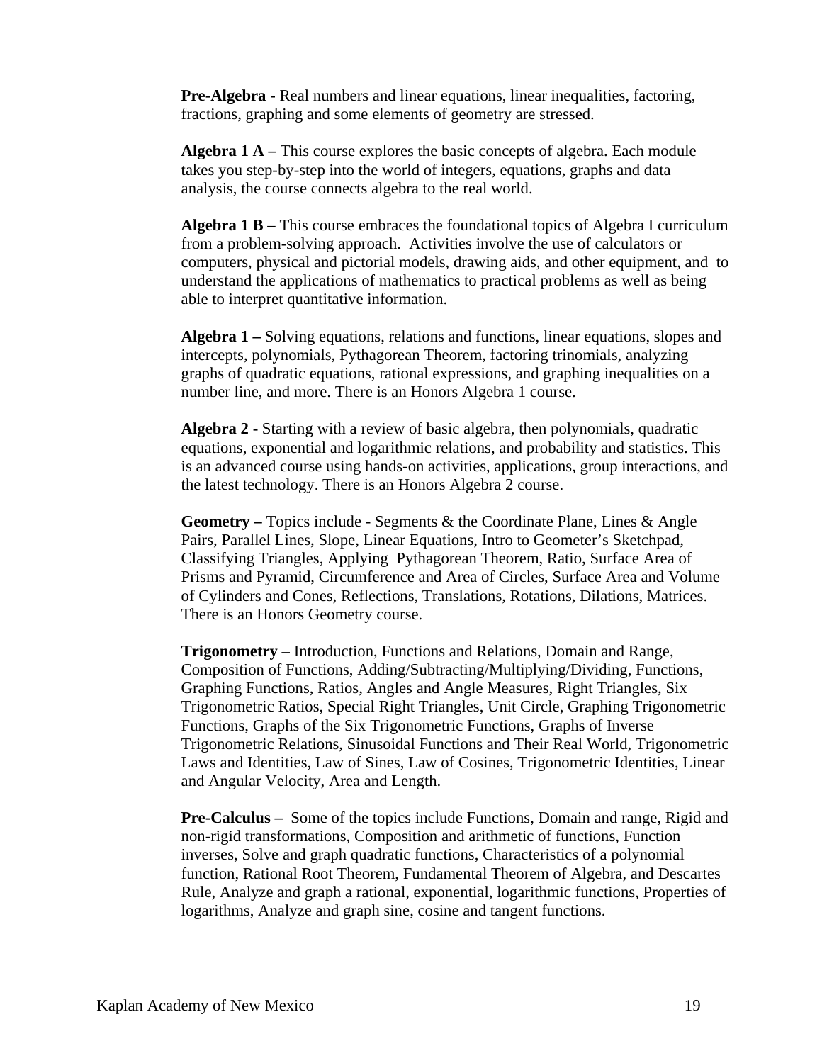**Pre-Algebra** - Real numbers and linear equations, linear inequalities, factoring, fractions, graphing and some elements of geometry are stressed.

**Algebra 1 A –** This course explores the basic concepts of algebra. Each module takes you step-by-step into the world of integers, equations, graphs and data analysis, the course connects algebra to the real world.

**Algebra 1 B –** This course embraces the foundational topics of Algebra I curriculum from a problem-solving approach. Activities involve the use of calculators or computers, physical and pictorial models, drawing aids, and other equipment, and to understand the applications of mathematics to practical problems as well as being able to interpret quantitative information.

**Algebra 1 –** Solving equations, relations and functions, linear equations, slopes and intercepts, polynomials, Pythagorean Theorem, factoring trinomials, analyzing graphs of quadratic equations, rational expressions, and graphing inequalities on a number line, and more. There is an Honors Algebra 1 course.

**Algebra 2 -** Starting with a review of basic algebra, then polynomials, quadratic equations, exponential and logarithmic relations, and probability and statistics. This is an advanced course using hands-on activities, applications, group interactions, and the latest technology. There is an Honors Algebra 2 course.

**Geometry –** Topics include - Segments & the Coordinate Plane, Lines & Angle Pairs, Parallel Lines, Slope, Linear Equations, Intro to Geometer's Sketchpad, Classifying Triangles, Applying Pythagorean Theorem, Ratio, Surface Area of Prisms and Pyramid, Circumference and Area of Circles, Surface Area and Volume of Cylinders and Cones, Reflections, Translations, Rotations, Dilations, Matrices. There is an Honors Geometry course.

**Trigonometry** – Introduction, Functions and Relations, Domain and Range, Composition of Functions, Adding/Subtracting/Multiplying/Dividing, Functions, Graphing Functions, Ratios, Angles and Angle Measures, Right Triangles, Six Trigonometric Ratios, Special Right Triangles, Unit Circle, Graphing Trigonometric Functions, Graphs of the Six Trigonometric Functions, Graphs of Inverse Trigonometric Relations, Sinusoidal Functions and Their Real World, Trigonometric Laws and Identities, Law of Sines, Law of Cosines, Trigonometric Identities, Linear and Angular Velocity, Area and Length.

**Pre-Calculus –** Some of the topics include Functions, Domain and range, Rigid and non-rigid transformations, Composition and arithmetic of functions, Function inverses, Solve and graph quadratic functions, Characteristics of a polynomial function, Rational Root Theorem, Fundamental Theorem of Algebra, and Descartes Rule, Analyze and graph a rational, exponential, logarithmic functions, Properties of logarithms, Analyze and graph sine, cosine and tangent functions.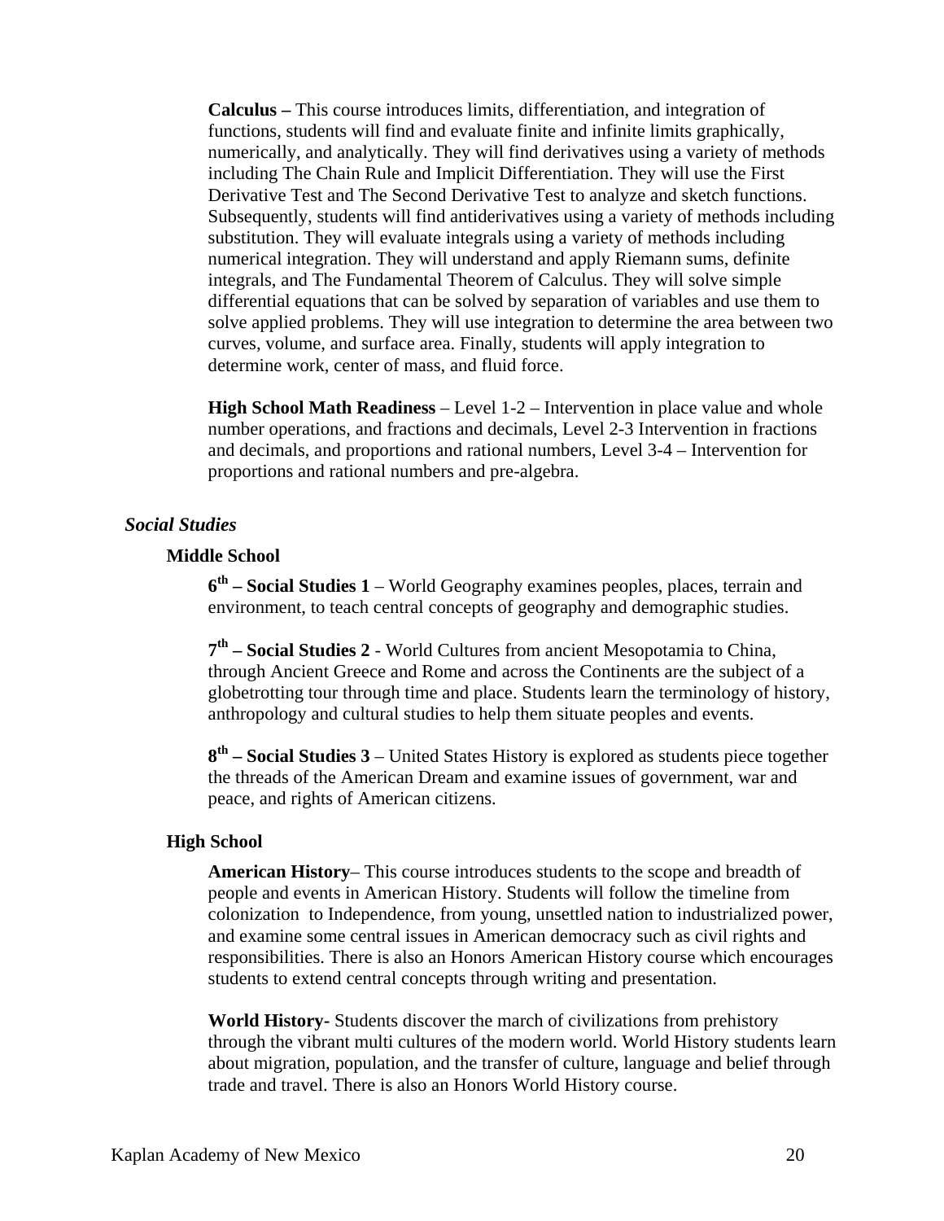**Calculus –** This course introduces limits, differentiation, and integration of functions, students will find and evaluate finite and infinite limits graphically, numerically, and analytically. They will find derivatives using a variety of methods including The Chain Rule and Implicit Differentiation. They will use the First Derivative Test and The Second Derivative Test to analyze and sketch functions. Subsequently, students will find antiderivatives using a variety of methods including substitution. They will evaluate integrals using a variety of methods including numerical integration. They will understand and apply Riemann sums, definite integrals, and The Fundamental Theorem of Calculus. They will solve simple differential equations that can be solved by separation of variables and use them to solve applied problems. They will use integration to determine the area between two curves, volume, and surface area. Finally, students will apply integration to determine work, center of mass, and fluid force.

**High School Math Readiness** – Level 1-2 – Intervention in place value and whole number operations, and fractions and decimals, Level 2-3 Intervention in fractions and decimals, and proportions and rational numbers, Level 3-4 – Intervention for proportions and rational numbers and pre-algebra.

## *Social Studies*

### Middle School

**6th – Social Studies 1** – World Geography examines peoples, places, terrain and environment, to teach central concepts of geography and demographic studies.

**7th – Social Studies 2** - World Cultures from ancient Mesopotamia to China, through Ancient Greece and Rome and across the Continents are the subject of a globetrotting tour through time and place. Students learn the terminology of history, anthropology and cultural studies to help them situate peoples and events.

**8th – Social Studies 3** – United States History is explored as students piece together the threads of the American Dream and examine issues of government, war and peace, and rights of American citizens.

### High School

**American History**– This course introduces students to the scope and breadth of people and events in American History. Students will follow the timeline from colonization to Independence, from young, unsettled nation to industrialized power, and examine some central issues in American democracy such as civil rights and responsibilities. There is also an Honors American History course which encourages students to extend central concepts through writing and presentation.

**World History-** Students discover the march of civilizations from prehistory through the vibrant multi cultures of the modern world. World History students learn about migration, population, and the transfer of culture, language and belief through trade and travel. There is also an Honors World History course.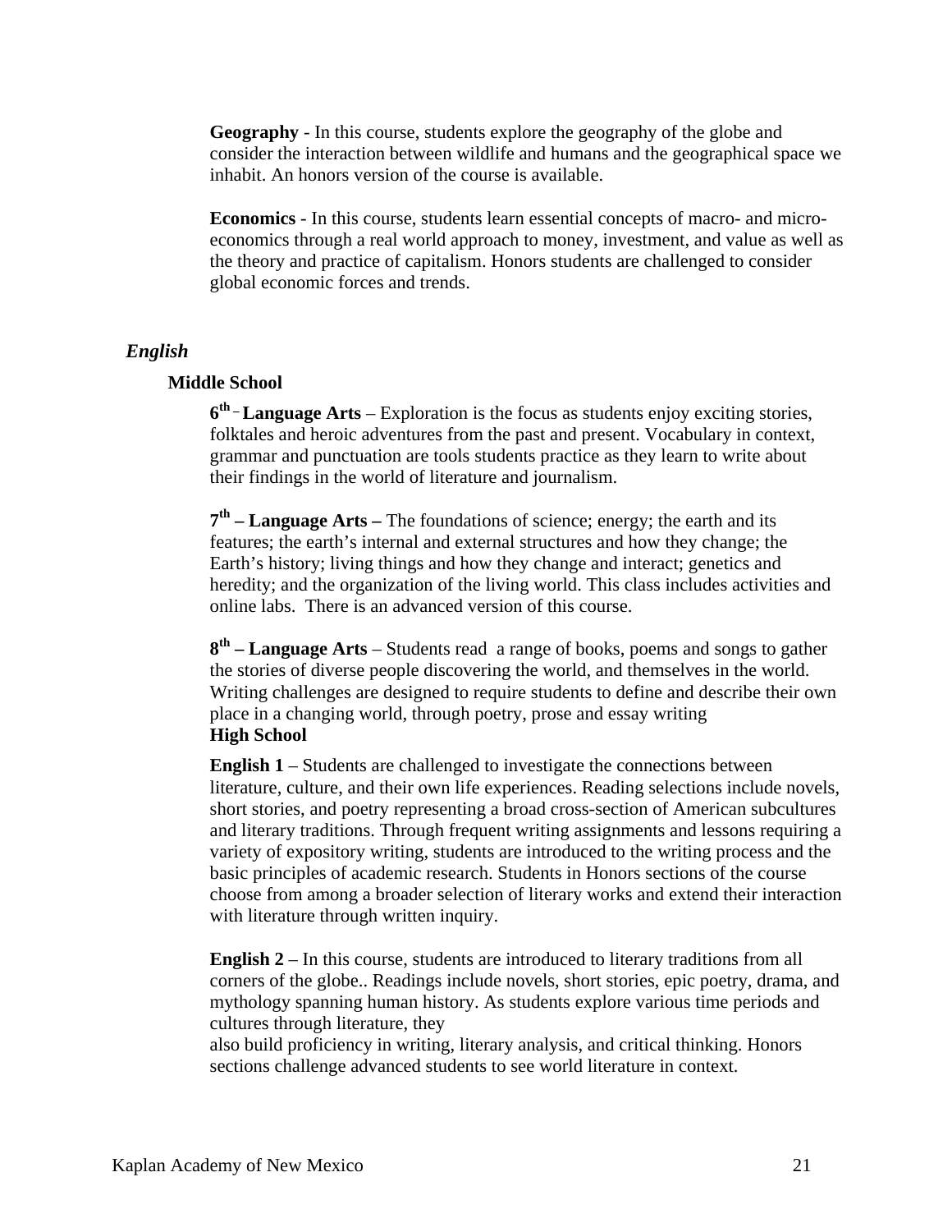**Geography** - In this course, students explore the geography of the globe and consider the interaction between wildlife and humans and the geographical space we inhabit. An honors version of the course is available.

**Economics** - In this course, students learn essential concepts of macro- and micro-economics through a real world approach to money, investment, and value as well as the theory and practice of capitalism. Honors students are challenged to consider global economic forces and trends.

## *English*

### Middle School

**6th – Language Arts** – Exploration is the focus as students enjoy exciting stories, folktales and heroic adventures from the past and present. Vocabulary in context, grammar and punctuation are tools students practice as they learn to write about their findings in the world of literature and journalism.

**7th – Language Arts –** The foundations of science; energy; the earth and its features; the earth's internal and external structures and how they change; the Earth's history; living things and how they change and interact; genetics and heredity; and the organization of the living world. This class includes activities and online labs. There is an advanced version of this course.

**8th – Language Arts** – Students read a range of books, poems and songs to gather the stories of diverse people discovering the world, and themselves in the world. Writing challenges are designed to require students to define and describe their own place in a changing world, through poetry, prose and essay writing

### High School

**English 1** – Students are challenged to investigate the connections between literature, culture, and their own life experiences. Reading selections include novels, short stories, and poetry representing a broad cross-section of American subcultures and literary traditions. Through frequent writing assignments and lessons requiring a variety of expository writing, students are introduced to the writing process and the basic principles of academic research. Students in Honors sections of the course choose from among a broader selection of literary works and extend their interaction with literature through written inquiry.

**English 2** – In this course, students are introduced to literary traditions from all corners of the globe.. Readings include novels, short stories, epic poetry, drama, and mythology spanning human history. As students explore various time periods and cultures through literature, they also build proficiency in writing, literary analysis, and critical thinking. Honors sections challenge advanced students to see world literature in context.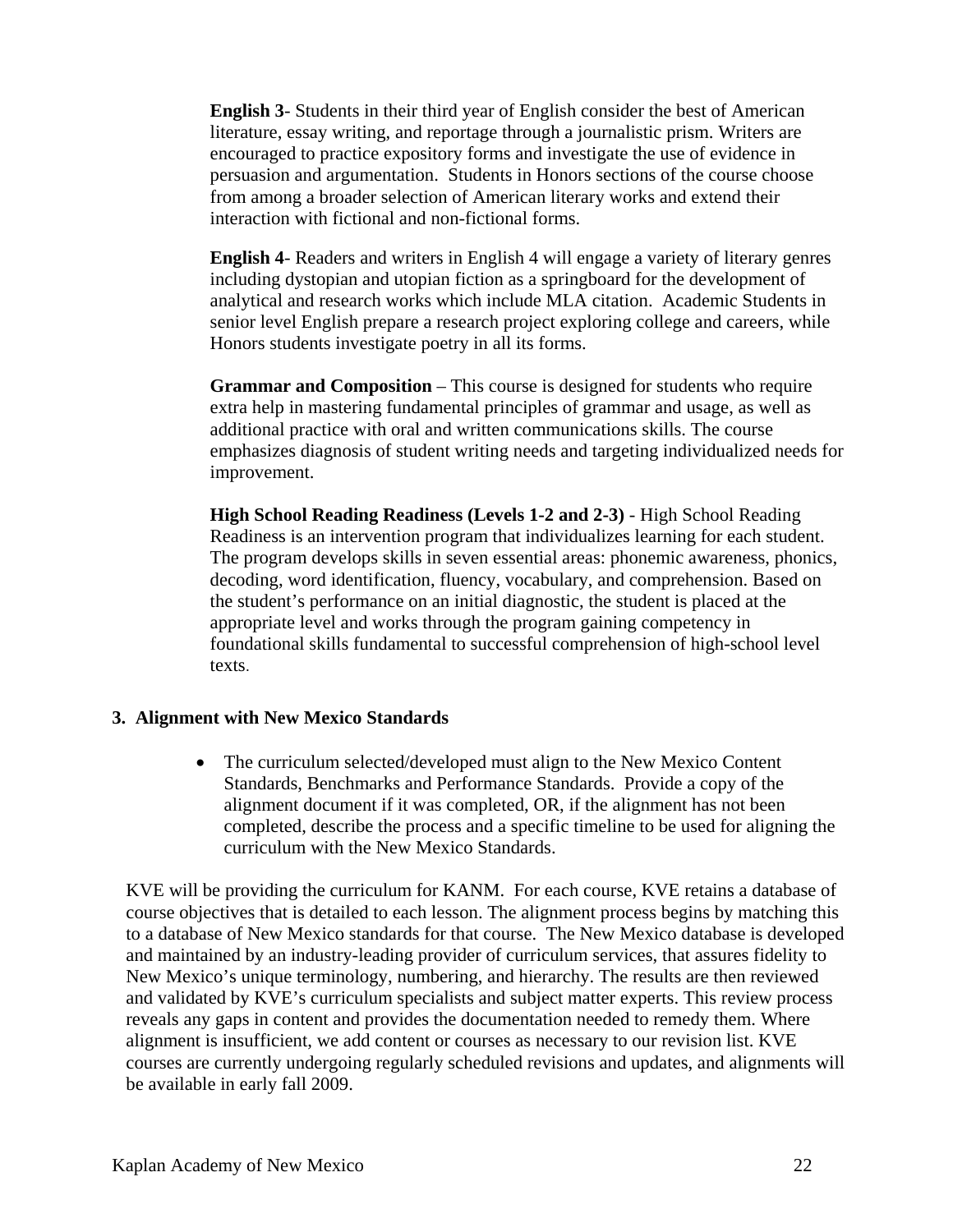**English 3**- Students in their third year of English consider the best of American literature, essay writing, and reportage through a journalistic prism. Writers are encouraged to practice expository forms and investigate the use of evidence in persuasion and argumentation. Students in Honors sections of the course choose from among a broader selection of American literary works and extend their interaction with fictional and non-fictional forms.

**English 4**- Readers and writers in English 4 will engage a variety of literary genres including dystopian and utopian fiction as a springboard for the development of analytical and research works which include MLA citation. Academic Students in senior level English prepare a research project exploring college and careers, while Honors students investigate poetry in all its forms.

**Grammar and Composition** – This course is designed for students who require extra help in mastering fundamental principles of grammar and usage, as well as additional practice with oral and written communications skills. The course emphasizes diagnosis of student writing needs and targeting individualized needs for improvement.

**High School Reading Readiness (Levels 1-2 and 2-3)** - High School Reading Readiness is an intervention program that individualizes learning for each student. The program develops skills in seven essential areas: phonemic awareness, phonics, decoding, word identification, fluency, vocabulary, and comprehension. Based on the student's performance on an initial diagnostic, the student is placed at the appropriate level and works through the program gaining competency in foundational skills fundamental to successful comprehension of high-school level texts.

### 3. Alignment with New Mexico Standards

- The curriculum selected/developed must align to the New Mexico Content Standards, Benchmarks and Performance Standards. Provide a copy of the alignment document if it was completed, OR, if the alignment has not been completed, describe the process and a specific timeline to be used for aligning the curriculum with the New Mexico Standards.

KVE will be providing the curriculum for KANM. For each course, KVE retains a database of course objectives that is detailed to each lesson. The alignment process begins by matching this to a database of New Mexico standards for that course. The New Mexico database is developed and maintained by an industry-leading provider of curriculum services, that assures fidelity to New Mexico's unique terminology, numbering, and hierarchy. The results are then reviewed and validated by KVE's curriculum specialists and subject matter experts. This review process reveals any gaps in content and provides the documentation needed to remedy them. Where alignment is insufficient, we add content or courses as necessary to our revision list. KVE courses are currently undergoing regularly scheduled revisions and updates, and alignments will be available in early fall 2009.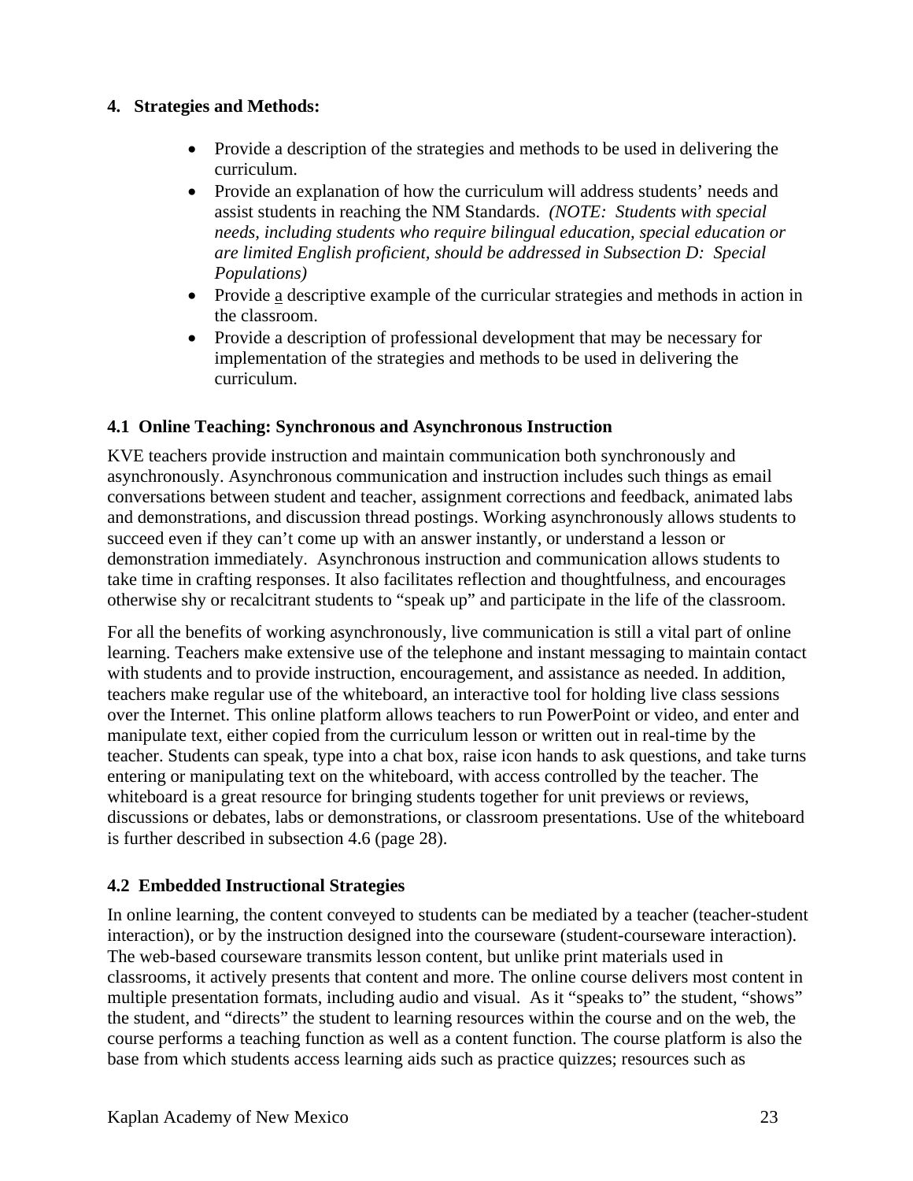**4. Strategies and Methods:**

- Provide a description of the strategies and methods to be used in delivering the curriculum.
- Provide an explanation of how the curriculum will address students' needs and assist students in reaching the NM Standards. *(NOTE: Students with special needs, including students who require bilingual education, special education or are limited English proficient, should be addressed in Subsection D: Special Populations)*
- Provide a descriptive example of the curricular strategies and methods in action in the classroom.
- Provide a description of professional development that may be necessary for implementation of the strategies and methods to be used in delivering the curriculum.

### 4.1 Online Teaching: Synchronous and Asynchronous Instruction

KVE teachers provide instruction and maintain communication both synchronously and asynchronously. Asynchronous communication and instruction includes such things as email conversations between student and teacher, assignment corrections and feedback, animated labs and demonstrations, and discussion thread postings. Working asynchronously allows students to succeed even if they can't come up with an answer instantly, or understand a lesson or demonstration immediately. Asynchronous instruction and communication allows students to take time in crafting responses. It also facilitates reflection and thoughtfulness, and encourages otherwise shy or recalcitrant students to "speak up" and participate in the life of the classroom.

For all the benefits of working asynchronously, live communication is still a vital part of online learning. Teachers make extensive use of the telephone and instant messaging to maintain contact with students and to provide instruction, encouragement, and assistance as needed. In addition, teachers make regular use of the whiteboard, an interactive tool for holding live class sessions over the Internet. This online platform allows teachers to run PowerPoint or video, and enter and manipulate text, either copied from the curriculum lesson or written out in real-time by the teacher. Students can speak, type into a chat box, raise icon hands to ask questions, and take turns entering or manipulating text on the whiteboard, with access controlled by the teacher. The whiteboard is a great resource for bringing students together for unit previews or reviews, discussions or debates, labs or demonstrations, or classroom presentations. Use of the whiteboard is further described in subsection 4.6 (page 28).

### 4.2 Embedded Instructional Strategies

In online learning, the content conveyed to students can be mediated by a teacher (teacher-student interaction), or by the instruction designed into the courseware (student-courseware interaction). The web-based courseware transmits lesson content, but unlike print materials used in classrooms, it actively presents that content and more. The online course delivers most content in multiple presentation formats, including audio and visual. As it "speaks to" the student, "shows" the student, and "directs" the student to learning resources within the course and on the web, the course performs a teaching function as well as a content function. The course platform is also the base from which students access learning aids such as practice quizzes; resources such as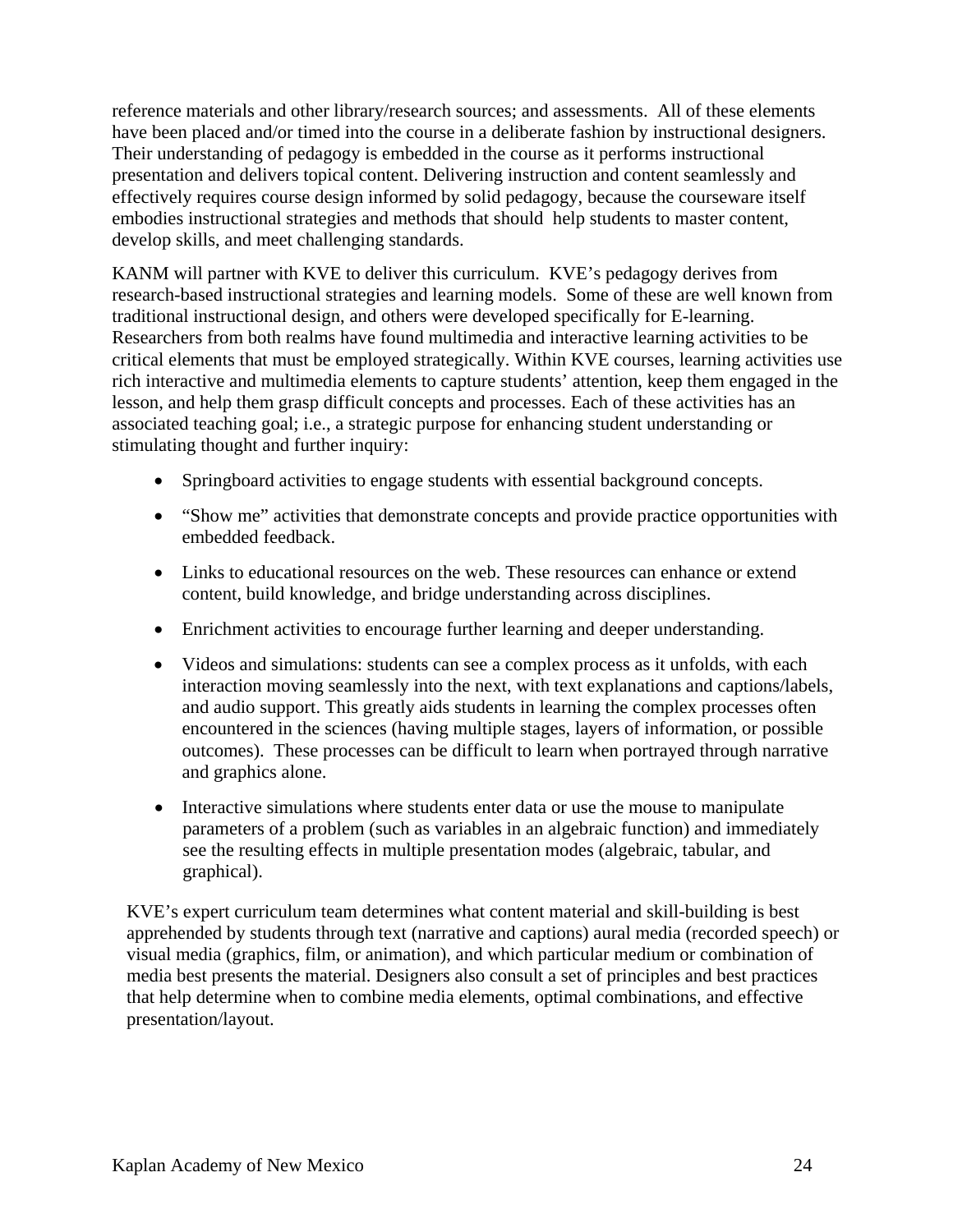reference materials and other library/research sources; and assessments. All of these elements have been placed and/or timed into the course in a deliberate fashion by instructional designers. Their understanding of pedagogy is embedded in the course as it performs instructional presentation and delivers topical content. Delivering instruction and content seamlessly and effectively requires course design informed by solid pedagogy, because the courseware itself embodies instructional strategies and methods that should help students to master content, develop skills, and meet challenging standards.

KANM will partner with KVE to deliver this curriculum. KVE's pedagogy derives from research-based instructional strategies and learning models. Some of these are well known from traditional instructional design, and others were developed specifically for E-learning. Researchers from both realms have found multimedia and interactive learning activities to be critical elements that must be employed strategically. Within KVE courses, learning activities use rich interactive and multimedia elements to capture students' attention, keep them engaged in the lesson, and help them grasp difficult concepts and processes. Each of these activities has an associated teaching goal; i.e., a strategic purpose for enhancing student understanding or stimulating thought and further inquiry:

- Springboard activities to engage students with essential background concepts.
- "Show me" activities that demonstrate concepts and provide practice opportunities with embedded feedback.
- Links to educational resources on the web. These resources can enhance or extend content, build knowledge, and bridge understanding across disciplines.
- Enrichment activities to encourage further learning and deeper understanding.
- Videos and simulations: students can see a complex process as it unfolds, with each interaction moving seamlessly into the next, with text explanations and captions/labels, and audio support. This greatly aids students in learning the complex processes often encountered in the sciences (having multiple stages, layers of information, or possible outcomes). These processes can be difficult to learn when portrayed through narrative and graphics alone.
- Interactive simulations where students enter data or use the mouse to manipulate parameters of a problem (such as variables in an algebraic function) and immediately see the resulting effects in multiple presentation modes (algebraic, tabular, and graphical).

KVE's expert curriculum team determines what content material and skill-building is best apprehended by students through text (narrative and captions) aural media (recorded speech) or visual media (graphics, film, or animation), and which particular medium or combination of media best presents the material. Designers also consult a set of principles and best practices that help determine when to combine media elements, optimal combinations, and effective presentation/layout.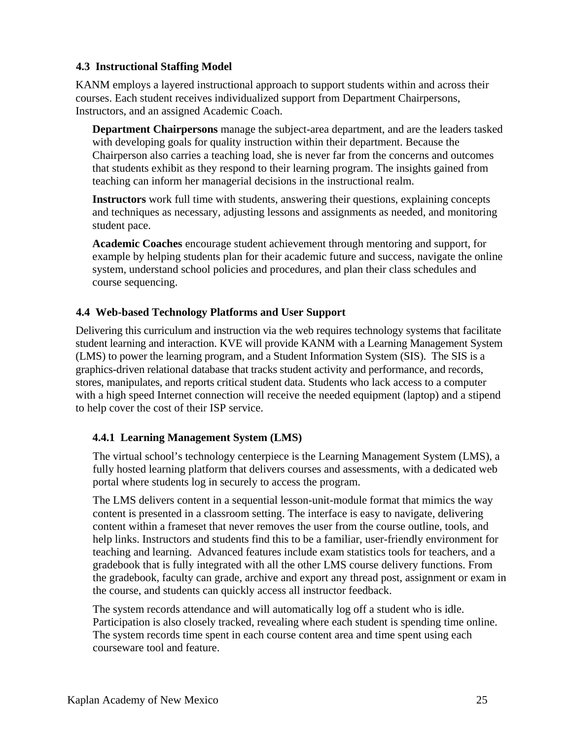### 4.3 Instructional Staffing Model

KANM employs a layered instructional approach to support students within and across their courses. Each student receives individualized support from Department Chairpersons, Instructors, and an assigned Academic Coach.

**Department Chairpersons** manage the subject-area department, and are the leaders tasked with developing goals for quality instruction within their department. Because the Chairperson also carries a teaching load, she is never far from the concerns and outcomes that students exhibit as they respond to their learning program. The insights gained from teaching can inform her managerial decisions in the instructional realm.

**Instructors** work full time with students, answering their questions, explaining concepts and techniques as necessary, adjusting lessons and assignments as needed, and monitoring student pace.

**Academic Coaches** encourage student achievement through mentoring and support, for example by helping students plan for their academic future and success, navigate the online system, understand school policies and procedures, and plan their class schedules and course sequencing.

### 4.4 Web-based Technology Platforms and User Support

Delivering this curriculum and instruction via the web requires technology systems that facilitate student learning and interaction. KVE will provide KANM with a Learning Management System (LMS) to power the learning program, and a Student Information System (SIS). The SIS is a graphics-driven relational database that tracks student activity and performance, and records, stores, manipulates, and reports critical student data. Students who lack access to a computer with a high speed Internet connection will receive the needed equipment (laptop) and a stipend to help cover the cost of their ISP service.

#### 4.4.1 Learning Management System (LMS)

The virtual school's technology centerpiece is the Learning Management System (LMS), a fully hosted learning platform that delivers courses and assessments, with a dedicated web portal where students log in securely to access the program.

The LMS delivers content in a sequential lesson-unit-module format that mimics the way content is presented in a classroom setting. The interface is easy to navigate, delivering content within a frameset that never removes the user from the course outline, tools, and help links. Instructors and students find this to be a familiar, user-friendly environment for teaching and learning. Advanced features include exam statistics tools for teachers, and a gradebook that is fully integrated with all the other LMS course delivery functions. From the gradebook, faculty can grade, archive and export any thread post, assignment or exam in the course, and students can quickly access all instructor feedback.

The system records attendance and will automatically log off a student who is idle. Participation is also closely tracked, revealing where each student is spending time online. The system records time spent in each course content area and time spent using each courseware tool and feature.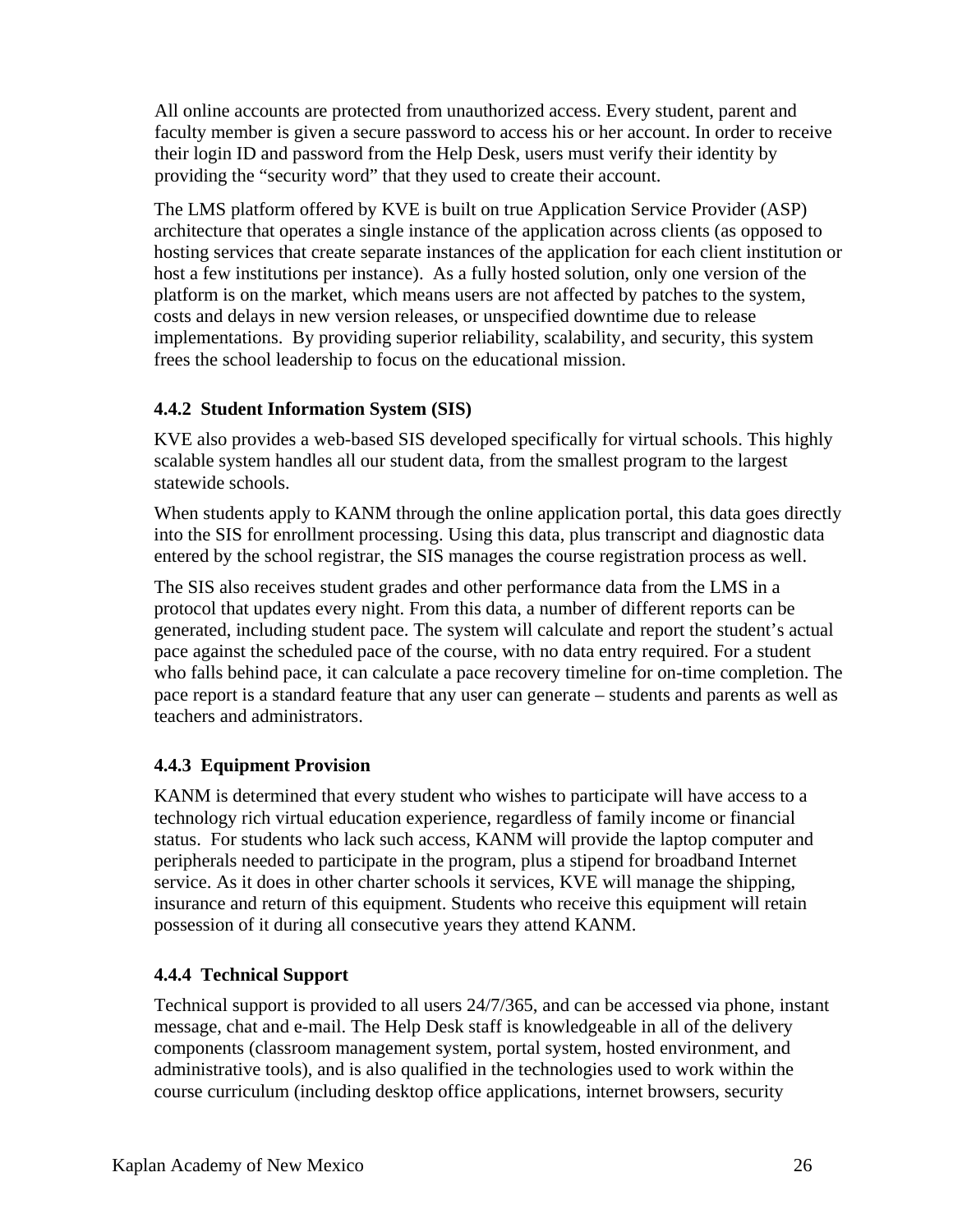All online accounts are protected from unauthorized access. Every student, parent and faculty member is given a secure password to access his or her account. In order to receive their login ID and password from the Help Desk, users must verify their identity by providing the "security word" that they used to create their account.

The LMS platform offered by KVE is built on true Application Service Provider (ASP) architecture that operates a single instance of the application across clients (as opposed to hosting services that create separate instances of the application for each client institution or host a few institutions per instance). As a fully hosted solution, only one version of the platform is on the market, which means users are not affected by patches to the system, costs and delays in new version releases, or unspecified downtime due to release implementations. By providing superior reliability, scalability, and security, this system frees the school leadership to focus on the educational mission.

### 4.4.2 Student Information System (SIS)

KVE also provides a web-based SIS developed specifically for virtual schools. This highly scalable system handles all our student data, from the smallest program to the largest statewide schools.

When students apply to KANM through the online application portal, this data goes directly into the SIS for enrollment processing. Using this data, plus transcript and diagnostic data entered by the school registrar, the SIS manages the course registration process as well.

The SIS also receives student grades and other performance data from the LMS in a protocol that updates every night. From this data, a number of different reports can be generated, including student pace. The system will calculate and report the student's actual pace against the scheduled pace of the course, with no data entry required. For a student who falls behind pace, it can calculate a pace recovery timeline for on-time completion. The pace report is a standard feature that any user can generate – students and parents as well as teachers and administrators.

### 4.4.3 Equipment Provision

KANM is determined that every student who wishes to participate will have access to a technology rich virtual education experience, regardless of family income or financial status. For students who lack such access, KANM will provide the laptop computer and peripherals needed to participate in the program, plus a stipend for broadband Internet service. As it does in other charter schools it services, KVE will manage the shipping, insurance and return of this equipment. Students who receive this equipment will retain possession of it during all consecutive years they attend KANM.

### 4.4.4 Technical Support

Technical support is provided to all users 24/7/365, and can be accessed via phone, instant message, chat and e-mail. The Help Desk staff is knowledgeable in all of the delivery components (classroom management system, portal system, hosted environment, and administrative tools), and is also qualified in the technologies used to work within the course curriculum (including desktop office applications, internet browsers, security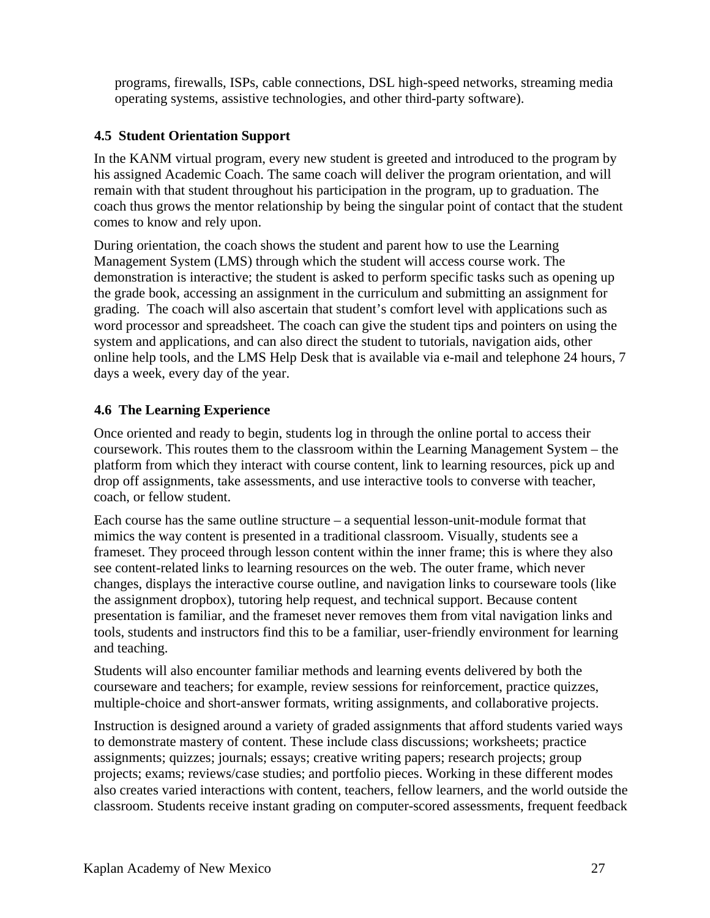programs, firewalls, ISPs, cable connections, DSL high-speed networks, streaming media operating systems, assistive technologies, and other third-party software).

### 4.5 Student Orientation Support

In the KANM virtual program, every new student is greeted and introduced to the program by his assigned Academic Coach. The same coach will deliver the program orientation, and will remain with that student throughout his participation in the program, up to graduation. The coach thus grows the mentor relationship by being the singular point of contact that the student comes to know and rely upon.

During orientation, the coach shows the student and parent how to use the Learning Management System (LMS) through which the student will access course work. The demonstration is interactive; the student is asked to perform specific tasks such as opening up the grade book, accessing an assignment in the curriculum and submitting an assignment for grading. The coach will also ascertain that student's comfort level with applications such as word processor and spreadsheet. The coach can give the student tips and pointers on using the system and applications, and can also direct the student to tutorials, navigation aids, other online help tools, and the LMS Help Desk that is available via e-mail and telephone 24 hours, 7 days a week, every day of the year.

### 4.6 The Learning Experience

Once oriented and ready to begin, students log in through the online portal to access their coursework. This routes them to the classroom within the Learning Management System – the platform from which they interact with course content, link to learning resources, pick up and drop off assignments, take assessments, and use interactive tools to converse with teacher, coach, or fellow student.

Each course has the same outline structure – a sequential lesson-unit-module format that mimics the way content is presented in a traditional classroom. Visually, students see a frameset. They proceed through lesson content within the inner frame; this is where they also see content-related links to learning resources on the web. The outer frame, which never changes, displays the interactive course outline, and navigation links to courseware tools (like the assignment dropbox), tutoring help request, and technical support. Because content presentation is familiar, and the frameset never removes them from vital navigation links and tools, students and instructors find this to be a familiar, user-friendly environment for learning and teaching.

Students will also encounter familiar methods and learning events delivered by both the courseware and teachers; for example, review sessions for reinforcement, practice quizzes, multiple-choice and short-answer formats, writing assignments, and collaborative projects.

Instruction is designed around a variety of graded assignments that afford students varied ways to demonstrate mastery of content. These include class discussions; worksheets; practice assignments; quizzes; journals; essays; creative writing papers; research projects; group projects; exams; reviews/case studies; and portfolio pieces. Working in these different modes also creates varied interactions with content, teachers, fellow learners, and the world outside the classroom. Students receive instant grading on computer-scored assessments, frequent feedback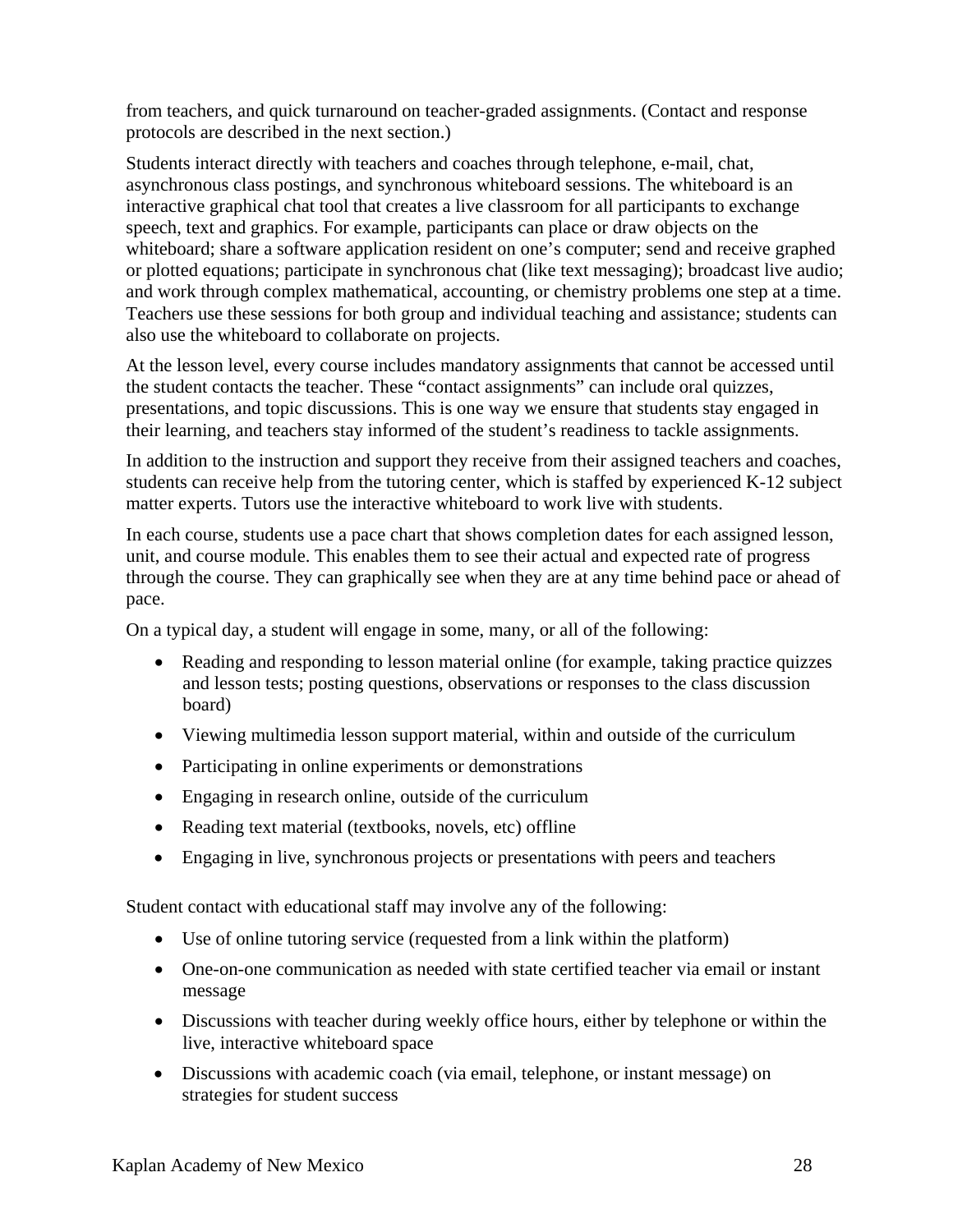from teachers, and quick turnaround on teacher-graded assignments. (Contact and response protocols are described in the next section.)

Students interact directly with teachers and coaches through telephone, e-mail, chat, asynchronous class postings, and synchronous whiteboard sessions. The whiteboard is an interactive graphical chat tool that creates a live classroom for all participants to exchange speech, text and graphics. For example, participants can place or draw objects on the whiteboard; share a software application resident on one's computer; send and receive graphed or plotted equations; participate in synchronous chat (like text messaging); broadcast live audio; and work through complex mathematical, accounting, or chemistry problems one step at a time. Teachers use these sessions for both group and individual teaching and assistance; students can also use the whiteboard to collaborate on projects.

At the lesson level, every course includes mandatory assignments that cannot be accessed until the student contacts the teacher. These "contact assignments" can include oral quizzes, presentations, and topic discussions. This is one way we ensure that students stay engaged in their learning, and teachers stay informed of the student's readiness to tackle assignments.

In addition to the instruction and support they receive from their assigned teachers and coaches, students can receive help from the tutoring center, which is staffed by experienced K-12 subject matter experts. Tutors use the interactive whiteboard to work live with students.

In each course, students use a pace chart that shows completion dates for each assigned lesson, unit, and course module. This enables them to see their actual and expected rate of progress through the course. They can graphically see when they are at any time behind pace or ahead of pace.

On a typical day, a student will engage in some, many, or all of the following:

- Reading and responding to lesson material online (for example, taking practice quizzes and lesson tests; posting questions, observations or responses to the class discussion board)
- Viewing multimedia lesson support material, within and outside of the curriculum
- Participating in online experiments or demonstrations
- Engaging in research online, outside of the curriculum
- Reading text material (textbooks, novels, etc) offline
- Engaging in live, synchronous projects or presentations with peers and teachers

Student contact with educational staff may involve any of the following:

- Use of online tutoring service (requested from a link within the platform)
- One-on-one communication as needed with state certified teacher via email or instant message
- Discussions with teacher during weekly office hours, either by telephone or within the live, interactive whiteboard space
- Discussions with academic coach (via email, telephone, or instant message) on strategies for student success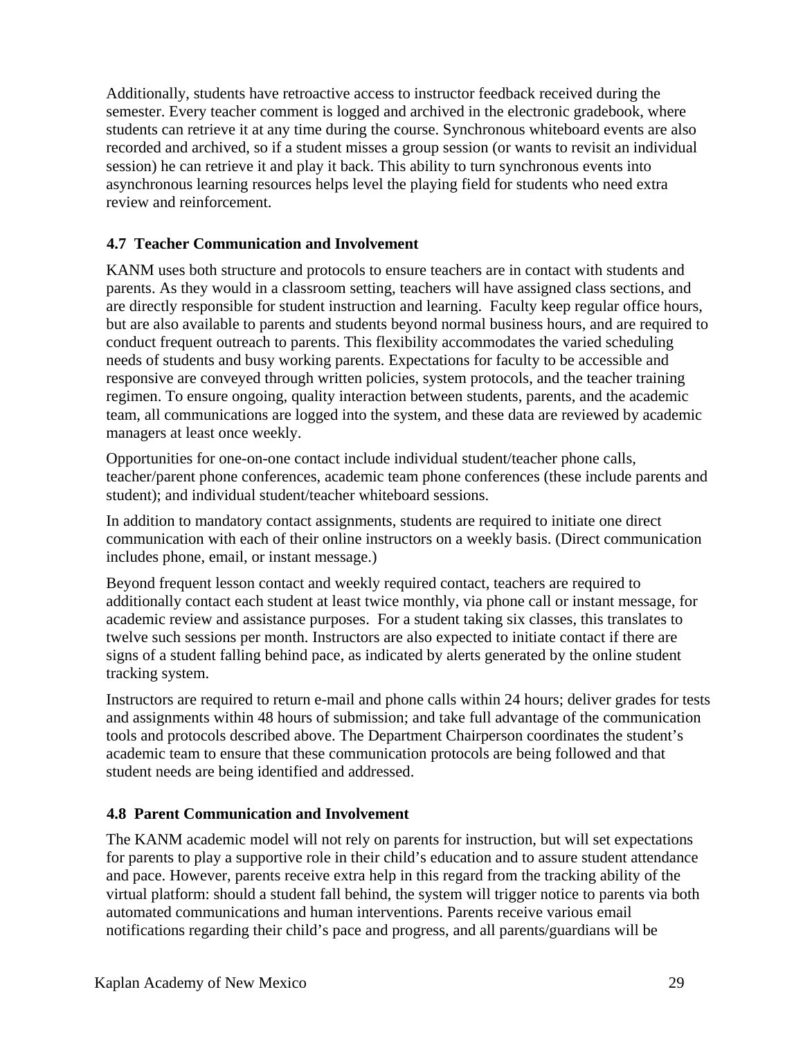Additionally, students have retroactive access to instructor feedback received during the semester. Every teacher comment is logged and archived in the electronic gradebook, where students can retrieve it at any time during the course. Synchronous whiteboard events are also recorded and archived, so if a student misses a group session (or wants to revisit an individual session) he can retrieve it and play it back. This ability to turn synchronous events into asynchronous learning resources helps level the playing field for students who need extra review and reinforcement.

### 4.7 Teacher Communication and Involvement

KANM uses both structure and protocols to ensure teachers are in contact with students and parents. As they would in a classroom setting, teachers will have assigned class sections, and are directly responsible for student instruction and learning. Faculty keep regular office hours, but are also available to parents and students beyond normal business hours, and are required to conduct frequent outreach to parents. This flexibility accommodates the varied scheduling needs of students and busy working parents. Expectations for faculty to be accessible and responsive are conveyed through written policies, system protocols, and the teacher training regimen. To ensure ongoing, quality interaction between students, parents, and the academic team, all communications are logged into the system, and these data are reviewed by academic managers at least once weekly.

Opportunities for one-on-one contact include individual student/teacher phone calls, teacher/parent phone conferences, academic team phone conferences (these include parents and student); and individual student/teacher whiteboard sessions.

In addition to mandatory contact assignments, students are required to initiate one direct communication with each of their online instructors on a weekly basis. (Direct communication includes phone, email, or instant message.)

Beyond frequent lesson contact and weekly required contact, teachers are required to additionally contact each student at least twice monthly, via phone call or instant message, for academic review and assistance purposes. For a student taking six classes, this translates to twelve such sessions per month. Instructors are also expected to initiate contact if there are signs of a student falling behind pace, as indicated by alerts generated by the online student tracking system.

Instructors are required to return e-mail and phone calls within 24 hours; deliver grades for tests and assignments within 48 hours of submission; and take full advantage of the communication tools and protocols described above. The Department Chairperson coordinates the student's academic team to ensure that these communication protocols are being followed and that student needs are being identified and addressed.

### 4.8 Parent Communication and Involvement

The KANM academic model will not rely on parents for instruction, but will set expectations for parents to play a supportive role in their child's education and to assure student attendance and pace. However, parents receive extra help in this regard from the tracking ability of the virtual platform: should a student fall behind, the system will trigger notice to parents via both automated communications and human interventions. Parents receive various email notifications regarding their child's pace and progress, and all parents/guardians will be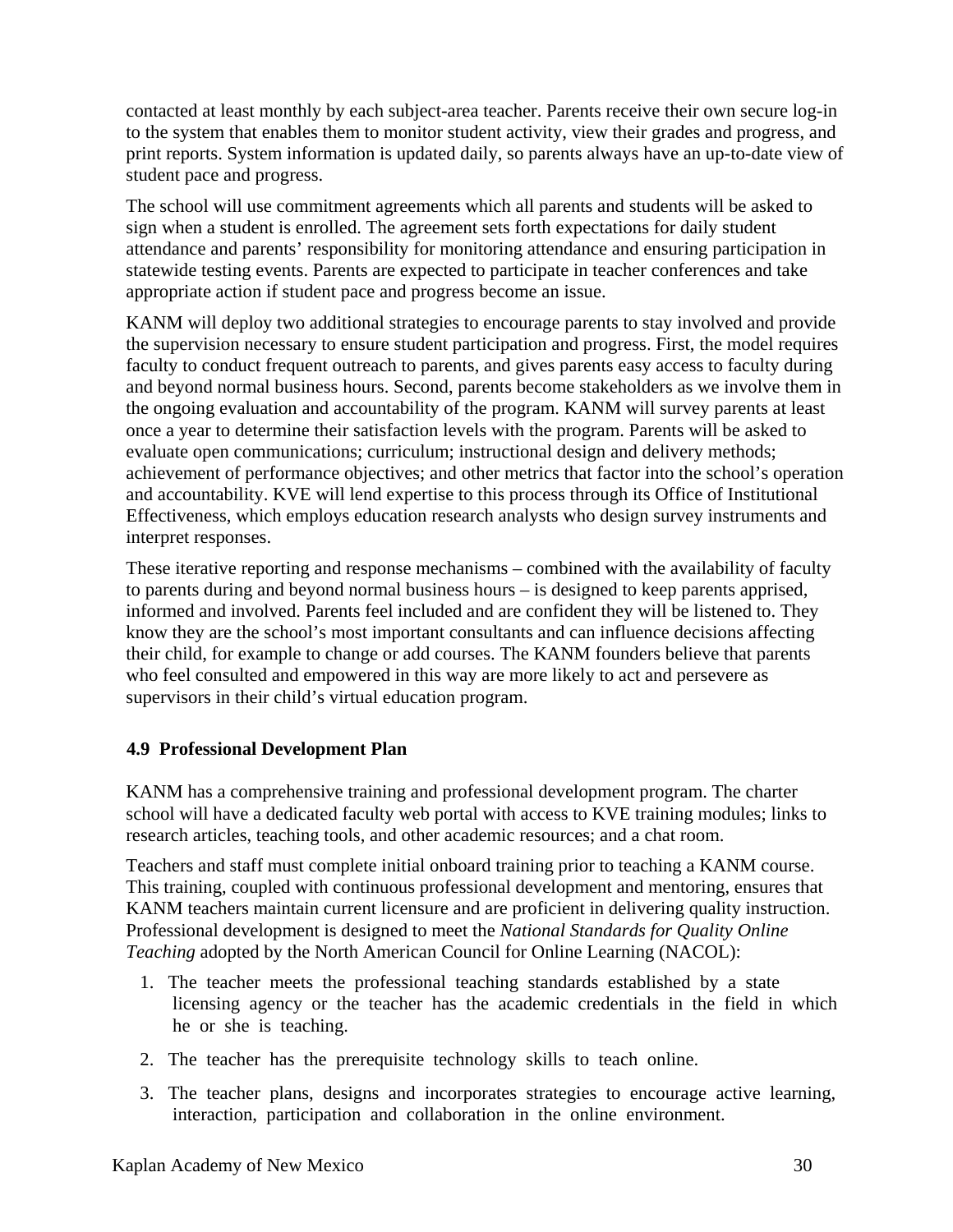contacted at least monthly by each subject-area teacher. Parents receive their own secure log-in to the system that enables them to monitor student activity, view their grades and progress, and print reports. System information is updated daily, so parents always have an up-to-date view of student pace and progress.

The school will use commitment agreements which all parents and students will be asked to sign when a student is enrolled. The agreement sets forth expectations for daily student attendance and parents' responsibility for monitoring attendance and ensuring participation in statewide testing events. Parents are expected to participate in teacher conferences and take appropriate action if student pace and progress become an issue.

KANM will deploy two additional strategies to encourage parents to stay involved and provide the supervision necessary to ensure student participation and progress. First, the model requires faculty to conduct frequent outreach to parents, and gives parents easy access to faculty during and beyond normal business hours. Second, parents become stakeholders as we involve them in the ongoing evaluation and accountability of the program. KANM will survey parents at least once a year to determine their satisfaction levels with the program. Parents will be asked to evaluate open communications; curriculum; instructional design and delivery methods; achievement of performance objectives; and other metrics that factor into the school's operation and accountability. KVE will lend expertise to this process through its Office of Institutional Effectiveness, which employs education research analysts who design survey instruments and interpret responses.

These iterative reporting and response mechanisms – combined with the availability of faculty to parents during and beyond normal business hours – is designed to keep parents apprised, informed and involved. Parents feel included and are confident they will be listened to. They know they are the school's most important consultants and can influence decisions affecting their child, for example to change or add courses. The KANM founders believe that parents who feel consulted and empowered in this way are more likely to act and persevere as supervisors in their child's virtual education program.

### 4.9 Professional Development Plan

KANM has a comprehensive training and professional development program. The charter school will have a dedicated faculty web portal with access to KVE training modules; links to research articles, teaching tools, and other academic resources; and a chat room.

Teachers and staff must complete initial onboard training prior to teaching a KANM course. This training, coupled with continuous professional development and mentoring, ensures that KANM teachers maintain current licensure and are proficient in delivering quality instruction. Professional development is designed to meet the *National Standards for Quality Online Teaching* adopted by the North American Council for Online Learning (NACOL):

1. The teacher meets the professional teaching standards established by a state licensing agency or the teacher has the academic credentials in the field in which he or she is teaching.
2. The teacher has the prerequisite technology skills to teach online.
3. The teacher plans, designs and incorporates strategies to encourage active learning, interaction, participation and collaboration in the online environment.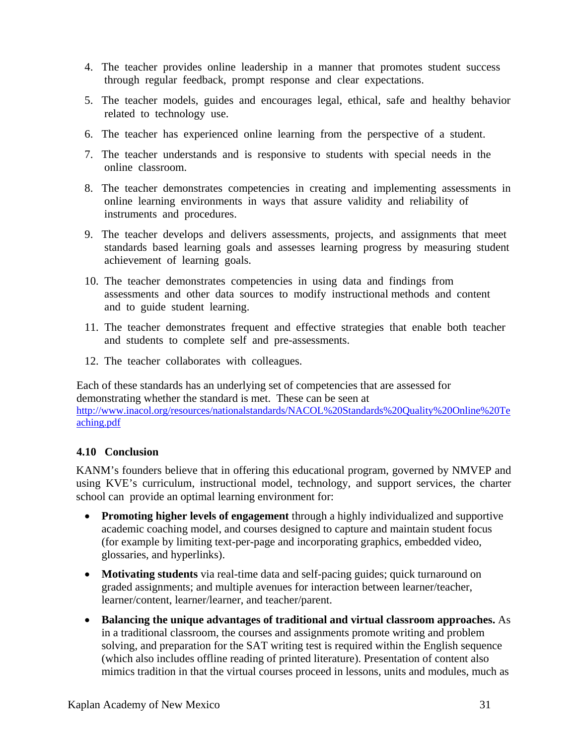4. The teacher provides online leadership in a manner that promotes student success through regular feedback, prompt response and clear expectations.

5. The teacher models, guides and encourages legal, ethical, safe and healthy behavior related to technology use.

6. The teacher has experienced online learning from the perspective of a student.

7. The teacher understands and is responsive to students with special needs in the online classroom.

8. The teacher demonstrates competencies in creating and implementing assessments in online learning environments in ways that assure validity and reliability of instruments and procedures.

9. The teacher develops and delivers assessments, projects, and assignments that meet standards based learning goals and assesses learning progress by measuring student achievement of learning goals.

10. The teacher demonstrates competencies in using data and findings from assessments and other data sources to modify instructional methods and content and to guide student learning.

11. The teacher demonstrates frequent and effective strategies that enable both teacher and students to complete self and pre-assessments.

12. The teacher collaborates with colleagues.

Each of these standards has an underlying set of competencies that are assessed for demonstrating whether the standard is met. These can be seen at http://www.inacol.org/resources/nationalstandards/NACOL%20Standards%20Quality%20Online%20Teaching.pdf

### 4.10 Conclusion

KANM's founders believe that in offering this educational program, governed by NMVEP and using KVE's curriculum, instructional model, technology, and support services, the charter school can provide an optimal learning environment for:

- **Promoting higher levels of engagement** through a highly individualized and supportive academic coaching model, and courses designed to capture and maintain student focus (for example by limiting text-per-page and incorporating graphics, embedded video, glossaries, and hyperlinks).
- **Motivating students** via real-time data and self-pacing guides; quick turnaround on graded assignments; and multiple avenues for interaction between learner/teacher, learner/content, learner/learner, and teacher/parent.
- **Balancing the unique advantages of traditional and virtual classroom approaches.** As in a traditional classroom, the courses and assignments promote writing and problem solving, and preparation for the SAT writing test is required within the English sequence (which also includes offline reading of printed literature). Presentation of content also mimics tradition in that the virtual courses proceed in lessons, units and modules, much as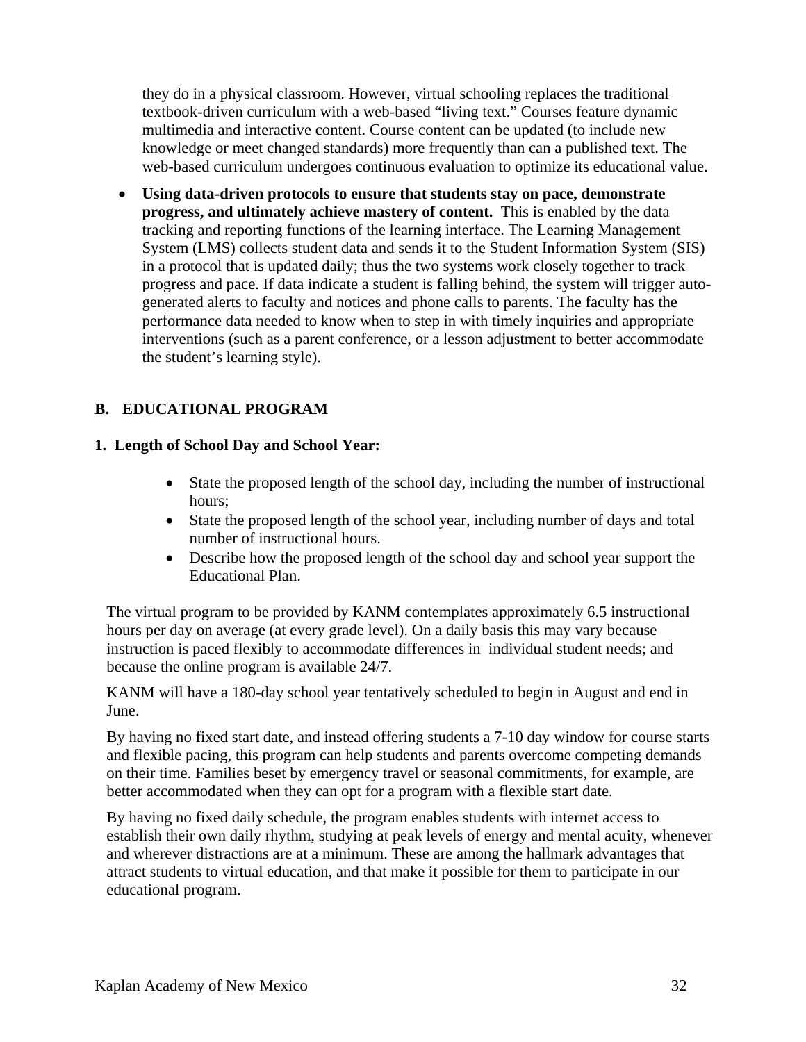they do in a physical classroom. However, virtual schooling replaces the traditional textbook-driven curriculum with a web-based "living text." Courses feature dynamic multimedia and interactive content. Course content can be updated (to include new knowledge or meet changed standards) more frequently than can a published text. The web-based curriculum undergoes continuous evaluation to optimize its educational value.

- **Using data-driven protocols to ensure that students stay on pace, demonstrate progress, and ultimately achieve mastery of content.** This is enabled by the data tracking and reporting functions of the learning interface. The Learning Management System (LMS) collects student data and sends it to the Student Information System (SIS) in a protocol that is updated daily; thus the two systems work closely together to track progress and pace. If data indicate a student is falling behind, the system will trigger auto-generated alerts to faculty and notices and phone calls to parents. The faculty has the performance data needed to know when to step in with timely inquiries and appropriate interventions (such as a parent conference, or a lesson adjustment to better accommodate the student's learning style).

## B. EDUCATIONAL PROGRAM

### 1. Length of School Day and School Year:

- State the proposed length of the school day, including the number of instructional hours;
- State the proposed length of the school year, including number of days and total number of instructional hours.
- Describe how the proposed length of the school day and school year support the Educational Plan.

The virtual program to be provided by KANM contemplates approximately 6.5 instructional hours per day on average (at every grade level). On a daily basis this may vary because instruction is paced flexibly to accommodate differences in individual student needs; and because the online program is available 24/7.

KANM will have a 180-day school year tentatively scheduled to begin in August and end in June.

By having no fixed start date, and instead offering students a 7-10 day window for course starts and flexible pacing, this program can help students and parents overcome competing demands on their time. Families beset by emergency travel or seasonal commitments, for example, are better accommodated when they can opt for a program with a flexible start date.

By having no fixed daily schedule, the program enables students with internet access to establish their own daily rhythm, studying at peak levels of energy and mental acuity, whenever and wherever distractions are at a minimum. These are among the hallmark advantages that attract students to virtual education, and that make it possible for them to participate in our educational program.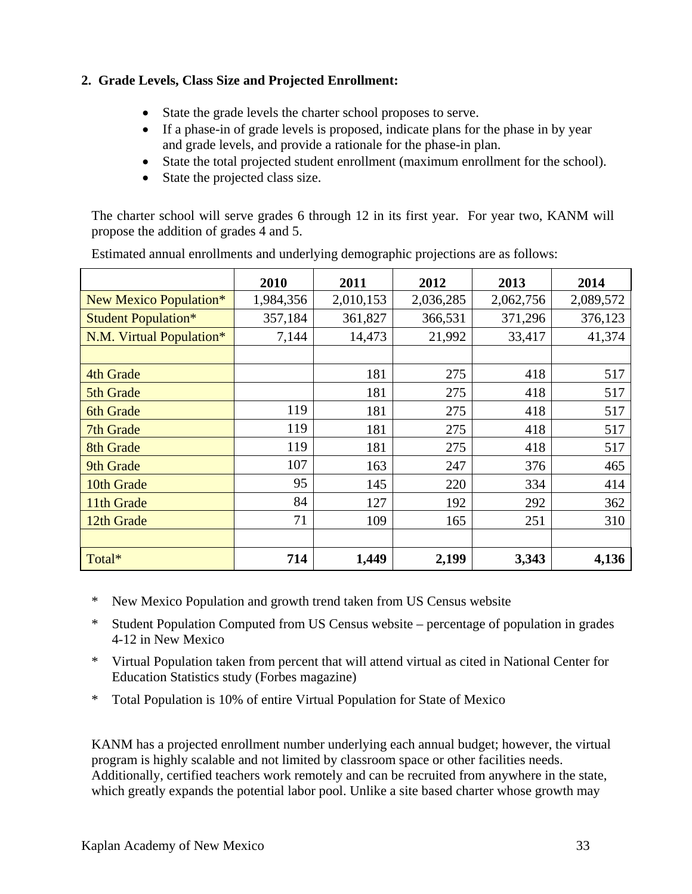**2. Grade Levels, Class Size and Projected Enrollment:**

- State the grade levels the charter school proposes to serve.
- If a phase-in of grade levels is proposed, indicate plans for the phase in by year and grade levels, and provide a rationale for the phase-in plan.
- State the total projected student enrollment (maximum enrollment for the school).
- State the projected class size.

The charter school will serve grades 6 through 12 in its first year. For year two, KANM will propose the addition of grades 4 and 5.

Estimated annual enrollments and underlying demographic projections are as follows:

| | 2010 | 2011 | 2012 | 2013 | 2014 |
|---|---|---|---|---|---|
| New Mexico Population* | 1,984,356 | 2,010,153 | 2,036,285 | 2,062,756 | 2,089,572 |
| Student Population* | 357,184 | 361,827 | 366,531 | 371,296 | 376,123 |
| N.M. Virtual Population* | 7,144 | 14,473 | 21,992 | 33,417 | 41,374 |
| | | | | | |
| 4th Grade | | 181 | 275 | 418 | 517 |
| 5th Grade | | 181 | 275 | 418 | 517 |
| 6th Grade | 119 | 181 | 275 | 418 | 517 |
| 7th Grade | 119 | 181 | 275 | 418 | 517 |
| 8th Grade | 119 | 181 | 275 | 418 | 517 |
| 9th Grade | 107 | 163 | 247 | 376 | 465 |
| 10th Grade | 95 | 145 | 220 | 334 | 414 |
| 11th Grade | 84 | 127 | 192 | 292 | 362 |
| 12th Grade | 71 | 109 | 165 | 251 | 310 |
| | | | | | |
| Total* | **714** | **1,449** | **2,199** | **3,343** | **4,136** |

\* New Mexico Population and growth trend taken from US Census website

\* Student Population Computed from US Census website – percentage of population in grades 4-12 in New Mexico

\* Virtual Population taken from percent that will attend virtual as cited in National Center for Education Statistics study (Forbes magazine)

\* Total Population is 10% of entire Virtual Population for State of Mexico

KANM has a projected enrollment number underlying each annual budget; however, the virtual program is highly scalable and not limited by classroom space or other facilities needs. Additionally, certified teachers work remotely and can be recruited from anywhere in the state, which greatly expands the potential labor pool. Unlike a site based charter whose growth may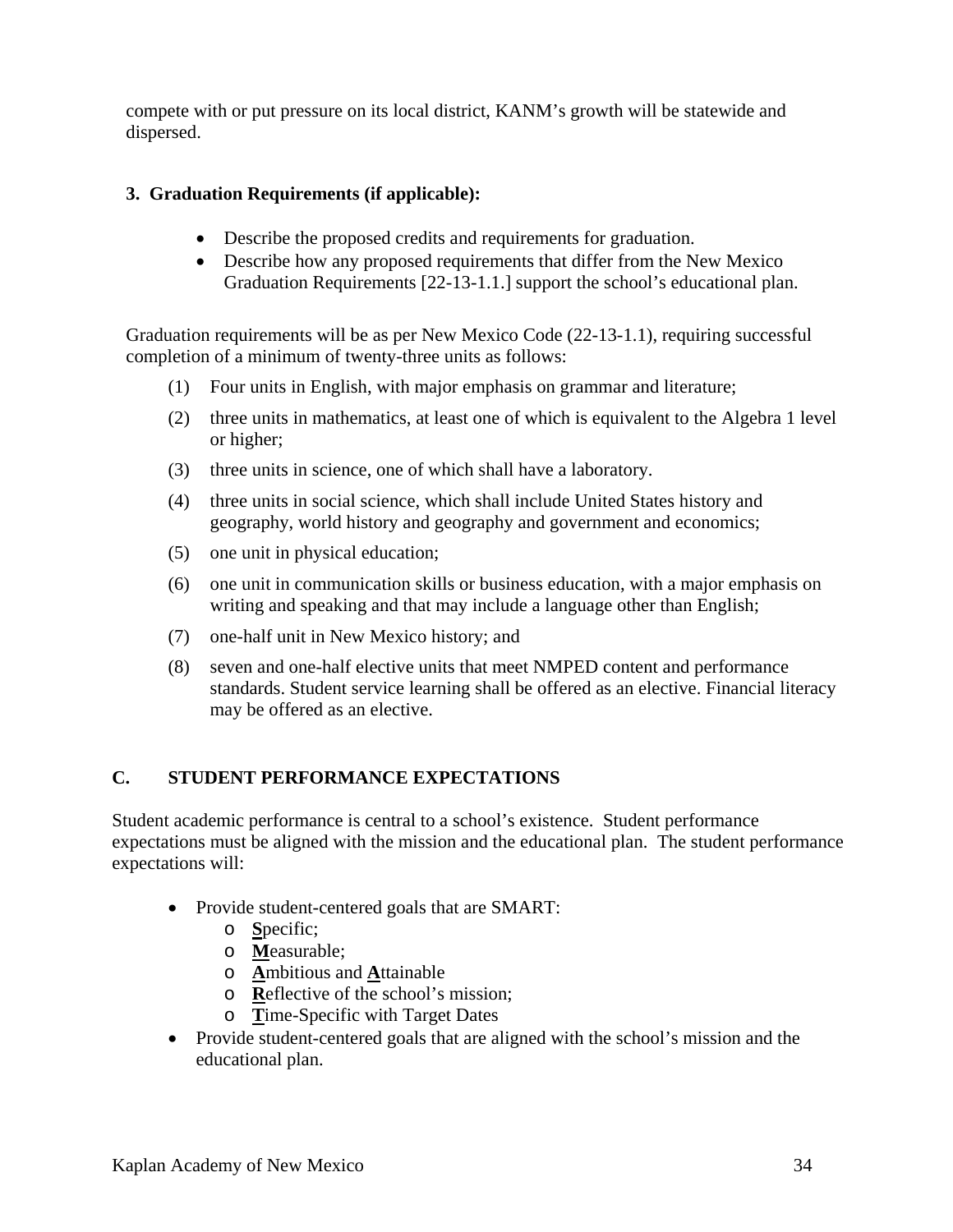compete with or put pressure on its local district, KANM's growth will be statewide and dispersed.

### 3. Graduation Requirements (if applicable):

- Describe the proposed credits and requirements for graduation.
- Describe how any proposed requirements that differ from the New Mexico Graduation Requirements [22-13-1.1.] support the school's educational plan.

Graduation requirements will be as per New Mexico Code (22-13-1.1), requiring successful completion of a minimum of twenty-three units as follows:

(1) Four units in English, with major emphasis on grammar and literature;

(2) three units in mathematics, at least one of which is equivalent to the Algebra 1 level or higher;

(3) three units in science, one of which shall have a laboratory.

(4) three units in social science, which shall include United States history and geography, world history and geography and government and economics;

(5) one unit in physical education;

(6) one unit in communication skills or business education, with a major emphasis on writing and speaking and that may include a language other than English;

(7) one-half unit in New Mexico history; and

(8) seven and one-half elective units that meet NMPED content and performance standards. Student service learning shall be offered as an elective. Financial literacy may be offered as an elective.

## C. STUDENT PERFORMANCE EXPECTATIONS

Student academic performance is central to a school's existence. Student performance expectations must be aligned with the mission and the educational plan. The student performance expectations will:

- Provide student-centered goals that are SMART:
  - **S**pecific;
  - **M**easurable;
  - **A**mbitious and **A**ttainable
  - **R**eflective of the school's mission;
  - **T**ime-Specific with Target Dates
- Provide student-centered goals that are aligned with the school's mission and the educational plan.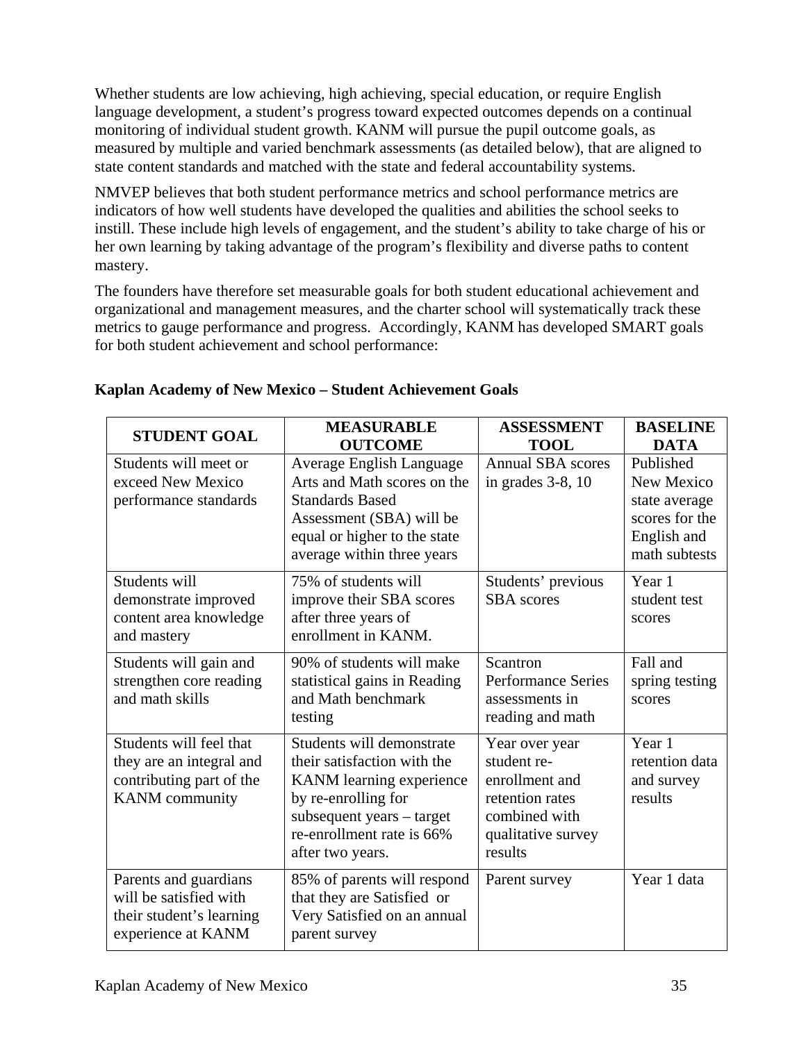Whether students are low achieving, high achieving, special education, or require English language development, a student's progress toward expected outcomes depends on a continual monitoring of individual student growth. KANM will pursue the pupil outcome goals, as measured by multiple and varied benchmark assessments (as detailed below), that are aligned to state content standards and matched with the state and federal accountability systems.

NMVEP believes that both student performance metrics and school performance metrics are indicators of how well students have developed the qualities and abilities the school seeks to instill. These include high levels of engagement, and the student's ability to take charge of his or her own learning by taking advantage of the program's flexibility and diverse paths to content mastery.

The founders have therefore set measurable goals for both student educational achievement and organizational and management measures, and the charter school will systematically track these metrics to gauge performance and progress. Accordingly, KANM has developed SMART goals for both student achievement and school performance:

**Kaplan Academy of New Mexico – Student Achievement Goals**

| STUDENT GOAL | MEASURABLE OUTCOME | ASSESSMENT TOOL | BASELINE DATA |
|---|---|---|---|
| Students will meet or exceed New Mexico performance standards | Average English Language Arts and Math scores on the Standards Based Assessment (SBA) will be equal or higher to the state average within three years | Annual SBA scores in grades 3-8, 10 | Published New Mexico state average scores for the English and math subtests |
| Students will demonstrate improved content area knowledge and mastery | 75% of students will improve their SBA scores after three years of enrollment in KANM. | Students' previous SBA scores | Year 1 student test scores |
| Students will gain and strengthen core reading and math skills | 90% of students will make statistical gains in Reading and Math benchmark testing | Scantron Performance Series assessments in reading and math | Fall and spring testing scores |
| Students will feel that they are an integral and contributing part of the KANM community | Students will demonstrate their satisfaction with the KANM learning experience by re-enrolling for subsequent years – target re-enrollment rate is 66% after two years. | Year over year student re-enrollment and retention rates combined with qualitative survey results | Year 1 retention data and survey results |
| Parents and guardians will be satisfied with their student's learning experience at KANM | 85% of parents will respond that they are Satisfied or Very Satisfied on an annual parent survey | Parent survey | Year 1 data |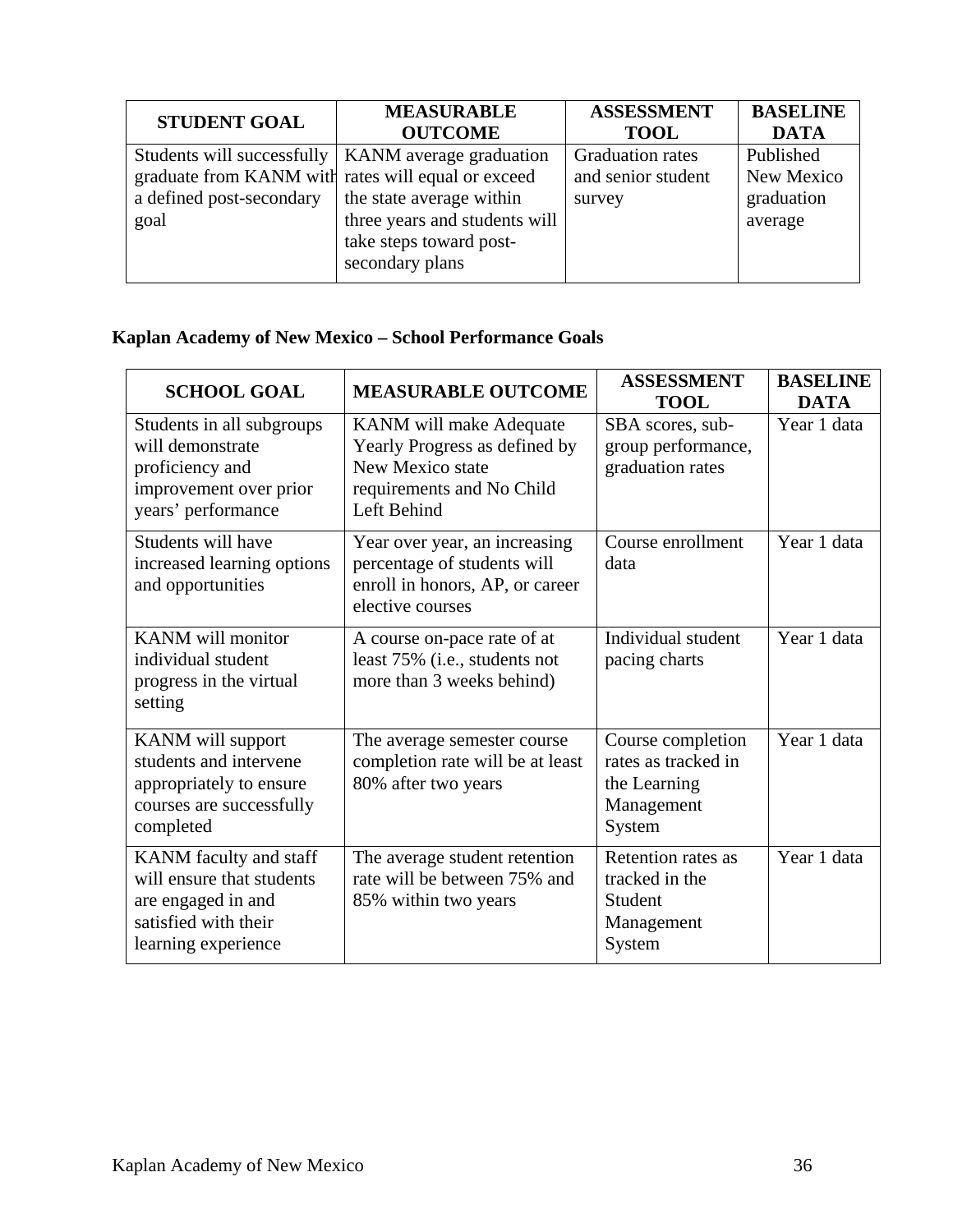| STUDENT GOAL | MEASURABLE OUTCOME | ASSESSMENT TOOL | BASELINE DATA |
| --- | --- | --- | --- |
| Students will successfully graduate from KANM with a defined post-secondary goal | KANM average graduation rates will equal or exceed the state average within three years and students will take steps toward post-secondary plans | Graduation rates and senior student survey | Published New Mexico graduation average |

**Kaplan Academy of New Mexico – School Performance Goals**

| SCHOOL GOAL | MEASURABLE OUTCOME | ASSESSMENT TOOL | BASELINE DATA |
| --- | --- | --- | --- |
| Students in all subgroups will demonstrate proficiency and improvement over prior years' performance | KANM will make Adequate Yearly Progress as defined by New Mexico state requirements and No Child Left Behind | SBA scores, sub-group performance, graduation rates | Year 1 data |
| Students will have increased learning options and opportunities | Year over year, an increasing percentage of students will enroll in honors, AP, or career elective courses | Course enrollment data | Year 1 data |
| KANM will monitor individual student progress in the virtual setting | A course on-pace rate of at least 75% (i.e., students not more than 3 weeks behind) | Individual student pacing charts | Year 1 data |
| KANM will support students and intervene appropriately to ensure courses are successfully completed | The average semester course completion rate will be at least 80% after two years | Course completion rates as tracked in the Learning Management System | Year 1 data |
| KANM faculty and staff will ensure that students are engaged in and satisfied with their learning experience | The average student retention rate will be between 75% and 85% within two years | Retention rates as tracked in the Student Management System | Year 1 data |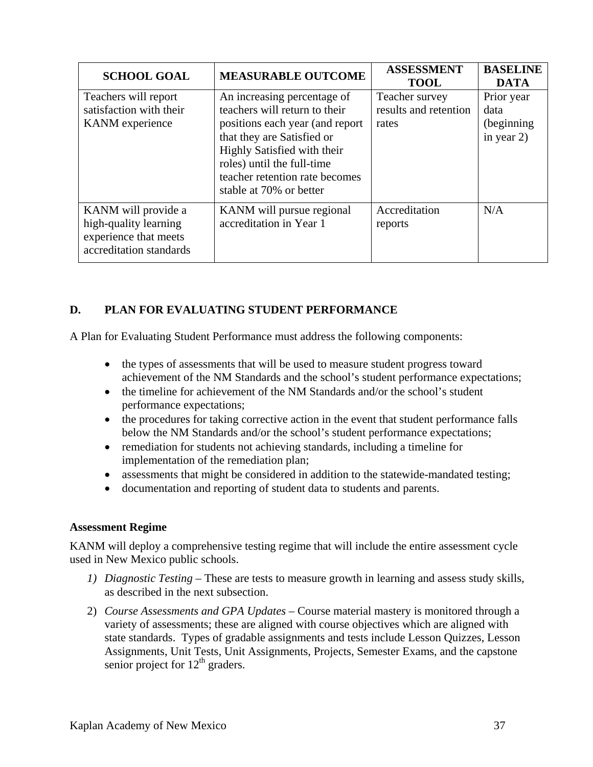| SCHOOL GOAL | MEASURABLE OUTCOME | ASSESSMENT TOOL | BASELINE DATA |
|---|---|---|---|
| Teachers will report satisfaction with their KANM experience | An increasing percentage of teachers will return to their positions each year (and report that they are Satisfied or Highly Satisfied with their roles) until the full-time teacher retention rate becomes stable at 70% or better | Teacher survey results and retention rates | Prior year data (beginning in year 2) |
| KANM will provide a high-quality learning experience that meets accreditation standards | KANM will pursue regional accreditation in Year 1 | Accreditation reports | N/A |

## D. PLAN FOR EVALUATING STUDENT PERFORMANCE

A Plan for Evaluating Student Performance must address the following components:

- the types of assessments that will be used to measure student progress toward achievement of the NM Standards and the school's student performance expectations;
- the timeline for achievement of the NM Standards and/or the school's student performance expectations;
- the procedures for taking corrective action in the event that student performance falls below the NM Standards and/or the school's student performance expectations;
- remediation for students not achieving standards, including a timeline for implementation of the remediation plan;
- assessments that might be considered in addition to the statewide-mandated testing;
- documentation and reporting of student data to students and parents.

### Assessment Regime

KANM will deploy a comprehensive testing regime that will include the entire assessment cycle used in New Mexico public schools.

1) *Diagnostic Testing* – These are tests to measure growth in learning and assess study skills, as described in the next subsection.
2) *Course Assessments and GPA Updates* – Course material mastery is monitored through a variety of assessments; these are aligned with course objectives which are aligned with state standards. Types of gradable assignments and tests include Lesson Quizzes, Lesson Assignments, Unit Tests, Unit Assignments, Projects, Semester Exams, and the capstone senior project for 12th graders.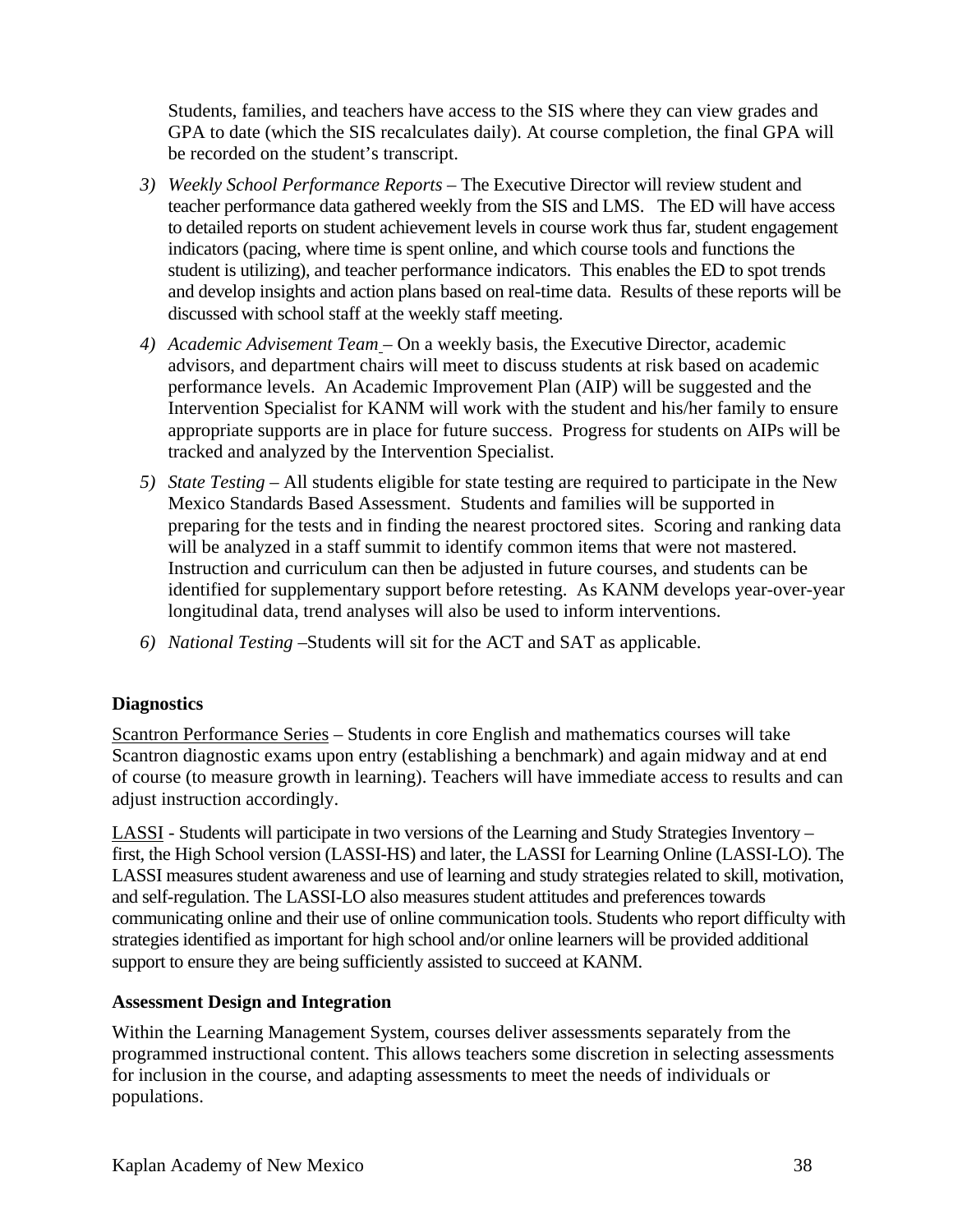Students, families, and teachers have access to the SIS where they can view grades and GPA to date (which the SIS recalculates daily). At course completion, the final GPA will be recorded on the student's transcript.

3) *Weekly School Performance Reports* – The Executive Director will review student and teacher performance data gathered weekly from the SIS and LMS. The ED will have access to detailed reports on student achievement levels in course work thus far, student engagement indicators (pacing, where time is spent online, and which course tools and functions the student is utilizing), and teacher performance indicators. This enables the ED to spot trends and develop insights and action plans based on real-time data. Results of these reports will be discussed with school staff at the weekly staff meeting.
4) *Academic Advisement Team* – On a weekly basis, the Executive Director, academic advisors, and department chairs will meet to discuss students at risk based on academic performance levels. An Academic Improvement Plan (AIP) will be suggested and the Intervention Specialist for KANM will work with the student and his/her family to ensure appropriate supports are in place for future success. Progress for students on AIPs will be tracked and analyzed by the Intervention Specialist.
5) *State Testing* – All students eligible for state testing are required to participate in the New Mexico Standards Based Assessment. Students and families will be supported in preparing for the tests and in finding the nearest proctored sites. Scoring and ranking data will be analyzed in a staff summit to identify common items that were not mastered. Instruction and curriculum can then be adjusted in future courses, and students can be identified for supplementary support before retesting. As KANM develops year-over-year longitudinal data, trend analyses will also be used to inform interventions.
6) *National Testing* –Students will sit for the ACT and SAT as applicable.

**Diagnostics**

Scantron Performance Series – Students in core English and mathematics courses will take Scantron diagnostic exams upon entry (establishing a benchmark) and again midway and at end of course (to measure growth in learning). Teachers will have immediate access to results and can adjust instruction accordingly.

LASSI - Students will participate in two versions of the Learning and Study Strategies Inventory – first, the High School version (LASSI-HS) and later, the LASSI for Learning Online (LASSI-LO). The LASSI measures student awareness and use of learning and study strategies related to skill, motivation, and self-regulation. The LASSI-LO also measures student attitudes and preferences towards communicating online and their use of online communication tools. Students who report difficulty with strategies identified as important for high school and/or online learners will be provided additional support to ensure they are being sufficiently assisted to succeed at KANM.

**Assessment Design and Integration**

Within the Learning Management System, courses deliver assessments separately from the programmed instructional content. This allows teachers some discretion in selecting assessments for inclusion in the course, and adapting assessments to meet the needs of individuals or populations.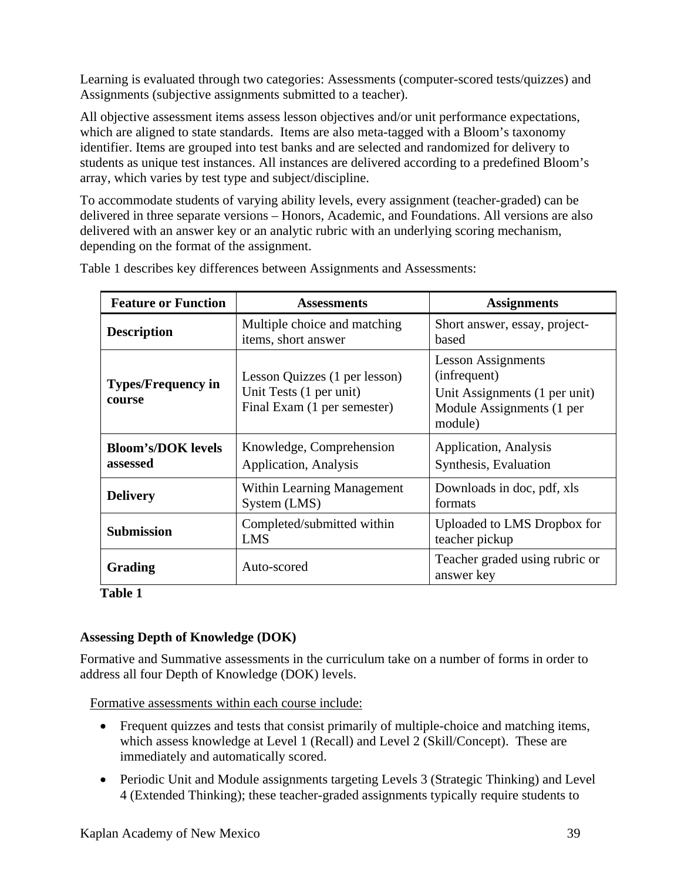Learning is evaluated through two categories: Assessments (computer-scored tests/quizzes) and Assignments (subjective assignments submitted to a teacher).

All objective assessment items assess lesson objectives and/or unit performance expectations, which are aligned to state standards. Items are also meta-tagged with a Bloom's taxonomy identifier. Items are grouped into test banks and are selected and randomized for delivery to students as unique test instances. All instances are delivered according to a predefined Bloom's array, which varies by test type and subject/discipline.

To accommodate students of varying ability levels, every assignment (teacher-graded) can be delivered in three separate versions – Honors, Academic, and Foundations. All versions are also delivered with an answer key or an analytic rubric with an underlying scoring mechanism, depending on the format of the assignment.

Table 1 describes key differences between Assignments and Assessments:

| Feature or Function | Assessments | Assignments |
|---|---|---|
| **Description** | Multiple choice and matching items, short answer | Short answer, essay, project-based |
| **Types/Frequency in course** | Lesson Quizzes (1 per lesson)<br>Unit Tests (1 per unit)<br>Final Exam (1 per semester) | Lesson Assignments (infrequent)<br>Unit Assignments (1 per unit)<br>Module Assignments (1 per module) |
| **Bloom's/DOK levels assessed** | Knowledge, Comprehension<br>Application, Analysis | Application, Analysis<br>Synthesis, Evaluation |
| **Delivery** | Within Learning Management System (LMS) | Downloads in doc, pdf, xls formats |
| **Submission** | Completed/submitted within LMS | Uploaded to LMS Dropbox for teacher pickup |
| **Grading** | Auto-scored | Teacher graded using rubric or answer key |

**Table 1**

**Assessing Depth of Knowledge (DOK)**

Formative and Summative assessments in the curriculum take on a number of forms in order to address all four Depth of Knowledge (DOK) levels.

<u>Formative assessments within each course include:</u>

- Frequent quizzes and tests that consist primarily of multiple-choice and matching items, which assess knowledge at Level 1 (Recall) and Level 2 (Skill/Concept). These are immediately and automatically scored.
- Periodic Unit and Module assignments targeting Levels 3 (Strategic Thinking) and Level 4 (Extended Thinking); these teacher-graded assignments typically require students to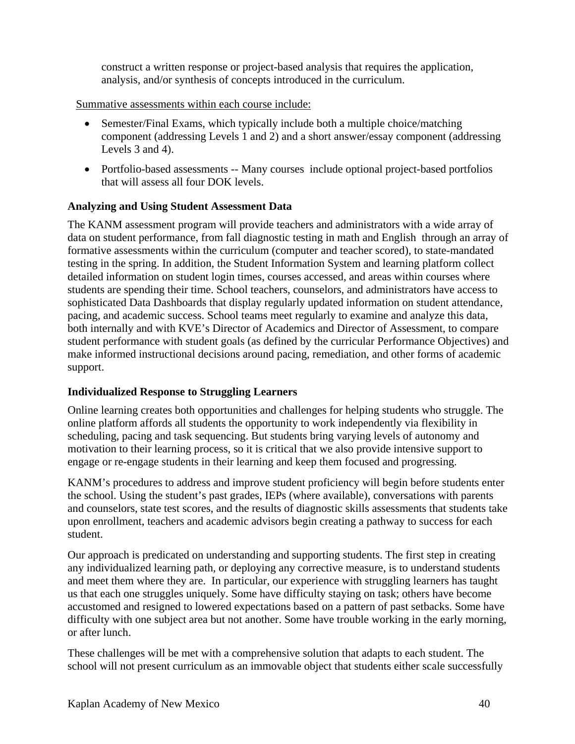construct a written response or project-based analysis that requires the application, analysis, and/or synthesis of concepts introduced in the curriculum.

Summative assessments within each course include:

- Semester/Final Exams, which typically include both a multiple choice/matching component (addressing Levels 1 and 2) and a short answer/essay component (addressing Levels 3 and 4).
- Portfolio-based assessments -- Many courses include optional project-based portfolios that will assess all four DOK levels.

**Analyzing and Using Student Assessment Data**

The KANM assessment program will provide teachers and administrators with a wide array of data on student performance, from fall diagnostic testing in math and English through an array of formative assessments within the curriculum (computer and teacher scored), to state-mandated testing in the spring. In addition, the Student Information System and learning platform collect detailed information on student login times, courses accessed, and areas within courses where students are spending their time. School teachers, counselors, and administrators have access to sophisticated Data Dashboards that display regularly updated information on student attendance, pacing, and academic success. School teams meet regularly to examine and analyze this data, both internally and with KVE's Director of Academics and Director of Assessment, to compare student performance with student goals (as defined by the curricular Performance Objectives) and make informed instructional decisions around pacing, remediation, and other forms of academic support.

**Individualized Response to Struggling Learners**

Online learning creates both opportunities and challenges for helping students who struggle. The online platform affords all students the opportunity to work independently via flexibility in scheduling, pacing and task sequencing. But students bring varying levels of autonomy and motivation to their learning process, so it is critical that we also provide intensive support to engage or re-engage students in their learning and keep them focused and progressing.

KANM's procedures to address and improve student proficiency will begin before students enter the school. Using the student's past grades, IEPs (where available), conversations with parents and counselors, state test scores, and the results of diagnostic skills assessments that students take upon enrollment, teachers and academic advisors begin creating a pathway to success for each student.

Our approach is predicated on understanding and supporting students. The first step in creating any individualized learning path, or deploying any corrective measure, is to understand students and meet them where they are. In particular, our experience with struggling learners has taught us that each one struggles uniquely. Some have difficulty staying on task; others have become accustomed and resigned to lowered expectations based on a pattern of past setbacks. Some have difficulty with one subject area but not another. Some have trouble working in the early morning, or after lunch.

These challenges will be met with a comprehensive solution that adapts to each student. The school will not present curriculum as an immovable object that students either scale successfully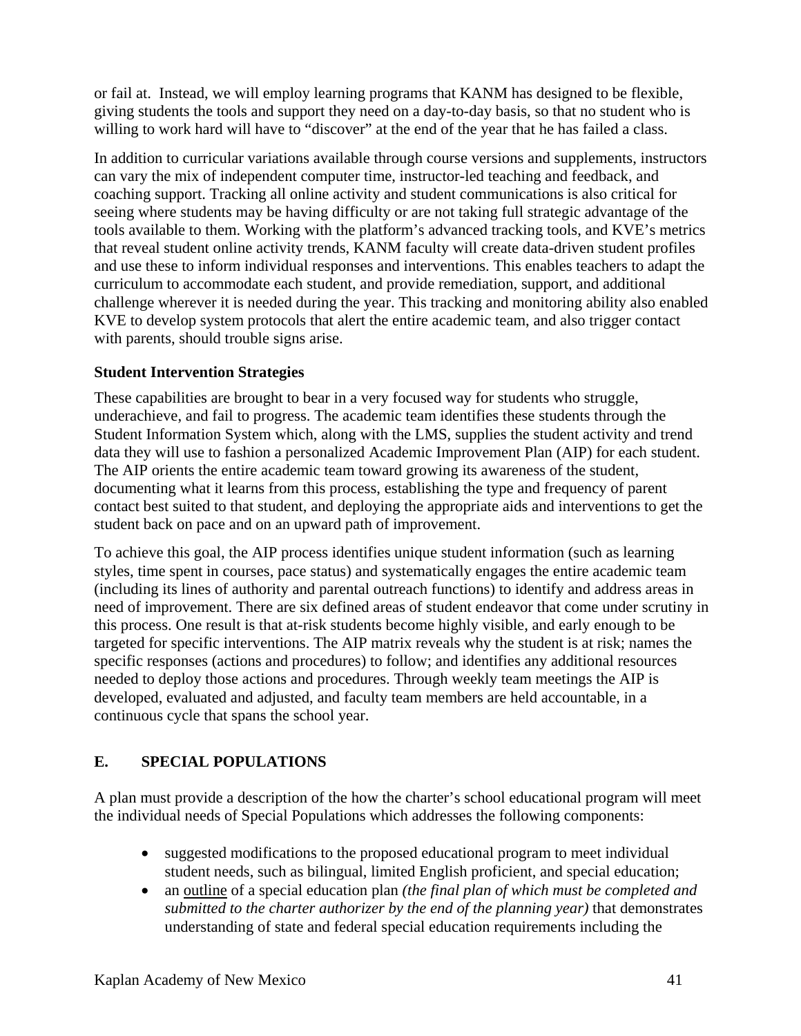or fail at. Instead, we will employ learning programs that KANM has designed to be flexible, giving students the tools and support they need on a day-to-day basis, so that no student who is willing to work hard will have to "discover" at the end of the year that he has failed a class.

In addition to curricular variations available through course versions and supplements, instructors can vary the mix of independent computer time, instructor-led teaching and feedback, and coaching support. Tracking all online activity and student communications is also critical for seeing where students may be having difficulty or are not taking full strategic advantage of the tools available to them. Working with the platform's advanced tracking tools, and KVE's metrics that reveal student online activity trends, KANM faculty will create data-driven student profiles and use these to inform individual responses and interventions. This enables teachers to adapt the curriculum to accommodate each student, and provide remediation, support, and additional challenge wherever it is needed during the year. This tracking and monitoring ability also enabled KVE to develop system protocols that alert the entire academic team, and also trigger contact with parents, should trouble signs arise.

**Student Intervention Strategies**

These capabilities are brought to bear in a very focused way for students who struggle, underachieve, and fail to progress. The academic team identifies these students through the Student Information System which, along with the LMS, supplies the student activity and trend data they will use to fashion a personalized Academic Improvement Plan (AIP) for each student. The AIP orients the entire academic team toward growing its awareness of the student, documenting what it learns from this process, establishing the type and frequency of parent contact best suited to that student, and deploying the appropriate aids and interventions to get the student back on pace and on an upward path of improvement.

To achieve this goal, the AIP process identifies unique student information (such as learning styles, time spent in courses, pace status) and systematically engages the entire academic team (including its lines of authority and parental outreach functions) to identify and address areas in need of improvement. There are six defined areas of student endeavor that come under scrutiny in this process. One result is that at-risk students become highly visible, and early enough to be targeted for specific interventions. The AIP matrix reveals why the student is at risk; names the specific responses (actions and procedures) to follow; and identifies any additional resources needed to deploy those actions and procedures. Through weekly team meetings the AIP is developed, evaluated and adjusted, and faculty team members are held accountable, in a continuous cycle that spans the school year.

## E. SPECIAL POPULATIONS

A plan must provide a description of the how the charter's school educational program will meet the individual needs of Special Populations which addresses the following components:

- suggested modifications to the proposed educational program to meet individual student needs, such as bilingual, limited English proficient, and special education;
- an <u>outline</u> of a special education plan *(the final plan of which must be completed and submitted to the charter authorizer by the end of the planning year)* that demonstrates understanding of state and federal special education requirements including the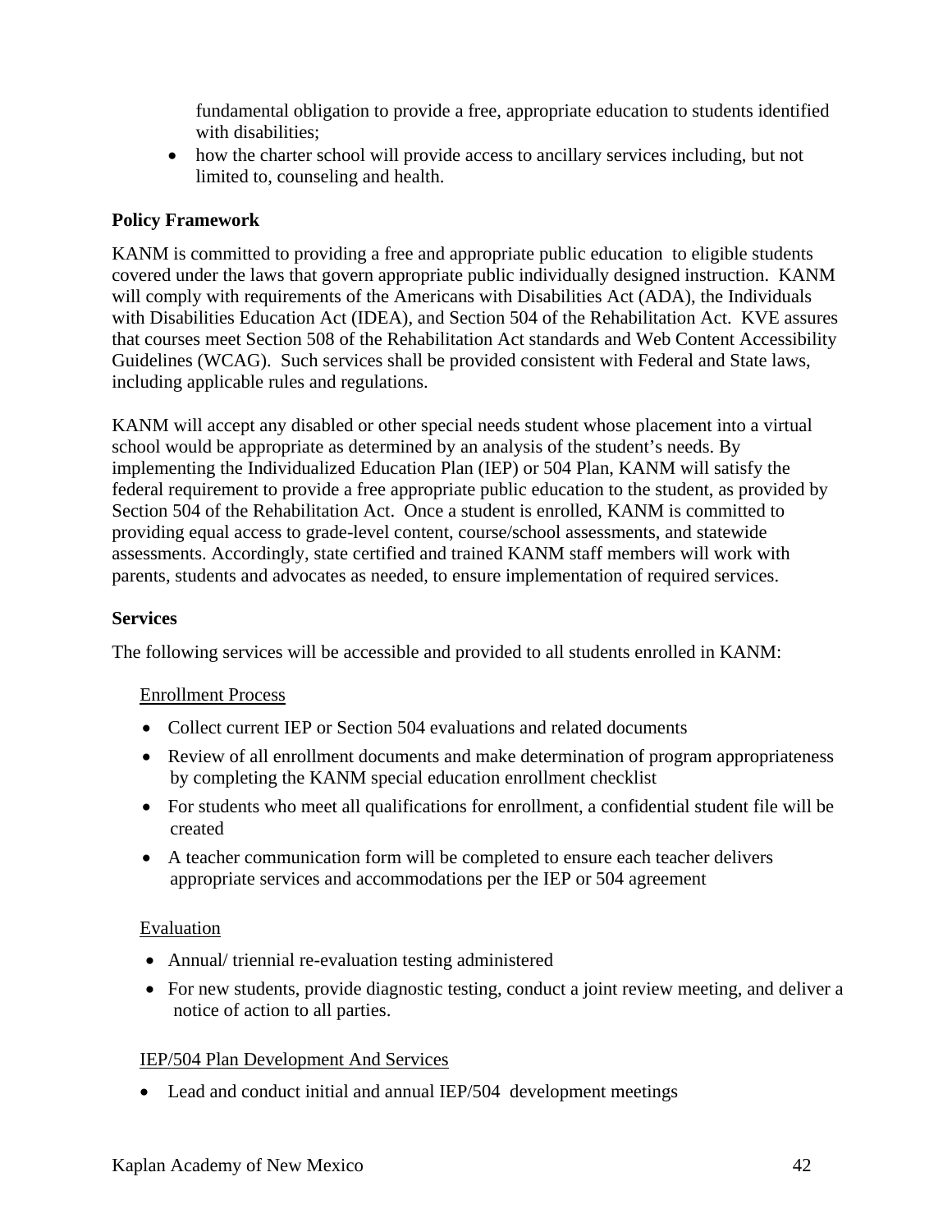fundamental obligation to provide a free, appropriate education to students identified with disabilities;

- how the charter school will provide access to ancillary services including, but not limited to, counseling and health.

**Policy Framework**

KANM is committed to providing a free and appropriate public education to eligible students covered under the laws that govern appropriate public individually designed instruction. KANM will comply with requirements of the Americans with Disabilities Act (ADA), the Individuals with Disabilities Education Act (IDEA), and Section 504 of the Rehabilitation Act. KVE assures that courses meet Section 508 of the Rehabilitation Act standards and Web Content Accessibility Guidelines (WCAG). Such services shall be provided consistent with Federal and State laws, including applicable rules and regulations.

KANM will accept any disabled or other special needs student whose placement into a virtual school would be appropriate as determined by an analysis of the student's needs. By implementing the Individualized Education Plan (IEP) or 504 Plan, KANM will satisfy the federal requirement to provide a free appropriate public education to the student, as provided by Section 504 of the Rehabilitation Act. Once a student is enrolled, KANM is committed to providing equal access to grade-level content, course/school assessments, and statewide assessments. Accordingly, state certified and trained KANM staff members will work with parents, students and advocates as needed, to ensure implementation of required services.

**Services**

The following services will be accessible and provided to all students enrolled in KANM:

<u>Enrollment Process</u>

- Collect current IEP or Section 504 evaluations and related documents
- Review of all enrollment documents and make determination of program appropriateness by completing the KANM special education enrollment checklist
- For students who meet all qualifications for enrollment, a confidential student file will be created
- A teacher communication form will be completed to ensure each teacher delivers appropriate services and accommodations per the IEP or 504 agreement

<u>Evaluation</u>

- Annual/ triennial re-evaluation testing administered
- For new students, provide diagnostic testing, conduct a joint review meeting, and deliver a notice of action to all parties.

<u>IEP/504 Plan Development And Services</u>

- Lead and conduct initial and annual IEP/504 development meetings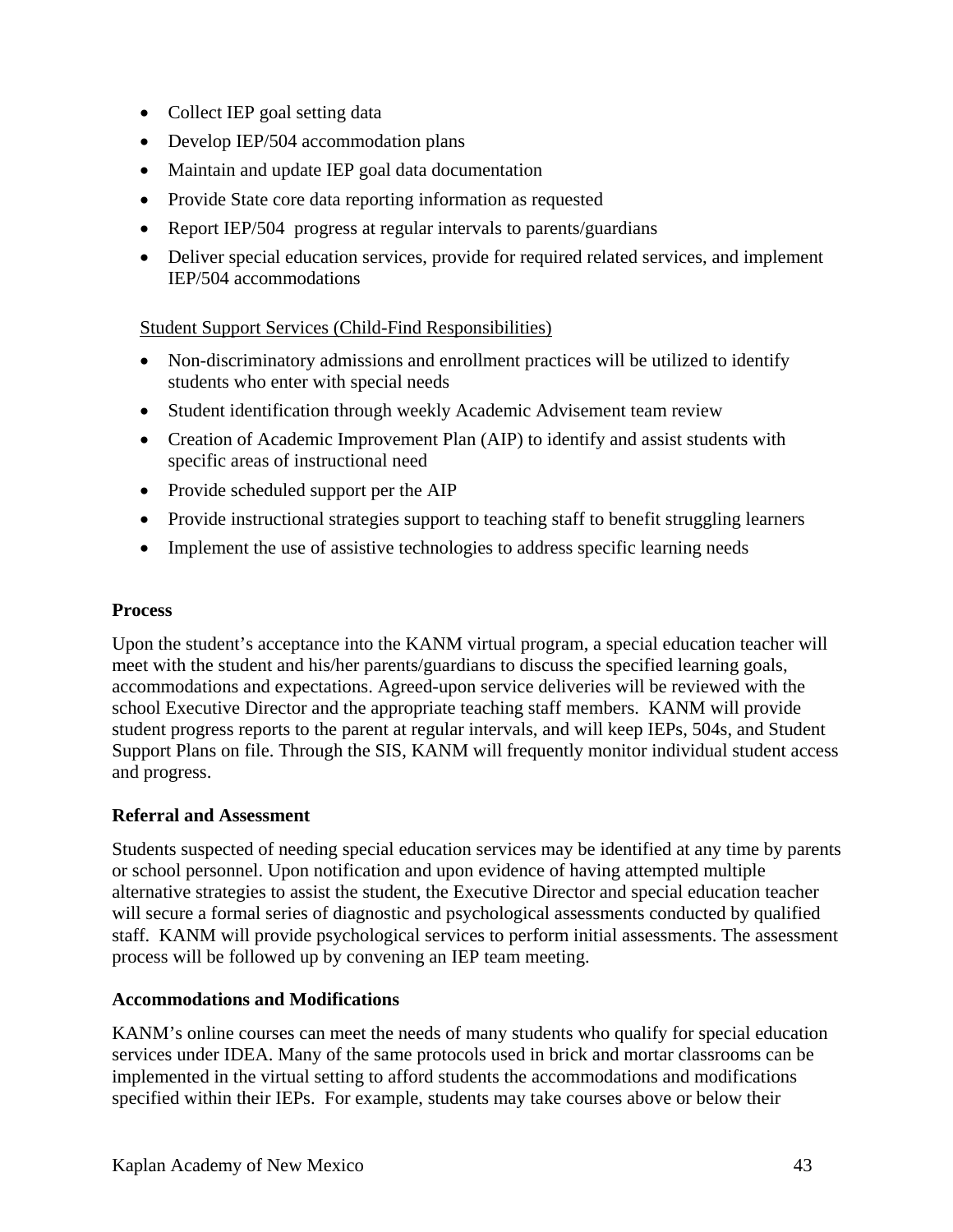- Collect IEP goal setting data
- Develop IEP/504 accommodation plans
- Maintain and update IEP goal data documentation
- Provide State core data reporting information as requested
- Report IEP/504 progress at regular intervals to parents/guardians
- Deliver special education services, provide for required related services, and implement IEP/504 accommodations

Student Support Services (Child-Find Responsibilities)

- Non-discriminatory admissions and enrollment practices will be utilized to identify students who enter with special needs
- Student identification through weekly Academic Advisement team review
- Creation of Academic Improvement Plan (AIP) to identify and assist students with specific areas of instructional need
- Provide scheduled support per the AIP
- Provide instructional strategies support to teaching staff to benefit struggling learners
- Implement the use of assistive technologies to address specific learning needs

**Process**

Upon the student's acceptance into the KANM virtual program, a special education teacher will meet with the student and his/her parents/guardians to discuss the specified learning goals, accommodations and expectations. Agreed-upon service deliveries will be reviewed with the school Executive Director and the appropriate teaching staff members. KANM will provide student progress reports to the parent at regular intervals, and will keep IEPs, 504s, and Student Support Plans on file. Through the SIS, KANM will frequently monitor individual student access and progress.

**Referral and Assessment**

Students suspected of needing special education services may be identified at any time by parents or school personnel. Upon notification and upon evidence of having attempted multiple alternative strategies to assist the student, the Executive Director and special education teacher will secure a formal series of diagnostic and psychological assessments conducted by qualified staff. KANM will provide psychological services to perform initial assessments. The assessment process will be followed up by convening an IEP team meeting.

**Accommodations and Modifications**

KANM's online courses can meet the needs of many students who qualify for special education services under IDEA. Many of the same protocols used in brick and mortar classrooms can be implemented in the virtual setting to afford students the accommodations and modifications specified within their IEPs. For example, students may take courses above or below their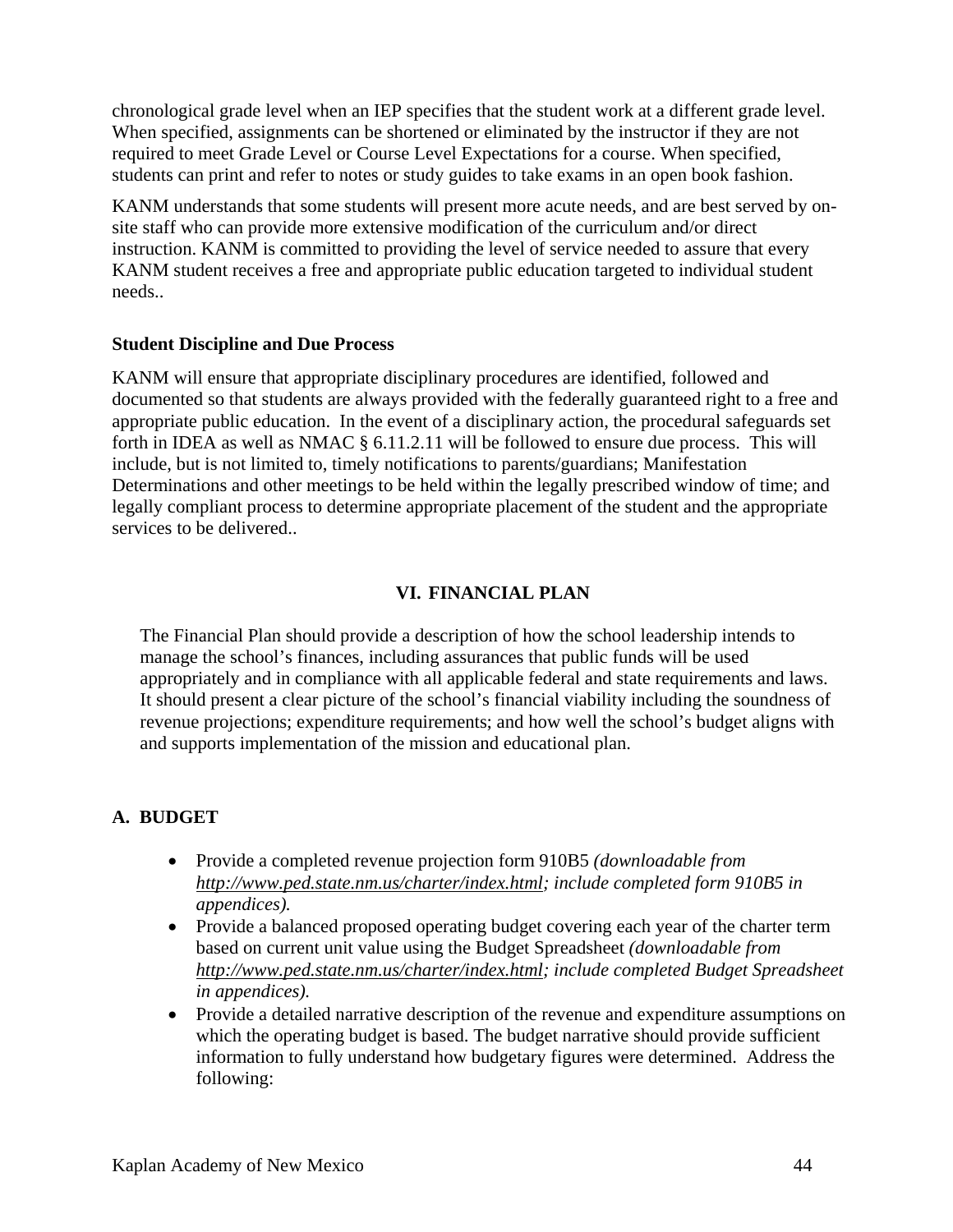chronological grade level when an IEP specifies that the student work at a different grade level. When specified, assignments can be shortened or eliminated by the instructor if they are not required to meet Grade Level or Course Level Expectations for a course. When specified, students can print and refer to notes or study guides to take exams in an open book fashion.

KANM understands that some students will present more acute needs, and are best served by on-site staff who can provide more extensive modification of the curriculum and/or direct instruction. KANM is committed to providing the level of service needed to assure that every KANM student receives a free and appropriate public education targeted to individual student needs..

**Student Discipline and Due Process**

KANM will ensure that appropriate disciplinary procedures are identified, followed and documented so that students are always provided with the federally guaranteed right to a free and appropriate public education. In the event of a disciplinary action, the procedural safeguards set forth in IDEA as well as NMAC § 6.11.2.11 will be followed to ensure due process. This will include, but is not limited to, timely notifications to parents/guardians; Manifestation Determinations and other meetings to be held within the legally prescribed window of time; and legally compliant process to determine appropriate placement of the student and the appropriate services to be delivered..

## VI. FINANCIAL PLAN

The Financial Plan should provide a description of how the school leadership intends to manage the school's finances, including assurances that public funds will be used appropriately and in compliance with all applicable federal and state requirements and laws. It should present a clear picture of the school's financial viability including the soundness of revenue projections; expenditure requirements; and how well the school's budget aligns with and supports implementation of the mission and educational plan.

### A. BUDGET

- Provide a completed revenue projection form 910B5 *(downloadable from http://www.ped.state.nm.us/charter/index.html; include completed form 910B5 in appendices).*
- Provide a balanced proposed operating budget covering each year of the charter term based on current unit value using the Budget Spreadsheet *(downloadable from http://www.ped.state.nm.us/charter/index.html; include completed Budget Spreadsheet in appendices).*
- Provide a detailed narrative description of the revenue and expenditure assumptions on which the operating budget is based. The budget narrative should provide sufficient information to fully understand how budgetary figures were determined. Address the following: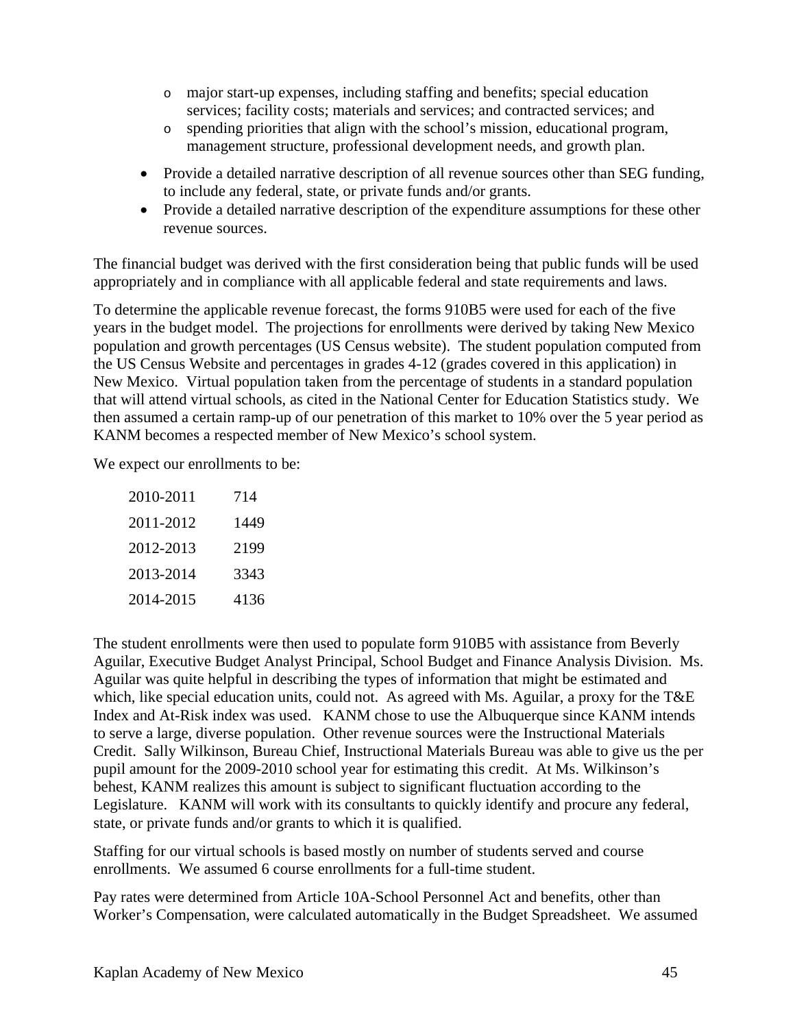- major start-up expenses, including staffing and benefits; special education services; facility costs; materials and services; and contracted services; and
  - spending priorities that align with the school's mission, educational program, management structure, professional development needs, and growth plan.

- Provide a detailed narrative description of all revenue sources other than SEG funding, to include any federal, state, or private funds and/or grants.
- Provide a detailed narrative description of the expenditure assumptions for these other revenue sources.

The financial budget was derived with the first consideration being that public funds will be used appropriately and in compliance with all applicable federal and state requirements and laws.

To determine the applicable revenue forecast, the forms 910B5 were used for each of the five years in the budget model. The projections for enrollments were derived by taking New Mexico population and growth percentages (US Census website). The student population computed from the US Census Website and percentages in grades 4-12 (grades covered in this application) in New Mexico. Virtual population taken from the percentage of students in a standard population that will attend virtual schools, as cited in the National Center for Education Statistics study. We then assumed a certain ramp-up of our penetration of this market to 10% over the 5 year period as KANM becomes a respected member of New Mexico's school system.

We expect our enrollments to be:

| | |
|---|---|
| 2010-2011 | 714 |
| 2011-2012 | 1449 |
| 2012-2013 | 2199 |
| 2013-2014 | 3343 |
| 2014-2015 | 4136 |

The student enrollments were then used to populate form 910B5 with assistance from Beverly Aguilar, Executive Budget Analyst Principal, School Budget and Finance Analysis Division. Ms. Aguilar was quite helpful in describing the types of information that might be estimated and which, like special education units, could not. As agreed with Ms. Aguilar, a proxy for the T&E Index and At-Risk index was used. KANM chose to use the Albuquerque since KANM intends to serve a large, diverse population. Other revenue sources were the Instructional Materials Credit. Sally Wilkinson, Bureau Chief, Instructional Materials Bureau was able to give us the per pupil amount for the 2009-2010 school year for estimating this credit. At Ms. Wilkinson's behest, KANM realizes this amount is subject to significant fluctuation according to the Legislature. KANM will work with its consultants to quickly identify and procure any federal, state, or private funds and/or grants to which it is qualified.

Staffing for our virtual schools is based mostly on number of students served and course enrollments. We assumed 6 course enrollments for a full-time student.

Pay rates were determined from Article 10A-School Personnel Act and benefits, other than Worker's Compensation, were calculated automatically in the Budget Spreadsheet. We assumed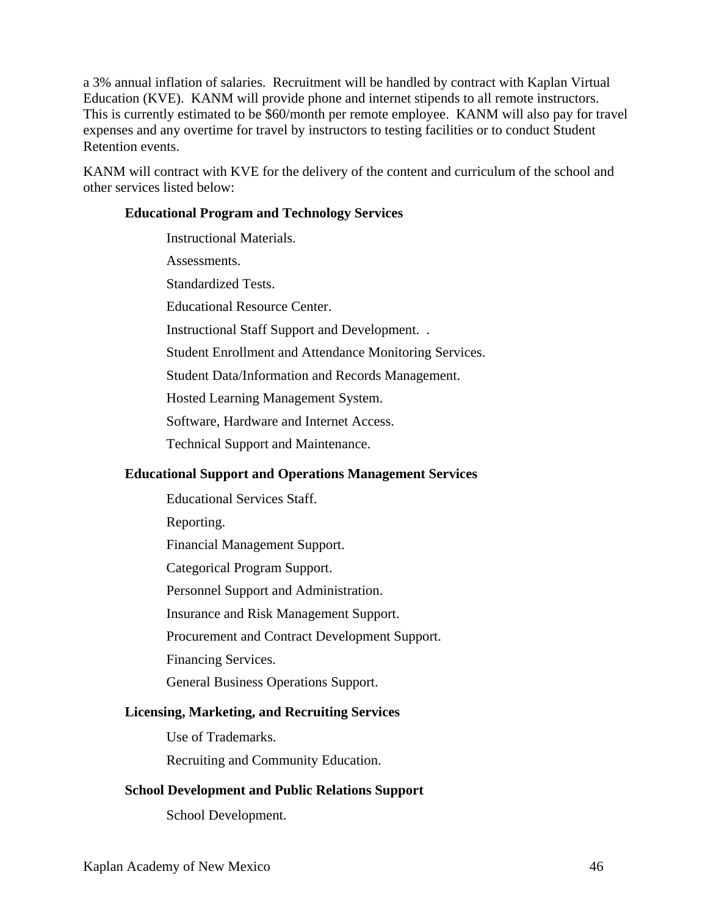a 3% annual inflation of salaries.  Recruitment will be handled by contract with Kaplan Virtual Education (KVE).  KANM will provide phone and internet stipends to all remote instructors.  This is currently estimated to be $60/month per remote employee.  KANM will also pay for travel expenses and any overtime for travel by instructors to testing facilities or to conduct Student Retention events.

KANM will contract with KVE for the delivery of the content and curriculum of the school and other services listed below:

**Educational Program and Technology Services**

Instructional Materials.

Assessments.

Standardized Tests.

Educational Resource Center.

Instructional Staff Support and Development.  .

Student Enrollment and Attendance Monitoring Services.

Student Data/Information and Records Management.

Hosted Learning Management System.

Software, Hardware and Internet Access.

Technical Support and Maintenance.

**Educational Support and Operations Management Services**

Educational Services Staff.

Reporting.

Financial Management Support.

Categorical Program Support.

Personnel Support and Administration.

Insurance and Risk Management Support.

Procurement and Contract Development Support.

Financing Services.

General Business Operations Support.

**Licensing, Marketing, and Recruiting Services**

Use of Trademarks.

Recruiting and Community Education.

**School Development and Public Relations Support**

School Development.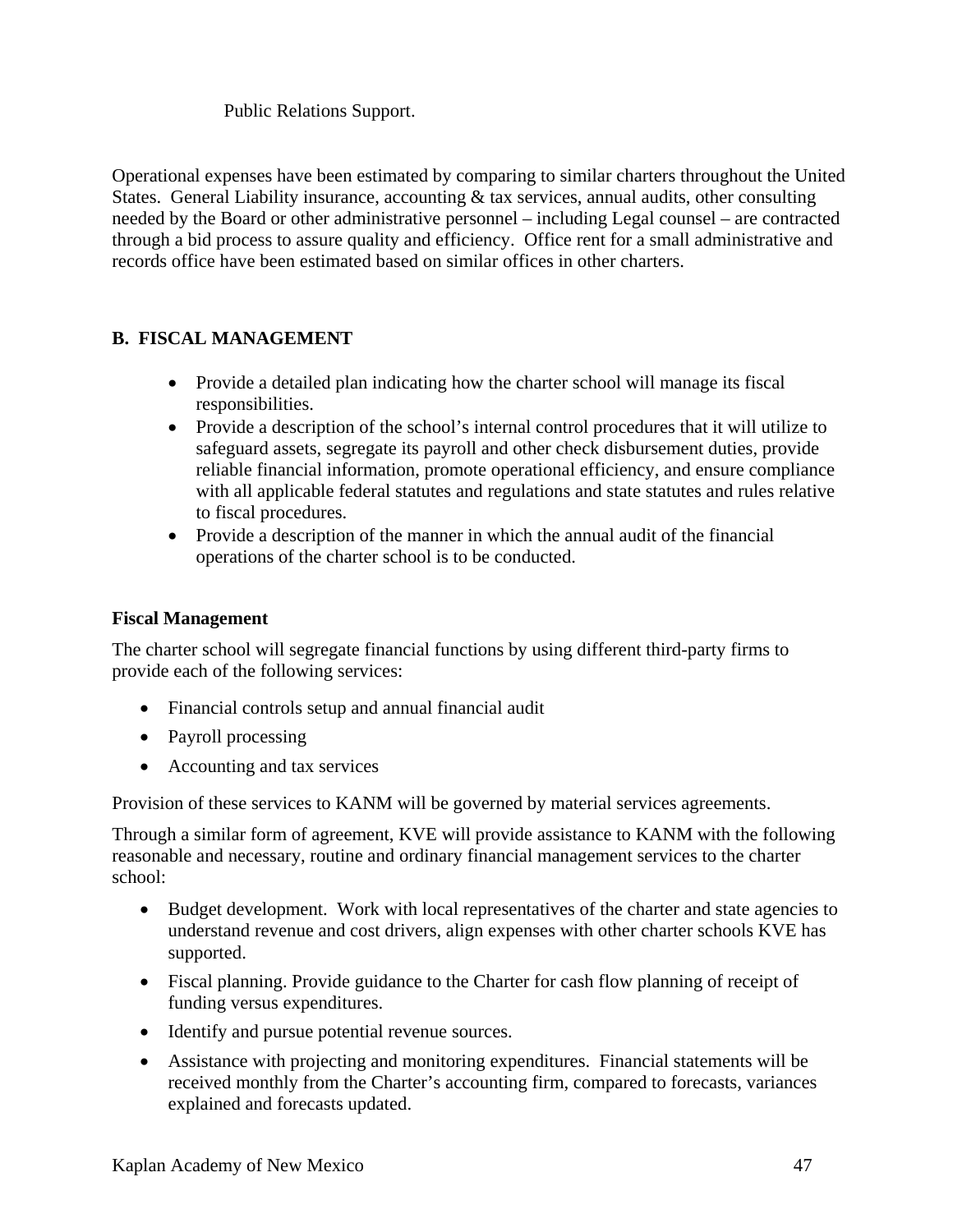Public Relations Support.

Operational expenses have been estimated by comparing to similar charters throughout the United States. General Liability insurance, accounting & tax services, annual audits, other consulting needed by the Board or other administrative personnel – including Legal counsel – are contracted through a bid process to assure quality and efficiency. Office rent for a small administrative and records office have been estimated based on similar offices in other charters.

## B. FISCAL MANAGEMENT

- Provide a detailed plan indicating how the charter school will manage its fiscal responsibilities.
- Provide a description of the school's internal control procedures that it will utilize to safeguard assets, segregate its payroll and other check disbursement duties, provide reliable financial information, promote operational efficiency, and ensure compliance with all applicable federal statutes and regulations and state statutes and rules relative to fiscal procedures.
- Provide a description of the manner in which the annual audit of the financial operations of the charter school is to be conducted.

### Fiscal Management

The charter school will segregate financial functions by using different third-party firms to provide each of the following services:

- Financial controls setup and annual financial audit
- Payroll processing
- Accounting and tax services

Provision of these services to KANM will be governed by material services agreements.

Through a similar form of agreement, KVE will provide assistance to KANM with the following reasonable and necessary, routine and ordinary financial management services to the charter school:

- Budget development. Work with local representatives of the charter and state agencies to understand revenue and cost drivers, align expenses with other charter schools KVE has supported.
- Fiscal planning. Provide guidance to the Charter for cash flow planning of receipt of funding versus expenditures.
- Identify and pursue potential revenue sources.
- Assistance with projecting and monitoring expenditures. Financial statements will be received monthly from the Charter's accounting firm, compared to forecasts, variances explained and forecasts updated.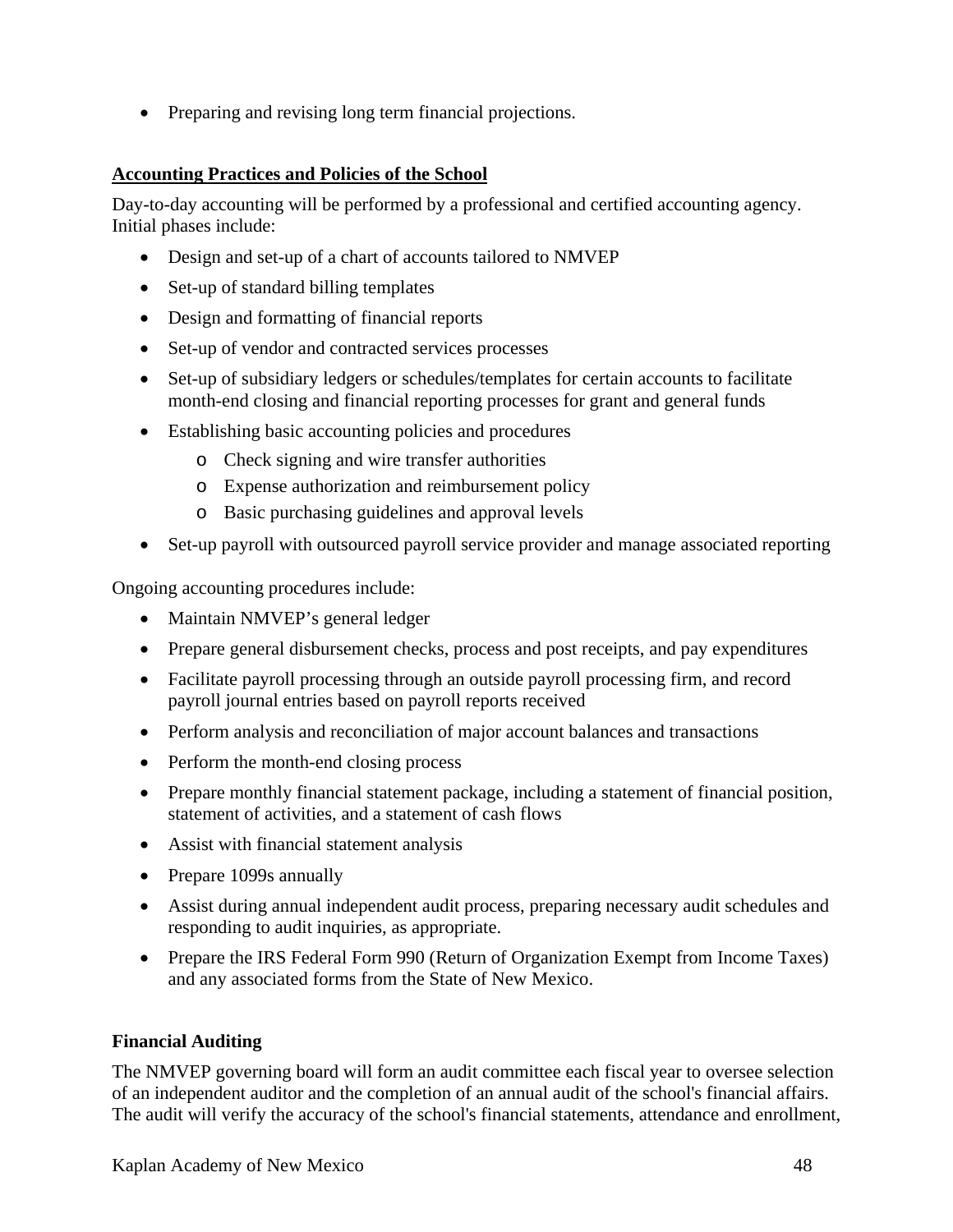- Preparing and revising long term financial projections.

## Accounting Practices and Policies of the School

Day-to-day accounting will be performed by a professional and certified accounting agency. Initial phases include:

- Design and set-up of a chart of accounts tailored to NMVEP
- Set-up of standard billing templates
- Design and formatting of financial reports
- Set-up of vendor and contracted services processes
- Set-up of subsidiary ledgers or schedules/templates for certain accounts to facilitate month-end closing and financial reporting processes for grant and general funds
- Establishing basic accounting policies and procedures
  - Check signing and wire transfer authorities
  - Expense authorization and reimbursement policy
  - Basic purchasing guidelines and approval levels
- Set-up payroll with outsourced payroll service provider and manage associated reporting

Ongoing accounting procedures include:

- Maintain NMVEP's general ledger
- Prepare general disbursement checks, process and post receipts, and pay expenditures
- Facilitate payroll processing through an outside payroll processing firm, and record payroll journal entries based on payroll reports received
- Perform analysis and reconciliation of major account balances and transactions
- Perform the month-end closing process
- Prepare monthly financial statement package, including a statement of financial position, statement of activities, and a statement of cash flows
- Assist with financial statement analysis
- Prepare 1099s annually
- Assist during annual independent audit process, preparing necessary audit schedules and responding to audit inquiries, as appropriate.
- Prepare the IRS Federal Form 990 (Return of Organization Exempt from Income Taxes) and any associated forms from the State of New Mexico.

### Financial Auditing

The NMVEP governing board will form an audit committee each fiscal year to oversee selection of an independent auditor and the completion of an annual audit of the school's financial affairs. The audit will verify the accuracy of the school's financial statements, attendance and enrollment,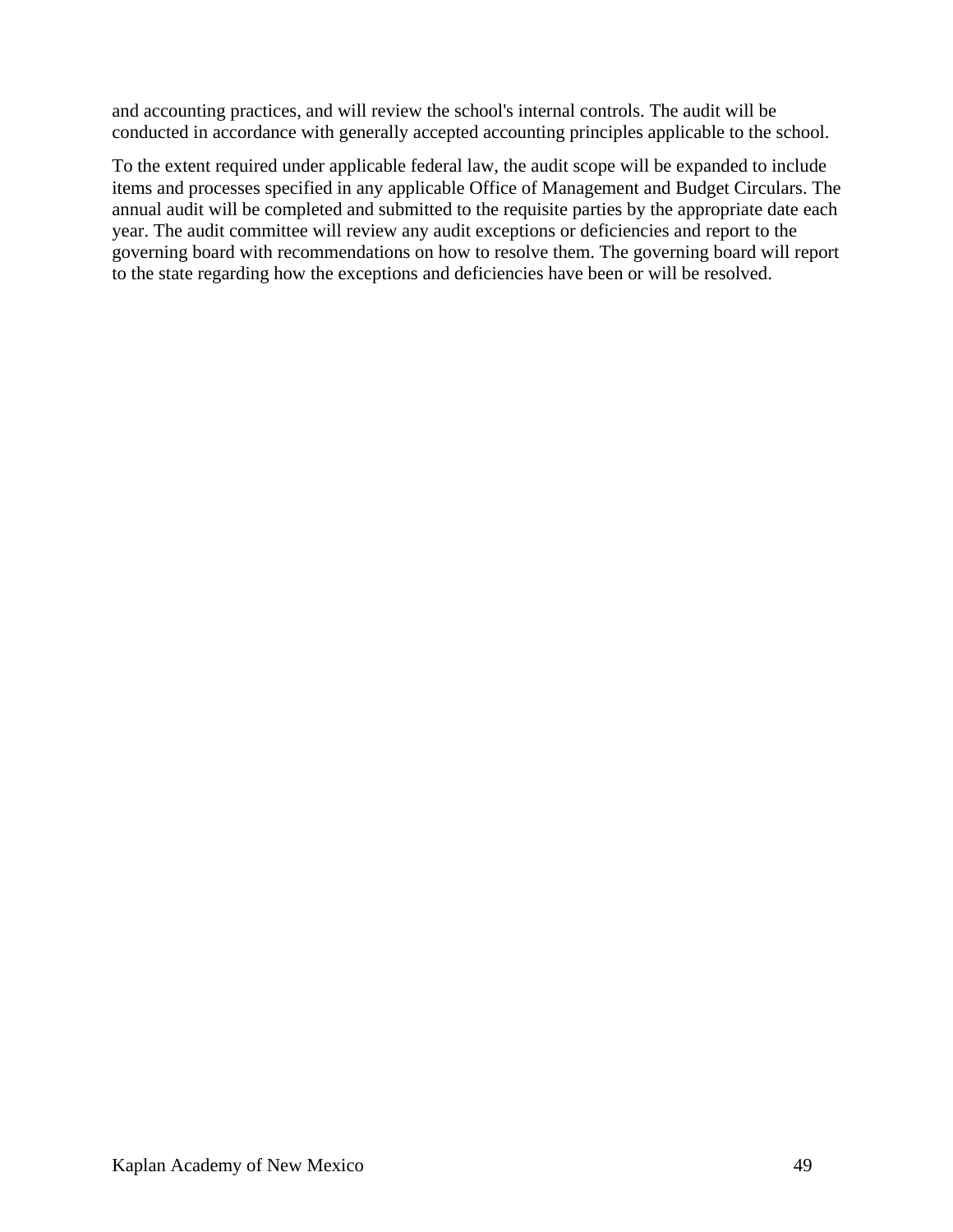and accounting practices, and will review the school's internal controls. The audit will be conducted in accordance with generally accepted accounting principles applicable to the school.

To the extent required under applicable federal law, the audit scope will be expanded to include items and processes specified in any applicable Office of Management and Budget Circulars. The annual audit will be completed and submitted to the requisite parties by the appropriate date each year. The audit committee will review any audit exceptions or deficiencies and report to the governing board with recommendations on how to resolve them. The governing board will report to the state regarding how the exceptions and deficiencies have been or will be resolved.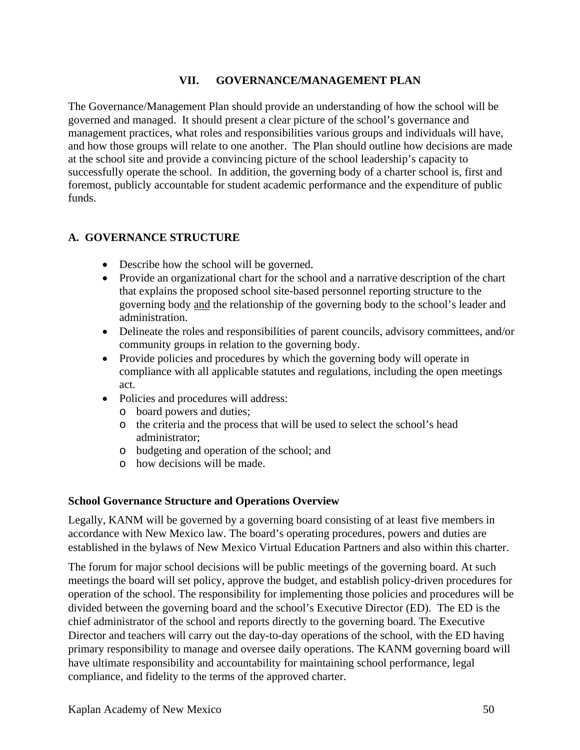# VII. GOVERNANCE/MANAGEMENT PLAN

The Governance/Management Plan should provide an understanding of how the school will be governed and managed. It should present a clear picture of the school's governance and management practices, what roles and responsibilities various groups and individuals will have, and how those groups will relate to one another. The Plan should outline how decisions are made at the school site and provide a convincing picture of the school leadership's capacity to successfully operate the school. In addition, the governing body of a charter school is, first and foremost, publicly accountable for student academic performance and the expenditure of public funds.

## A. GOVERNANCE STRUCTURE

- Describe how the school will be governed.
- Provide an organizational chart for the school and a narrative description of the chart that explains the proposed school site-based personnel reporting structure to the governing body <u>and</u> the relationship of the governing body to the school's leader and administration.
- Delineate the roles and responsibilities of parent councils, advisory committees, and/or community groups in relation to the governing body.
- Provide policies and procedures by which the governing body will operate in compliance with all applicable statutes and regulations, including the open meetings act.
- Policies and procedures will address:
  - board powers and duties;
  - the criteria and the process that will be used to select the school's head administrator;
  - budgeting and operation of the school; and
  - how decisions will be made.

**School Governance Structure and Operations Overview**

Legally, KANM will be governed by a governing board consisting of at least five members in accordance with New Mexico law. The board's operating procedures, powers and duties are established in the bylaws of New Mexico Virtual Education Partners and also within this charter.

The forum for major school decisions will be public meetings of the governing board. At such meetings the board will set policy, approve the budget, and establish policy-driven procedures for operation of the school. The responsibility for implementing those policies and procedures will be divided between the governing board and the school's Executive Director (ED). The ED is the chief administrator of the school and reports directly to the governing board. The Executive Director and teachers will carry out the day-to-day operations of the school, with the ED having primary responsibility to manage and oversee daily operations. The KANM governing board will have ultimate responsibility and accountability for maintaining school performance, legal compliance, and fidelity to the terms of the approved charter.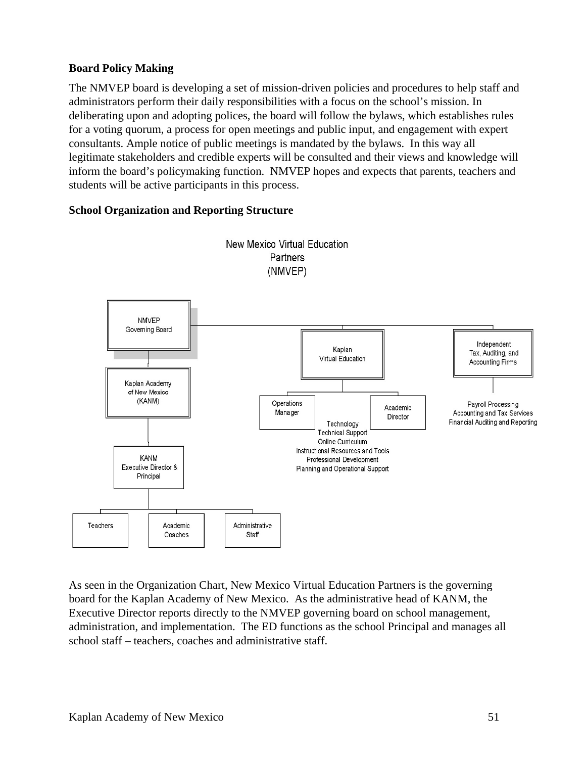**Board Policy Making**

The NMVEP board is developing a set of mission-driven policies and procedures to help staff and administrators perform their daily responsibilities with a focus on the school's mission. In deliberating upon and adopting polices, the board will follow the bylaws, which establishes rules for a voting quorum, a process for open meetings and public input, and engagement with expert consultants. Ample notice of public meetings is mandated by the bylaws. In this way all legitimate stakeholders and credible experts will be consulted and their views and knowledge will inform the board's policymaking function. NMVEP hopes and expects that parents, teachers and students will be active participants in this process.

**School Organization and Reporting Structure**

New Mexico Virtual Education Partners (NMVEP)

- NMVEP Governing Board
  - Kaplan Academy of New Mexico (KANM)
    - KANM Executive Director & Principal
      - Teachers
      - Academic Coaches
      - Administrative Staff
  - Kaplan Virtual Education
    - Operations Manager
    - Academic Director
    - Technology, Technical Support, Online Curriculum, Instructional Resources and Tools, Professional Development, Planning and Operational Support
  - Independent Tax, Auditing, and Accounting Firms
    - Payroll Processing, Accounting and Tax Services, Financial Auditing and Reporting

As seen in the Organization Chart, New Mexico Virtual Education Partners is the governing board for the Kaplan Academy of New Mexico. As the administrative head of KANM, the Executive Director reports directly to the NMVEP governing board on school management, administration, and implementation. The ED functions as the school Principal and manages all school staff – teachers, coaches and administrative staff.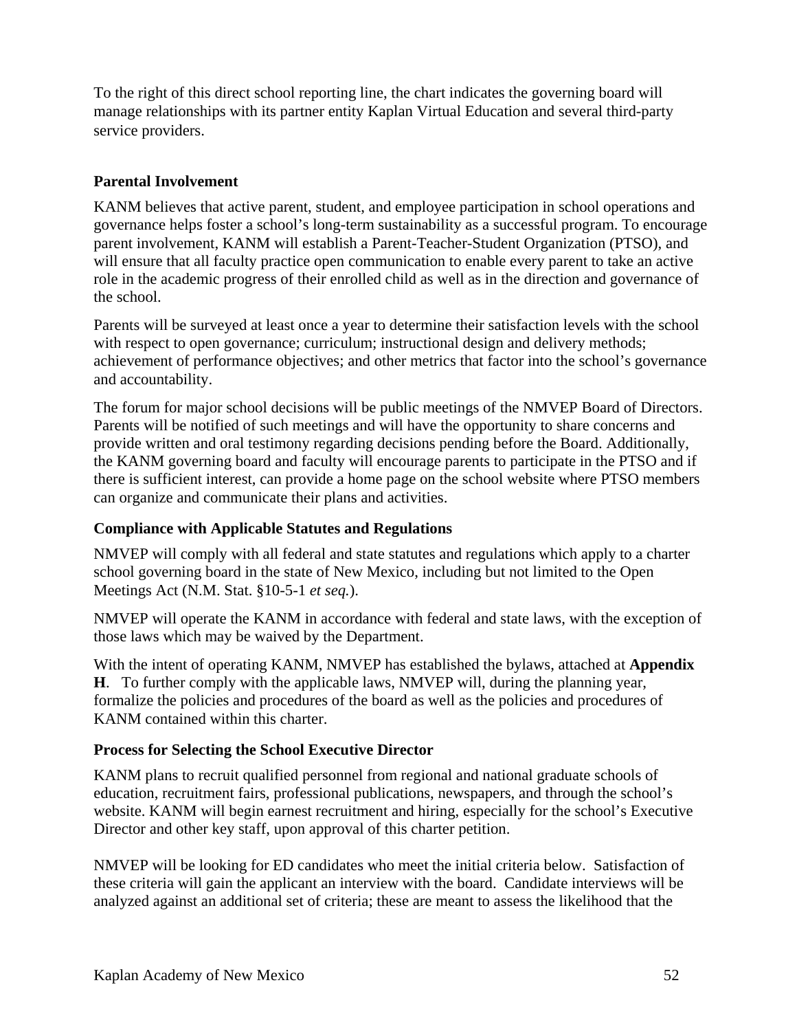To the right of this direct school reporting line, the chart indicates the governing board will manage relationships with its partner entity Kaplan Virtual Education and several third-party service providers.

### Parental Involvement

KANM believes that active parent, student, and employee participation in school operations and governance helps foster a school's long-term sustainability as a successful program. To encourage parent involvement, KANM will establish a Parent-Teacher-Student Organization (PTSO), and will ensure that all faculty practice open communication to enable every parent to take an active role in the academic progress of their enrolled child as well as in the direction and governance of the school.

Parents will be surveyed at least once a year to determine their satisfaction levels with the school with respect to open governance; curriculum; instructional design and delivery methods; achievement of performance objectives; and other metrics that factor into the school's governance and accountability.

The forum for major school decisions will be public meetings of the NMVEP Board of Directors. Parents will be notified of such meetings and will have the opportunity to share concerns and provide written and oral testimony regarding decisions pending before the Board. Additionally, the KANM governing board and faculty will encourage parents to participate in the PTSO and if there is sufficient interest, can provide a home page on the school website where PTSO members can organize and communicate their plans and activities.

### Compliance with Applicable Statutes and Regulations

NMVEP will comply with all federal and state statutes and regulations which apply to a charter school governing board in the state of New Mexico, including but not limited to the Open Meetings Act (N.M. Stat. §10-5-1 *et seq.*).

NMVEP will operate the KANM in accordance with federal and state laws, with the exception of those laws which may be waived by the Department.

With the intent of operating KANM, NMVEP has established the bylaws, attached at **Appendix H**. To further comply with the applicable laws, NMVEP will, during the planning year, formalize the policies and procedures of the board as well as the policies and procedures of KANM contained within this charter.

### Process for Selecting the School Executive Director

KANM plans to recruit qualified personnel from regional and national graduate schools of education, recruitment fairs, professional publications, newspapers, and through the school's website. KANM will begin earnest recruitment and hiring, especially for the school's Executive Director and other key staff, upon approval of this charter petition.

NMVEP will be looking for ED candidates who meet the initial criteria below. Satisfaction of these criteria will gain the applicant an interview with the board. Candidate interviews will be analyzed against an additional set of criteria; these are meant to assess the likelihood that the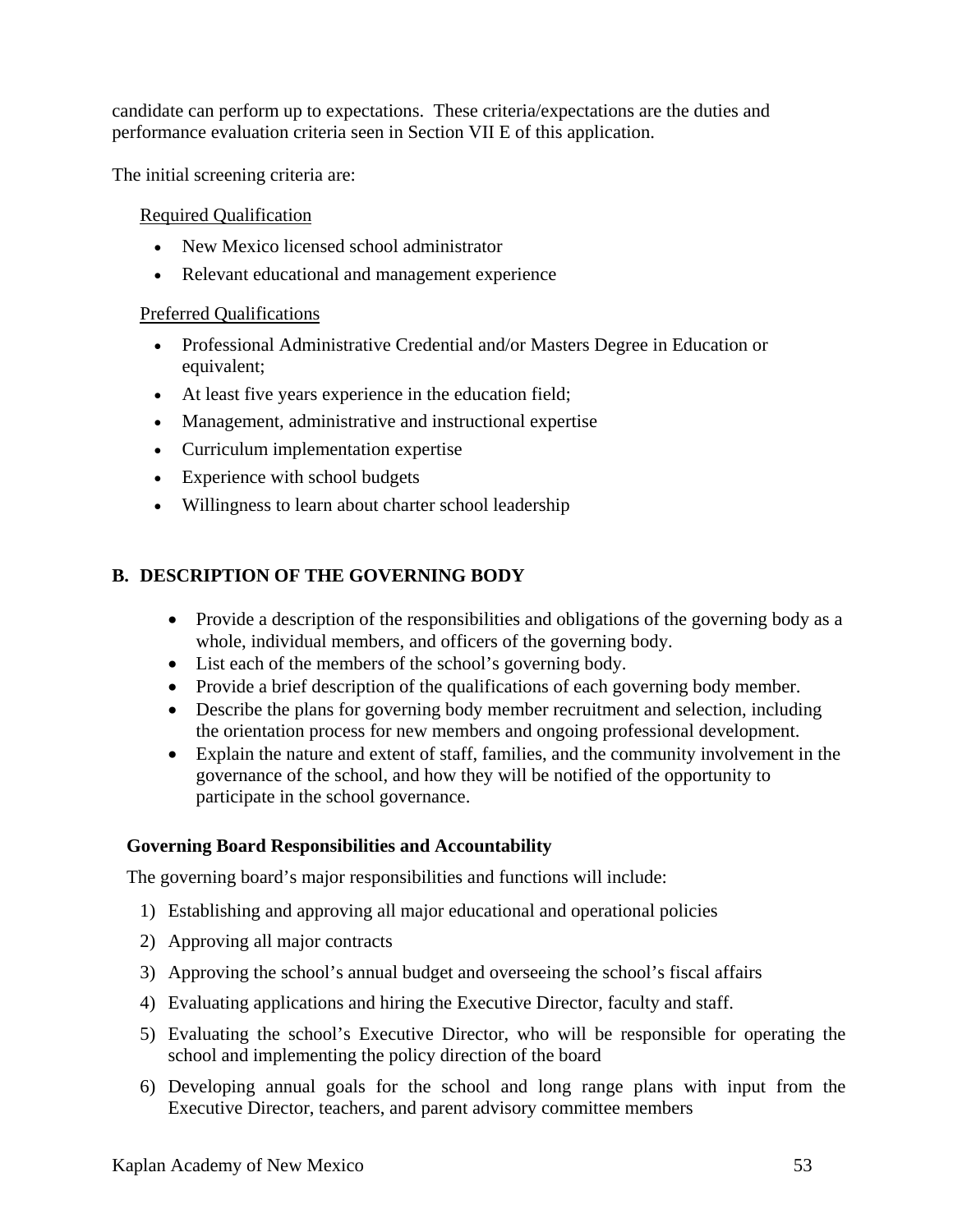candidate can perform up to expectations. These criteria/expectations are the duties and performance evaluation criteria seen in Section VII E of this application.

The initial screening criteria are:

Required Qualification

- New Mexico licensed school administrator
- Relevant educational and management experience

Preferred Qualifications

- Professional Administrative Credential and/or Masters Degree in Education or equivalent;
- At least five years experience in the education field;
- Management, administrative and instructional expertise
- Curriculum implementation expertise
- Experience with school budgets
- Willingness to learn about charter school leadership

## B. DESCRIPTION OF THE GOVERNING BODY

- Provide a description of the responsibilities and obligations of the governing body as a whole, individual members, and officers of the governing body.
- List each of the members of the school's governing body.
- Provide a brief description of the qualifications of each governing body member.
- Describe the plans for governing body member recruitment and selection, including the orientation process for new members and ongoing professional development.
- Explain the nature and extent of staff, families, and the community involvement in the governance of the school, and how they will be notified of the opportunity to participate in the school governance.

### Governing Board Responsibilities and Accountability

The governing board's major responsibilities and functions will include:

1) Establishing and approving all major educational and operational policies
2) Approving all major contracts
3) Approving the school's annual budget and overseeing the school's fiscal affairs
4) Evaluating applications and hiring the Executive Director, faculty and staff.
5) Evaluating the school's Executive Director, who will be responsible for operating the school and implementing the policy direction of the board
6) Developing annual goals for the school and long range plans with input from the Executive Director, teachers, and parent advisory committee members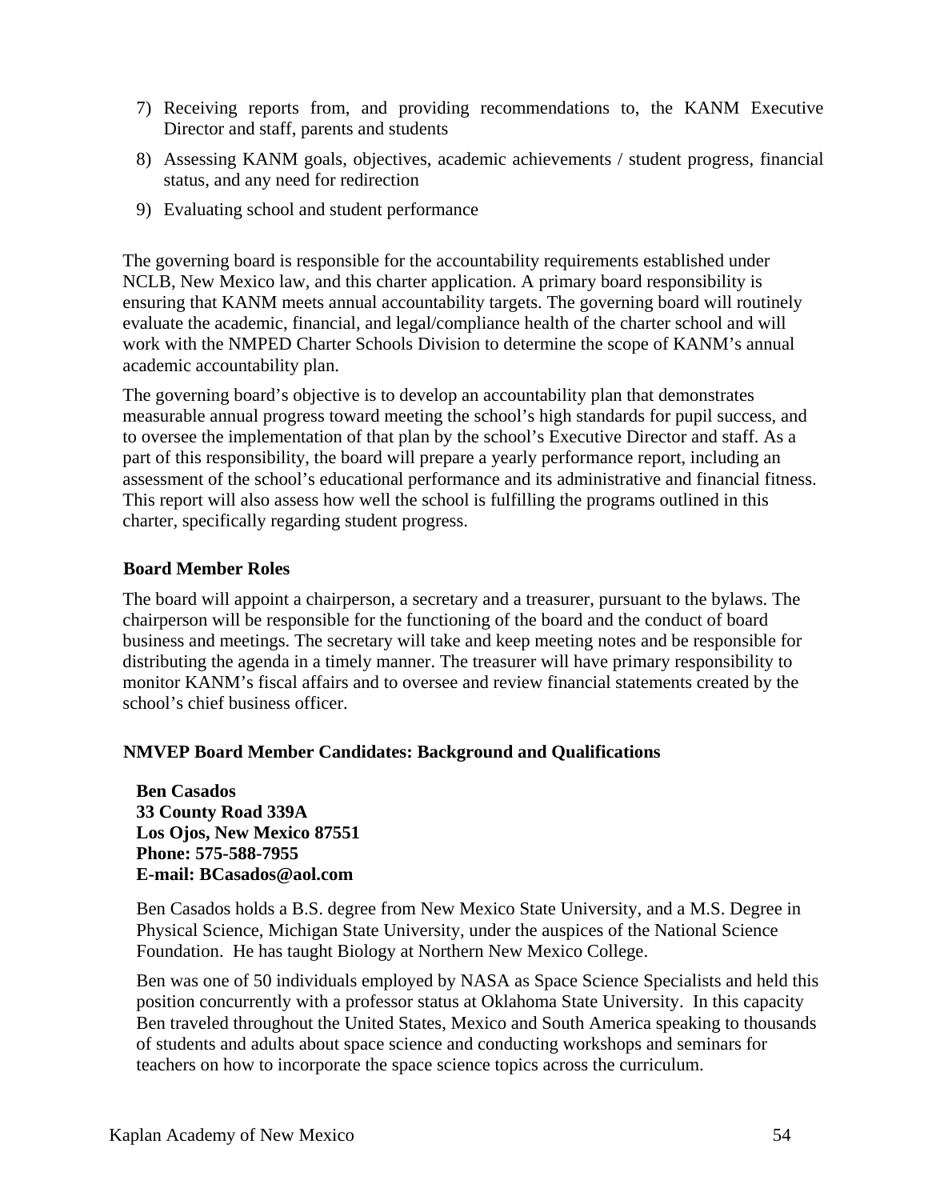7) Receiving reports from, and providing recommendations to, the KANM Executive Director and staff, parents and students
8) Assessing KANM goals, objectives, academic achievements / student progress, financial status, and any need for redirection
9) Evaluating school and student performance

The governing board is responsible for the accountability requirements established under NCLB, New Mexico law, and this charter application. A primary board responsibility is ensuring that KANM meets annual accountability targets. The governing board will routinely evaluate the academic, financial, and legal/compliance health of the charter school and will work with the NMPED Charter Schools Division to determine the scope of KANM's annual academic accountability plan.

The governing board's objective is to develop an accountability plan that demonstrates measurable annual progress toward meeting the school's high standards for pupil success, and to oversee the implementation of that plan by the school's Executive Director and staff. As a part of this responsibility, the board will prepare a yearly performance report, including an assessment of the school's educational performance and its administrative and financial fitness. This report will also assess how well the school is fulfilling the programs outlined in this charter, specifically regarding student progress.

**Board Member Roles**

The board will appoint a chairperson, a secretary and a treasurer, pursuant to the bylaws. The chairperson will be responsible for the functioning of the board and the conduct of board business and meetings. The secretary will take and keep meeting notes and be responsible for distributing the agenda in a timely manner. The treasurer will have primary responsibility to monitor KANM's fiscal affairs and to oversee and review financial statements created by the school's chief business officer.

**NMVEP Board Member Candidates: Background and Qualifications**

**Ben Casados**
**33 County Road 339A**
**Los Ojos, New Mexico 87551**
**Phone: 575-588-7955**
**E-mail: BCasados@aol.com**

Ben Casados holds a B.S. degree from New Mexico State University, and a M.S. Degree in Physical Science, Michigan State University, under the auspices of the National Science Foundation. He has taught Biology at Northern New Mexico College.

Ben was one of 50 individuals employed by NASA as Space Science Specialists and held this position concurrently with a professor status at Oklahoma State University. In this capacity Ben traveled throughout the United States, Mexico and South America speaking to thousands of students and adults about space science and conducting workshops and seminars for teachers on how to incorporate the space science topics across the curriculum.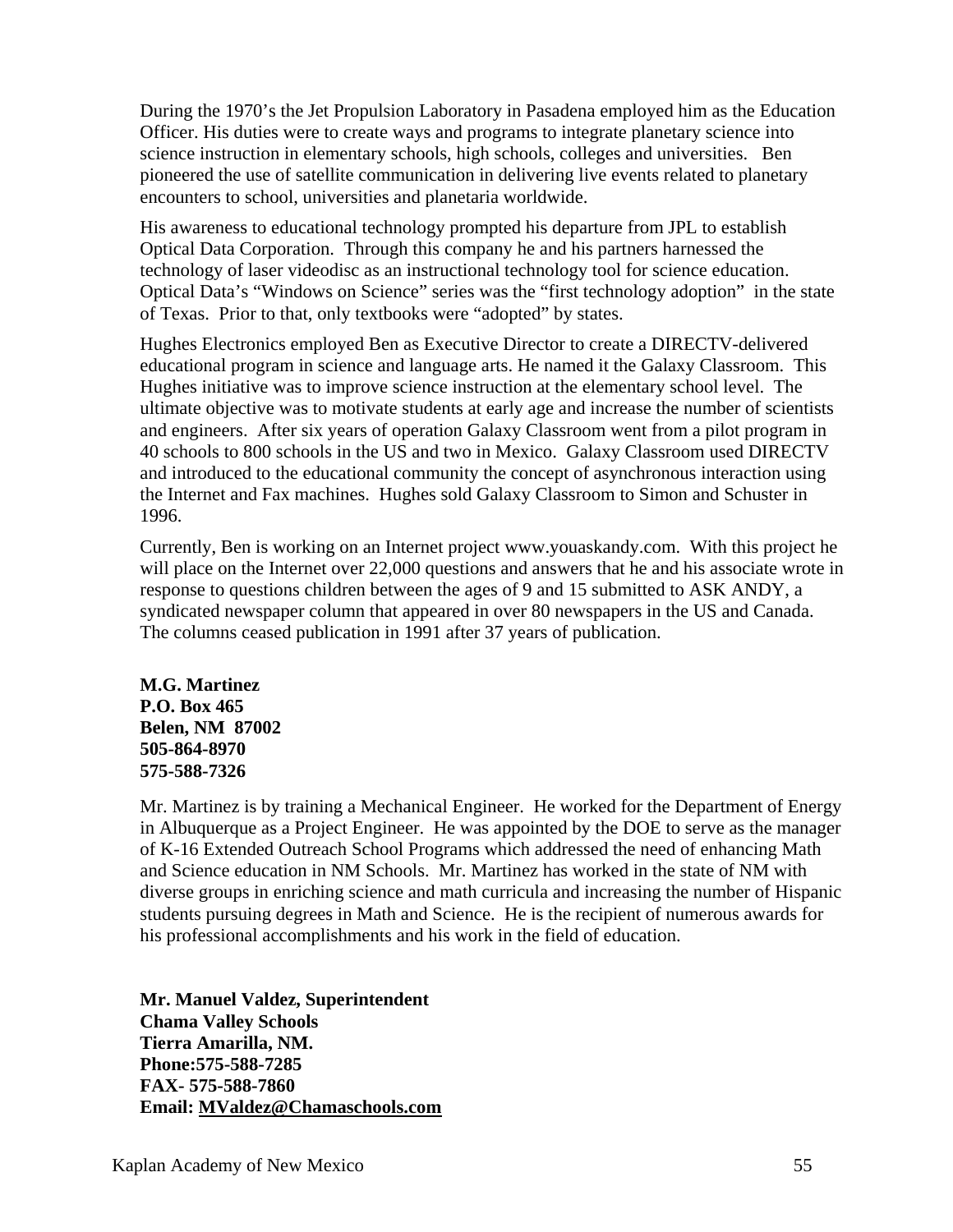During the 1970's the Jet Propulsion Laboratory in Pasadena employed him as the Education Officer. His duties were to create ways and programs to integrate planetary science into science instruction in elementary schools, high schools, colleges and universities. Ben pioneered the use of satellite communication in delivering live events related to planetary encounters to school, universities and planetaria worldwide.

His awareness to educational technology prompted his departure from JPL to establish Optical Data Corporation. Through this company he and his partners harnessed the technology of laser videodisc as an instructional technology tool for science education. Optical Data's "Windows on Science" series was the "first technology adoption" in the state of Texas. Prior to that, only textbooks were "adopted" by states.

Hughes Electronics employed Ben as Executive Director to create a DIRECTV-delivered educational program in science and language arts. He named it the Galaxy Classroom. This Hughes initiative was to improve science instruction at the elementary school level. The ultimate objective was to motivate students at early age and increase the number of scientists and engineers. After six years of operation Galaxy Classroom went from a pilot program in 40 schools to 800 schools in the US and two in Mexico. Galaxy Classroom used DIRECTV and introduced to the educational community the concept of asynchronous interaction using the Internet and Fax machines. Hughes sold Galaxy Classroom to Simon and Schuster in 1996.

Currently, Ben is working on an Internet project www.youaskandy.com. With this project he will place on the Internet over 22,000 questions and answers that he and his associate wrote in response to questions children between the ages of 9 and 15 submitted to ASK ANDY, a syndicated newspaper column that appeared in over 80 newspapers in the US and Canada. The columns ceased publication in 1991 after 37 years of publication.

**M.G. Martinez**
**P.O. Box 465**
**Belen, NM 87002**
**505-864-8970**
**575-588-7326**

Mr. Martinez is by training a Mechanical Engineer. He worked for the Department of Energy in Albuquerque as a Project Engineer. He was appointed by the DOE to serve as the manager of K-16 Extended Outreach School Programs which addressed the need of enhancing Math and Science education in NM Schools. Mr. Martinez has worked in the state of NM with diverse groups in enriching science and math curricula and increasing the number of Hispanic students pursuing degrees in Math and Science. He is the recipient of numerous awards for his professional accomplishments and his work in the field of education.

**Mr. Manuel Valdez, Superintendent**
**Chama Valley Schools**
**Tierra Amarilla, NM.**
**Phone:575-588-7285**
**FAX- 575-588-7860**
**Email: MValdez@Chamaschools.com**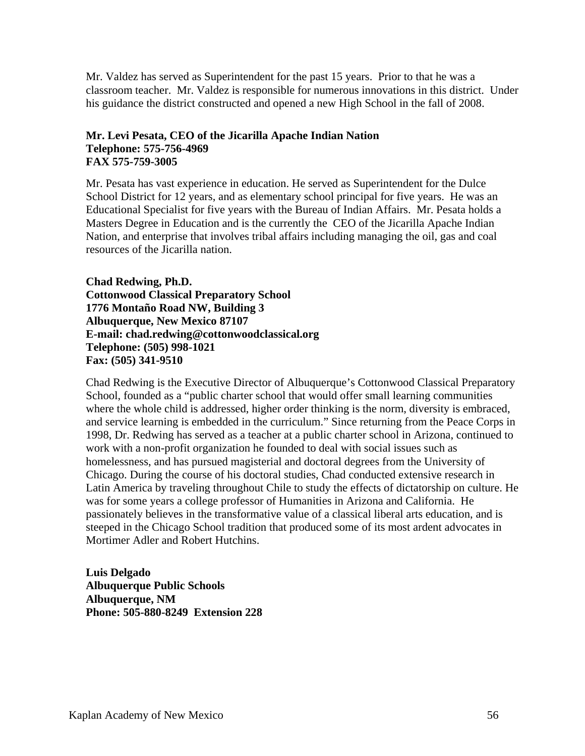Mr. Valdez has served as Superintendent for the past 15 years. Prior to that he was a classroom teacher. Mr. Valdez is responsible for numerous innovations in this district. Under his guidance the district constructed and opened a new High School in the fall of 2008.

**Mr. Levi Pesata, CEO of the Jicarilla Apache Indian Nation**
**Telephone: 575-756-4969**
**FAX 575-759-3005**

Mr. Pesata has vast experience in education. He served as Superintendent for the Dulce School District for 12 years, and as elementary school principal for five years. He was an Educational Specialist for five years with the Bureau of Indian Affairs. Mr. Pesata holds a Masters Degree in Education and is the currently the CEO of the Jicarilla Apache Indian Nation, and enterprise that involves tribal affairs including managing the oil, gas and coal resources of the Jicarilla nation.

**Chad Redwing, Ph.D.**
**Cottonwood Classical Preparatory School**
**1776 Montaño Road NW, Building 3**
**Albuquerque, New Mexico 87107**
**E-mail: chad.redwing@cottonwoodclassical.org**
**Telephone: (505) 998-1021**
**Fax: (505) 341-9510**

Chad Redwing is the Executive Director of Albuquerque's Cottonwood Classical Preparatory School, founded as a "public charter school that would offer small learning communities where the whole child is addressed, higher order thinking is the norm, diversity is embraced, and service learning is embedded in the curriculum." Since returning from the Peace Corps in 1998, Dr. Redwing has served as a teacher at a public charter school in Arizona, continued to work with a non-profit organization he founded to deal with social issues such as homelessness, and has pursued magisterial and doctoral degrees from the University of Chicago. During the course of his doctoral studies, Chad conducted extensive research in Latin America by traveling throughout Chile to study the effects of dictatorship on culture. He was for some years a college professor of Humanities in Arizona and California. He passionately believes in the transformative value of a classical liberal arts education, and is steeped in the Chicago School tradition that produced some of its most ardent advocates in Mortimer Adler and Robert Hutchins.

**Luis Delgado**
**Albuquerque Public Schools**
**Albuquerque, NM**
**Phone: 505-880-8249 Extension 228**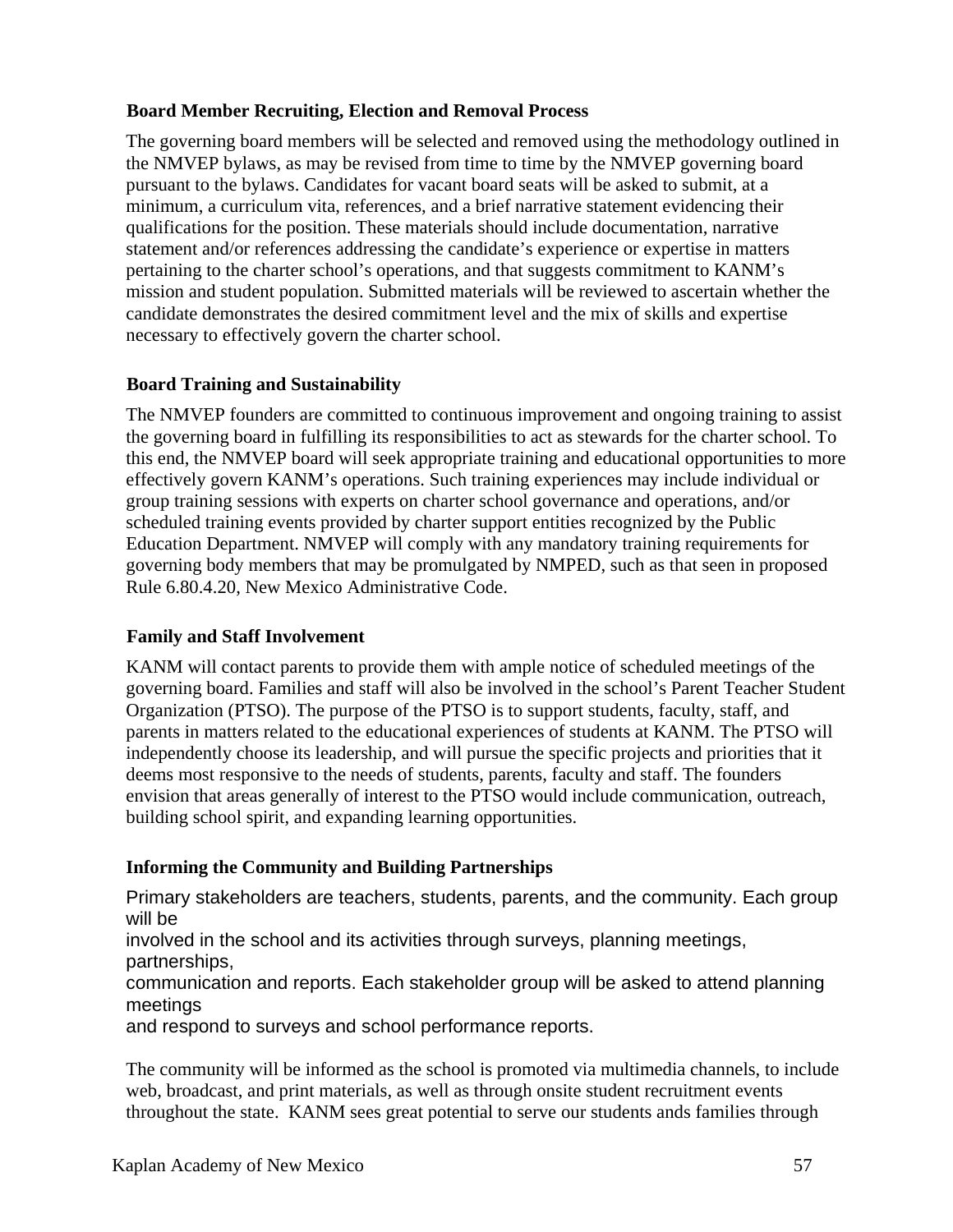### Board Member Recruiting, Election and Removal Process

The governing board members will be selected and removed using the methodology outlined in the NMVEP bylaws, as may be revised from time to time by the NMVEP governing board pursuant to the bylaws. Candidates for vacant board seats will be asked to submit, at a minimum, a curriculum vita, references, and a brief narrative statement evidencing their qualifications for the position. These materials should include documentation, narrative statement and/or references addressing the candidate's experience or expertise in matters pertaining to the charter school's operations, and that suggests commitment to KANM's mission and student population. Submitted materials will be reviewed to ascertain whether the candidate demonstrates the desired commitment level and the mix of skills and expertise necessary to effectively govern the charter school.

### Board Training and Sustainability

The NMVEP founders are committed to continuous improvement and ongoing training to assist the governing board in fulfilling its responsibilities to act as stewards for the charter school. To this end, the NMVEP board will seek appropriate training and educational opportunities to more effectively govern KANM's operations. Such training experiences may include individual or group training sessions with experts on charter school governance and operations, and/or scheduled training events provided by charter support entities recognized by the Public Education Department. NMVEP will comply with any mandatory training requirements for governing body members that may be promulgated by NMPED, such as that seen in proposed Rule 6.80.4.20, New Mexico Administrative Code.

### Family and Staff Involvement

KANM will contact parents to provide them with ample notice of scheduled meetings of the governing board. Families and staff will also be involved in the school's Parent Teacher Student Organization (PTSO). The purpose of the PTSO is to support students, faculty, staff, and parents in matters related to the educational experiences of students at KANM. The PTSO will independently choose its leadership, and will pursue the specific projects and priorities that it deems most responsive to the needs of students, parents, faculty and staff. The founders envision that areas generally of interest to the PTSO would include communication, outreach, building school spirit, and expanding learning opportunities.

### Informing the Community and Building Partnerships

Primary stakeholders are teachers, students, parents, and the community. Each group will be involved in the school and its activities through surveys, planning meetings, partnerships, communication and reports. Each stakeholder group will be asked to attend planning meetings and respond to surveys and school performance reports.

The community will be informed as the school is promoted via multimedia channels, to include web, broadcast, and print materials, as well as through onsite student recruitment events throughout the state. KANM sees great potential to serve our students ands families through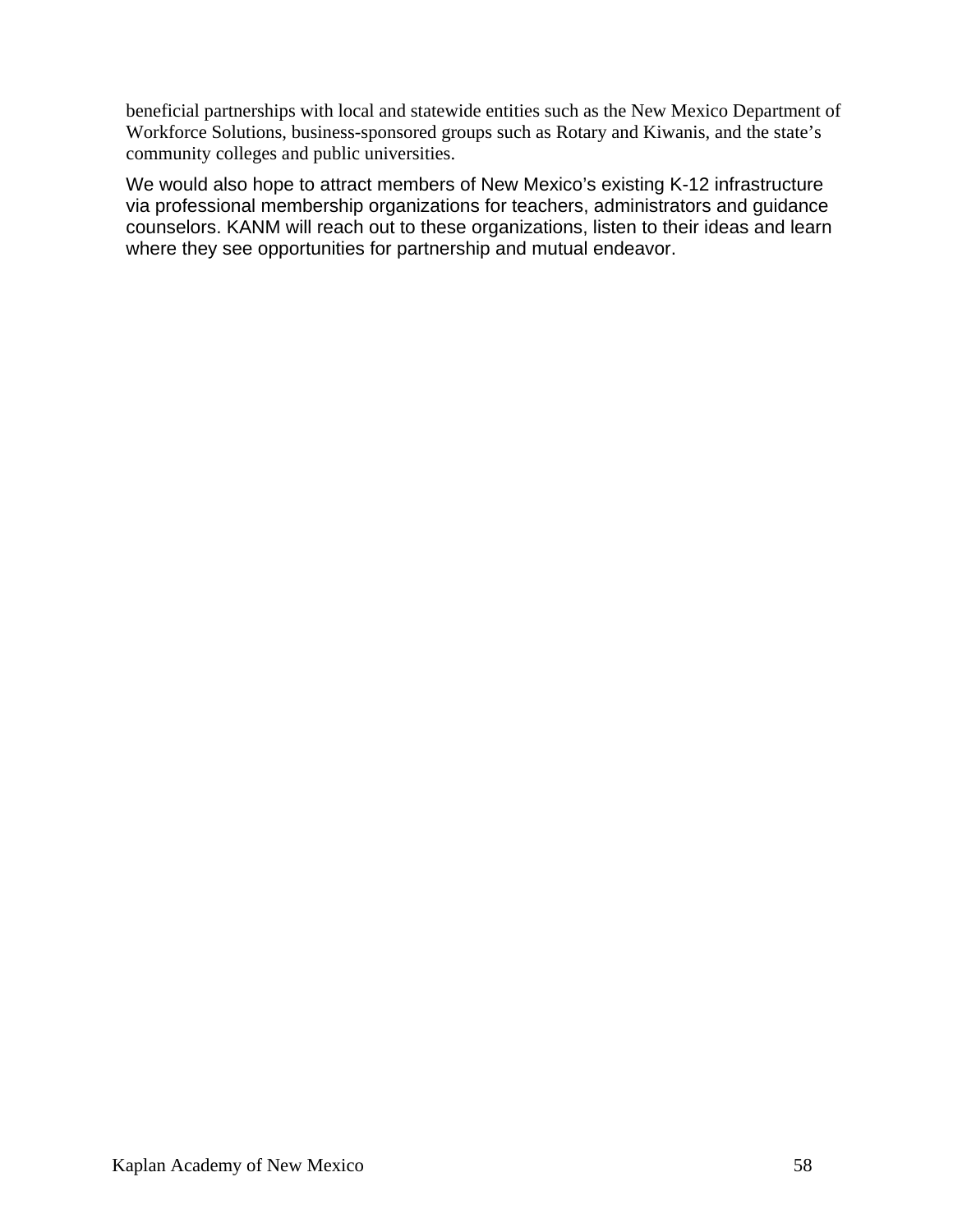beneficial partnerships with local and statewide entities such as the New Mexico Department of Workforce Solutions, business-sponsored groups such as Rotary and Kiwanis, and the state's community colleges and public universities.

We would also hope to attract members of New Mexico's existing K-12 infrastructure via professional membership organizations for teachers, administrators and guidance counselors. KANM will reach out to these organizations, listen to their ideas and learn where they see opportunities for partnership and mutual endeavor.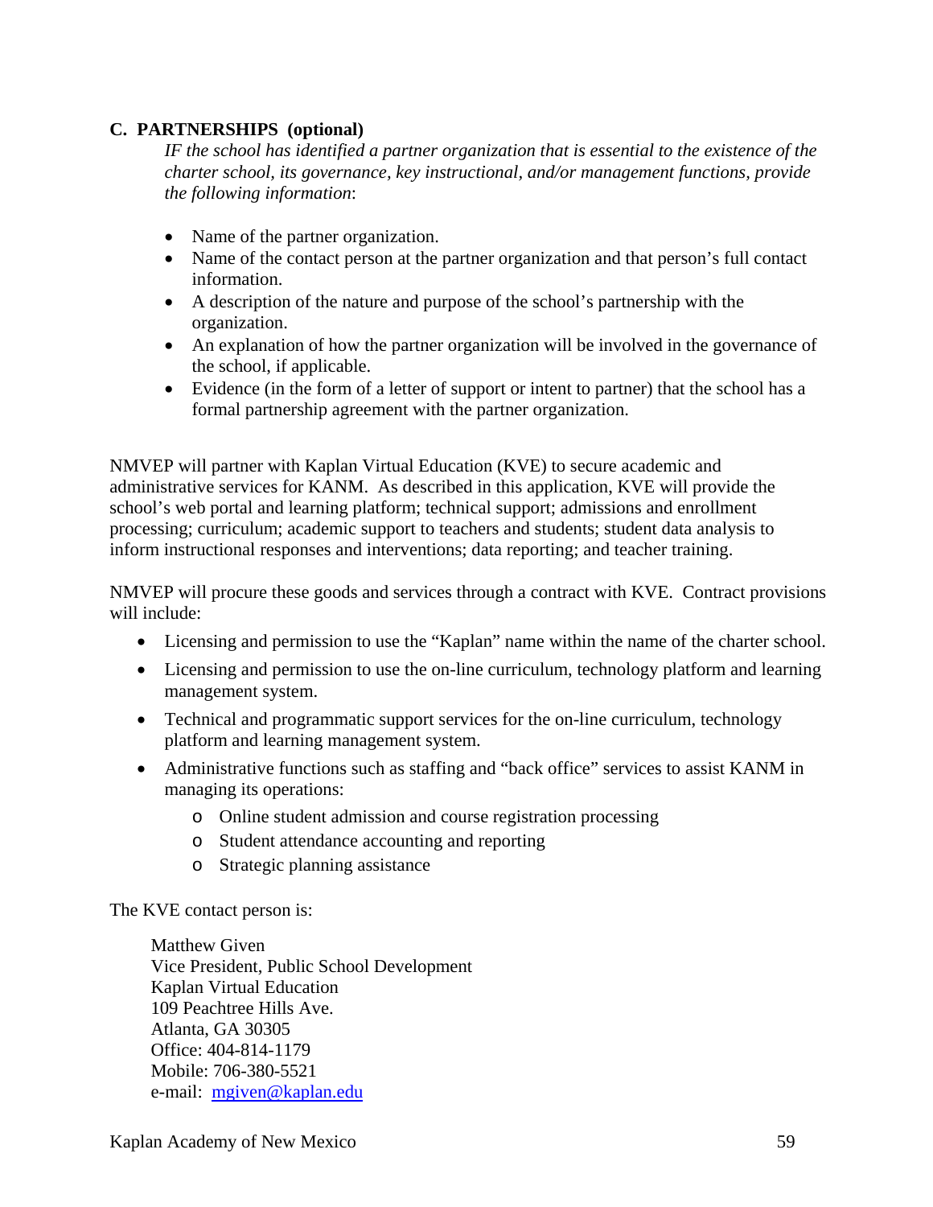### C. PARTNERSHIPS (optional)

*IF the school has identified a partner organization that is essential to the existence of the charter school, its governance, key instructional, and/or management functions, provide the following information*:

- Name of the partner organization.
- Name of the contact person at the partner organization and that person's full contact information.
- A description of the nature and purpose of the school's partnership with the organization.
- An explanation of how the partner organization will be involved in the governance of the school, if applicable.
- Evidence (in the form of a letter of support or intent to partner) that the school has a formal partnership agreement with the partner organization.

NMVEP will partner with Kaplan Virtual Education (KVE) to secure academic and administrative services for KANM. As described in this application, KVE will provide the school's web portal and learning platform; technical support; admissions and enrollment processing; curriculum; academic support to teachers and students; student data analysis to inform instructional responses and interventions; data reporting; and teacher training.

NMVEP will procure these goods and services through a contract with KVE. Contract provisions will include:

- Licensing and permission to use the "Kaplan" name within the name of the charter school.
- Licensing and permission to use the on-line curriculum, technology platform and learning management system.
- Technical and programmatic support services for the on-line curriculum, technology platform and learning management system.
- Administrative functions such as staffing and "back office" services to assist KANM in managing its operations:
  - Online student admission and course registration processing
  - Student attendance accounting and reporting
  - Strategic planning assistance

The KVE contact person is:

Matthew Given
Vice President, Public School Development
Kaplan Virtual Education
109 Peachtree Hills Ave.
Atlanta, GA 30305
Office: 404-814-1179
Mobile: 706-380-5521
e-mail: mgiven@kaplan.edu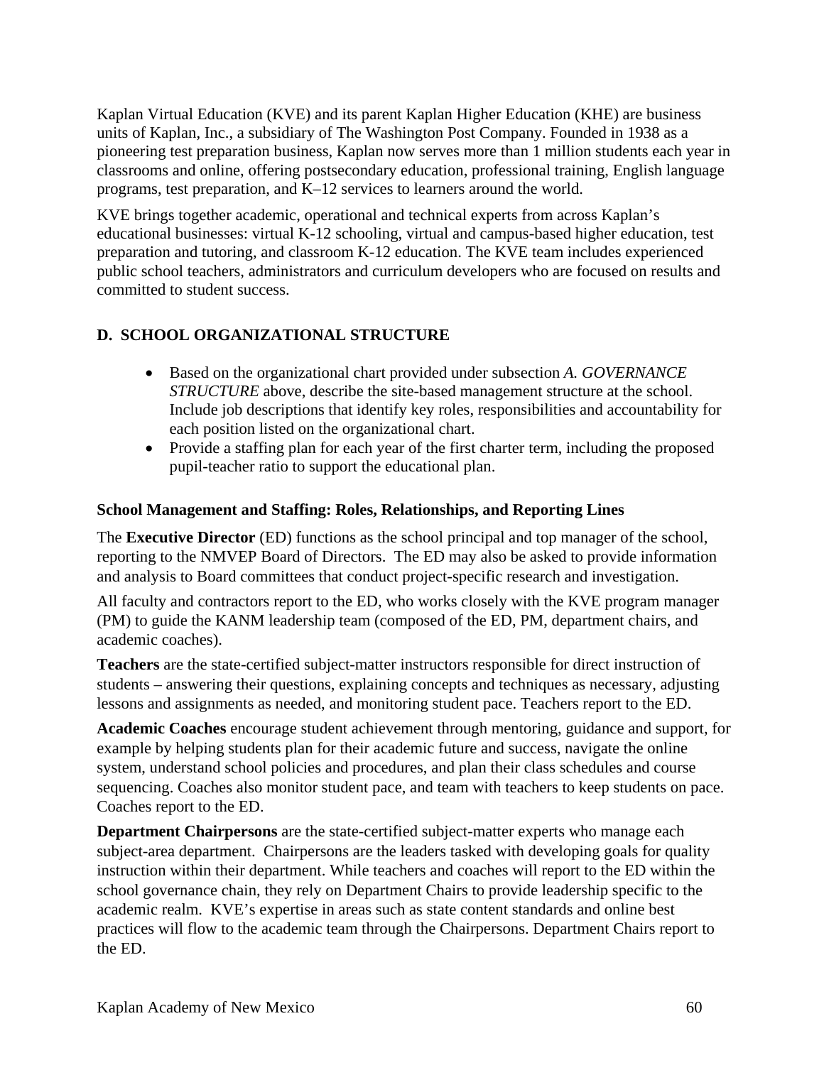Kaplan Virtual Education (KVE) and its parent Kaplan Higher Education (KHE) are business units of Kaplan, Inc., a subsidiary of The Washington Post Company. Founded in 1938 as a pioneering test preparation business, Kaplan now serves more than 1 million students each year in classrooms and online, offering postsecondary education, professional training, English language programs, test preparation, and K–12 services to learners around the world.

KVE brings together academic, operational and technical experts from across Kaplan's educational businesses: virtual K-12 schooling, virtual and campus-based higher education, test preparation and tutoring, and classroom K-12 education. The KVE team includes experienced public school teachers, administrators and curriculum developers who are focused on results and committed to student success.

## D. SCHOOL ORGANIZATIONAL STRUCTURE

- Based on the organizational chart provided under subsection *A. GOVERNANCE STRUCTURE* above, describe the site-based management structure at the school. Include job descriptions that identify key roles, responsibilities and accountability for each position listed on the organizational chart.
- Provide a staffing plan for each year of the first charter term, including the proposed pupil-teacher ratio to support the educational plan.

### School Management and Staffing: Roles, Relationships, and Reporting Lines

The **Executive Director** (ED) functions as the school principal and top manager of the school, reporting to the NMVEP Board of Directors. The ED may also be asked to provide information and analysis to Board committees that conduct project-specific research and investigation.

All faculty and contractors report to the ED, who works closely with the KVE program manager (PM) to guide the KANM leadership team (composed of the ED, PM, department chairs, and academic coaches).

**Teachers** are the state-certified subject-matter instructors responsible for direct instruction of students – answering their questions, explaining concepts and techniques as necessary, adjusting lessons and assignments as needed, and monitoring student pace. Teachers report to the ED.

**Academic Coaches** encourage student achievement through mentoring, guidance and support, for example by helping students plan for their academic future and success, navigate the online system, understand school policies and procedures, and plan their class schedules and course sequencing. Coaches also monitor student pace, and team with teachers to keep students on pace. Coaches report to the ED.

**Department Chairpersons** are the state-certified subject-matter experts who manage each subject-area department. Chairpersons are the leaders tasked with developing goals for quality instruction within their department. While teachers and coaches will report to the ED within the school governance chain, they rely on Department Chairs to provide leadership specific to the academic realm. KVE's expertise in areas such as state content standards and online best practices will flow to the academic team through the Chairpersons. Department Chairs report to the ED.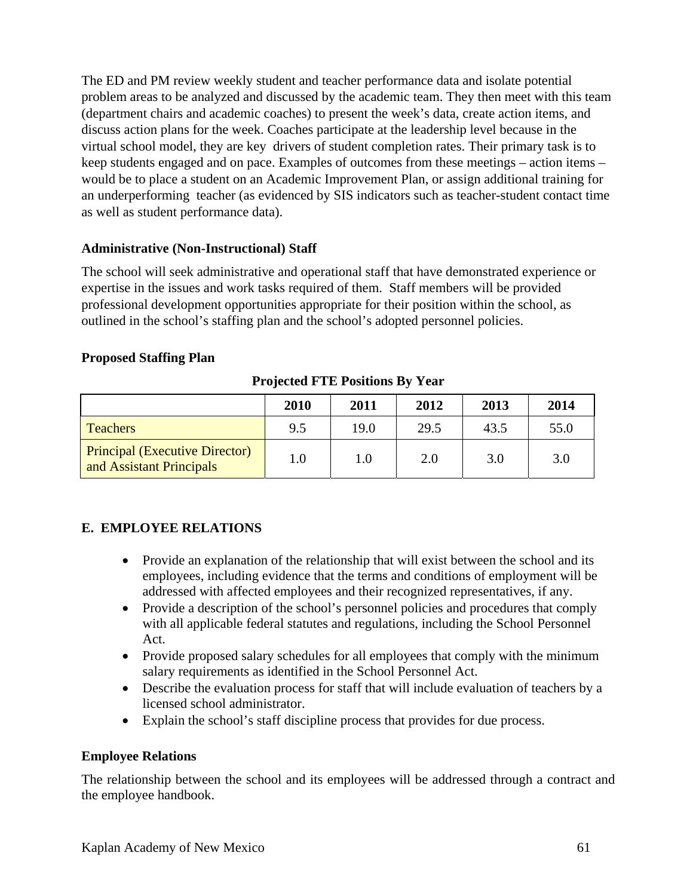The ED and PM review weekly student and teacher performance data and isolate potential problem areas to be analyzed and discussed by the academic team. They then meet with this team (department chairs and academic coaches) to present the week's data, create action items, and discuss action plans for the week. Coaches participate at the leadership level because in the virtual school model, they are key drivers of student completion rates. Their primary task is to keep students engaged and on pace. Examples of outcomes from these meetings – action items – would be to place a student on an Academic Improvement Plan, or assign additional training for an underperforming teacher (as evidenced by SIS indicators such as teacher-student contact time as well as student performance data).

**Administrative (Non-Instructional) Staff**

The school will seek administrative and operational staff that have demonstrated experience or expertise in the issues and work tasks required of them. Staff members will be provided professional development opportunities appropriate for their position within the school, as outlined in the school's staffing plan and the school's adopted personnel policies.

**Proposed Staffing Plan**

**Projected FTE Positions By Year**

| | 2010 | 2011 | 2012 | 2013 | 2014 |
|---|---|---|---|---|---|
| Teachers | 9.5 | 19.0 | 29.5 | 43.5 | 55.0 |
| Principal (Executive Director) and Assistant Principals | 1.0 | 1.0 | 2.0 | 3.0 | 3.0 |

## E. EMPLOYEE RELATIONS

- Provide an explanation of the relationship that will exist between the school and its employees, including evidence that the terms and conditions of employment will be addressed with affected employees and their recognized representatives, if any.
- Provide a description of the school's personnel policies and procedures that comply with all applicable federal statutes and regulations, including the School Personnel Act.
- Provide proposed salary schedules for all employees that comply with the minimum salary requirements as identified in the School Personnel Act.
- Describe the evaluation process for staff that will include evaluation of teachers by a licensed school administrator.
- Explain the school's staff discipline process that provides for due process.

**Employee Relations**

The relationship between the school and its employees will be addressed through a contract and the employee handbook.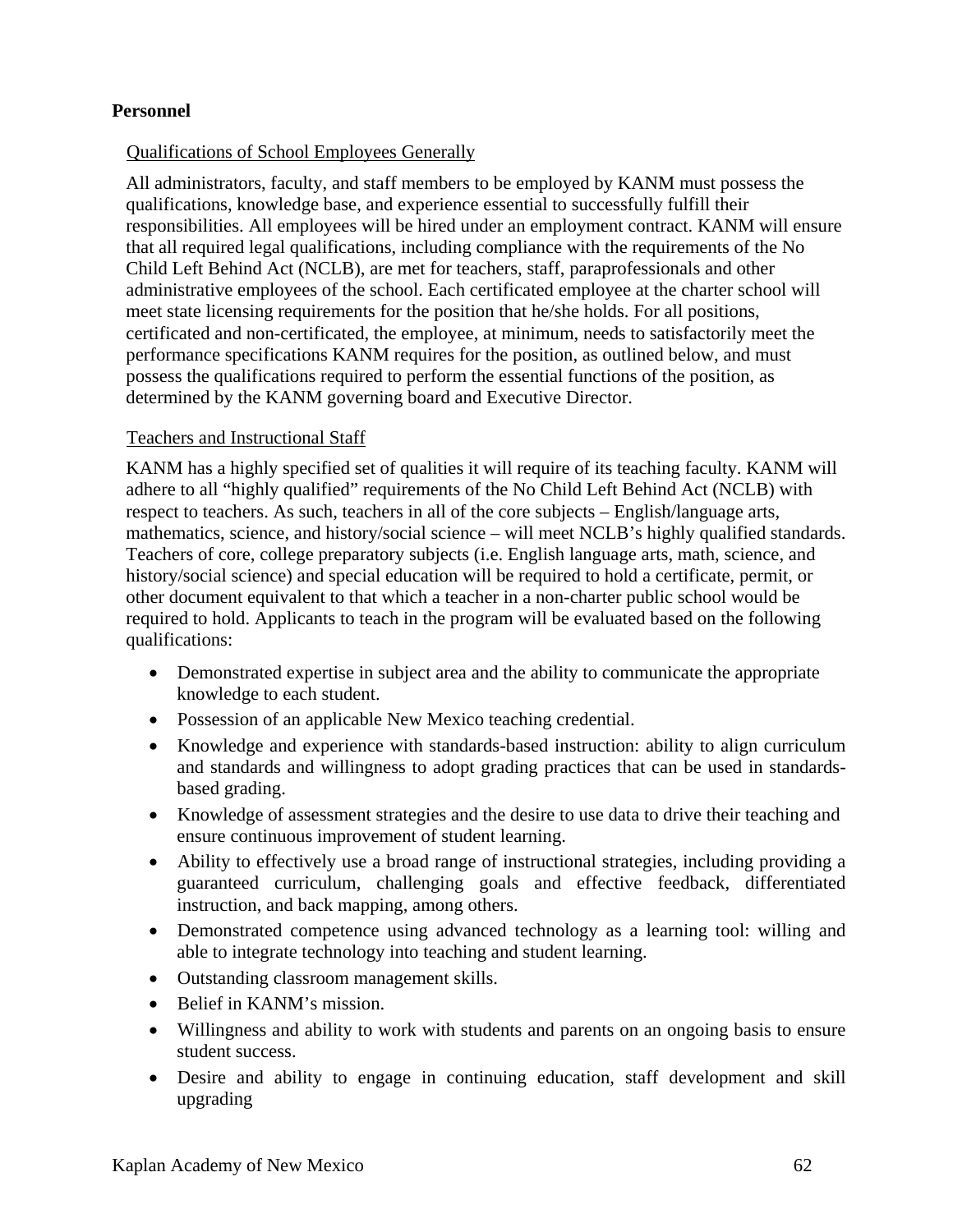**Personnel**

Qualifications of School Employees Generally

All administrators, faculty, and staff members to be employed by KANM must possess the qualifications, knowledge base, and experience essential to successfully fulfill their responsibilities. All employees will be hired under an employment contract. KANM will ensure that all required legal qualifications, including compliance with the requirements of the No Child Left Behind Act (NCLB), are met for teachers, staff, paraprofessionals and other administrative employees of the school. Each certificated employee at the charter school will meet state licensing requirements for the position that he/she holds. For all positions, certificated and non-certificated, the employee, at minimum, needs to satisfactorily meet the performance specifications KANM requires for the position, as outlined below, and must possess the qualifications required to perform the essential functions of the position, as determined by the KANM governing board and Executive Director.

Teachers and Instructional Staff

KANM has a highly specified set of qualities it will require of its teaching faculty. KANM will adhere to all "highly qualified" requirements of the No Child Left Behind Act (NCLB) with respect to teachers. As such, teachers in all of the core subjects – English/language arts, mathematics, science, and history/social science – will meet NCLB's highly qualified standards. Teachers of core, college preparatory subjects (i.e. English language arts, math, science, and history/social science) and special education will be required to hold a certificate, permit, or other document equivalent to that which a teacher in a non-charter public school would be required to hold. Applicants to teach in the program will be evaluated based on the following qualifications:

- Demonstrated expertise in subject area and the ability to communicate the appropriate knowledge to each student.
- Possession of an applicable New Mexico teaching credential.
- Knowledge and experience with standards-based instruction: ability to align curriculum and standards and willingness to adopt grading practices that can be used in standards-based grading.
- Knowledge of assessment strategies and the desire to use data to drive their teaching and ensure continuous improvement of student learning.
- Ability to effectively use a broad range of instructional strategies, including providing a guaranteed curriculum, challenging goals and effective feedback, differentiated instruction, and back mapping, among others.
- Demonstrated competence using advanced technology as a learning tool: willing and able to integrate technology into teaching and student learning.
- Outstanding classroom management skills.
- Belief in KANM's mission.
- Willingness and ability to work with students and parents on an ongoing basis to ensure student success.
- Desire and ability to engage in continuing education, staff development and skill upgrading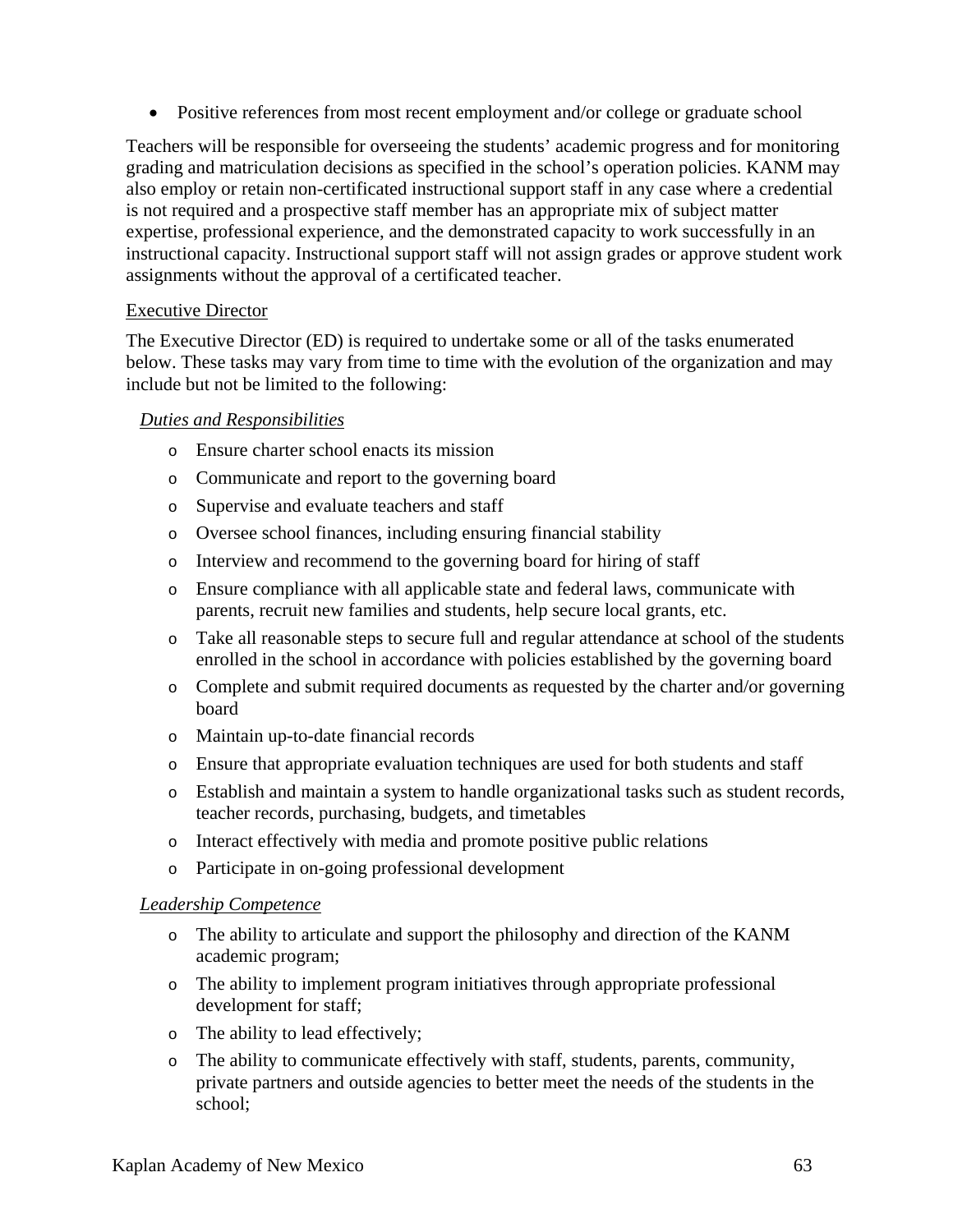- Positive references from most recent employment and/or college or graduate school

Teachers will be responsible for overseeing the students' academic progress and for monitoring grading and matriculation decisions as specified in the school's operation policies. KANM may also employ or retain non-certificated instructional support staff in any case where a credential is not required and a prospective staff member has an appropriate mix of subject matter expertise, professional experience, and the demonstrated capacity to work successfully in an instructional capacity. Instructional support staff will not assign grades or approve student work assignments without the approval of a certificated teacher.

<u>Executive Director</u>

The Executive Director (ED) is required to undertake some or all of the tasks enumerated below. These tasks may vary from time to time with the evolution of the organization and may include but not be limited to the following:

*<u>Duties and Responsibilities</u>*

- Ensure charter school enacts its mission
- Communicate and report to the governing board
- Supervise and evaluate teachers and staff
- Oversee school finances, including ensuring financial stability
- Interview and recommend to the governing board for hiring of staff
- Ensure compliance with all applicable state and federal laws, communicate with parents, recruit new families and students, help secure local grants, etc.
- Take all reasonable steps to secure full and regular attendance at school of the students enrolled in the school in accordance with policies established by the governing board
- Complete and submit required documents as requested by the charter and/or governing board
- Maintain up-to-date financial records
- Ensure that appropriate evaluation techniques are used for both students and staff
- Establish and maintain a system to handle organizational tasks such as student records, teacher records, purchasing, budgets, and timetables
- Interact effectively with media and promote positive public relations
- Participate in on-going professional development

*<u>Leadership Competence</u>*

- The ability to articulate and support the philosophy and direction of the KANM academic program;
- The ability to implement program initiatives through appropriate professional development for staff;
- The ability to lead effectively;
- The ability to communicate effectively with staff, students, parents, community, private partners and outside agencies to better meet the needs of the students in the school;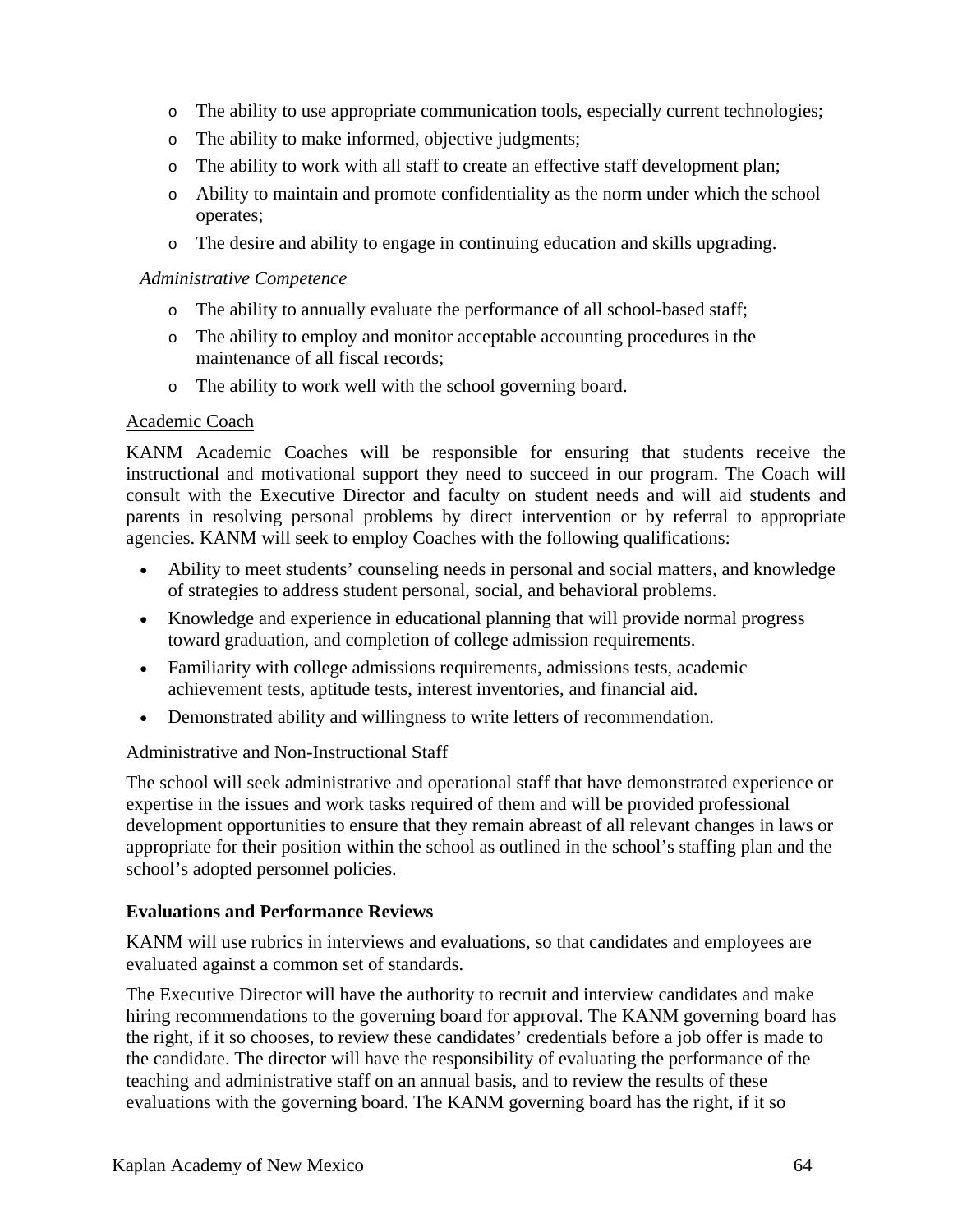- The ability to use appropriate communication tools, especially current technologies;
- The ability to make informed, objective judgments;
- The ability to work with all staff to create an effective staff development plan;
- Ability to maintain and promote confidentiality as the norm under which the school operates;
- The desire and ability to engage in continuing education and skills upgrading.

*Administrative Competence*

- The ability to annually evaluate the performance of all school-based staff;
- The ability to employ and monitor acceptable accounting procedures in the maintenance of all fiscal records;
- The ability to work well with the school governing board.

Academic Coach

KANM Academic Coaches will be responsible for ensuring that students receive the instructional and motivational support they need to succeed in our program. The Coach will consult with the Executive Director and faculty on student needs and will aid students and parents in resolving personal problems by direct intervention or by referral to appropriate agencies. KANM will seek to employ Coaches with the following qualifications:

- Ability to meet students' counseling needs in personal and social matters, and knowledge of strategies to address student personal, social, and behavioral problems.
- Knowledge and experience in educational planning that will provide normal progress toward graduation, and completion of college admission requirements.
- Familiarity with college admissions requirements, admissions tests, academic achievement tests, aptitude tests, interest inventories, and financial aid.
- Demonstrated ability and willingness to write letters of recommendation.

Administrative and Non-Instructional Staff

The school will seek administrative and operational staff that have demonstrated experience or expertise in the issues and work tasks required of them and will be provided professional development opportunities to ensure that they remain abreast of all relevant changes in laws or appropriate for their position within the school as outlined in the school's staffing plan and the school's adopted personnel policies.

**Evaluations and Performance Reviews**

KANM will use rubrics in interviews and evaluations, so that candidates and employees are evaluated against a common set of standards.

The Executive Director will have the authority to recruit and interview candidates and make hiring recommendations to the governing board for approval. The KANM governing board has the right, if it so chooses, to review these candidates' credentials before a job offer is made to the candidate. The director will have the responsibility of evaluating the performance of the teaching and administrative staff on an annual basis, and to review the results of these evaluations with the governing board. The KANM governing board has the right, if it so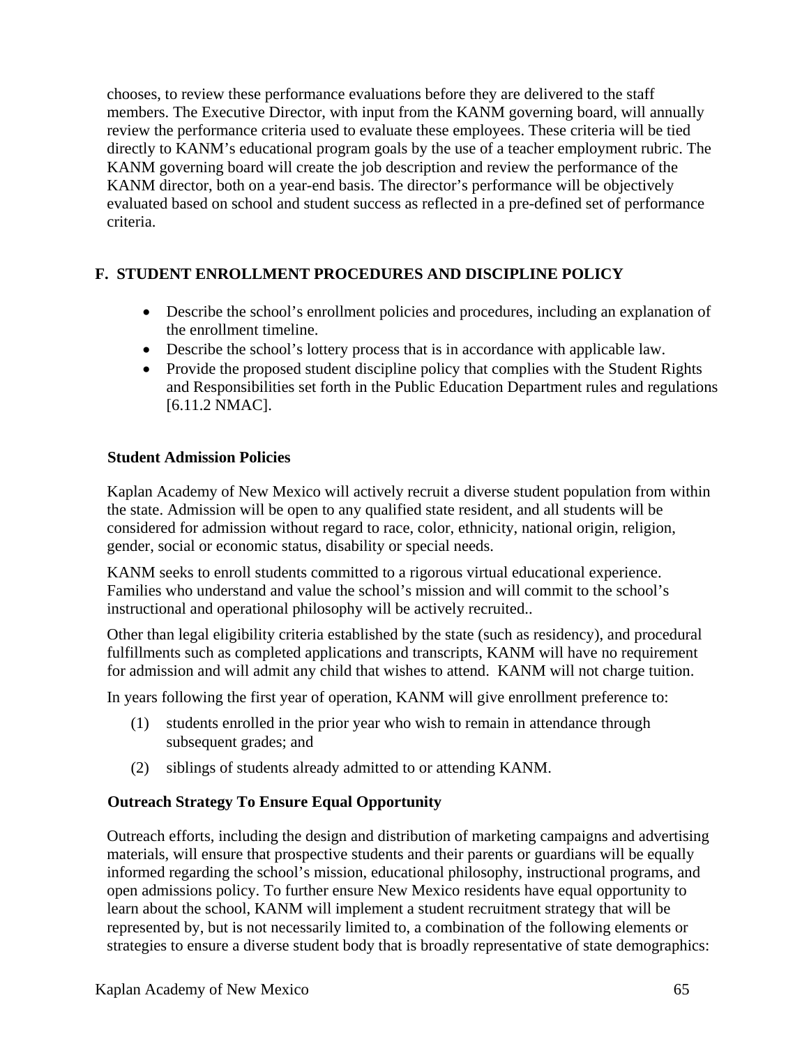chooses, to review these performance evaluations before they are delivered to the staff members. The Executive Director, with input from the KANM governing board, will annually review the performance criteria used to evaluate these employees. These criteria will be tied directly to KANM's educational program goals by the use of a teacher employment rubric. The KANM governing board will create the job description and review the performance of the KANM director, both on a year-end basis. The director's performance will be objectively evaluated based on school and student success as reflected in a pre-defined set of performance criteria.

## F. STUDENT ENROLLMENT PROCEDURES AND DISCIPLINE POLICY

- Describe the school's enrollment policies and procedures, including an explanation of the enrollment timeline.
- Describe the school's lottery process that is in accordance with applicable law.
- Provide the proposed student discipline policy that complies with the Student Rights and Responsibilities set forth in the Public Education Department rules and regulations [6.11.2 NMAC].

### Student Admission Policies

Kaplan Academy of New Mexico will actively recruit a diverse student population from within the state. Admission will be open to any qualified state resident, and all students will be considered for admission without regard to race, color, ethnicity, national origin, religion, gender, social or economic status, disability or special needs.

KANM seeks to enroll students committed to a rigorous virtual educational experience. Families who understand and value the school's mission and will commit to the school's instructional and operational philosophy will be actively recruited..

Other than legal eligibility criteria established by the state (such as residency), and procedural fulfillments such as completed applications and transcripts, KANM will have no requirement for admission and will admit any child that wishes to attend. KANM will not charge tuition.

In years following the first year of operation, KANM will give enrollment preference to:

(1) students enrolled in the prior year who wish to remain in attendance through subsequent grades; and

(2) siblings of students already admitted to or attending KANM.

### Outreach Strategy To Ensure Equal Opportunity

Outreach efforts, including the design and distribution of marketing campaigns and advertising materials, will ensure that prospective students and their parents or guardians will be equally informed regarding the school's mission, educational philosophy, instructional programs, and open admissions policy. To further ensure New Mexico residents have equal opportunity to learn about the school, KANM will implement a student recruitment strategy that will be represented by, but is not necessarily limited to, a combination of the following elements or strategies to ensure a diverse student body that is broadly representative of state demographics: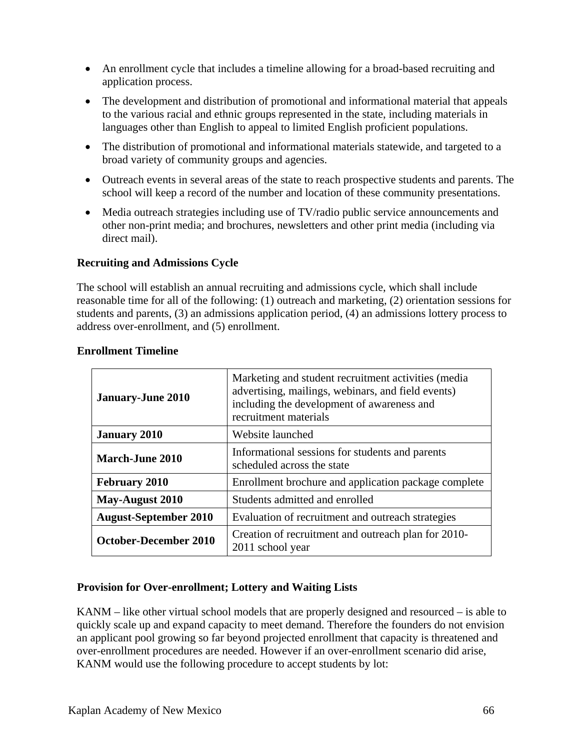- An enrollment cycle that includes a timeline allowing for a broad-based recruiting and application process.
- The development and distribution of promotional and informational material that appeals to the various racial and ethnic groups represented in the state, including materials in languages other than English to appeal to limited English proficient populations.
- The distribution of promotional and informational materials statewide, and targeted to a broad variety of community groups and agencies.
- Outreach events in several areas of the state to reach prospective students and parents. The school will keep a record of the number and location of these community presentations.
- Media outreach strategies including use of TV/radio public service announcements and other non-print media; and brochures, newsletters and other print media (including via direct mail).

**Recruiting and Admissions Cycle**

The school will establish an annual recruiting and admissions cycle, which shall include reasonable time for all of the following: (1) outreach and marketing, (2) orientation sessions for students and parents, (3) an admissions application period, (4) an admissions lottery process to address over-enrollment, and (5) enrollment.

**Enrollment Timeline**

| | |
|---|---|
| **January-June 2010** | Marketing and student recruitment activities (media advertising, mailings, webinars, and field events) including the development of awareness and recruitment materials |
| **January 2010** | Website launched |
| **March-June 2010** | Informational sessions for students and parents scheduled across the state |
| **February 2010** | Enrollment brochure and application package complete |
| **May-August 2010** | Students admitted and enrolled |
| **August-September 2010** | Evaluation of recruitment and outreach strategies |
| **October-December 2010** | Creation of recruitment and outreach plan for 2010-2011 school year |

**Provision for Over-enrollment; Lottery and Waiting Lists**

KANM – like other virtual school models that are properly designed and resourced – is able to quickly scale up and expand capacity to meet demand. Therefore the founders do not envision an applicant pool growing so far beyond projected enrollment that capacity is threatened and over-enrollment procedures are needed. However if an over-enrollment scenario did arise, KANM would use the following procedure to accept students by lot: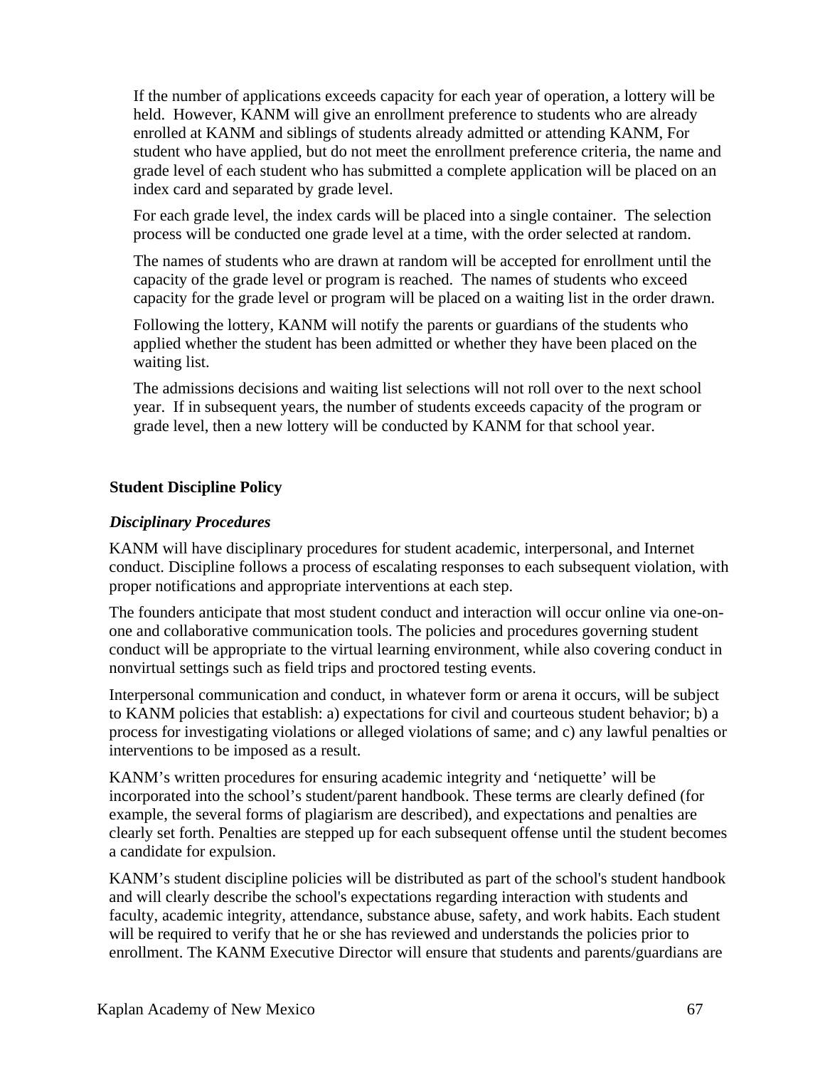If the number of applications exceeds capacity for each year of operation, a lottery will be held. However, KANM will give an enrollment preference to students who are already enrolled at KANM and siblings of students already admitted or attending KANM, For student who have applied, but do not meet the enrollment preference criteria, the name and grade level of each student who has submitted a complete application will be placed on an index card and separated by grade level.

For each grade level, the index cards will be placed into a single container. The selection process will be conducted one grade level at a time, with the order selected at random.

The names of students who are drawn at random will be accepted for enrollment until the capacity of the grade level or program is reached. The names of students who exceed capacity for the grade level or program will be placed on a waiting list in the order drawn.

Following the lottery, KANM will notify the parents or guardians of the students who applied whether the student has been admitted or whether they have been placed on the waiting list.

The admissions decisions and waiting list selections will not roll over to the next school year. If in subsequent years, the number of students exceeds capacity of the program or grade level, then a new lottery will be conducted by KANM for that school year.

**Student Discipline Policy**

***Disciplinary Procedures***

KANM will have disciplinary procedures for student academic, interpersonal, and Internet conduct. Discipline follows a process of escalating responses to each subsequent violation, with proper notifications and appropriate interventions at each step.

The founders anticipate that most student conduct and interaction will occur online via one-on-one and collaborative communication tools. The policies and procedures governing student conduct will be appropriate to the virtual learning environment, while also covering conduct in nonvirtual settings such as field trips and proctored testing events.

Interpersonal communication and conduct, in whatever form or arena it occurs, will be subject to KANM policies that establish: a) expectations for civil and courteous student behavior; b) a process for investigating violations or alleged violations of same; and c) any lawful penalties or interventions to be imposed as a result.

KANM's written procedures for ensuring academic integrity and 'netiquette' will be incorporated into the school's student/parent handbook. These terms are clearly defined (for example, the several forms of plagiarism are described), and expectations and penalties are clearly set forth. Penalties are stepped up for each subsequent offense until the student becomes a candidate for expulsion.

KANM's student discipline policies will be distributed as part of the school's student handbook and will clearly describe the school's expectations regarding interaction with students and faculty, academic integrity, attendance, substance abuse, safety, and work habits. Each student will be required to verify that he or she has reviewed and understands the policies prior to enrollment. The KANM Executive Director will ensure that students and parents/guardians are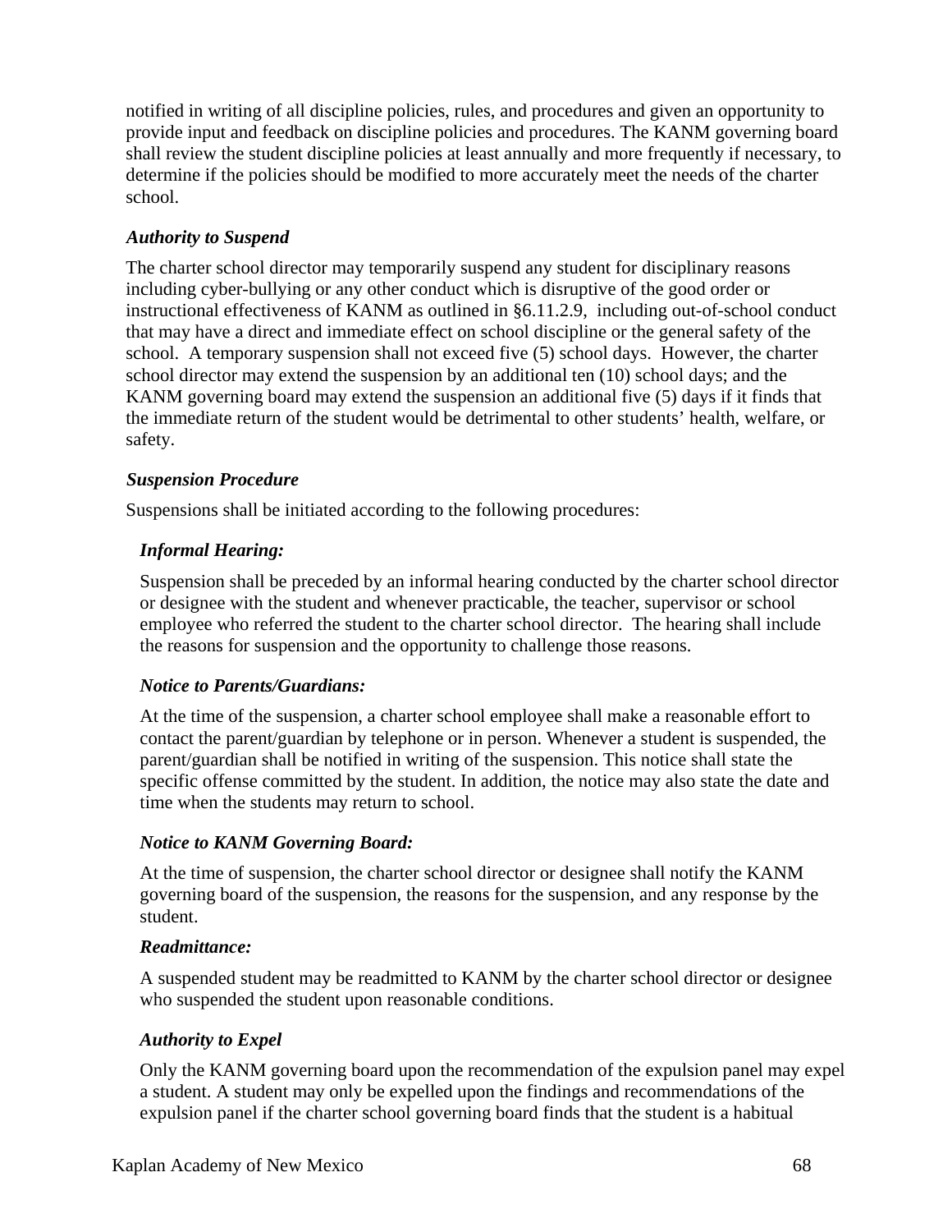notified in writing of all discipline policies, rules, and procedures and given an opportunity to provide input and feedback on discipline policies and procedures. The KANM governing board shall review the student discipline policies at least annually and more frequently if necessary, to determine if the policies should be modified to more accurately meet the needs of the charter school.

***Authority to Suspend***

The charter school director may temporarily suspend any student for disciplinary reasons including cyber-bullying or any other conduct which is disruptive of the good order or instructional effectiveness of KANM as outlined in §6.11.2.9, including out-of-school conduct that may have a direct and immediate effect on school discipline or the general safety of the school. A temporary suspension shall not exceed five (5) school days. However, the charter school director may extend the suspension by an additional ten (10) school days; and the KANM governing board may extend the suspension an additional five (5) days if it finds that the immediate return of the student would be detrimental to other students' health, welfare, or safety.

***Suspension Procedure***

Suspensions shall be initiated according to the following procedures:

***Informal Hearing:***

Suspension shall be preceded by an informal hearing conducted by the charter school director or designee with the student and whenever practicable, the teacher, supervisor or school employee who referred the student to the charter school director. The hearing shall include the reasons for suspension and the opportunity to challenge those reasons.

***Notice to Parents/Guardians:***

At the time of the suspension, a charter school employee shall make a reasonable effort to contact the parent/guardian by telephone or in person. Whenever a student is suspended, the parent/guardian shall be notified in writing of the suspension. This notice shall state the specific offense committed by the student. In addition, the notice may also state the date and time when the students may return to school.

***Notice to KANM Governing Board:***

At the time of suspension, the charter school director or designee shall notify the KANM governing board of the suspension, the reasons for the suspension, and any response by the student.

***Readmittance:***

A suspended student may be readmitted to KANM by the charter school director or designee who suspended the student upon reasonable conditions.

***Authority to Expel***

Only the KANM governing board upon the recommendation of the expulsion panel may expel a student. A student may only be expelled upon the findings and recommendations of the expulsion panel if the charter school governing board finds that the student is a habitual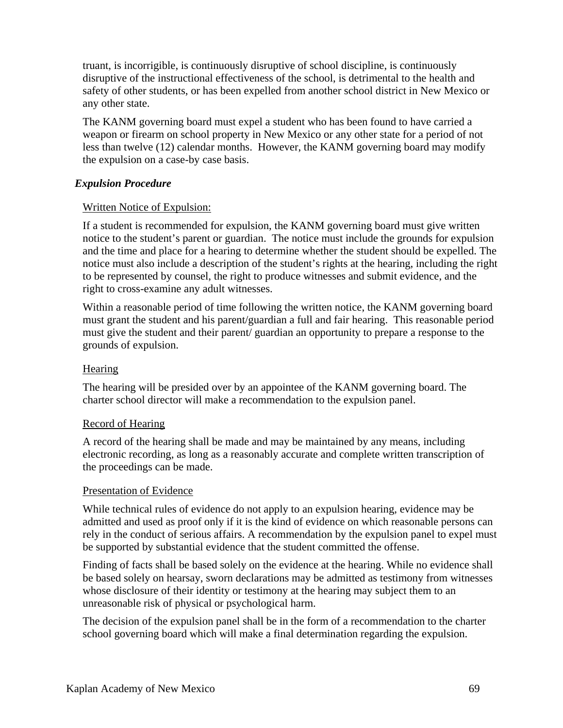truant, is incorrigible, is continuously disruptive of school discipline, is continuously disruptive of the instructional effectiveness of the school, is detrimental to the health and safety of other students, or has been expelled from another school district in New Mexico or any other state.

The KANM governing board must expel a student who has been found to have carried a weapon or firearm on school property in New Mexico or any other state for a period of not less than twelve (12) calendar months. However, the KANM governing board may modify the expulsion on a case-by case basis.

### *Expulsion Procedure*

<u>Written Notice of Expulsion:</u>

If a student is recommended for expulsion, the KANM governing board must give written notice to the student's parent or guardian. The notice must include the grounds for expulsion and the time and place for a hearing to determine whether the student should be expelled. The notice must also include a description of the student's rights at the hearing, including the right to be represented by counsel, the right to produce witnesses and submit evidence, and the right to cross-examine any adult witnesses.

Within a reasonable period of time following the written notice, the KANM governing board must grant the student and his parent/guardian a full and fair hearing. This reasonable period must give the student and their parent/ guardian an opportunity to prepare a response to the grounds of expulsion.

<u>Hearing</u>

The hearing will be presided over by an appointee of the KANM governing board. The charter school director will make a recommendation to the expulsion panel.

<u>Record of Hearing</u>

A record of the hearing shall be made and may be maintained by any means, including electronic recording, as long as a reasonably accurate and complete written transcription of the proceedings can be made.

<u>Presentation of Evidence</u>

While technical rules of evidence do not apply to an expulsion hearing, evidence may be admitted and used as proof only if it is the kind of evidence on which reasonable persons can rely in the conduct of serious affairs. A recommendation by the expulsion panel to expel must be supported by substantial evidence that the student committed the offense.

Finding of facts shall be based solely on the evidence at the hearing. While no evidence shall be based solely on hearsay, sworn declarations may be admitted as testimony from witnesses whose disclosure of their identity or testimony at the hearing may subject them to an unreasonable risk of physical or psychological harm.

The decision of the expulsion panel shall be in the form of a recommendation to the charter school governing board which will make a final determination regarding the expulsion.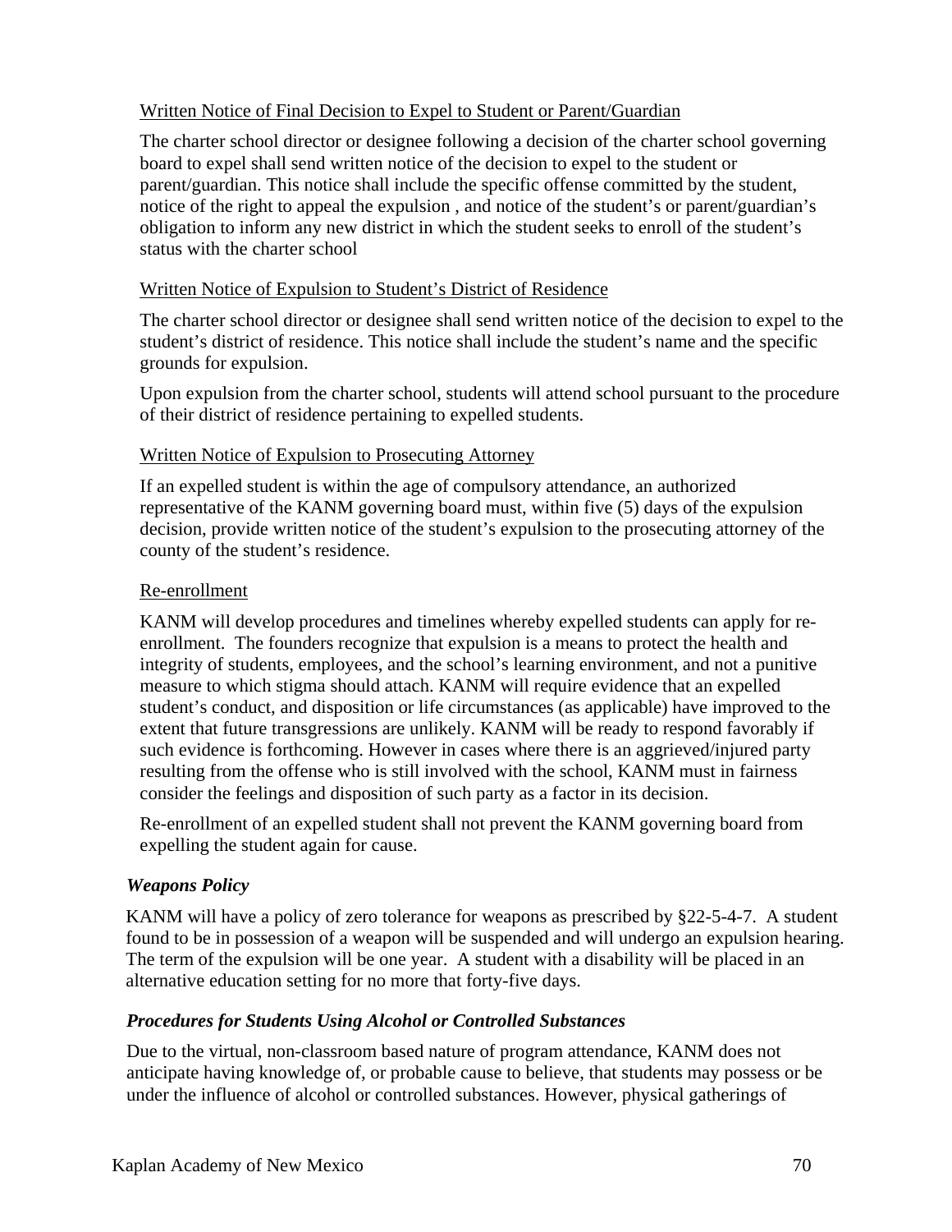Written Notice of Final Decision to Expel to Student or Parent/Guardian

The charter school director or designee following a decision of the charter school governing board to expel shall send written notice of the decision to expel to the student or parent/guardian. This notice shall include the specific offense committed by the student, notice of the right to appeal the expulsion , and notice of the student's or parent/guardian's obligation to inform any new district in which the student seeks to enroll of the student's status with the charter school

Written Notice of Expulsion to Student's District of Residence

The charter school director or designee shall send written notice of the decision to expel to the student's district of residence. This notice shall include the student's name and the specific grounds for expulsion.

Upon expulsion from the charter school, students will attend school pursuant to the procedure of their district of residence pertaining to expelled students.

Written Notice of Expulsion to Prosecuting Attorney

If an expelled student is within the age of compulsory attendance, an authorized representative of the KANM governing board must, within five (5) days of the expulsion decision, provide written notice of the student's expulsion to the prosecuting attorney of the county of the student's residence.

Re-enrollment

KANM will develop procedures and timelines whereby expelled students can apply for re-enrollment. The founders recognize that expulsion is a means to protect the health and integrity of students, employees, and the school's learning environment, and not a punitive measure to which stigma should attach. KANM will require evidence that an expelled student's conduct, and disposition or life circumstances (as applicable) have improved to the extent that future transgressions are unlikely. KANM will be ready to respond favorably if such evidence is forthcoming. However in cases where there is an aggrieved/injured party resulting from the offense who is still involved with the school, KANM must in fairness consider the feelings and disposition of such party as a factor in its decision.

Re-enrollment of an expelled student shall not prevent the KANM governing board from expelling the student again for cause.

***Weapons Policy***

KANM will have a policy of zero tolerance for weapons as prescribed by §22-5-4-7. A student found to be in possession of a weapon will be suspended and will undergo an expulsion hearing. The term of the expulsion will be one year. A student with a disability will be placed in an alternative education setting for no more that forty-five days.

***Procedures for Students Using Alcohol or Controlled Substances***

Due to the virtual, non-classroom based nature of program attendance, KANM does not anticipate having knowledge of, or probable cause to believe, that students may possess or be under the influence of alcohol or controlled substances. However, physical gatherings of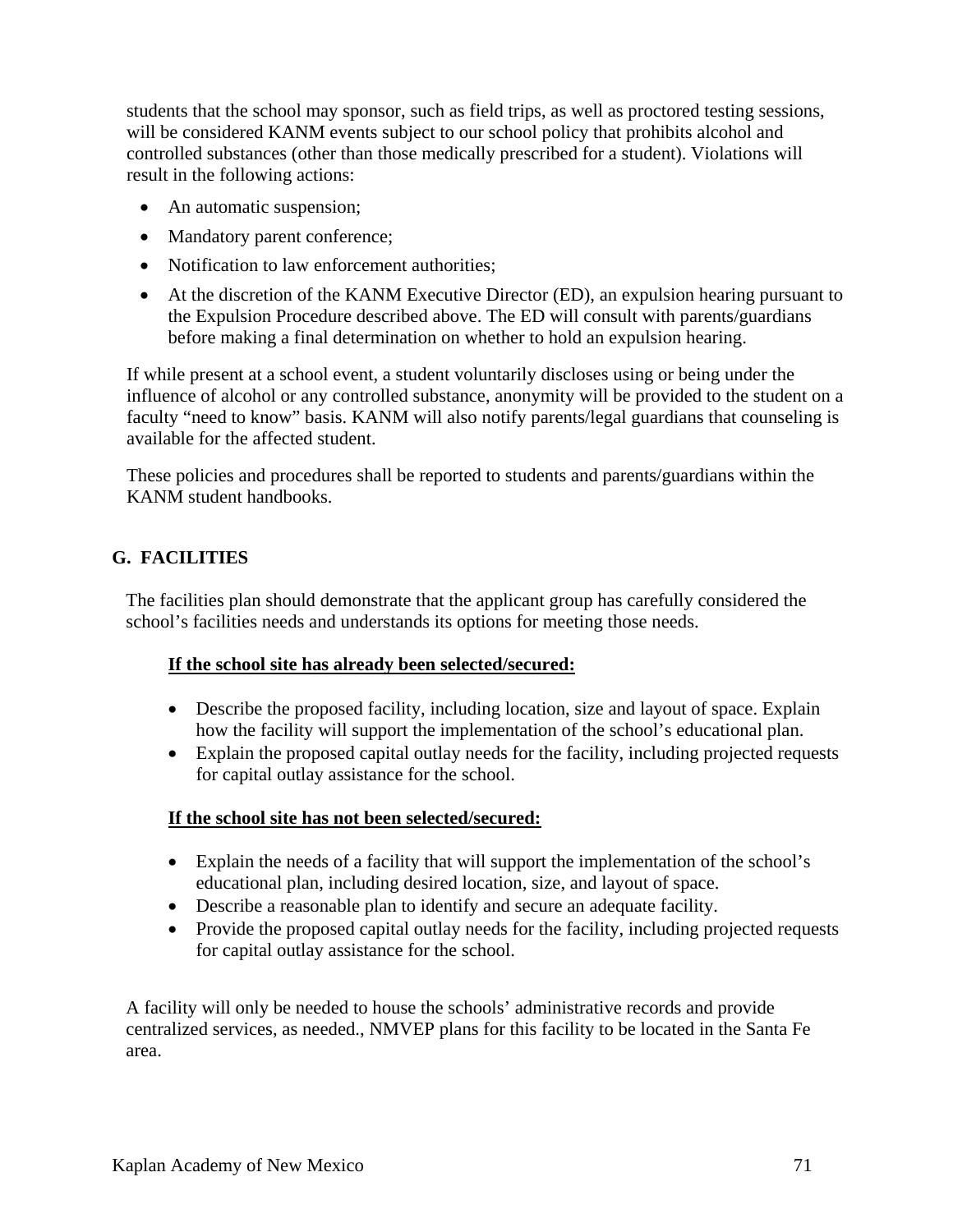students that the school may sponsor, such as field trips, as well as proctored testing sessions, will be considered KANM events subject to our school policy that prohibits alcohol and controlled substances (other than those medically prescribed for a student). Violations will result in the following actions:

- An automatic suspension;
- Mandatory parent conference;
- Notification to law enforcement authorities;
- At the discretion of the KANM Executive Director (ED), an expulsion hearing pursuant to the Expulsion Procedure described above. The ED will consult with parents/guardians before making a final determination on whether to hold an expulsion hearing.

If while present at a school event, a student voluntarily discloses using or being under the influence of alcohol or any controlled substance, anonymity will be provided to the student on a faculty "need to know" basis. KANM will also notify parents/legal guardians that counseling is available for the affected student.

These policies and procedures shall be reported to students and parents/guardians within the KANM student handbooks.

## G. FACILITIES

The facilities plan should demonstrate that the applicant group has carefully considered the school's facilities needs and understands its options for meeting those needs.

**<u>If the school site has already been selected/secured:</u>**

- Describe the proposed facility, including location, size and layout of space. Explain how the facility will support the implementation of the school's educational plan.
- Explain the proposed capital outlay needs for the facility, including projected requests for capital outlay assistance for the school.

**<u>If the school site has not been selected/secured:</u>**

- Explain the needs of a facility that will support the implementation of the school's educational plan, including desired location, size, and layout of space.
- Describe a reasonable plan to identify and secure an adequate facility.
- Provide the proposed capital outlay needs for the facility, including projected requests for capital outlay assistance for the school.

A facility will only be needed to house the schools' administrative records and provide centralized services, as needed., NMVEP plans for this facility to be located in the Santa Fe area.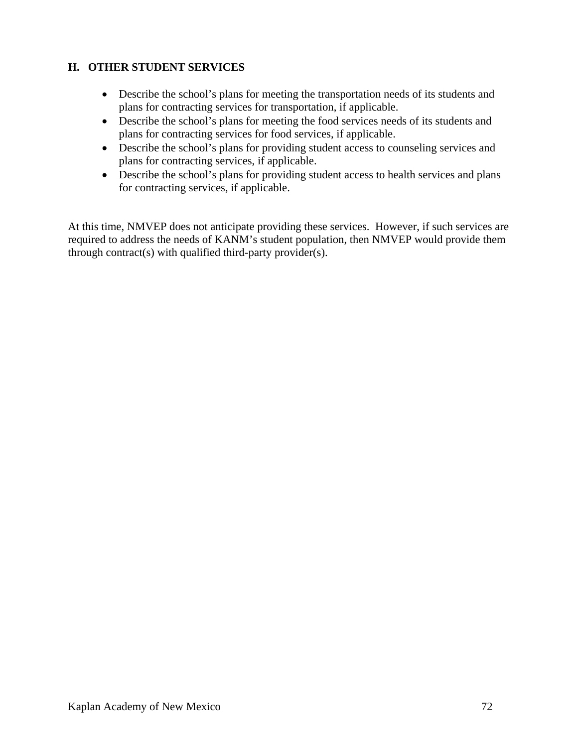## H. OTHER STUDENT SERVICES

- Describe the school's plans for meeting the transportation needs of its students and plans for contracting services for transportation, if applicable.
- Describe the school's plans for meeting the food services needs of its students and plans for contracting services for food services, if applicable.
- Describe the school's plans for providing student access to counseling services and plans for contracting services, if applicable.
- Describe the school's plans for providing student access to health services and plans for contracting services, if applicable.

At this time, NMVEP does not anticipate providing these services. However, if such services are required to address the needs of KANM's student population, then NMVEP would provide them through contract(s) with qualified third-party provider(s).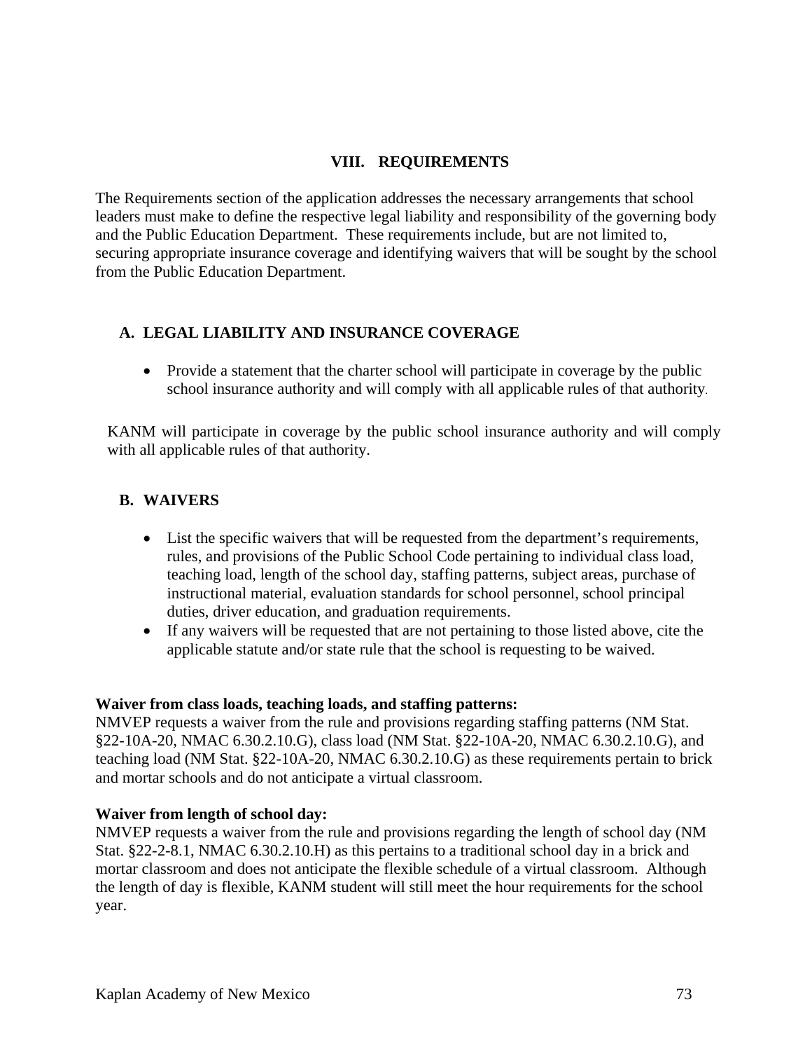## VIII. REQUIREMENTS

The Requirements section of the application addresses the necessary arrangements that school leaders must make to define the respective legal liability and responsibility of the governing body and the Public Education Department. These requirements include, but are not limited to, securing appropriate insurance coverage and identifying waivers that will be sought by the school from the Public Education Department.

### A. LEGAL LIABILITY AND INSURANCE COVERAGE

- Provide a statement that the charter school will participate in coverage by the public school insurance authority and will comply with all applicable rules of that authority.

KANM will participate in coverage by the public school insurance authority and will comply with all applicable rules of that authority.

### B. WAIVERS

- List the specific waivers that will be requested from the department's requirements, rules, and provisions of the Public School Code pertaining to individual class load, teaching load, length of the school day, staffing patterns, subject areas, purchase of instructional material, evaluation standards for school personnel, school principal duties, driver education, and graduation requirements.
- If any waivers will be requested that are not pertaining to those listed above, cite the applicable statute and/or state rule that the school is requesting to be waived.

**Waiver from class loads, teaching loads, and staffing patterns:**
NMVEP requests a waiver from the rule and provisions regarding staffing patterns (NM Stat. §22-10A-20, NMAC 6.30.2.10.G), class load (NM Stat. §22-10A-20, NMAC 6.30.2.10.G), and teaching load (NM Stat. §22-10A-20, NMAC 6.30.2.10.G) as these requirements pertain to brick and mortar schools and do not anticipate a virtual classroom.

**Waiver from length of school day:**
NMVEP requests a waiver from the rule and provisions regarding the length of school day (NM Stat. §22-2-8.1, NMAC 6.30.2.10.H) as this pertains to a traditional school day in a brick and mortar classroom and does not anticipate the flexible schedule of a virtual classroom. Although the length of day is flexible, KANM student will still meet the hour requirements for the school year.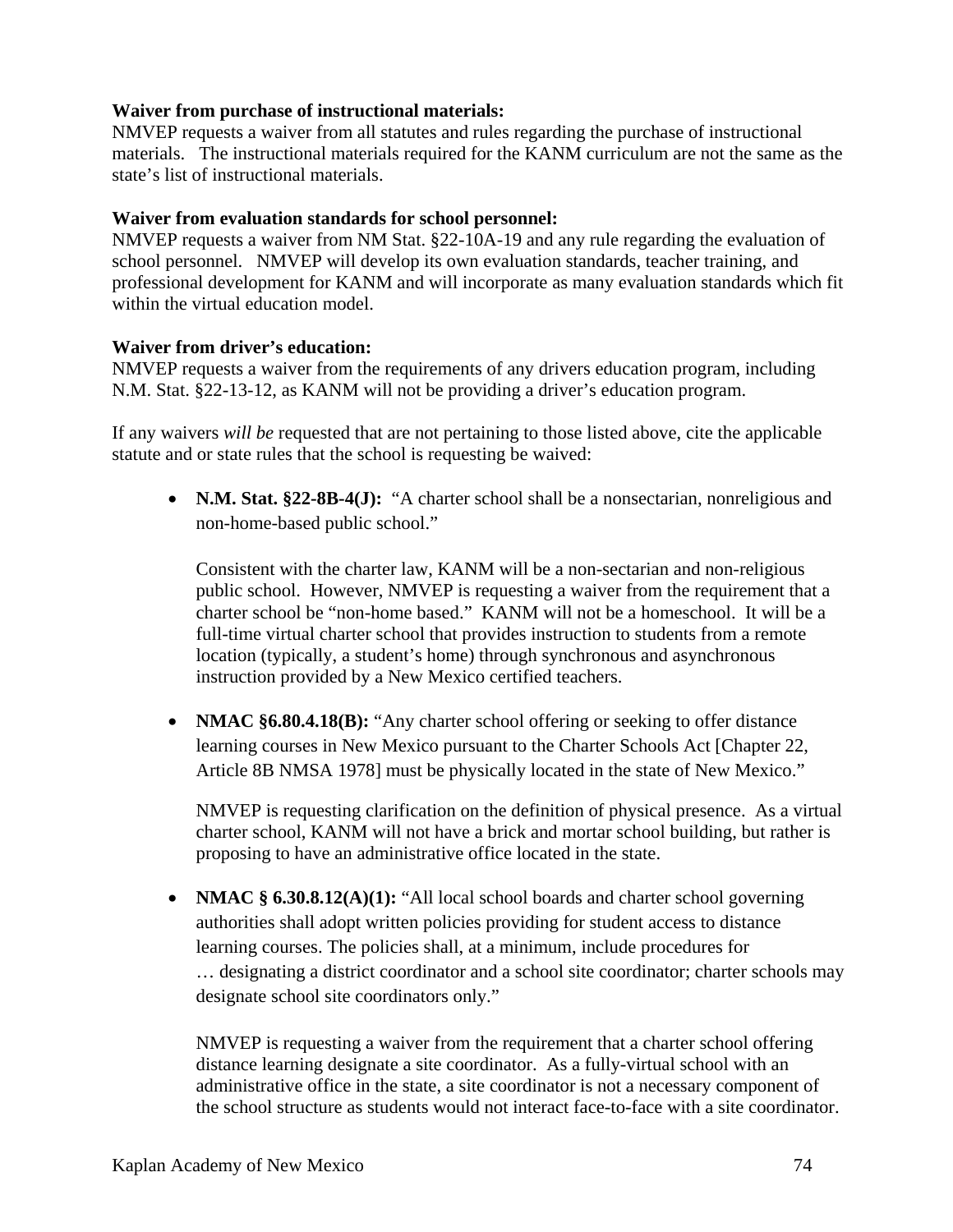**Waiver from purchase of instructional materials:**
NMVEP requests a waiver from all statutes and rules regarding the purchase of instructional materials. The instructional materials required for the KANM curriculum are not the same as the state's list of instructional materials.

**Waiver from evaluation standards for school personnel:**
NMVEP requests a waiver from NM Stat. §22-10A-19 and any rule regarding the evaluation of school personnel. NMVEP will develop its own evaluation standards, teacher training, and professional development for KANM and will incorporate as many evaluation standards which fit within the virtual education model.

**Waiver from driver's education:**
NMVEP requests a waiver from the requirements of any drivers education program, including N.M. Stat. §22-13-12, as KANM will not be providing a driver's education program.

If any waivers *will be* requested that are not pertaining to those listed above, cite the applicable statute and or state rules that the school is requesting be waived:

- **N.M. Stat. §22-8B-4(J):** "A charter school shall be a nonsectarian, nonreligious and non-home-based public school."

  Consistent with the charter law, KANM will be a non-sectarian and non-religious public school. However, NMVEP is requesting a waiver from the requirement that a charter school be "non-home based." KANM will not be a homeschool. It will be a full-time virtual charter school that provides instruction to students from a remote location (typically, a student's home) through synchronous and asynchronous instruction provided by a New Mexico certified teachers.

- **NMAC §6.80.4.18(B):** "Any charter school offering or seeking to offer distance learning courses in New Mexico pursuant to the Charter Schools Act [Chapter 22, Article 8B NMSA 1978] must be physically located in the state of New Mexico."

  NMVEP is requesting clarification on the definition of physical presence. As a virtual charter school, KANM will not have a brick and mortar school building, but rather is proposing to have an administrative office located in the state.

- **NMAC § 6.30.8.12(A)(1):** "All local school boards and charter school governing authorities shall adopt written policies providing for student access to distance learning courses. The policies shall, at a minimum, include procedures for … designating a district coordinator and a school site coordinator; charter schools may designate school site coordinators only."

  NMVEP is requesting a waiver from the requirement that a charter school offering distance learning designate a site coordinator. As a fully-virtual school with an administrative office in the state, a site coordinator is not a necessary component of the school structure as students would not interact face-to-face with a site coordinator.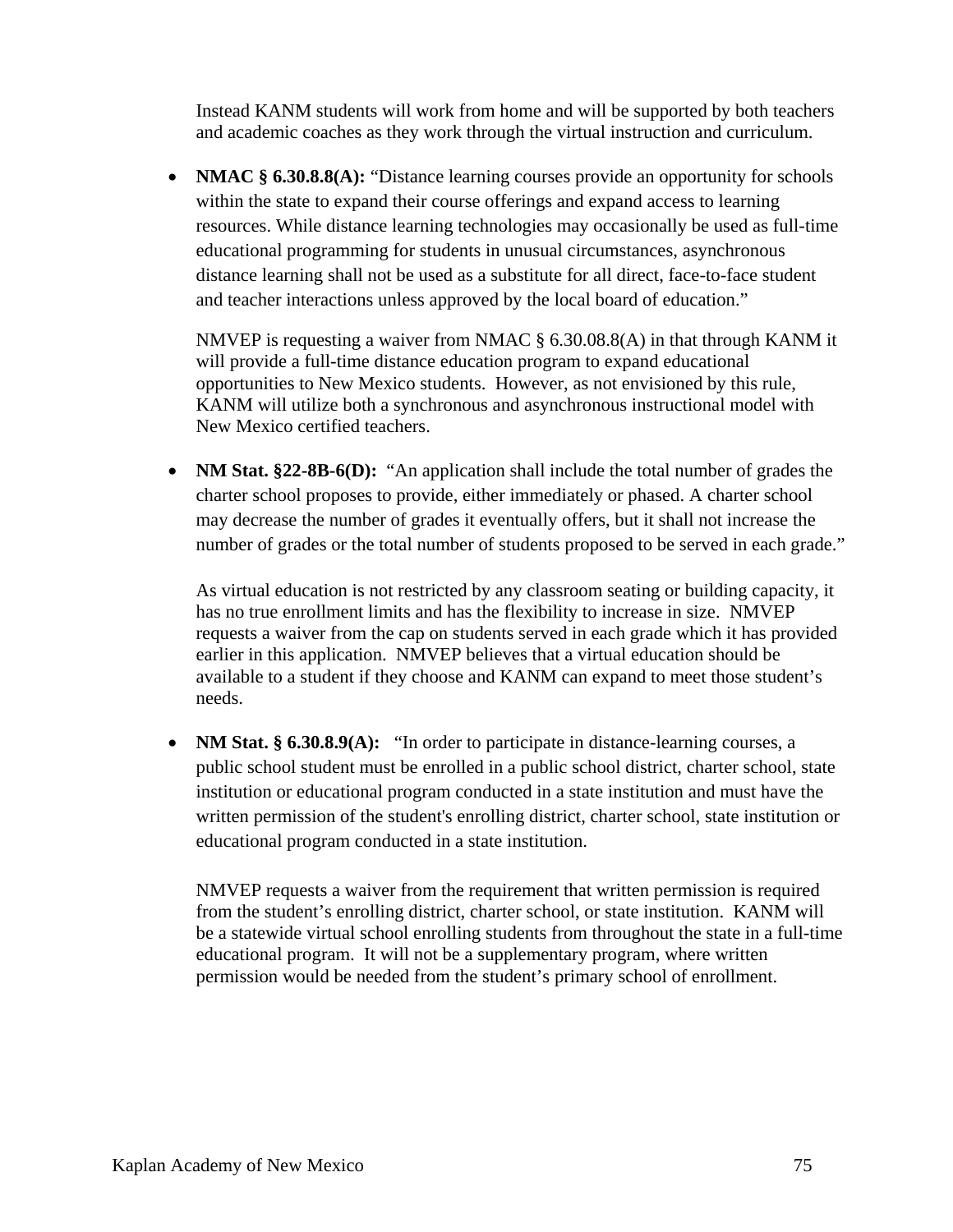Instead KANM students will work from home and will be supported by both teachers and academic coaches as they work through the virtual instruction and curriculum.

- **NMAC § 6.30.8.8(A):** "Distance learning courses provide an opportunity for schools within the state to expand their course offerings and expand access to learning resources. While distance learning technologies may occasionally be used as full-time educational programming for students in unusual circumstances, asynchronous distance learning shall not be used as a substitute for all direct, face-to-face student and teacher interactions unless approved by the local board of education."

  NMVEP is requesting a waiver from NMAC § 6.30.08.8(A) in that through KANM it will provide a full-time distance education program to expand educational opportunities to New Mexico students. However, as not envisioned by this rule, KANM will utilize both a synchronous and asynchronous instructional model with New Mexico certified teachers.

- **NM Stat. §22-8B-6(D):** "An application shall include the total number of grades the charter school proposes to provide, either immediately or phased. A charter school may decrease the number of grades it eventually offers, but it shall not increase the number of grades or the total number of students proposed to be served in each grade."

  As virtual education is not restricted by any classroom seating or building capacity, it has no true enrollment limits and has the flexibility to increase in size. NMVEP requests a waiver from the cap on students served in each grade which it has provided earlier in this application. NMVEP believes that a virtual education should be available to a student if they choose and KANM can expand to meet those student's needs.

- **NM Stat. § 6.30.8.9(A):** "In order to participate in distance-learning courses, a public school student must be enrolled in a public school district, charter school, state institution or educational program conducted in a state institution and must have the written permission of the student's enrolling district, charter school, state institution or educational program conducted in a state institution.

  NMVEP requests a waiver from the requirement that written permission is required from the student's enrolling district, charter school, or state institution. KANM will be a statewide virtual school enrolling students from throughout the state in a full-time educational program. It will not be a supplementary program, where written permission would be needed from the student's primary school of enrollment.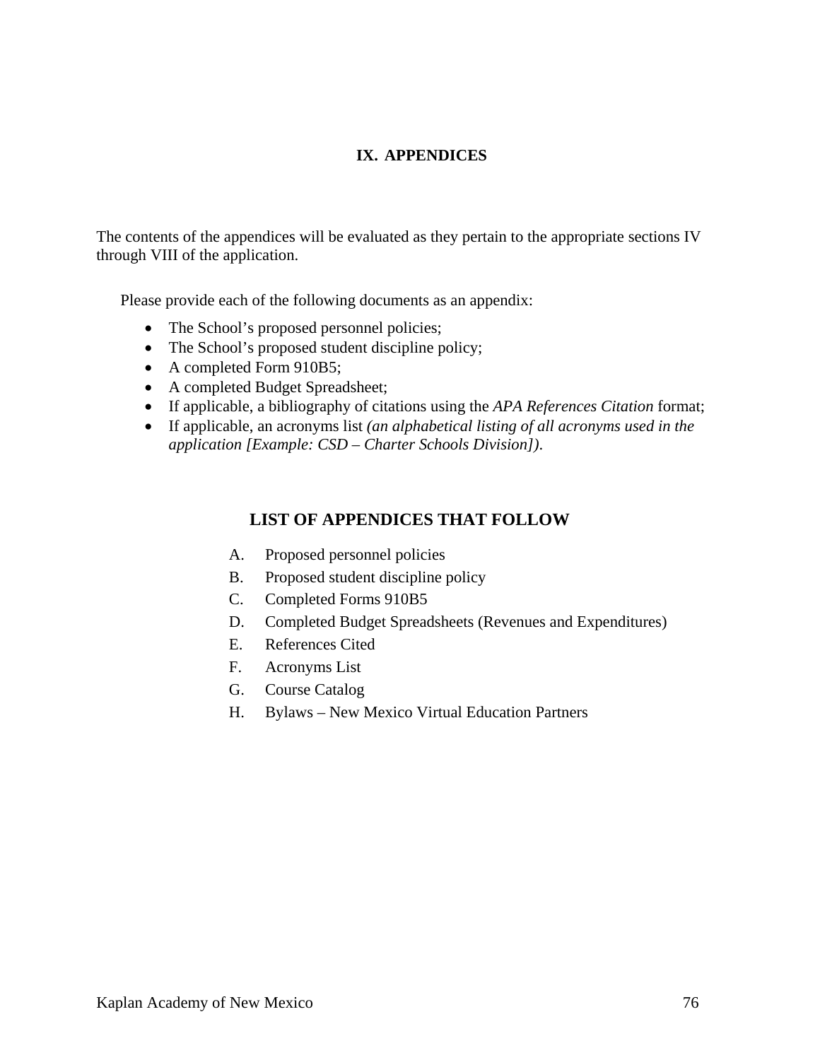# IX. APPENDICES

The contents of the appendices will be evaluated as they pertain to the appropriate sections IV through VIII of the application.

Please provide each of the following documents as an appendix:

- The School's proposed personnel policies;
- The School's proposed student discipline policy;
- A completed Form 910B5;
- A completed Budget Spreadsheet;
- If applicable, a bibliography of citations using the *APA References Citation* format;
- If applicable, an acronyms list *(an alphabetical listing of all acronyms used in the application [Example: CSD – Charter Schools Division])*.

## LIST OF APPENDICES THAT FOLLOW

A. Proposed personnel policies

B. Proposed student discipline policy

C. Completed Forms 910B5

D. Completed Budget Spreadsheets (Revenues and Expenditures)

E. References Cited

F. Acronyms List

G. Course Catalog

H. Bylaws – New Mexico Virtual Education Partners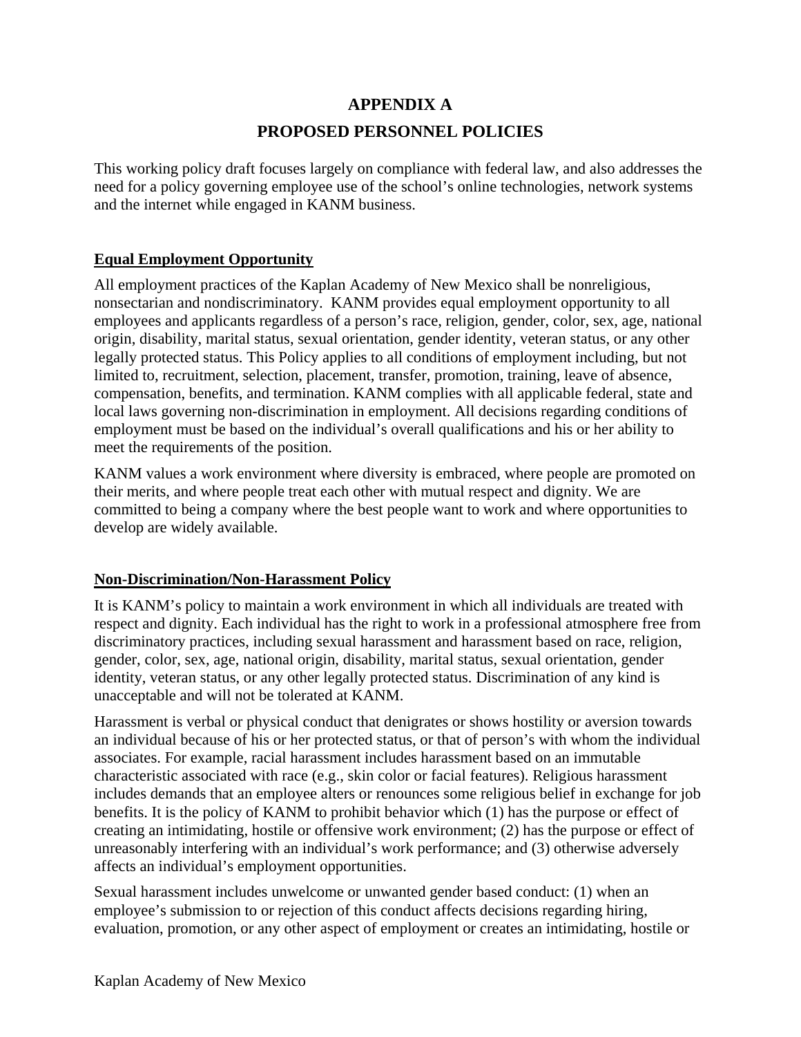# APPENDIX A

# PROPOSED PERSONNEL POLICIES

This working policy draft focuses largely on compliance with federal law, and also addresses the need for a policy governing employee use of the school's online technologies, network systems and the internet while engaged in KANM business.

## Equal Employment Opportunity

All employment practices of the Kaplan Academy of New Mexico shall be nonreligious, nonsectarian and nondiscriminatory. KANM provides equal employment opportunity to all employees and applicants regardless of a person's race, religion, gender, color, sex, age, national origin, disability, marital status, sexual orientation, gender identity, veteran status, or any other legally protected status. This Policy applies to all conditions of employment including, but not limited to, recruitment, selection, placement, transfer, promotion, training, leave of absence, compensation, benefits, and termination. KANM complies with all applicable federal, state and local laws governing non-discrimination in employment. All decisions regarding conditions of employment must be based on the individual's overall qualifications and his or her ability to meet the requirements of the position.

KANM values a work environment where diversity is embraced, where people are promoted on their merits, and where people treat each other with mutual respect and dignity. We are committed to being a company where the best people want to work and where opportunities to develop are widely available.

## Non-Discrimination/Non-Harassment Policy

It is KANM's policy to maintain a work environment in which all individuals are treated with respect and dignity. Each individual has the right to work in a professional atmosphere free from discriminatory practices, including sexual harassment and harassment based on race, religion, gender, color, sex, age, national origin, disability, marital status, sexual orientation, gender identity, veteran status, or any other legally protected status. Discrimination of any kind is unacceptable and will not be tolerated at KANM.

Harassment is verbal or physical conduct that denigrates or shows hostility or aversion towards an individual because of his or her protected status, or that of person's with whom the individual associates. For example, racial harassment includes harassment based on an immutable characteristic associated with race (e.g., skin color or facial features). Religious harassment includes demands that an employee alters or renounces some religious belief in exchange for job benefits. It is the policy of KANM to prohibit behavior which (1) has the purpose or effect of creating an intimidating, hostile or offensive work environment; (2) has the purpose or effect of unreasonably interfering with an individual's work performance; and (3) otherwise adversely affects an individual's employment opportunities.

Sexual harassment includes unwelcome or unwanted gender based conduct: (1) when an employee's submission to or rejection of this conduct affects decisions regarding hiring, evaluation, promotion, or any other aspect of employment or creates an intimidating, hostile or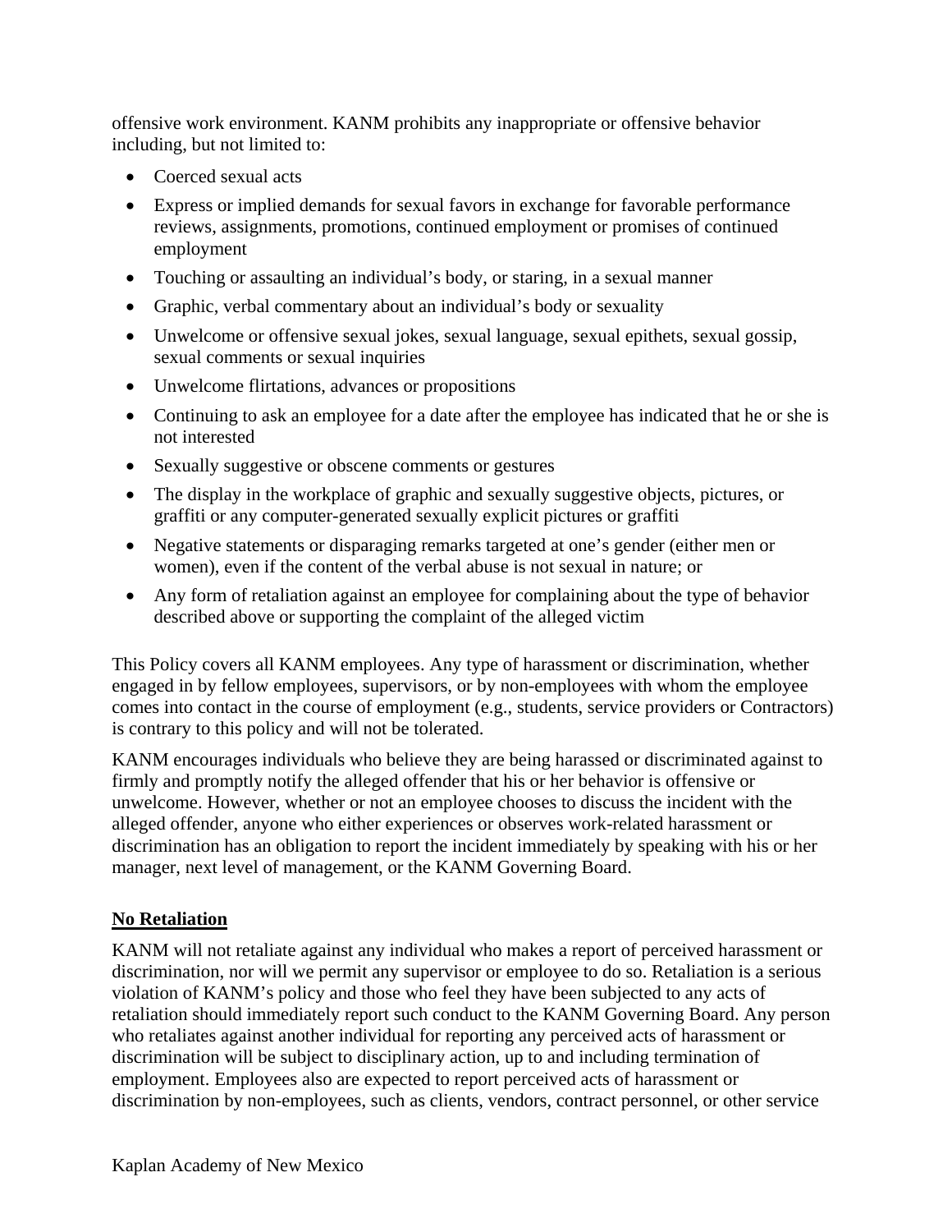offensive work environment. KANM prohibits any inappropriate or offensive behavior including, but not limited to:

- Coerced sexual acts
- Express or implied demands for sexual favors in exchange for favorable performance reviews, assignments, promotions, continued employment or promises of continued employment
- Touching or assaulting an individual's body, or staring, in a sexual manner
- Graphic, verbal commentary about an individual's body or sexuality
- Unwelcome or offensive sexual jokes, sexual language, sexual epithets, sexual gossip, sexual comments or sexual inquiries
- Unwelcome flirtations, advances or propositions
- Continuing to ask an employee for a date after the employee has indicated that he or she is not interested
- Sexually suggestive or obscene comments or gestures
- The display in the workplace of graphic and sexually suggestive objects, pictures, or graffiti or any computer-generated sexually explicit pictures or graffiti
- Negative statements or disparaging remarks targeted at one's gender (either men or women), even if the content of the verbal abuse is not sexual in nature; or
- Any form of retaliation against an employee for complaining about the type of behavior described above or supporting the complaint of the alleged victim

This Policy covers all KANM employees. Any type of harassment or discrimination, whether engaged in by fellow employees, supervisors, or by non-employees with whom the employee comes into contact in the course of employment (e.g., students, service providers or Contractors) is contrary to this policy and will not be tolerated.

KANM encourages individuals who believe they are being harassed or discriminated against to firmly and promptly notify the alleged offender that his or her behavior is offensive or unwelcome. However, whether or not an employee chooses to discuss the incident with the alleged offender, anyone who either experiences or observes work-related harassment or discrimination has an obligation to report the incident immediately by speaking with his or her manager, next level of management, or the KANM Governing Board.

**No Retaliation**

KANM will not retaliate against any individual who makes a report of perceived harassment or discrimination, nor will we permit any supervisor or employee to do so. Retaliation is a serious violation of KANM's policy and those who feel they have been subjected to any acts of retaliation should immediately report such conduct to the KANM Governing Board. Any person who retaliates against another individual for reporting any perceived acts of harassment or discrimination will be subject to disciplinary action, up to and including termination of employment. Employees also are expected to report perceived acts of harassment or discrimination by non-employees, such as clients, vendors, contract personnel, or other service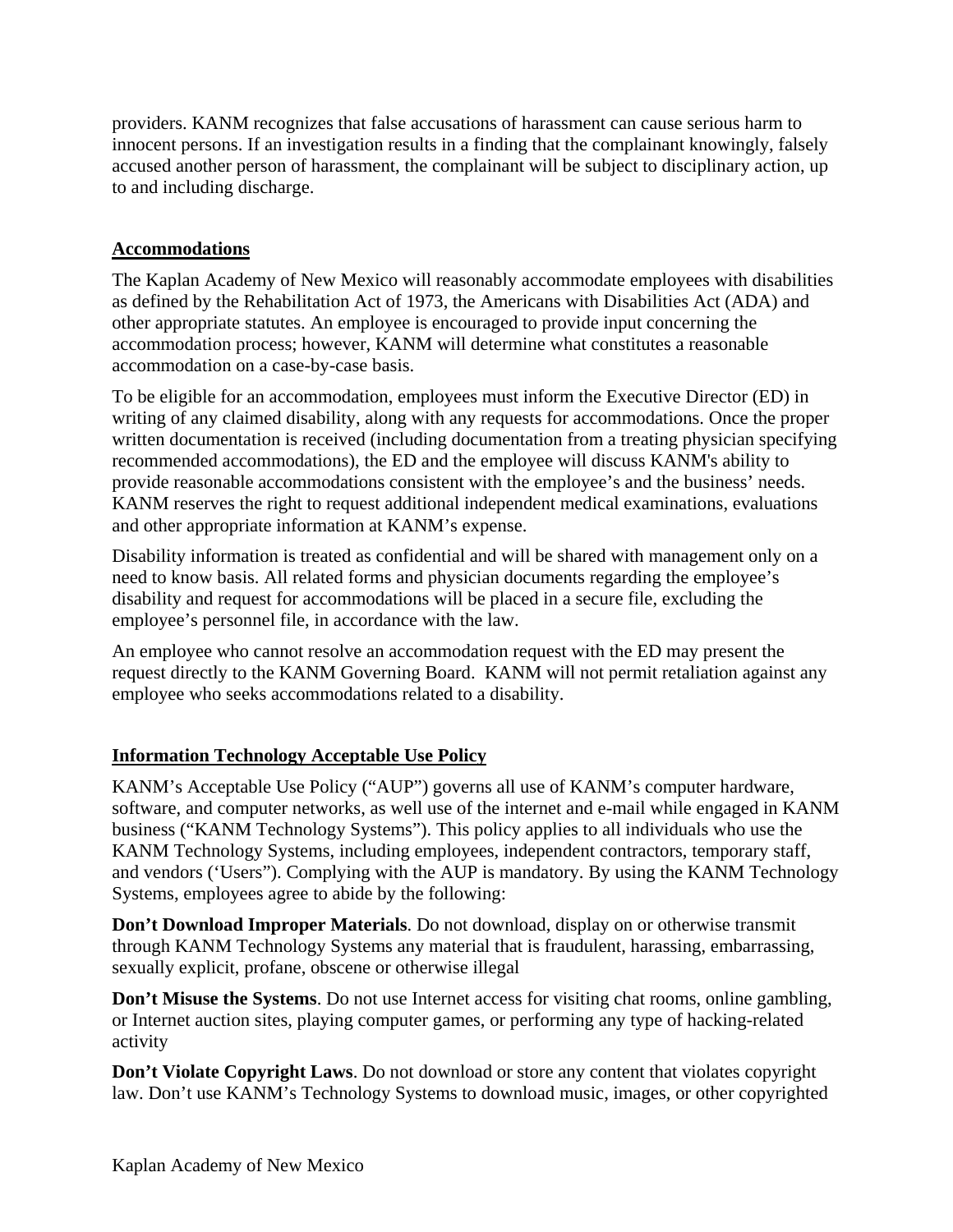providers. KANM recognizes that false accusations of harassment can cause serious harm to innocent persons. If an investigation results in a finding that the complainant knowingly, falsely accused another person of harassment, the complainant will be subject to disciplinary action, up to and including discharge.

## Accommodations

The Kaplan Academy of New Mexico will reasonably accommodate employees with disabilities as defined by the Rehabilitation Act of 1973, the Americans with Disabilities Act (ADA) and other appropriate statutes. An employee is encouraged to provide input concerning the accommodation process; however, KANM will determine what constitutes a reasonable accommodation on a case-by-case basis.

To be eligible for an accommodation, employees must inform the Executive Director (ED) in writing of any claimed disability, along with any requests for accommodations. Once the proper written documentation is received (including documentation from a treating physician specifying recommended accommodations), the ED and the employee will discuss KANM's ability to provide reasonable accommodations consistent with the employee's and the business' needs. KANM reserves the right to request additional independent medical examinations, evaluations and other appropriate information at KANM's expense.

Disability information is treated as confidential and will be shared with management only on a need to know basis. All related forms and physician documents regarding the employee's disability and request for accommodations will be placed in a secure file, excluding the employee's personnel file, in accordance with the law.

An employee who cannot resolve an accommodation request with the ED may present the request directly to the KANM Governing Board. KANM will not permit retaliation against any employee who seeks accommodations related to a disability.

## Information Technology Acceptable Use Policy

KANM's Acceptable Use Policy ("AUP") governs all use of KANM's computer hardware, software, and computer networks, as well use of the internet and e-mail while engaged in KANM business ("KANM Technology Systems"). This policy applies to all individuals who use the KANM Technology Systems, including employees, independent contractors, temporary staff, and vendors ('Users"). Complying with the AUP is mandatory. By using the KANM Technology Systems, employees agree to abide by the following:

**Don't Download Improper Materials**. Do not download, display on or otherwise transmit through KANM Technology Systems any material that is fraudulent, harassing, embarrassing, sexually explicit, profane, obscene or otherwise illegal

**Don't Misuse the Systems**. Do not use Internet access for visiting chat rooms, online gambling, or Internet auction sites, playing computer games, or performing any type of hacking-related activity

**Don't Violate Copyright Laws**. Do not download or store any content that violates copyright law. Don't use KANM's Technology Systems to download music, images, or other copyrighted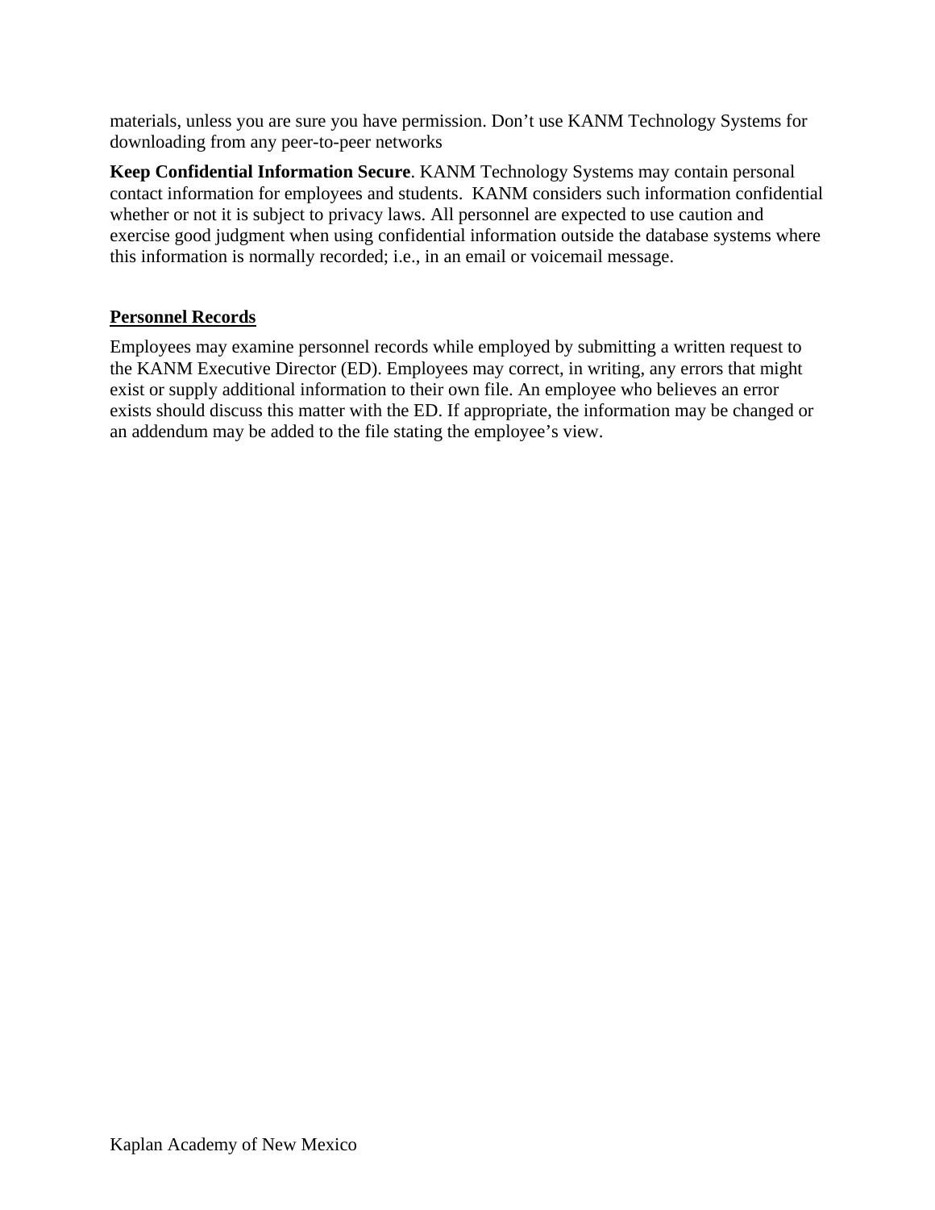materials, unless you are sure you have permission. Don't use KANM Technology Systems for downloading from any peer-to-peer networks

**Keep Confidential Information Secure**. KANM Technology Systems may contain personal contact information for employees and students. KANM considers such information confidential whether or not it is subject to privacy laws. All personnel are expected to use caution and exercise good judgment when using confidential information outside the database systems where this information is normally recorded; i.e., in an email or voicemail message.

## Personnel Records

Employees may examine personnel records while employed by submitting a written request to the KANM Executive Director (ED). Employees may correct, in writing, any errors that might exist or supply additional information to their own file. An employee who believes an error exists should discuss this matter with the ED. If appropriate, the information may be changed or an addendum may be added to the file stating the employee's view.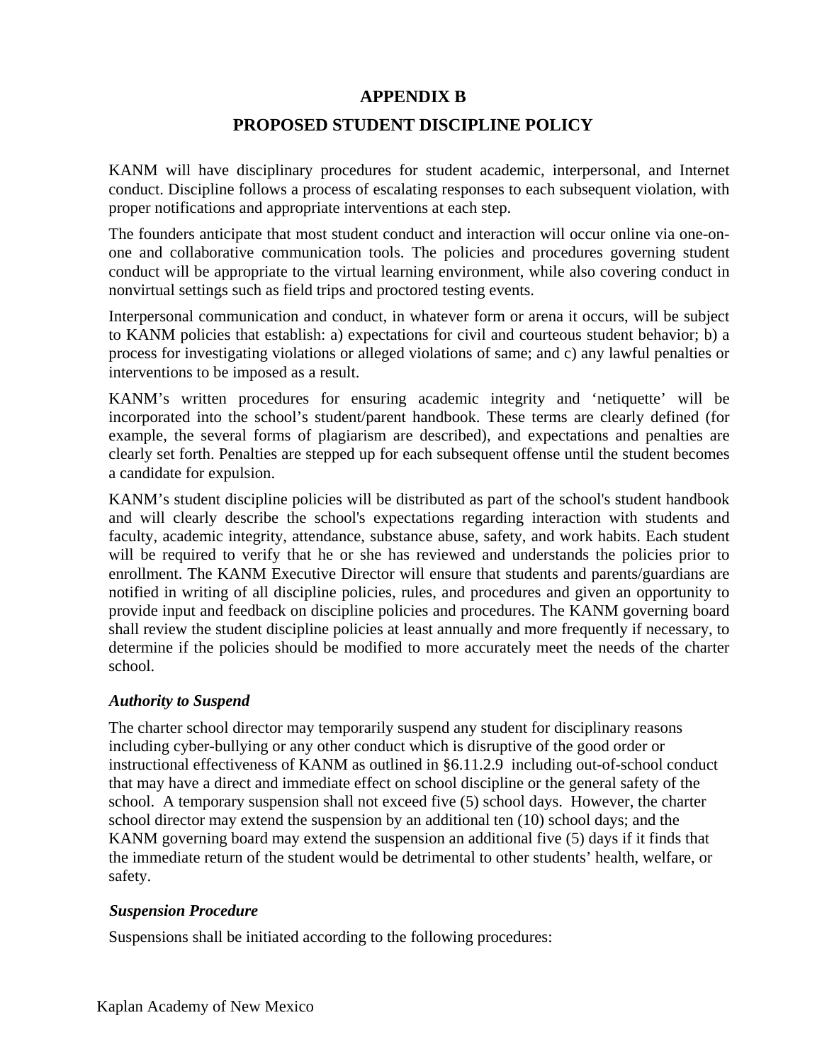# APPENDIX B

## PROPOSED STUDENT DISCIPLINE POLICY

KANM will have disciplinary procedures for student academic, interpersonal, and Internet conduct. Discipline follows a process of escalating responses to each subsequent violation, with proper notifications and appropriate interventions at each step.

The founders anticipate that most student conduct and interaction will occur online via one-on-one and collaborative communication tools. The policies and procedures governing student conduct will be appropriate to the virtual learning environment, while also covering conduct in nonvirtual settings such as field trips and proctored testing events.

Interpersonal communication and conduct, in whatever form or arena it occurs, will be subject to KANM policies that establish: a) expectations for civil and courteous student behavior; b) a process for investigating violations or alleged violations of same; and c) any lawful penalties or interventions to be imposed as a result.

KANM's written procedures for ensuring academic integrity and 'netiquette' will be incorporated into the school's student/parent handbook. These terms are clearly defined (for example, the several forms of plagiarism are described), and expectations and penalties are clearly set forth. Penalties are stepped up for each subsequent offense until the student becomes a candidate for expulsion.

KANM's student discipline policies will be distributed as part of the school's student handbook and will clearly describe the school's expectations regarding interaction with students and faculty, academic integrity, attendance, substance abuse, safety, and work habits. Each student will be required to verify that he or she has reviewed and understands the policies prior to enrollment. The KANM Executive Director will ensure that students and parents/guardians are notified in writing of all discipline policies, rules, and procedures and given an opportunity to provide input and feedback on discipline policies and procedures. The KANM governing board shall review the student discipline policies at least annually and more frequently if necessary, to determine if the policies should be modified to more accurately meet the needs of the charter school.

### *Authority to Suspend*

The charter school director may temporarily suspend any student for disciplinary reasons including cyber-bullying or any other conduct which is disruptive of the good order or instructional effectiveness of KANM as outlined in §6.11.2.9 including out-of-school conduct that may have a direct and immediate effect on school discipline or the general safety of the school. A temporary suspension shall not exceed five (5) school days. However, the charter school director may extend the suspension by an additional ten (10) school days; and the KANM governing board may extend the suspension an additional five (5) days if it finds that the immediate return of the student would be detrimental to other students' health, welfare, or safety.

### *Suspension Procedure*

Suspensions shall be initiated according to the following procedures: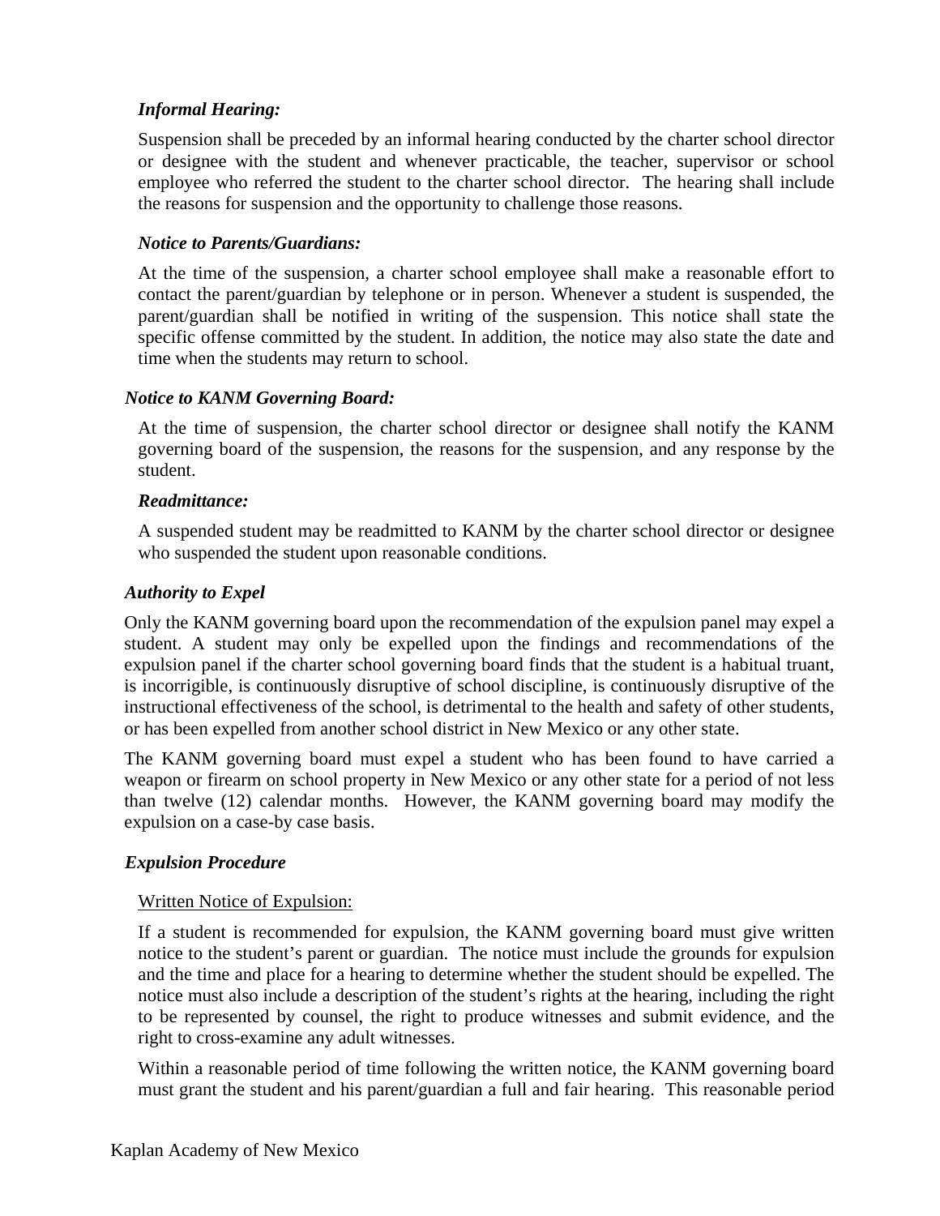*Informal Hearing:*

Suspension shall be preceded by an informal hearing conducted by the charter school director or designee with the student and whenever practicable, the teacher, supervisor or school employee who referred the student to the charter school director. The hearing shall include the reasons for suspension and the opportunity to challenge those reasons.

*Notice to Parents/Guardians:*

At the time of the suspension, a charter school employee shall make a reasonable effort to contact the parent/guardian by telephone or in person. Whenever a student is suspended, the parent/guardian shall be notified in writing of the suspension. This notice shall state the specific offense committed by the student. In addition, the notice may also state the date and time when the students may return to school.

*Notice to KANM Governing Board:*

At the time of suspension, the charter school director or designee shall notify the KANM governing board of the suspension, the reasons for the suspension, and any response by the student.

*Readmittance:*

A suspended student may be readmitted to KANM by the charter school director or designee who suspended the student upon reasonable conditions.

### *Authority to Expel*

Only the KANM governing board upon the recommendation of the expulsion panel may expel a student. A student may only be expelled upon the findings and recommendations of the expulsion panel if the charter school governing board finds that the student is a habitual truant, is incorrigible, is continuously disruptive of school discipline, is continuously disruptive of the instructional effectiveness of the school, is detrimental to the health and safety of other students, or has been expelled from another school district in New Mexico or any other state.

The KANM governing board must expel a student who has been found to have carried a weapon or firearm on school property in New Mexico or any other state for a period of not less than twelve (12) calendar months. However, the KANM governing board may modify the expulsion on a case-by case basis.

### *Expulsion Procedure*

Written Notice of Expulsion:

If a student is recommended for expulsion, the KANM governing board must give written notice to the student's parent or guardian. The notice must include the grounds for expulsion and the time and place for a hearing to determine whether the student should be expelled. The notice must also include a description of the student's rights at the hearing, including the right to be represented by counsel, the right to produce witnesses and submit evidence, and the right to cross-examine any adult witnesses.

Within a reasonable period of time following the written notice, the KANM governing board must grant the student and his parent/guardian a full and fair hearing. This reasonable period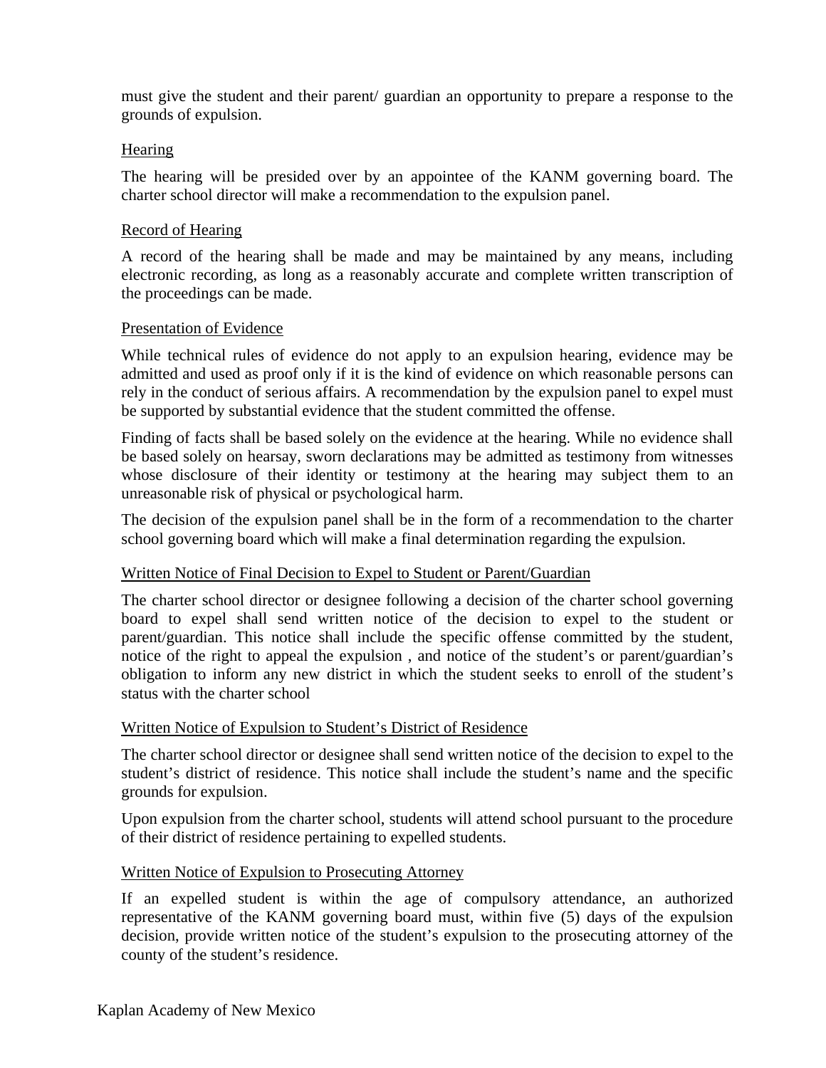must give the student and their parent/ guardian an opportunity to prepare a response to the grounds of expulsion.

Hearing

The hearing will be presided over by an appointee of the KANM governing board. The charter school director will make a recommendation to the expulsion panel.

Record of Hearing

A record of the hearing shall be made and may be maintained by any means, including electronic recording, as long as a reasonably accurate and complete written transcription of the proceedings can be made.

Presentation of Evidence

While technical rules of evidence do not apply to an expulsion hearing, evidence may be admitted and used as proof only if it is the kind of evidence on which reasonable persons can rely in the conduct of serious affairs. A recommendation by the expulsion panel to expel must be supported by substantial evidence that the student committed the offense.

Finding of facts shall be based solely on the evidence at the hearing. While no evidence shall be based solely on hearsay, sworn declarations may be admitted as testimony from witnesses whose disclosure of their identity or testimony at the hearing may subject them to an unreasonable risk of physical or psychological harm.

The decision of the expulsion panel shall be in the form of a recommendation to the charter school governing board which will make a final determination regarding the expulsion.

Written Notice of Final Decision to Expel to Student or Parent/Guardian

The charter school director or designee following a decision of the charter school governing board to expel shall send written notice of the decision to expel to the student or parent/guardian. This notice shall include the specific offense committed by the student, notice of the right to appeal the expulsion , and notice of the student's or parent/guardian's obligation to inform any new district in which the student seeks to enroll of the student's status with the charter school

Written Notice of Expulsion to Student's District of Residence

The charter school director or designee shall send written notice of the decision to expel to the student's district of residence. This notice shall include the student's name and the specific grounds for expulsion.

Upon expulsion from the charter school, students will attend school pursuant to the procedure of their district of residence pertaining to expelled students.

Written Notice of Expulsion to Prosecuting Attorney

If an expelled student is within the age of compulsory attendance, an authorized representative of the KANM governing board must, within five (5) days of the expulsion decision, provide written notice of the student's expulsion to the prosecuting attorney of the county of the student's residence.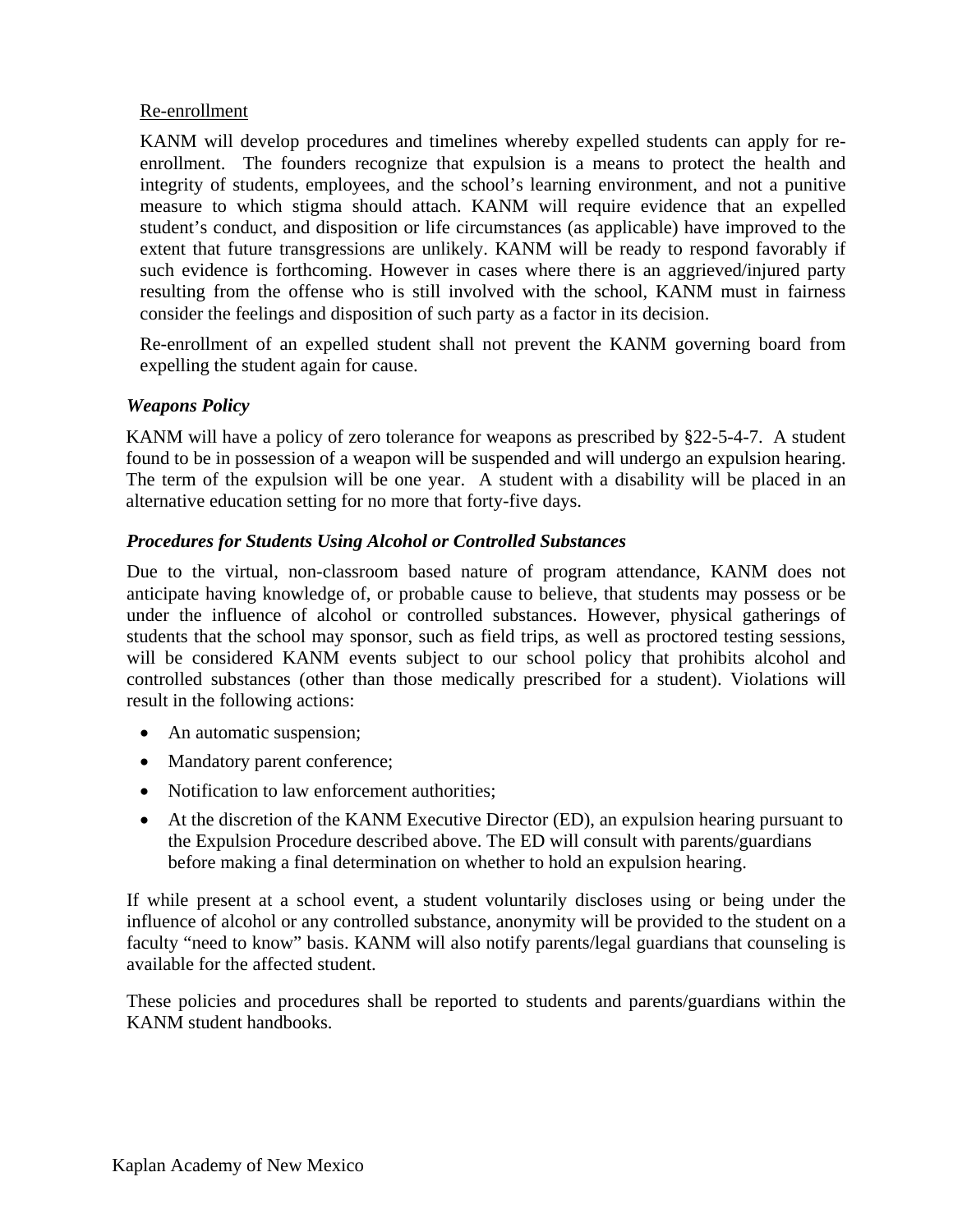<u>Re-enrollment</u>

KANM will develop procedures and timelines whereby expelled students can apply for re-enrollment. The founders recognize that expulsion is a means to protect the health and integrity of students, employees, and the school's learning environment, and not a punitive measure to which stigma should attach. KANM will require evidence that an expelled student's conduct, and disposition or life circumstances (as applicable) have improved to the extent that future transgressions are unlikely. KANM will be ready to respond favorably if such evidence is forthcoming. However in cases where there is an aggrieved/injured party resulting from the offense who is still involved with the school, KANM must in fairness consider the feelings and disposition of such party as a factor in its decision.

Re-enrollment of an expelled student shall not prevent the KANM governing board from expelling the student again for cause.

### *Weapons Policy*

KANM will have a policy of zero tolerance for weapons as prescribed by §22-5-4-7. A student found to be in possession of a weapon will be suspended and will undergo an expulsion hearing. The term of the expulsion will be one year. A student with a disability will be placed in an alternative education setting for no more that forty-five days.

### *Procedures for Students Using Alcohol or Controlled Substances*

Due to the virtual, non-classroom based nature of program attendance, KANM does not anticipate having knowledge of, or probable cause to believe, that students may possess or be under the influence of alcohol or controlled substances. However, physical gatherings of students that the school may sponsor, such as field trips, as well as proctored testing sessions, will be considered KANM events subject to our school policy that prohibits alcohol and controlled substances (other than those medically prescribed for a student). Violations will result in the following actions:

- An automatic suspension;
- Mandatory parent conference;
- Notification to law enforcement authorities;
- At the discretion of the KANM Executive Director (ED), an expulsion hearing pursuant to the Expulsion Procedure described above. The ED will consult with parents/guardians before making a final determination on whether to hold an expulsion hearing.

If while present at a school event, a student voluntarily discloses using or being under the influence of alcohol or any controlled substance, anonymity will be provided to the student on a faculty "need to know" basis. KANM will also notify parents/legal guardians that counseling is available for the affected student.

These policies and procedures shall be reported to students and parents/guardians within the KANM student handbooks.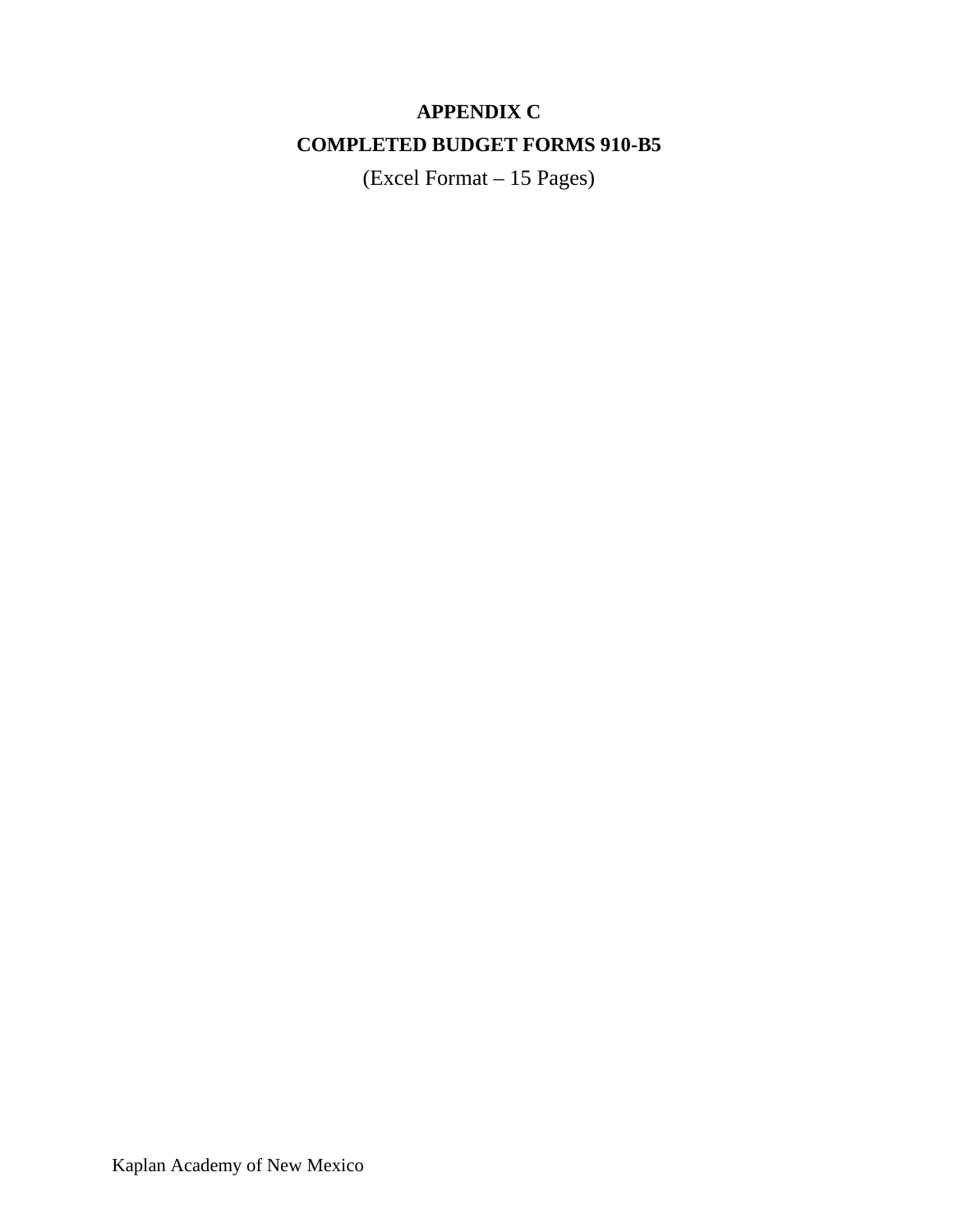# APPENDIX C

## COMPLETED BUDGET FORMS 910-B5

(Excel Format – 15 Pages)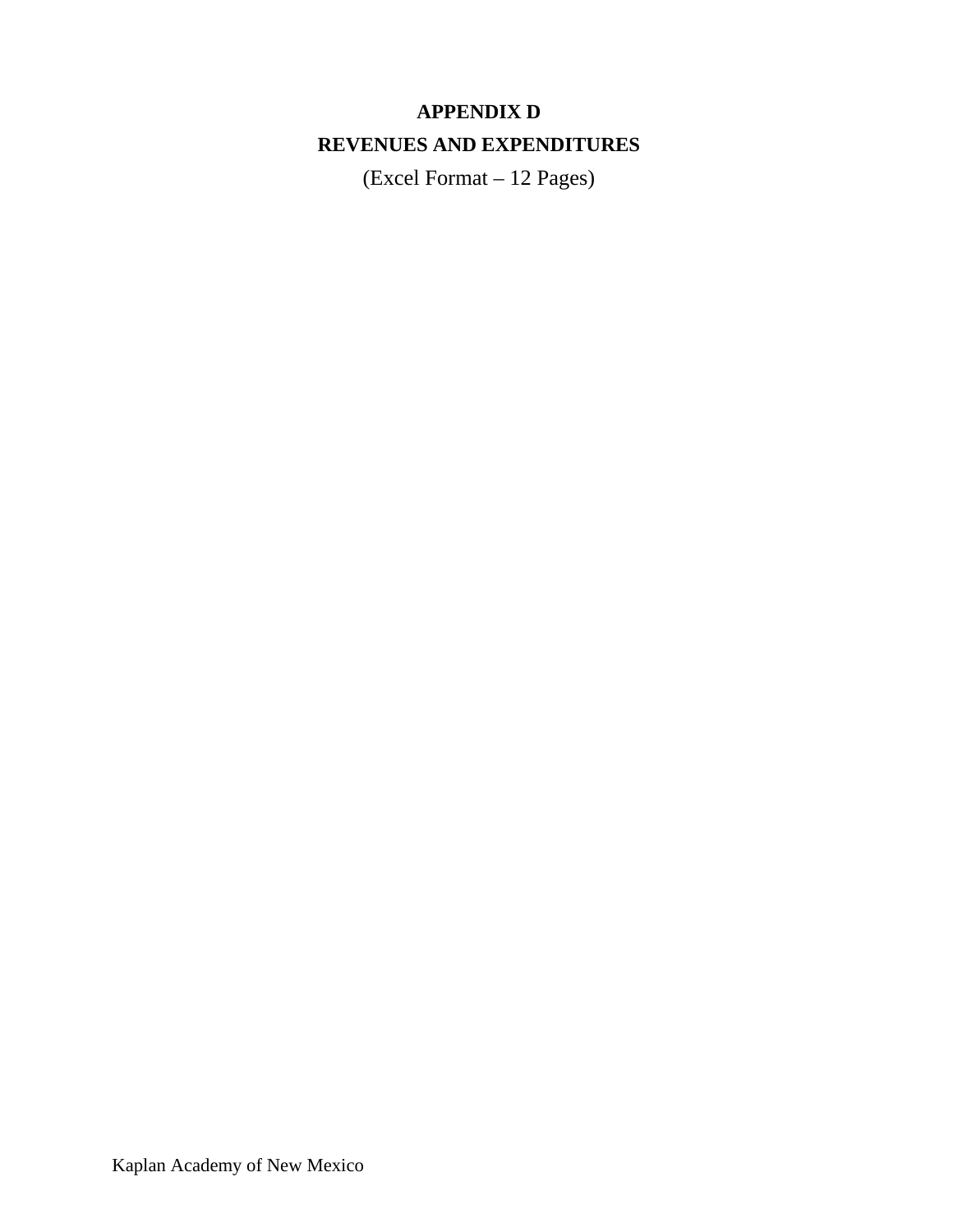# APPENDIX D

## REVENUES AND EXPENDITURES

(Excel Format – 12 Pages)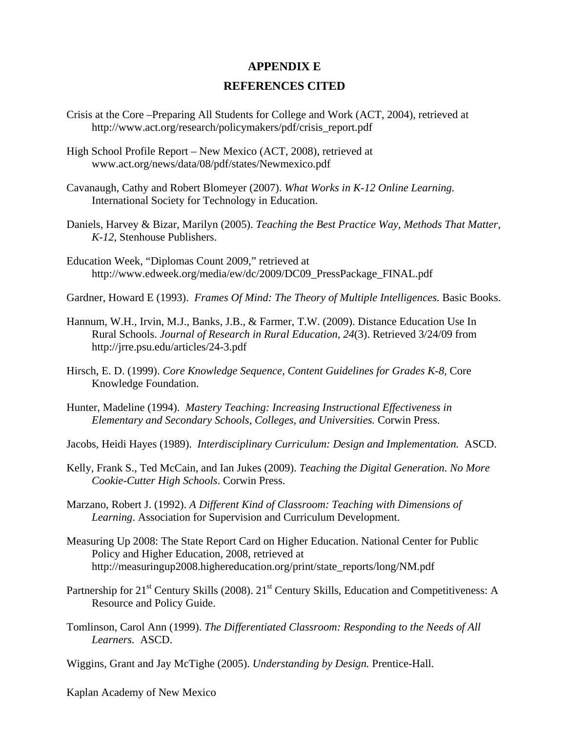# APPENDIX E

## REFERENCES CITED

Crisis at the Core –Preparing All Students for College and Work (ACT, 2004), retrieved at http://www.act.org/research/policymakers/pdf/crisis_report.pdf

High School Profile Report – New Mexico (ACT, 2008), retrieved at www.act.org/news/data/08/pdf/states/Newmexico.pdf

Cavanaugh, Cathy and Robert Blomeyer (2007). *What Works in K-12 Online Learning.* International Society for Technology in Education.

Daniels, Harvey & Bizar, Marilyn (2005). *Teaching the Best Practice Way, Methods That Matter, K-12,* Stenhouse Publishers.

Education Week, "Diplomas Count 2009," retrieved at http://www.edweek.org/media/ew/dc/2009/DC09_PressPackage_FINAL.pdf

Gardner, Howard E (1993). *Frames Of Mind: The Theory of Multiple Intelligences.* Basic Books.

Hannum, W.H., Irvin, M.J., Banks, J.B., & Farmer, T.W. (2009). Distance Education Use In Rural Schools. *Journal of Research in Rural Education, 24*(3). Retrieved 3/24/09 from http://jrre.psu.edu/articles/24-3.pdf

Hirsch, E. D. (1999). *Core Knowledge Sequence, Content Guidelines for Grades K-8*, Core Knowledge Foundation.

Hunter, Madeline (1994). *Mastery Teaching: Increasing Instructional Effectiveness in Elementary and Secondary Schools, Colleges, and Universities.* Corwin Press.

Jacobs, Heidi Hayes (1989). *Interdisciplinary Curriculum: Design and Implementation.* ASCD.

Kelly, Frank S., Ted McCain, and Ian Jukes (2009). *Teaching the Digital Generation. No More Cookie-Cutter High Schools*. Corwin Press.

Marzano, Robert J. (1992). *A Different Kind of Classroom: Teaching with Dimensions of Learning*. Association for Supervision and Curriculum Development.

Measuring Up 2008: The State Report Card on Higher Education. National Center for Public Policy and Higher Education, 2008, retrieved at http://measuringup2008.highereducation.org/print/state_reports/long/NM.pdf

Partnership for 21st Century Skills (2008). 21st Century Skills, Education and Competitiveness: A Resource and Policy Guide.

Tomlinson, Carol Ann (1999). *The Differentiated Classroom: Responding to the Needs of All Learners.* ASCD.

Wiggins, Grant and Jay McTighe (2005). *Understanding by Design.* Prentice-Hall.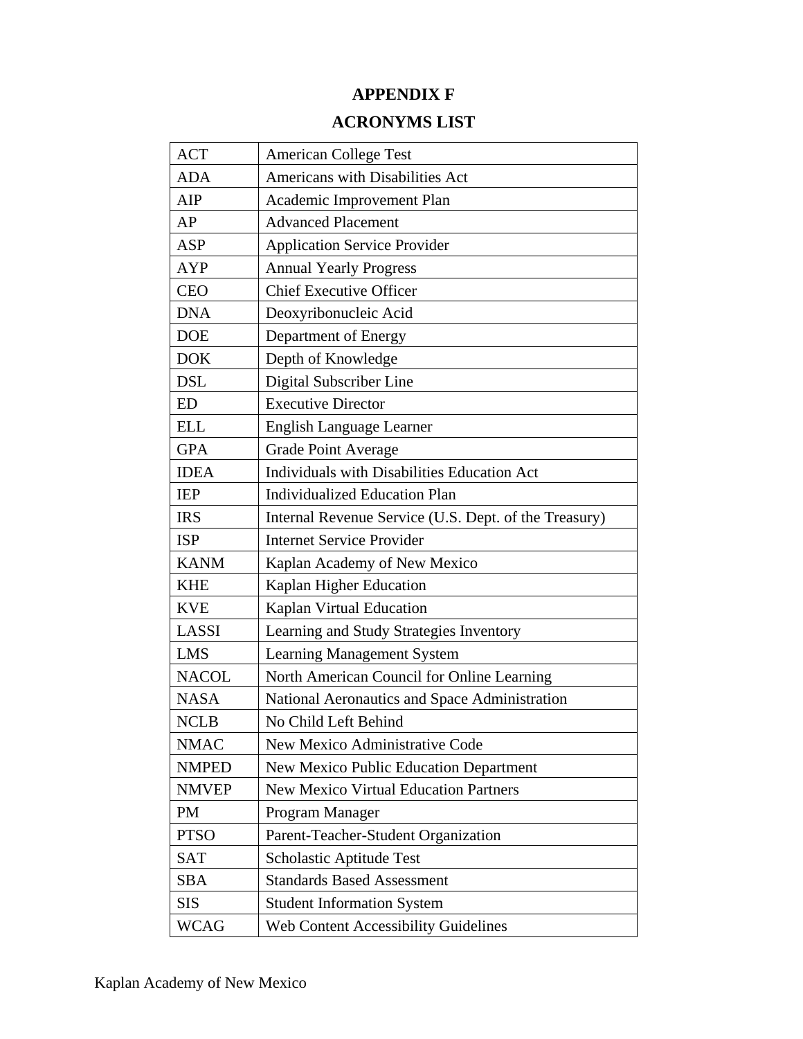# APPENDIX F

## ACRONYMS LIST

| | |
|---|---|
| ACT | American College Test |
| ADA | Americans with Disabilities Act |
| AIP | Academic Improvement Plan |
| AP | Advanced Placement |
| ASP | Application Service Provider |
| AYP | Annual Yearly Progress |
| CEO | Chief Executive Officer |
| DNA | Deoxyribonucleic Acid |
| DOE | Department of Energy |
| DOK | Depth of Knowledge |
| DSL | Digital Subscriber Line |
| ED | Executive Director |
| ELL | English Language Learner |
| GPA | Grade Point Average |
| IDEA | Individuals with Disabilities Education Act |
| IEP | Individualized Education Plan |
| IRS | Internal Revenue Service (U.S. Dept. of the Treasury) |
| ISP | Internet Service Provider |
| KANM | Kaplan Academy of New Mexico |
| KHE | Kaplan Higher Education |
| KVE | Kaplan Virtual Education |
| LASSI | Learning and Study Strategies Inventory |
| LMS | Learning Management System |
| NACOL | North American Council for Online Learning |
| NASA | National Aeronautics and Space Administration |
| NCLB | No Child Left Behind |
| NMAC | New Mexico Administrative Code |
| NMPED | New Mexico Public Education Department |
| NMVEP | New Mexico Virtual Education Partners |
| PM | Program Manager |
| PTSO | Parent-Teacher-Student Organization |
| SAT | Scholastic Aptitude Test |
| SBA | Standards Based Assessment |
| SIS | Student Information System |
| WCAG | Web Content Accessibility Guidelines |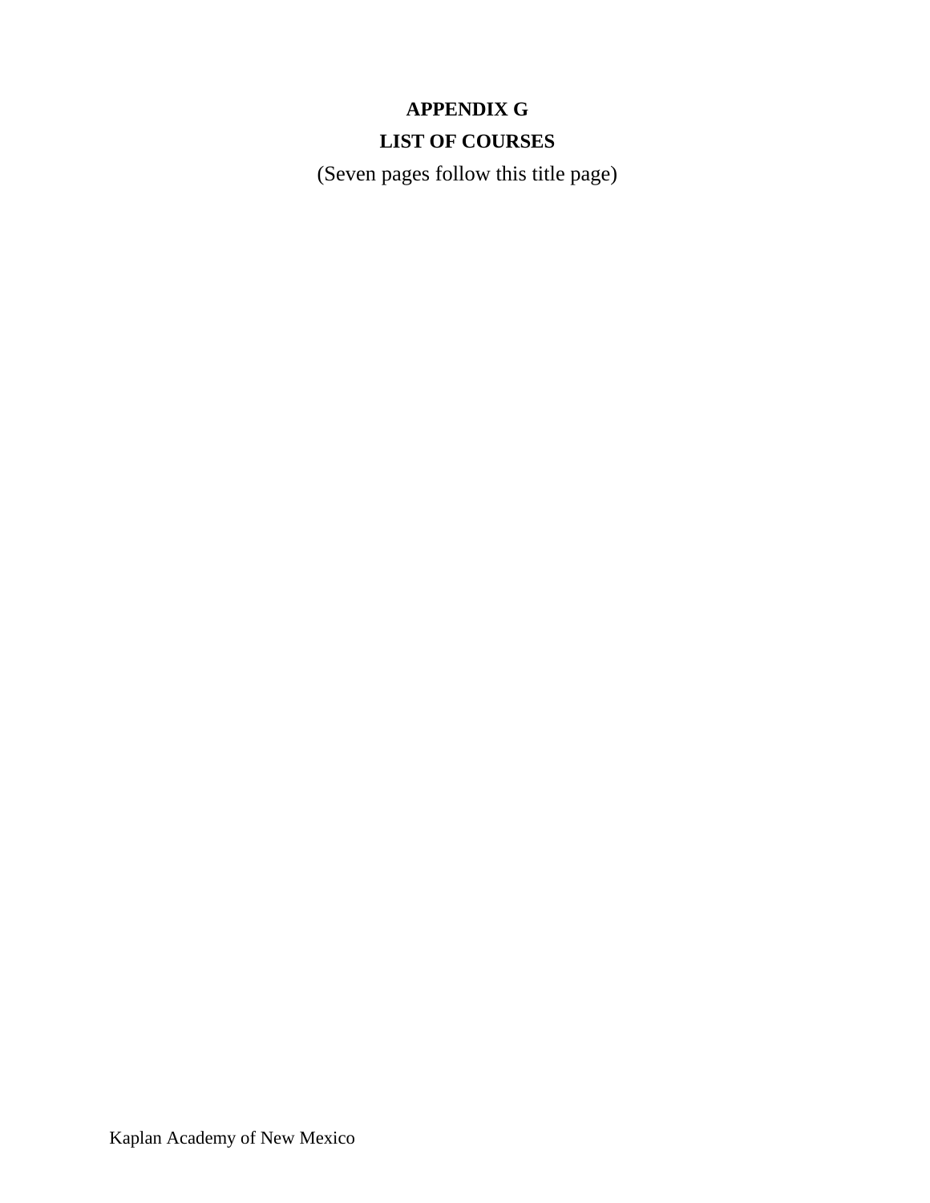**APPENDIX G**

**LIST OF COURSES**

(Seven pages follow this title page)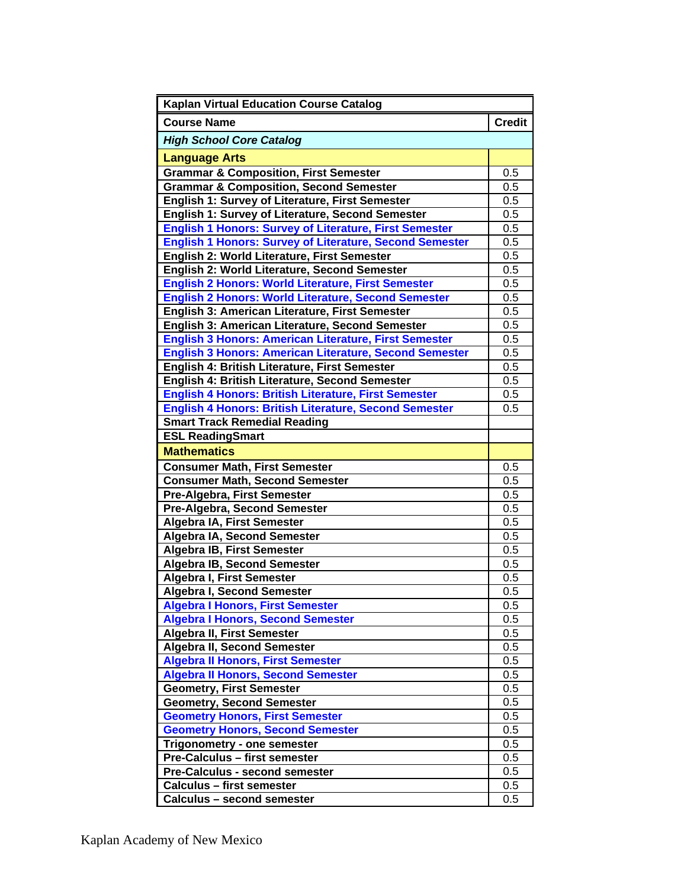| Kaplan Virtual Education Course Catalog | |
|---|---|
| **Course Name** | **Credit** |
| ***High School Core Catalog*** | |
| **Language Arts** | |
| Grammar & Composition, First Semester | 0.5 |
| Grammar & Composition, Second Semester | 0.5 |
| English 1: Survey of Literature, First Semester | 0.5 |
| English 1: Survey of Literature, Second Semester | 0.5 |
| English 1 Honors: Survey of Literature, First Semester | 0.5 |
| English 1 Honors: Survey of Literature, Second Semester | 0.5 |
| English 2: World Literature, First Semester | 0.5 |
| English 2: World Literature, Second Semester | 0.5 |
| English 2 Honors: World Literature, First Semester | 0.5 |
| English 2 Honors: World Literature, Second Semester | 0.5 |
| English 3: American Literature, First Semester | 0.5 |
| English 3: American Literature, Second Semester | 0.5 |
| English 3 Honors: American Literature, First Semester | 0.5 |
| English 3 Honors: American Literature, Second Semester | 0.5 |
| English 4: British Literature, First Semester | 0.5 |
| English 4: British Literature, Second Semester | 0.5 |
| English 4 Honors: British Literature, First Semester | 0.5 |
| English 4 Honors: British Literature, Second Semester | 0.5 |
| Smart Track Remedial Reading | |
| ESL ReadingSmart | |
| **Mathematics** | |
| Consumer Math, First Semester | 0.5 |
| Consumer Math, Second Semester | 0.5 |
| Pre-Algebra, First Semester | 0.5 |
| Pre-Algebra, Second Semester | 0.5 |
| Algebra IA, First Semester | 0.5 |
| Algebra IA, Second Semester | 0.5 |
| Algebra IB, First Semester | 0.5 |
| Algebra IB, Second Semester | 0.5 |
| Algebra I, First Semester | 0.5 |
| Algebra I, Second Semester | 0.5 |
| Algebra I Honors, First Semester | 0.5 |
| Algebra I Honors, Second Semester | 0.5 |
| Algebra II, First Semester | 0.5 |
| Algebra II, Second Semester | 0.5 |
| Algebra II Honors, First Semester | 0.5 |
| Algebra II Honors, Second Semester | 0.5 |
| Geometry, First Semester | 0.5 |
| Geometry, Second Semester | 0.5 |
| Geometry Honors, First Semester | 0.5 |
| Geometry Honors, Second Semester | 0.5 |
| Trigonometry - one semester | 0.5 |
| Pre-Calculus – first semester | 0.5 |
| Pre-Calculus - second semester | 0.5 |
| Calculus – first semester | 0.5 |
| Calculus – second semester | 0.5 |

Kaplan Academy of New Mexico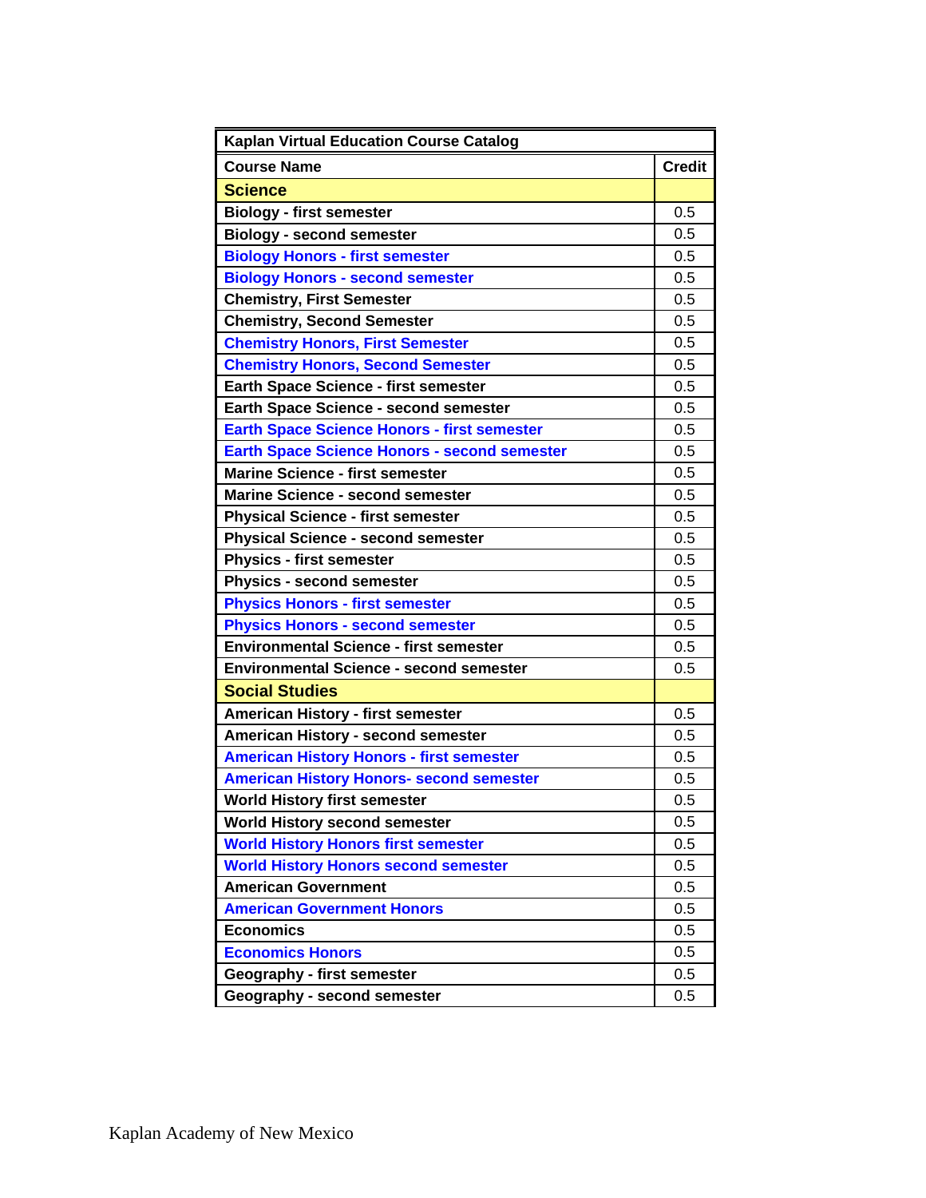| Kaplan Virtual Education Course Catalog | |
|---|---|
| **Course Name** | **Credit** |
| **Science** | |
| Biology - first semester | 0.5 |
| Biology - second semester | 0.5 |
| Biology Honors - first semester | 0.5 |
| Biology Honors - second semester | 0.5 |
| Chemistry, First Semester | 0.5 |
| Chemistry, Second Semester | 0.5 |
| Chemistry Honors, First Semester | 0.5 |
| Chemistry Honors, Second Semester | 0.5 |
| Earth Space Science - first semester | 0.5 |
| Earth Space Science - second semester | 0.5 |
| Earth Space Science Honors - first semester | 0.5 |
| Earth Space Science Honors - second semester | 0.5 |
| Marine Science - first semester | 0.5 |
| Marine Science - second semester | 0.5 |
| Physical Science - first semester | 0.5 |
| Physical Science - second semester | 0.5 |
| Physics - first semester | 0.5 |
| Physics - second semester | 0.5 |
| Physics Honors - first semester | 0.5 |
| Physics Honors - second semester | 0.5 |
| Environmental Science - first semester | 0.5 |
| Environmental Science - second semester | 0.5 |
| **Social Studies** | |
| American History - first semester | 0.5 |
| American History - second semester | 0.5 |
| American History Honors - first semester | 0.5 |
| American History Honors- second semester | 0.5 |
| World History first semester | 0.5 |
| World History second semester | 0.5 |
| World History Honors first semester | 0.5 |
| World History Honors second semester | 0.5 |
| American Government | 0.5 |
| American Government Honors | 0.5 |
| Economics | 0.5 |
| Economics Honors | 0.5 |
| Geography - first semester | 0.5 |
| Geography - second semester | 0.5 |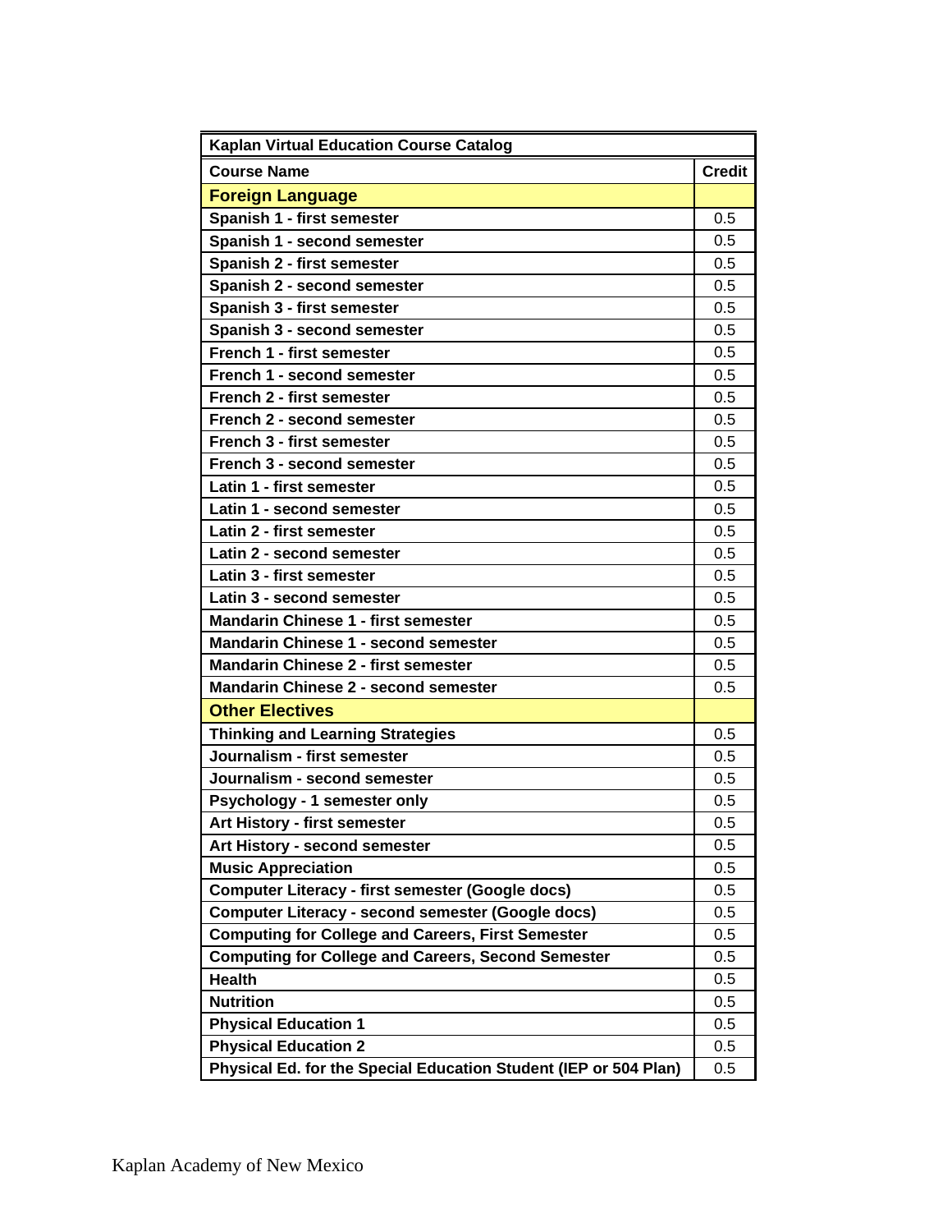| Kaplan Virtual Education Course Catalog | |
|---|---|
| **Course Name** | **Credit** |
| **Foreign Language** | |
| **Spanish 1 - first semester** | 0.5 |
| **Spanish 1 - second semester** | 0.5 |
| **Spanish 2 - first semester** | 0.5 |
| **Spanish 2 - second semester** | 0.5 |
| **Spanish 3 - first semester** | 0.5 |
| **Spanish 3 - second semester** | 0.5 |
| **French 1 - first semester** | 0.5 |
| **French 1 - second semester** | 0.5 |
| **French 2 - first semester** | 0.5 |
| **French 2 - second semester** | 0.5 |
| **French 3 - first semester** | 0.5 |
| **French 3 - second semester** | 0.5 |
| **Latin 1 - first semester** | 0.5 |
| **Latin 1 - second semester** | 0.5 |
| **Latin 2 - first semester** | 0.5 |
| **Latin 2 - second semester** | 0.5 |
| **Latin 3 - first semester** | 0.5 |
| **Latin 3 - second semester** | 0.5 |
| **Mandarin Chinese 1 - first semester** | 0.5 |
| **Mandarin Chinese 1 - second semester** | 0.5 |
| **Mandarin Chinese 2 - first semester** | 0.5 |
| **Mandarin Chinese 2 - second semester** | 0.5 |
| **Other Electives** | |
| **Thinking and Learning Strategies** | 0.5 |
| **Journalism - first semester** | 0.5 |
| **Journalism - second semester** | 0.5 |
| **Psychology - 1 semester only** | 0.5 |
| **Art History - first semester** | 0.5 |
| **Art History - second semester** | 0.5 |
| **Music Appreciation** | 0.5 |
| **Computer Literacy - first semester (Google docs)** | 0.5 |
| **Computer Literacy - second semester (Google docs)** | 0.5 |
| **Computing for College and Careers, First Semester** | 0.5 |
| **Computing for College and Careers, Second Semester** | 0.5 |
| **Health** | 0.5 |
| **Nutrition** | 0.5 |
| **Physical Education 1** | 0.5 |
| **Physical Education 2** | 0.5 |
| **Physical Ed. for the Special Education Student (IEP or 504 Plan)** | 0.5 |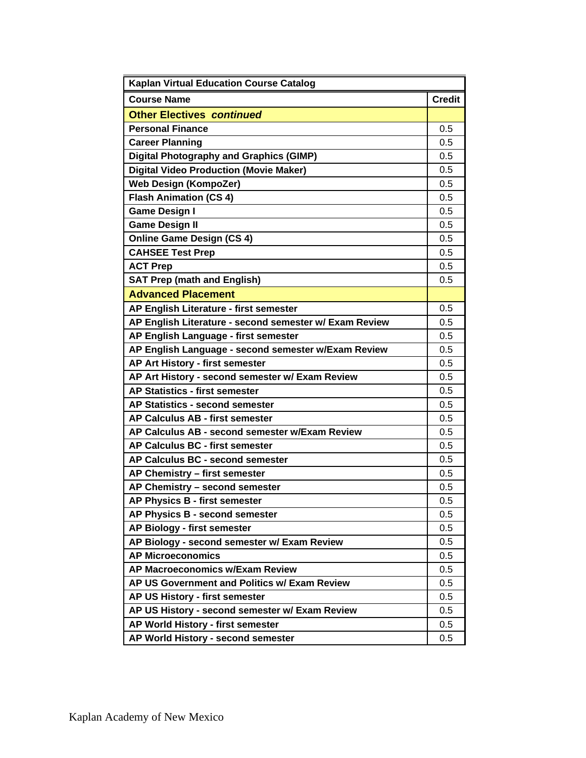| Kaplan Virtual Education Course Catalog | |
|---|---|
| **Course Name** | **Credit** |
| **Other Electives *continued*** | |
| **Personal Finance** | 0.5 |
| **Career Planning** | 0.5 |
| **Digital Photography and Graphics (GIMP)** | 0.5 |
| **Digital Video Production (Movie Maker)** | 0.5 |
| **Web Design (KompoZer)** | 0.5 |
| **Flash Animation (CS 4)** | 0.5 |
| **Game Design I** | 0.5 |
| **Game Design II** | 0.5 |
| **Online Game Design (CS 4)** | 0.5 |
| **CAHSEE Test Prep** | 0.5 |
| **ACT Prep** | 0.5 |
| **SAT Prep (math and English)** | 0.5 |
| **Advanced Placement** | |
| **AP English Literature - first semester** | 0.5 |
| **AP English Literature - second semester w/ Exam Review** | 0.5 |
| **AP English Language - first semester** | 0.5 |
| **AP English Language - second semester w/Exam Review** | 0.5 |
| **AP Art History - first semester** | 0.5 |
| **AP Art History - second semester w/ Exam Review** | 0.5 |
| **AP Statistics - first semester** | 0.5 |
| **AP Statistics - second semester** | 0.5 |
| **AP Calculus AB - first semester** | 0.5 |
| **AP Calculus AB - second semester w/Exam Review** | 0.5 |
| **AP Calculus BC - first semester** | 0.5 |
| **AP Calculus BC - second semester** | 0.5 |
| **AP Chemistry – first semester** | 0.5 |
| **AP Chemistry – second semester** | 0.5 |
| **AP Physics B - first semester** | 0.5 |
| **AP Physics B - second semester** | 0.5 |
| **AP Biology - first semester** | 0.5 |
| **AP Biology - second semester w/ Exam Review** | 0.5 |
| **AP Microeconomics** | 0.5 |
| **AP Macroeconomics w/Exam Review** | 0.5 |
| **AP US Government and Politics w/ Exam Review** | 0.5 |
| **AP US History - first semester** | 0.5 |
| **AP US History - second semester w/ Exam Review** | 0.5 |
| **AP World History - first semester** | 0.5 |
| **AP World History - second semester** | 0.5 |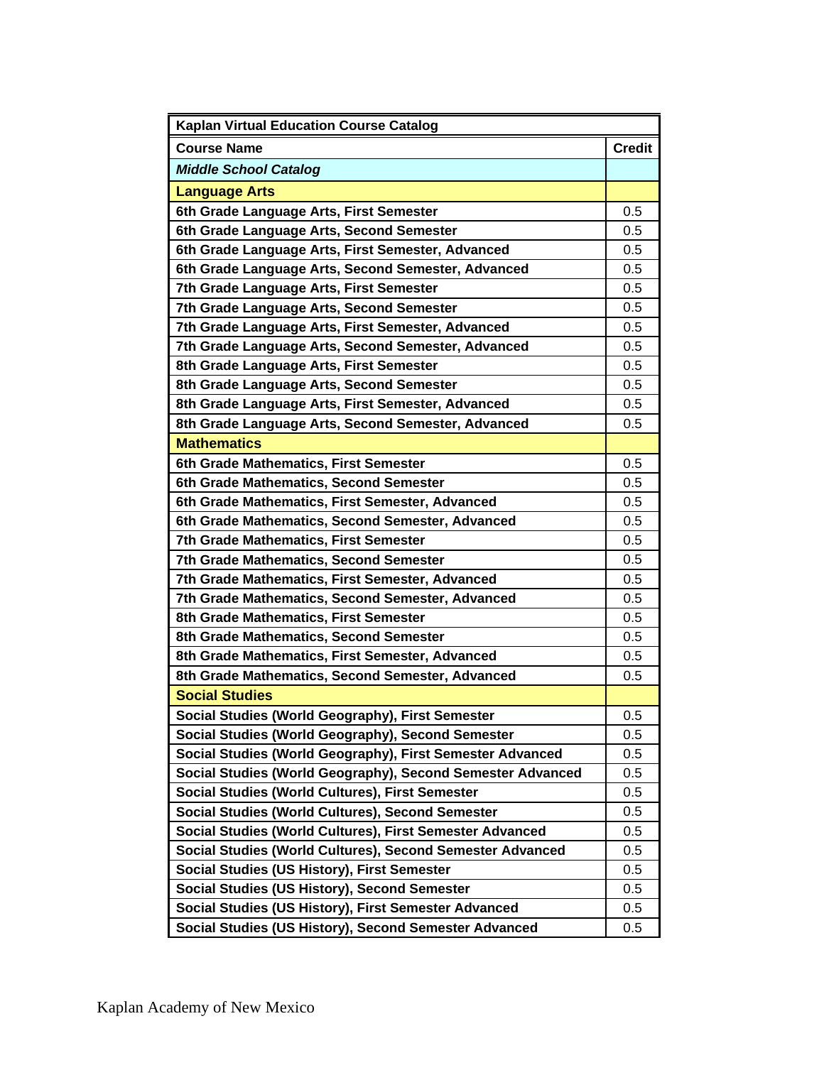| Kaplan Virtual Education Course Catalog | |
|---|---|
| **Course Name** | **Credit** |
| ***Middle School Catalog*** | |
| **Language Arts** | |
| 6th Grade Language Arts, First Semester | 0.5 |
| 6th Grade Language Arts, Second Semester | 0.5 |
| 6th Grade Language Arts, First Semester, Advanced | 0.5 |
| 6th Grade Language Arts, Second Semester, Advanced | 0.5 |
| 7th Grade Language Arts, First Semester | 0.5 |
| 7th Grade Language Arts, Second Semester | 0.5 |
| 7th Grade Language Arts, First Semester, Advanced | 0.5 |
| 7th Grade Language Arts, Second Semester, Advanced | 0.5 |
| 8th Grade Language Arts, First Semester | 0.5 |
| 8th Grade Language Arts, Second Semester | 0.5 |
| 8th Grade Language Arts, First Semester, Advanced | 0.5 |
| 8th Grade Language Arts, Second Semester, Advanced | 0.5 |
| **Mathematics** | |
| 6th Grade Mathematics, First Semester | 0.5 |
| 6th Grade Mathematics, Second Semester | 0.5 |
| 6th Grade Mathematics, First Semester, Advanced | 0.5 |
| 6th Grade Mathematics, Second Semester, Advanced | 0.5 |
| 7th Grade Mathematics, First Semester | 0.5 |
| 7th Grade Mathematics, Second Semester | 0.5 |
| 7th Grade Mathematics, First Semester, Advanced | 0.5 |
| 7th Grade Mathematics, Second Semester, Advanced | 0.5 |
| 8th Grade Mathematics, First Semester | 0.5 |
| 8th Grade Mathematics, Second Semester | 0.5 |
| 8th Grade Mathematics, First Semester, Advanced | 0.5 |
| 8th Grade Mathematics, Second Semester, Advanced | 0.5 |
| **Social Studies** | |
| Social Studies (World Geography), First Semester | 0.5 |
| Social Studies (World Geography), Second Semester | 0.5 |
| Social Studies (World Geography), First Semester Advanced | 0.5 |
| Social Studies (World Geography), Second Semester Advanced | 0.5 |
| Social Studies (World Cultures), First Semester | 0.5 |
| Social Studies (World Cultures), Second Semester | 0.5 |
| Social Studies (World Cultures), First Semester Advanced | 0.5 |
| Social Studies (World Cultures), Second Semester Advanced | 0.5 |
| Social Studies (US History), First Semester | 0.5 |
| Social Studies (US History), Second Semester | 0.5 |
| Social Studies (US History), First Semester Advanced | 0.5 |
| Social Studies (US History), Second Semester Advanced | 0.5 |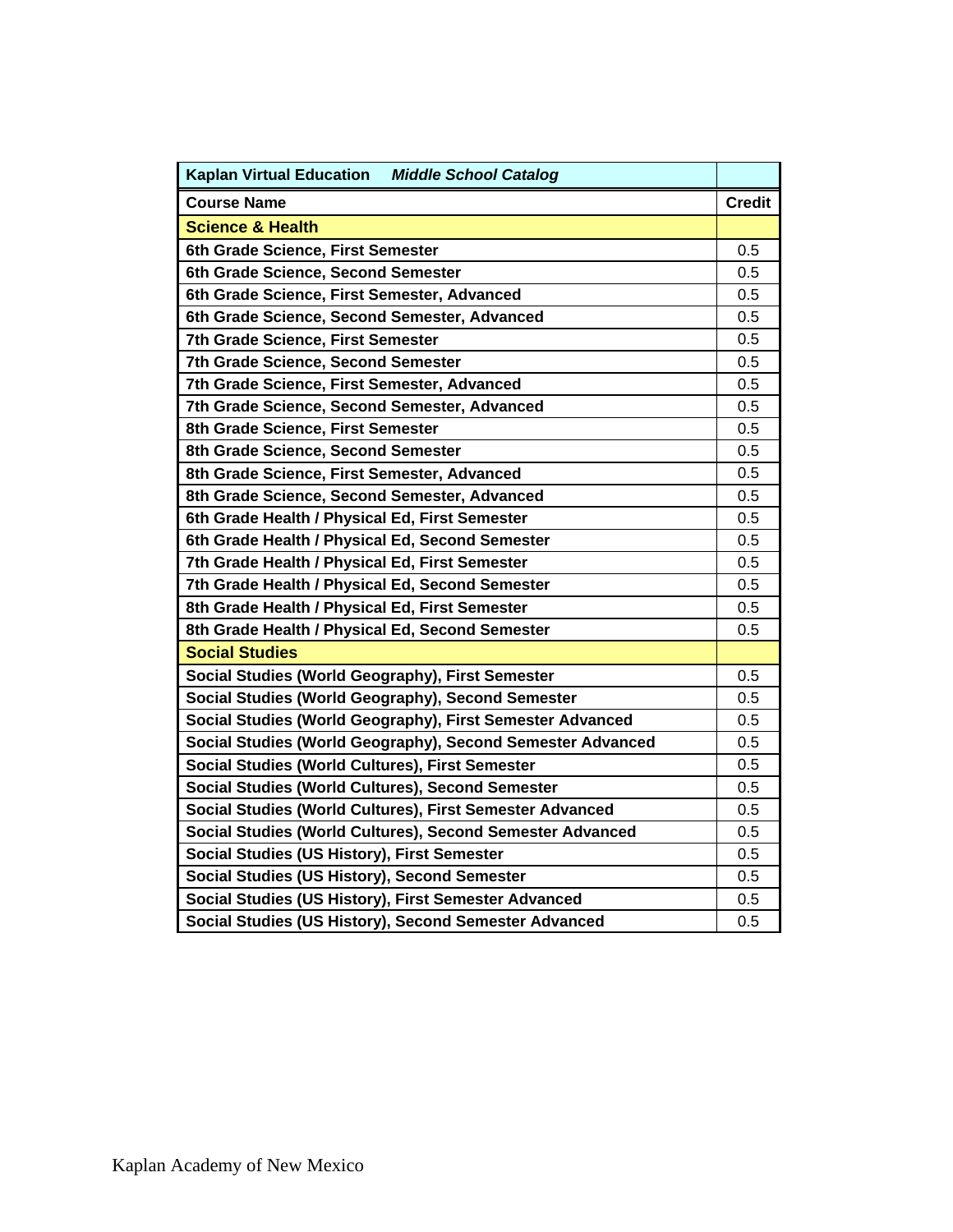| **Kaplan Virtual Education** ***Middle School Catalog*** | |
|---|---|
| **Course Name** | **Credit** |
| **Science & Health** | |
| **6th Grade Science, First Semester** | 0.5 |
| **6th Grade Science, Second Semester** | 0.5 |
| **6th Grade Science, First Semester, Advanced** | 0.5 |
| **6th Grade Science, Second Semester, Advanced** | 0.5 |
| **7th Grade Science, First Semester** | 0.5 |
| **7th Grade Science, Second Semester** | 0.5 |
| **7th Grade Science, First Semester, Advanced** | 0.5 |
| **7th Grade Science, Second Semester, Advanced** | 0.5 |
| **8th Grade Science, First Semester** | 0.5 |
| **8th Grade Science, Second Semester** | 0.5 |
| **8th Grade Science, First Semester, Advanced** | 0.5 |
| **8th Grade Science, Second Semester, Advanced** | 0.5 |
| **6th Grade Health / Physical Ed, First Semester** | 0.5 |
| **6th Grade Health / Physical Ed, Second Semester** | 0.5 |
| **7th Grade Health / Physical Ed, First Semester** | 0.5 |
| **7th Grade Health / Physical Ed, Second Semester** | 0.5 |
| **8th Grade Health / Physical Ed, First Semester** | 0.5 |
| **8th Grade Health / Physical Ed, Second Semester** | 0.5 |
| **Social Studies** | |
| **Social Studies (World Geography), First Semester** | 0.5 |
| **Social Studies (World Geography), Second Semester** | 0.5 |
| **Social Studies (World Geography), First Semester Advanced** | 0.5 |
| **Social Studies (World Geography), Second Semester Advanced** | 0.5 |
| **Social Studies (World Cultures), First Semester** | 0.5 |
| **Social Studies (World Cultures), Second Semester** | 0.5 |
| **Social Studies (World Cultures), First Semester Advanced** | 0.5 |
| **Social Studies (World Cultures), Second Semester Advanced** | 0.5 |
| **Social Studies (US History), First Semester** | 0.5 |
| **Social Studies (US History), Second Semester** | 0.5 |
| **Social Studies (US History), First Semester Advanced** | 0.5 |
| **Social Studies (US History), Second Semester Advanced** | 0.5 |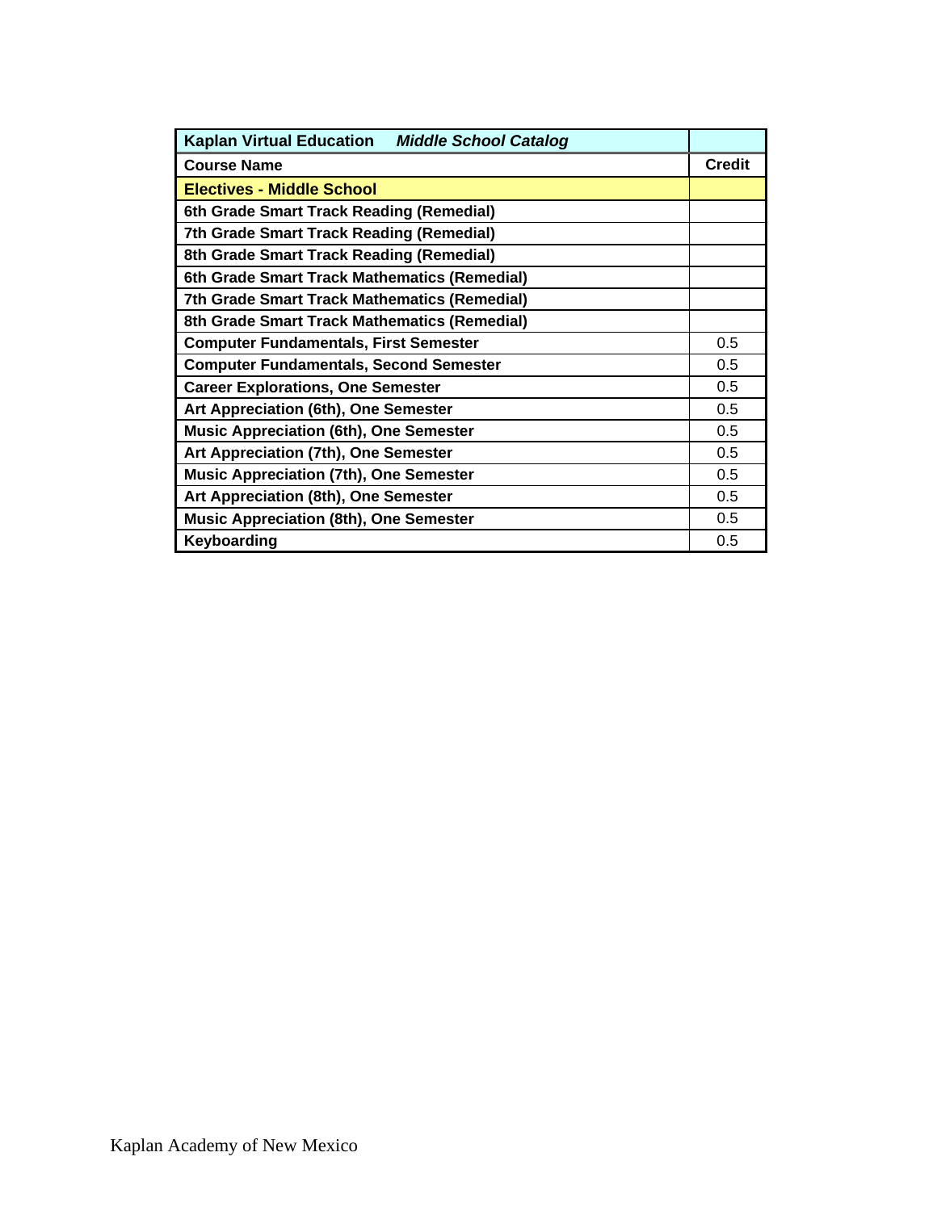| Kaplan Virtual Education *Middle School Catalog* | |
|---|---|
| **Course Name** | **Credit** |
| **Electives - Middle School** | |
| **6th Grade Smart Track Reading (Remedial)** | |
| **7th Grade Smart Track Reading (Remedial)** | |
| **8th Grade Smart Track Reading (Remedial)** | |
| **6th Grade Smart Track Mathematics (Remedial)** | |
| **7th Grade Smart Track Mathematics (Remedial)** | |
| **8th Grade Smart Track Mathematics (Remedial)** | |
| **Computer Fundamentals, First Semester** | 0.5 |
| **Computer Fundamentals, Second Semester** | 0.5 |
| **Career Explorations, One Semester** | 0.5 |
| **Art Appreciation (6th), One Semester** | 0.5 |
| **Music Appreciation (6th), One Semester** | 0.5 |
| **Art Appreciation (7th), One Semester** | 0.5 |
| **Music Appreciation (7th), One Semester** | 0.5 |
| **Art Appreciation (8th), One Semester** | 0.5 |
| **Music Appreciation (8th), One Semester** | 0.5 |
| **Keyboarding** | 0.5 |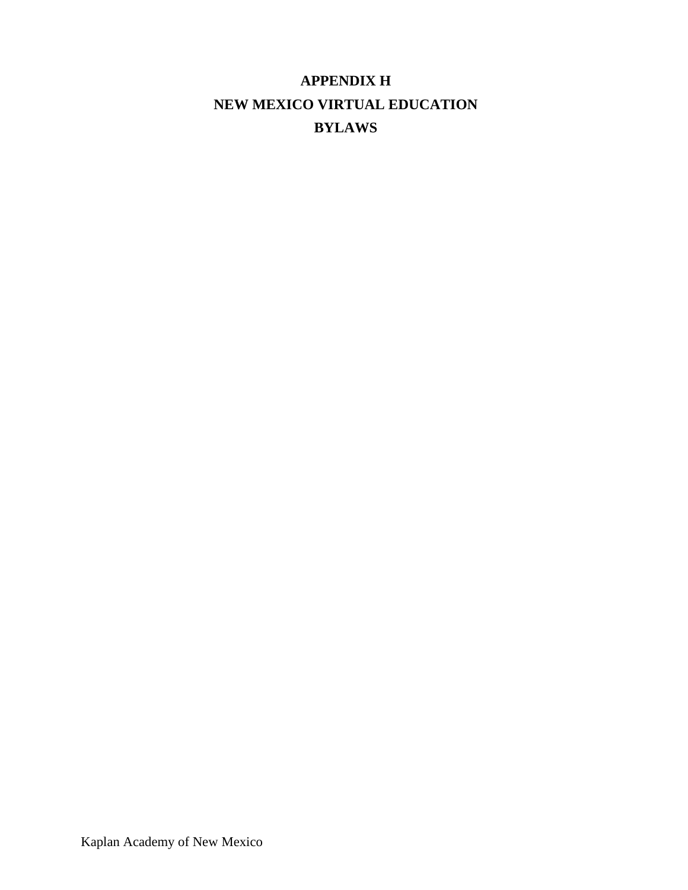# APPENDIX H
# NEW MEXICO VIRTUAL EDUCATION
# BYLAWS